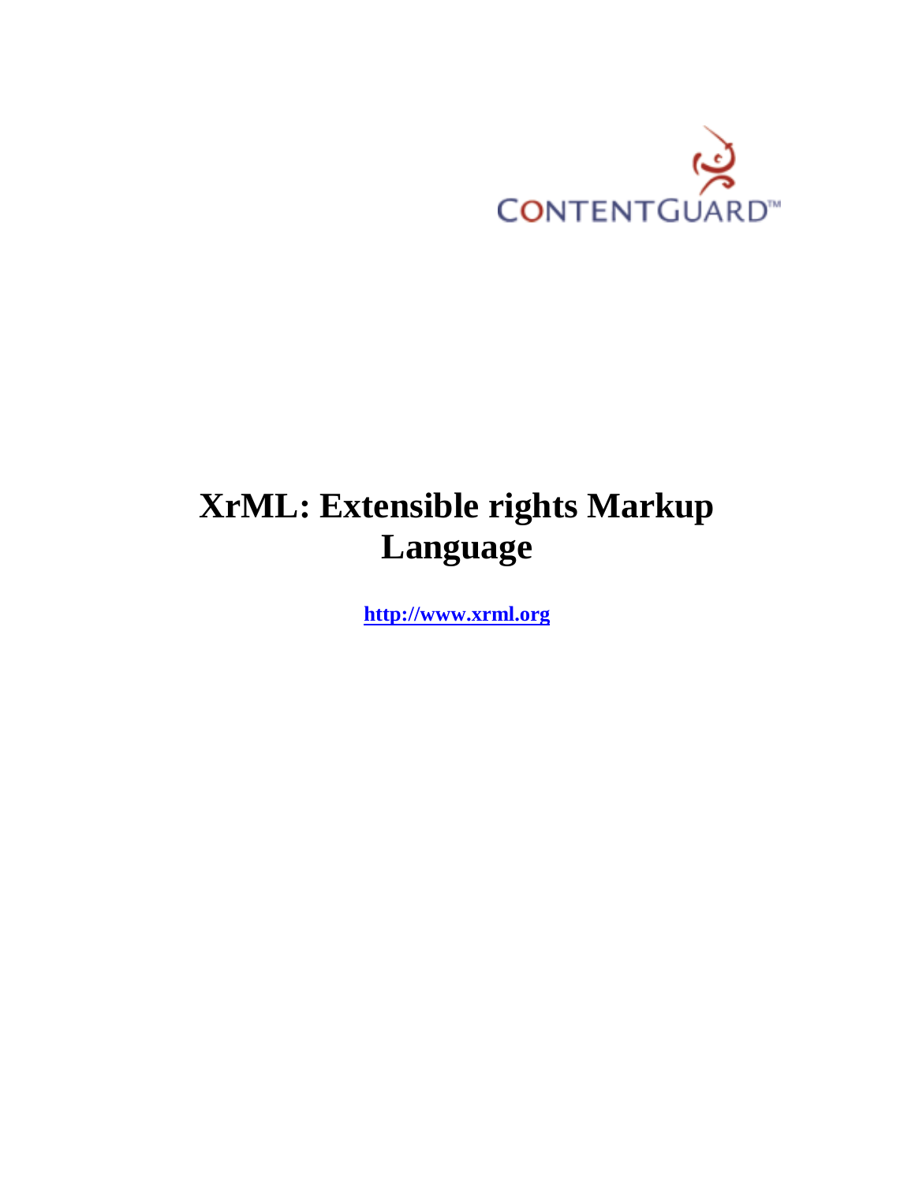CONTENTGUARD™

# XrML: Extensible rights Markup Language

**http://www.xrml.org**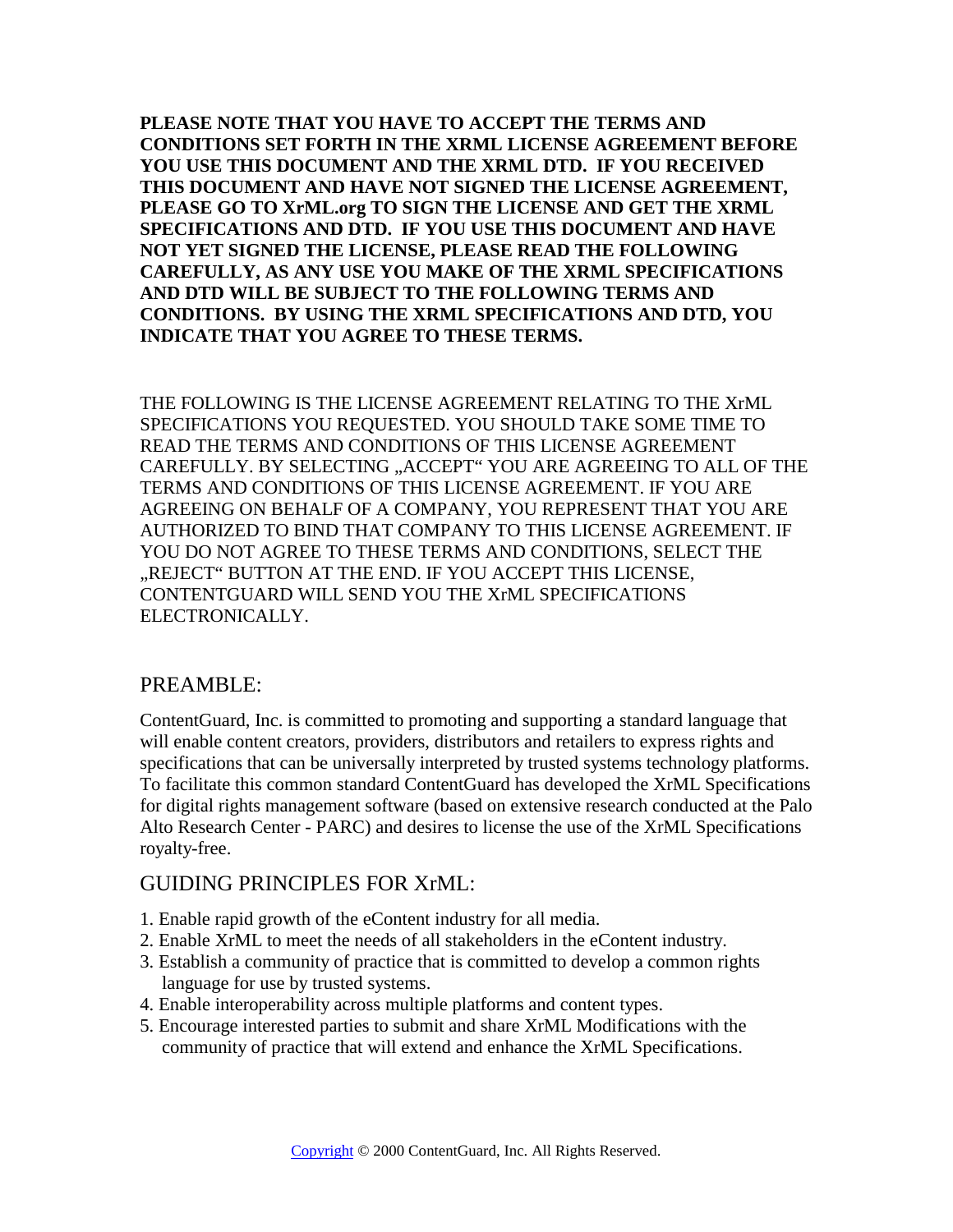**PLEASE NOTE THAT YOU HAVE TO ACCEPT THE TERMS AND CONDITIONS SET FORTH IN THE XRML LICENSE AGREEMENT BEFORE YOU USE THIS DOCUMENT AND THE XRML DTD. IF YOU RECEIVED THIS DOCUMENT AND HAVE NOT SIGNED THE LICENSE AGREEMENT, PLEASE GO TO XrML.org TO SIGN THE LICENSE AND GET THE XRML SPECIFICATIONS AND DTD. IF YOU USE THIS DOCUMENT AND HAVE NOT YET SIGNED THE LICENSE, PLEASE READ THE FOLLOWING CAREFULLY, AS ANY USE YOU MAKE OF THE XRML SPECIFICATIONS AND DTD WILL BE SUBJECT TO THE FOLLOWING TERMS AND CONDITIONS. BY USING THE XRML SPECIFICATIONS AND DTD, YOU INDICATE THAT YOU AGREE TO THESE TERMS.**

THE FOLLOWING IS THE LICENSE AGREEMENT RELATING TO THE XrML SPECIFICATIONS YOU REQUESTED. YOU SHOULD TAKE SOME TIME TO READ THE TERMS AND CONDITIONS OF THIS LICENSE AGREEMENT CAREFULLY. BY SELECTING „ACCEPT" YOU ARE AGREEING TO ALL OF THE TERMS AND CONDITIONS OF THIS LICENSE AGREEMENT. IF YOU ARE AGREEING ON BEHALF OF A COMPANY, YOU REPRESENT THAT YOU ARE AUTHORIZED TO BIND THAT COMPANY TO THIS LICENSE AGREEMENT. IF YOU DO NOT AGREE TO THESE TERMS AND CONDITIONS, SELECT THE „REJECT" BUTTON AT THE END. IF YOU ACCEPT THIS LICENSE, CONTENTGUARD WILL SEND YOU THE XrML SPECIFICATIONS ELECTRONICALLY.

## PREAMBLE:

ContentGuard, Inc. is committed to promoting and supporting a standard language that will enable content creators, providers, distributors and retailers to express rights and specifications that can be universally interpreted by trusted systems technology platforms. To facilitate this common standard ContentGuard has developed the XrML Specifications for digital rights management software (based on extensive research conducted at the Palo Alto Research Center - PARC) and desires to license the use of the XrML Specifications royalty-free.

## GUIDING PRINCIPLES FOR XrML:

1. Enable rapid growth of the eContent industry for all media.
2. Enable XrML to meet the needs of all stakeholders in the eContent industry.
3. Establish a community of practice that is committed to develop a common rights language for use by trusted systems.
4. Enable interoperability across multiple platforms and content types.
5. Encourage interested parties to submit and share XrML Modifications with the community of practice that will extend and enhance the XrML Specifications.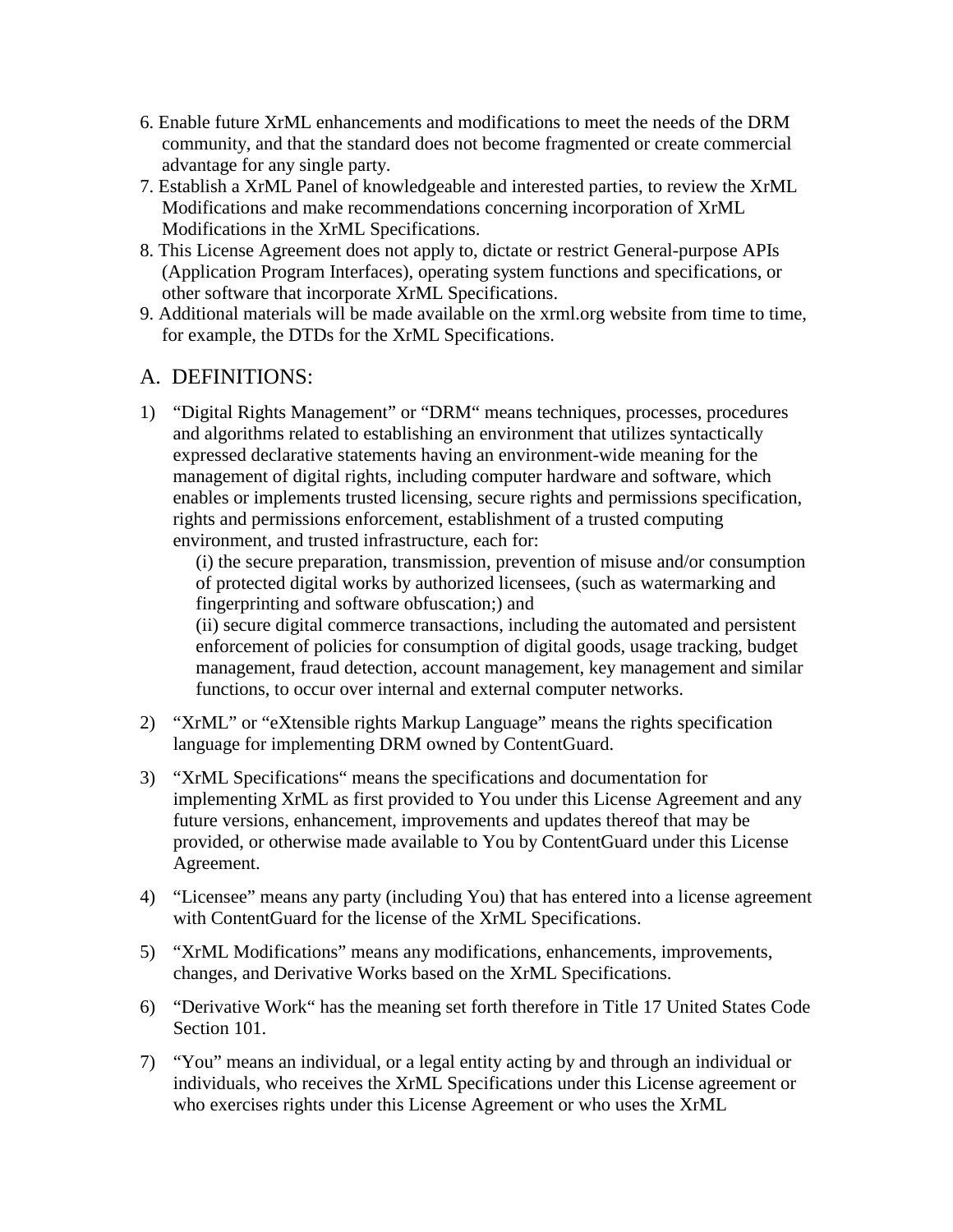6. Enable future XrML enhancements and modifications to meet the needs of the DRM community, and that the standard does not become fragmented or create commercial advantage for any single party.
7. Establish a XrML Panel of knowledgeable and interested parties, to review the XrML Modifications and make recommendations concerning incorporation of XrML Modifications in the XrML Specifications.
8. This License Agreement does not apply to, dictate or restrict General-purpose APIs (Application Program Interfaces), operating system functions and specifications, or other software that incorporate XrML Specifications.
9. Additional materials will be made available on the xrml.org website from time to time, for example, the DTDs for the XrML Specifications.

## A. DEFINITIONS:

1) "Digital Rights Management" or "DRM" means techniques, processes, procedures and algorithms related to establishing an environment that utilizes syntactically expressed declarative statements having an environment-wide meaning for the management of digital rights, including computer hardware and software, which enables or implements trusted licensing, secure rights and permissions specification, rights and permissions enforcement, establishment of a trusted computing environment, and trusted infrastructure, each for:

   (i) the secure preparation, transmission, prevention of misuse and/or consumption of protected digital works by authorized licensees, (such as watermarking and fingerprinting and software obfuscation;) and

   (ii) secure digital commerce transactions, including the automated and persistent enforcement of policies for consumption of digital goods, usage tracking, budget management, fraud detection, account management, key management and similar functions, to occur over internal and external computer networks.

2) "XrML" or "eXtensible rights Markup Language" means the rights specification language for implementing DRM owned by ContentGuard.

3) "XrML Specifications" means the specifications and documentation for implementing XrML as first provided to You under this License Agreement and any future versions, enhancement, improvements and updates thereof that may be provided, or otherwise made available to You by ContentGuard under this License Agreement.

4) "Licensee" means any party (including You) that has entered into a license agreement with ContentGuard for the license of the XrML Specifications.

5) "XrML Modifications" means any modifications, enhancements, improvements, changes, and Derivative Works based on the XrML Specifications.

6) "Derivative Work" has the meaning set forth therefore in Title 17 United States Code Section 101.

7) "You" means an individual, or a legal entity acting by and through an individual or individuals, who receives the XrML Specifications under this License agreement or who exercises rights under this License Agreement or who uses the XrML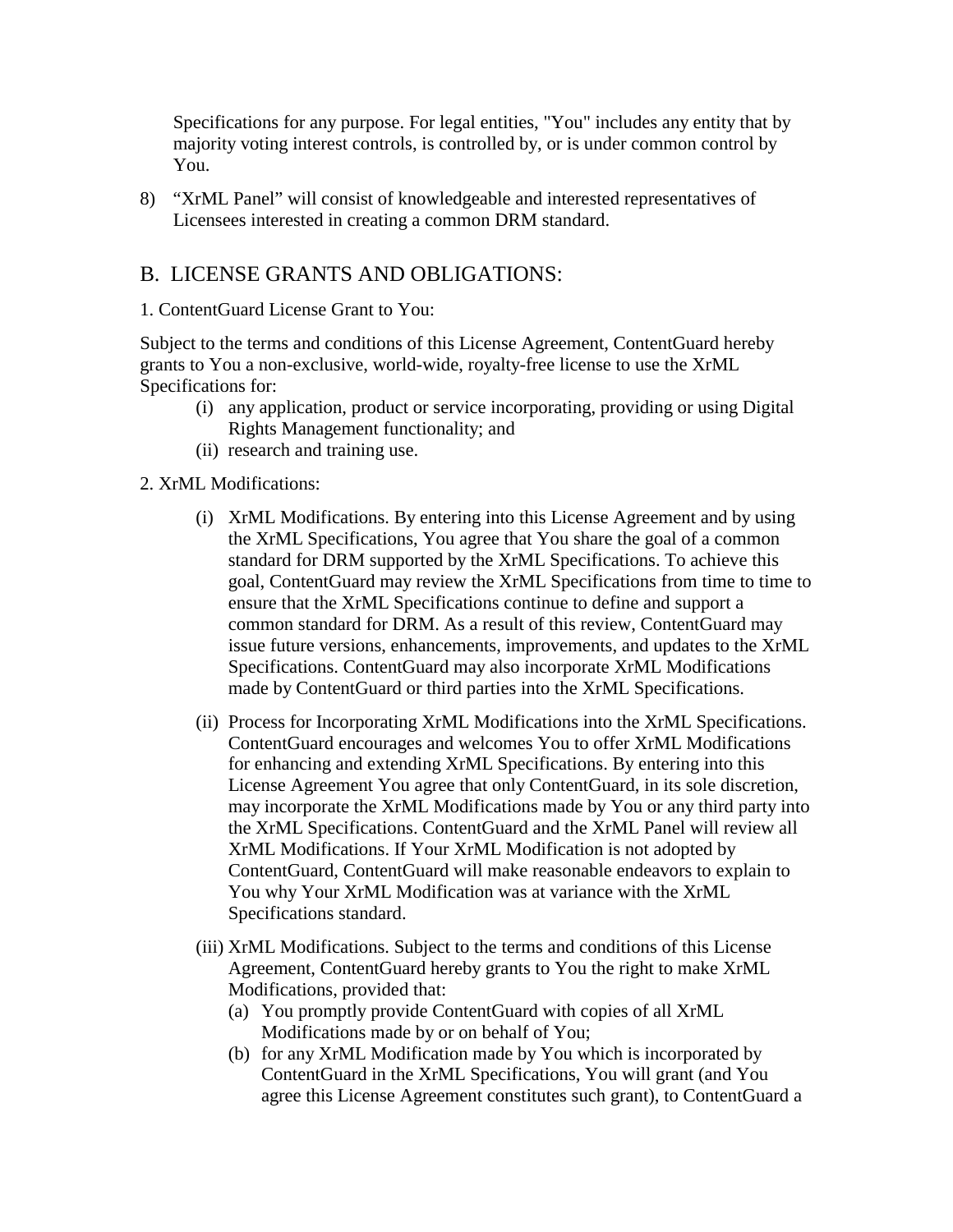Specifications for any purpose. For legal entities, "You" includes any entity that by majority voting interest controls, is controlled by, or is under common control by You.

8) "XrML Panel" will consist of knowledgeable and interested representatives of Licensees interested in creating a common DRM standard.

## B. LICENSE GRANTS AND OBLIGATIONS:

1. ContentGuard License Grant to You:

Subject to the terms and conditions of this License Agreement, ContentGuard hereby grants to You a non-exclusive, world-wide, royalty-free license to use the XrML Specifications for:

- (i) any application, product or service incorporating, providing or using Digital Rights Management functionality; and
- (ii) research and training use.

2. XrML Modifications:

- (i) XrML Modifications. By entering into this License Agreement and by using the XrML Specifications, You agree that You share the goal of a common standard for DRM supported by the XrML Specifications. To achieve this goal, ContentGuard may review the XrML Specifications from time to time to ensure that the XrML Specifications continue to define and support a common standard for DRM. As a result of this review, ContentGuard may issue future versions, enhancements, improvements, and updates to the XrML Specifications. ContentGuard may also incorporate XrML Modifications made by ContentGuard or third parties into the XrML Specifications.

- (ii) Process for Incorporating XrML Modifications into the XrML Specifications. ContentGuard encourages and welcomes You to offer XrML Modifications for enhancing and extending XrML Specifications. By entering into this License Agreement You agree that only ContentGuard, in its sole discretion, may incorporate the XrML Modifications made by You or any third party into the XrML Specifications. ContentGuard and the XrML Panel will review all XrML Modifications. If Your XrML Modification is not adopted by ContentGuard, ContentGuard will make reasonable endeavors to explain to You why Your XrML Modification was at variance with the XrML Specifications standard.

- (iii) XrML Modifications. Subject to the terms and conditions of this License Agreement, ContentGuard hereby grants to You the right to make XrML Modifications, provided that:
  - (a) You promptly provide ContentGuard with copies of all XrML Modifications made by or on behalf of You;
  - (b) for any XrML Modification made by You which is incorporated by ContentGuard in the XrML Specifications, You will grant (and You agree this License Agreement constitutes such grant), to ContentGuard a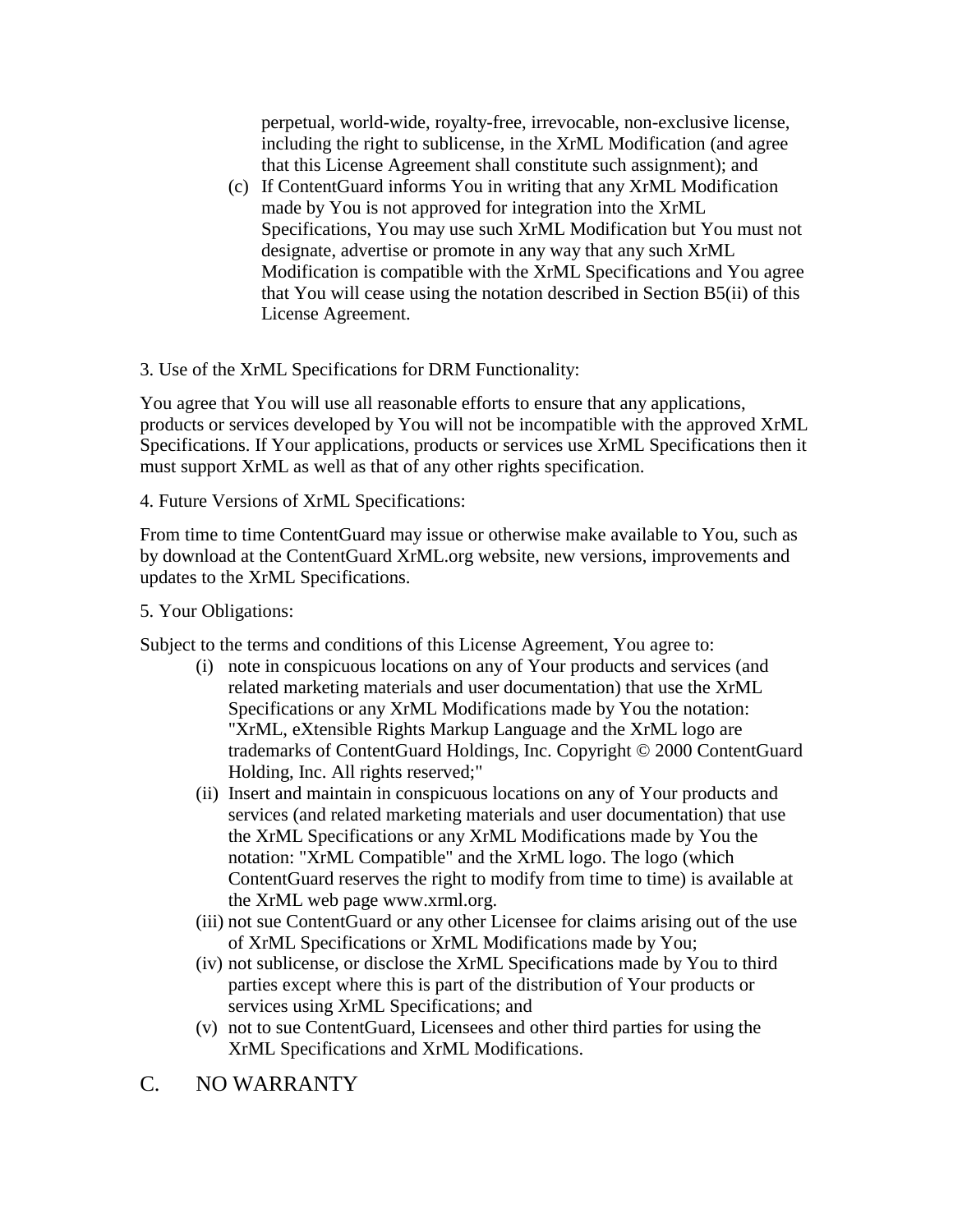perpetual, world-wide, royalty-free, irrevocable, non-exclusive license, including the right to sublicense, in the XrML Modification (and agree that this License Agreement shall constitute such assignment); and

(c) If ContentGuard informs You in writing that any XrML Modification made by You is not approved for integration into the XrML Specifications, You may use such XrML Modification but You must not designate, advertise or promote in any way that any such XrML Modification is compatible with the XrML Specifications and You agree that You will cease using the notation described in Section B5(ii) of this License Agreement.

3. Use of the XrML Specifications for DRM Functionality:

You agree that You will use all reasonable efforts to ensure that any applications, products or services developed by You will not be incompatible with the approved XrML Specifications. If Your applications, products or services use XrML Specifications then it must support XrML as well as that of any other rights specification.

4. Future Versions of XrML Specifications:

From time to time ContentGuard may issue or otherwise make available to You, such as by download at the ContentGuard XrML.org website, new versions, improvements and updates to the XrML Specifications.

5. Your Obligations:

Subject to the terms and conditions of this License Agreement, You agree to:

(i) note in conspicuous locations on any of Your products and services (and related marketing materials and user documentation) that use the XrML Specifications or any XrML Modifications made by You the notation: "XrML, eXtensible Rights Markup Language and the XrML logo are trademarks of ContentGuard Holdings, Inc. Copyright © 2000 ContentGuard Holding, Inc. All rights reserved;"

(ii) Insert and maintain in conspicuous locations on any of Your products and services (and related marketing materials and user documentation) that use the XrML Specifications or any XrML Modifications made by You the notation: "XrML Compatible" and the XrML logo. The logo (which ContentGuard reserves the right to modify from time to time) is available at the XrML web page www.xrml.org.

(iii) not sue ContentGuard or any other Licensee for claims arising out of the use of XrML Specifications or XrML Modifications made by You;

(iv) not sublicense, or disclose the XrML Specifications made by You to third parties except where this is part of the distribution of Your products or services using XrML Specifications; and

(v) not to sue ContentGuard, Licensees and other third parties for using the XrML Specifications and XrML Modifications.

## C. NO WARRANTY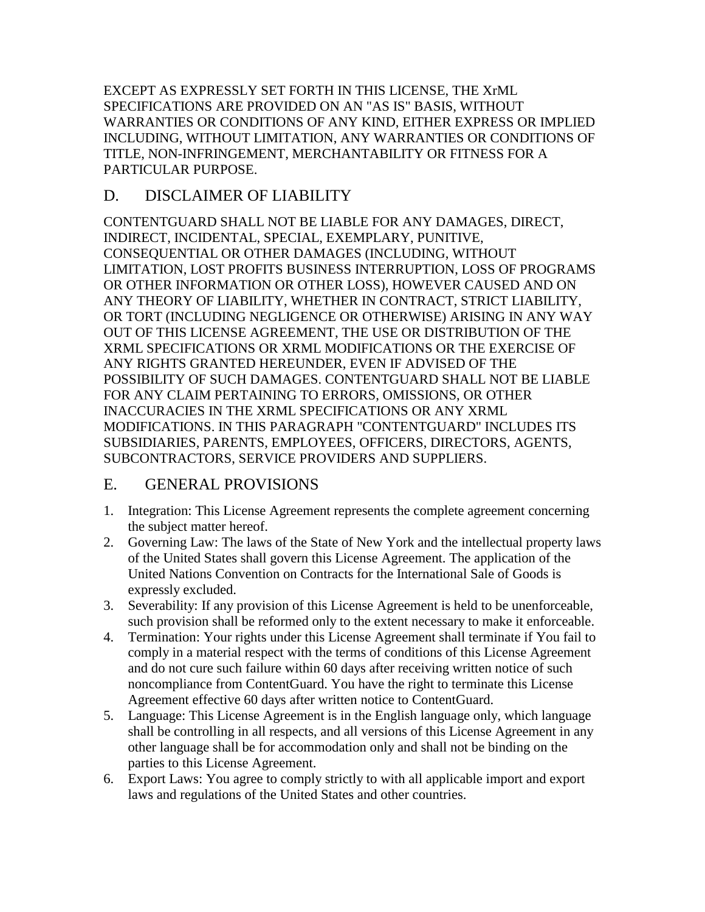EXCEPT AS EXPRESSLY SET FORTH IN THIS LICENSE, THE XrML SPECIFICATIONS ARE PROVIDED ON AN "AS IS" BASIS, WITHOUT WARRANTIES OR CONDITIONS OF ANY KIND, EITHER EXPRESS OR IMPLIED INCLUDING, WITHOUT LIMITATION, ANY WARRANTIES OR CONDITIONS OF TITLE, NON-INFRINGEMENT, MERCHANTABILITY OR FITNESS FOR A PARTICULAR PURPOSE.

## D. DISCLAIMER OF LIABILITY

CONTENTGUARD SHALL NOT BE LIABLE FOR ANY DAMAGES, DIRECT, INDIRECT, INCIDENTAL, SPECIAL, EXEMPLARY, PUNITIVE, CONSEQUENTIAL OR OTHER DAMAGES (INCLUDING, WITHOUT LIMITATION, LOST PROFITS BUSINESS INTERRUPTION, LOSS OF PROGRAMS OR OTHER INFORMATION OR OTHER LOSS), HOWEVER CAUSED AND ON ANY THEORY OF LIABILITY, WHETHER IN CONTRACT, STRICT LIABILITY, OR TORT (INCLUDING NEGLIGENCE OR OTHERWISE) ARISING IN ANY WAY OUT OF THIS LICENSE AGREEMENT, THE USE OR DISTRIBUTION OF THE XRML SPECIFICATIONS OR XRML MODIFICATIONS OR THE EXERCISE OF ANY RIGHTS GRANTED HEREUNDER, EVEN IF ADVISED OF THE POSSIBILITY OF SUCH DAMAGES. CONTENTGUARD SHALL NOT BE LIABLE FOR ANY CLAIM PERTAINING TO ERRORS, OMISSIONS, OR OTHER INACCURACIES IN THE XRML SPECIFICATIONS OR ANY XRML MODIFICATIONS. IN THIS PARAGRAPH "CONTENTGUARD" INCLUDES ITS SUBSIDIARIES, PARENTS, EMPLOYEES, OFFICERS, DIRECTORS, AGENTS, SUBCONTRACTORS, SERVICE PROVIDERS AND SUPPLIERS.

## E. GENERAL PROVISIONS

1. Integration: This License Agreement represents the complete agreement concerning the subject matter hereof.
2. Governing Law: The laws of the State of New York and the intellectual property laws of the United States shall govern this License Agreement. The application of the United Nations Convention on Contracts for the International Sale of Goods is expressly excluded.
3. Severability: If any provision of this License Agreement is held to be unenforceable, such provision shall be reformed only to the extent necessary to make it enforceable.
4. Termination: Your rights under this License Agreement shall terminate if You fail to comply in a material respect with the terms of conditions of this License Agreement and do not cure such failure within 60 days after receiving written notice of such noncompliance from ContentGuard. You have the right to terminate this License Agreement effective 60 days after written notice to ContentGuard.
5. Language: This License Agreement is in the English language only, which language shall be controlling in all respects, and all versions of this License Agreement in any other language shall be for accommodation only and shall not be binding on the parties to this License Agreement.
6. Export Laws: You agree to comply strictly to with all applicable import and export laws and regulations of the United States and other countries.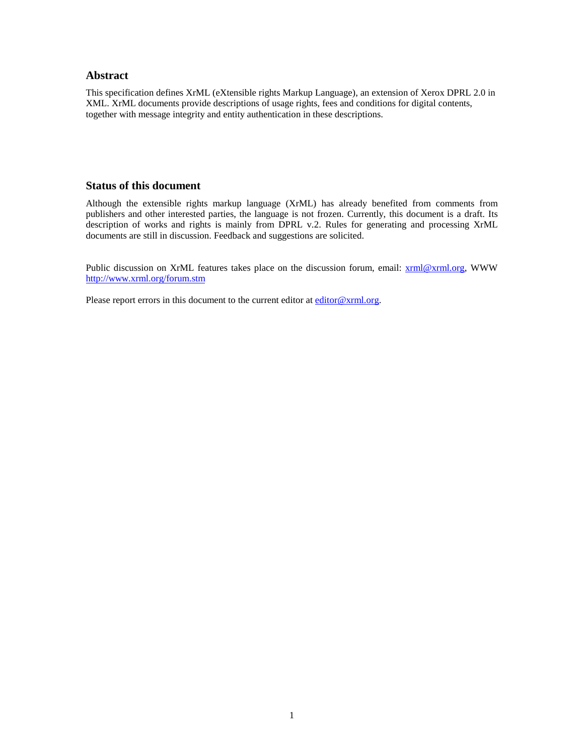## Abstract

This specification defines XrML (eXtensible rights Markup Language), an extension of Xerox DPRL 2.0 in XML. XrML documents provide descriptions of usage rights, fees and conditions for digital contents, together with message integrity and entity authentication in these descriptions.

## Status of this document

Although the extensible rights markup language (XrML) has already benefited from comments from publishers and other interested parties, the language is not frozen. Currently, this document is a draft. Its description of works and rights is mainly from DPRL v.2. Rules for generating and processing XrML documents are still in discussion. Feedback and suggestions are solicited.

Public discussion on XrML features takes place on the discussion forum, email: xrml@xrml.org, WWW http://www.xrml.org/forum.stm

Please report errors in this document to the current editor at editor@xrml.org.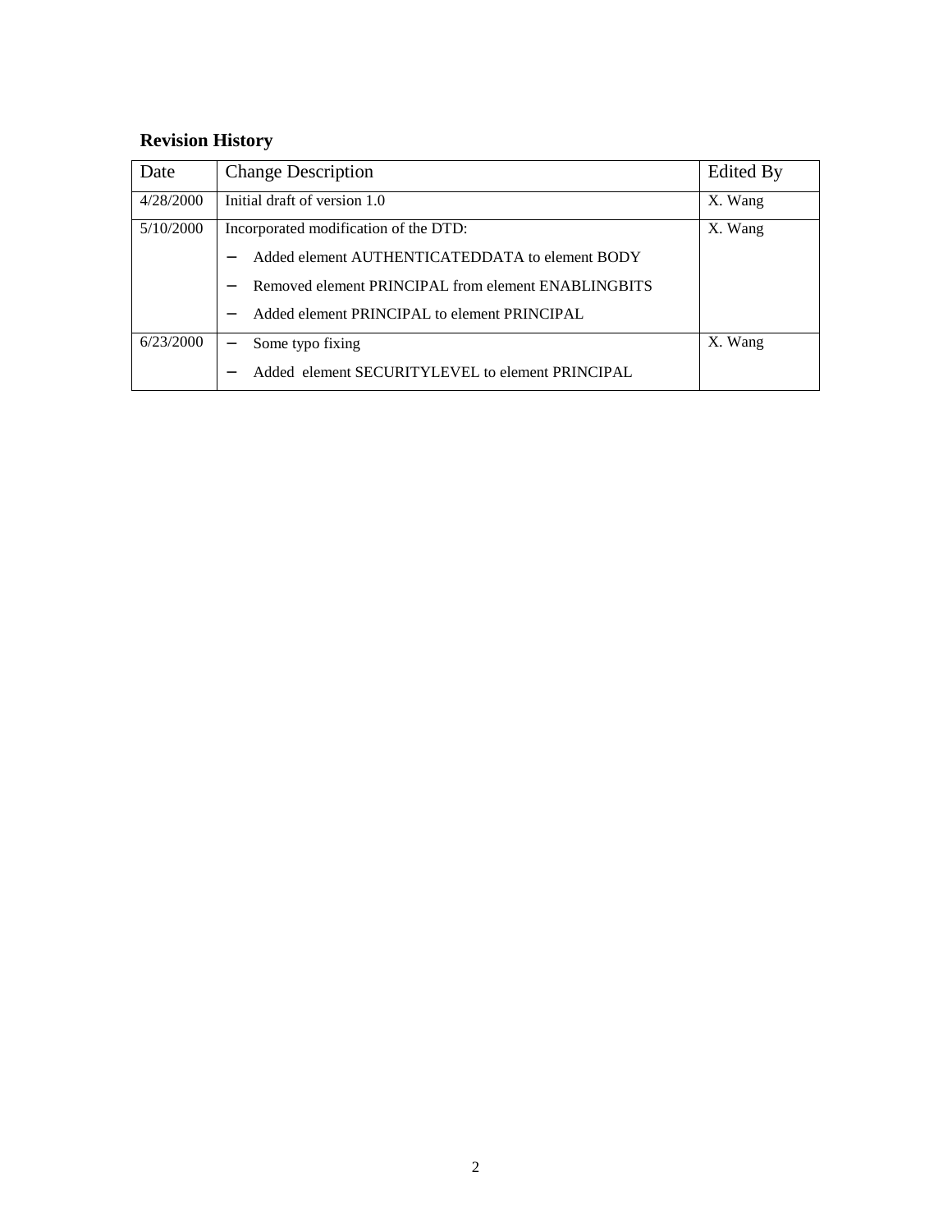## Revision History

| Date | Change Description | Edited By |
|---|---|---|
| 4/28/2000 | Initial draft of version 1.0 | X. Wang |
| 5/10/2000 | Incorporated modification of the DTD:<br>– Added element AUTHENTICATEDDATA to element BODY<br>– Removed element PRINCIPAL from element ENABLINGBITS<br>– Added element PRINCIPAL to element PRINCIPAL | X. Wang |
| 6/23/2000 | – Some typo fixing<br>– Added element SECURITYLEVEL to element PRINCIPAL | X. Wang |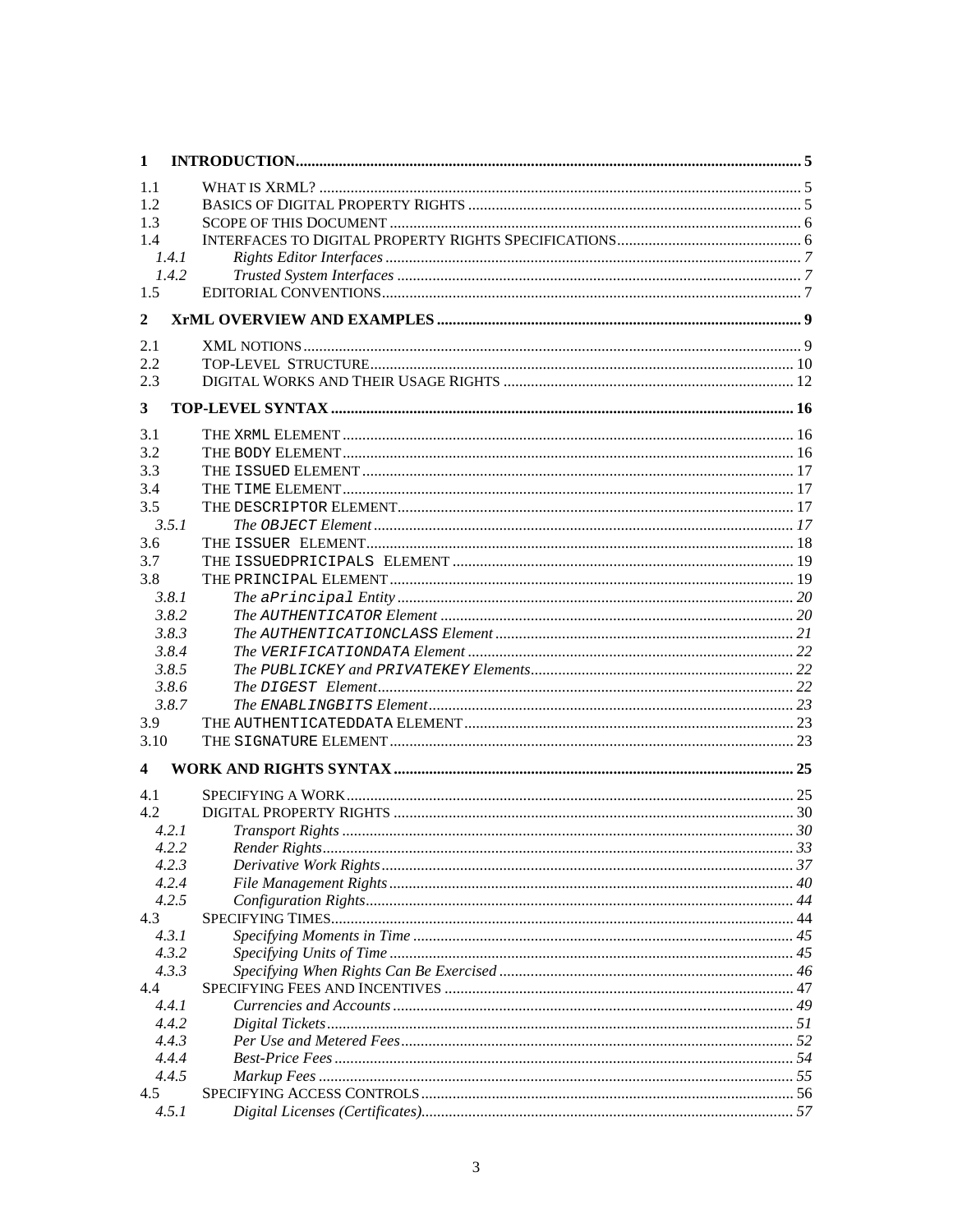1 INTRODUCTION ........ 5

1.1 WHAT IS XRML? ........ 5
1.2 BASICS OF DIGITAL PROPERTY RIGHTS ........ 5
1.3 SCOPE OF THIS DOCUMENT ........ 6
1.4 INTERFACES TO DIGITAL PROPERTY RIGHTS SPECIFICATIONS ........ 6
  *1.4.1 Rights Editor Interfaces ........ 7*
  *1.4.2 Trusted System Interfaces ........ 7*
1.5 EDITORIAL CONVENTIONS ........ 7

2 XrML OVERVIEW AND EXAMPLES ........ 9

2.1 XML NOTIONS ........ 9
2.2 TOP-LEVEL STRUCTURE ........ 10
2.3 DIGITAL WORKS AND THEIR USAGE RIGHTS ........ 12

3 TOP-LEVEL SYNTAX ........ 16

3.1 THE `XRML` ELEMENT ........ 16
3.2 THE `BODY` ELEMENT ........ 16
3.3 THE `ISSUED` ELEMENT ........ 17
3.4 THE `TIME` ELEMENT ........ 17
3.5 THE `DESCRIPTOR` ELEMENT ........ 17
  *3.5.1 The `OBJECT` Element ........ 17*
3.6 THE `ISSUER` ELEMENT ........ 18
3.7 THE `ISSUEDPRINCIPALS` ELEMENT ........ 19
3.8 THE `PRINCIPAL` ELEMENT ........ 19
  *3.8.1 The `aPrincipal` Entity ........ 20*
  *3.8.2 The `AUTHENTICATOR` Element ........ 20*
  *3.8.3 The `AUTHENTICATIONCLASS` Element ........ 21*
  *3.8.4 The `VERIFICATIONDATA` Element ........ 22*
  *3.8.5 The `PUBLICKEY` and `PRIVATEKEY` Elements ........ 22*
  *3.8.6 The `DIGEST` Element ........ 22*
  *3.8.7 The `ENABLINGBITS` Element ........ 23*
3.9 THE `AUTHENTICATEDDATA` ELEMENT ........ 23
3.10 THE `SIGNATURE` ELEMENT ........ 23

4 WORK AND RIGHTS SYNTAX ........ 25

4.1 SPECIFYING A WORK ........ 25
4.2 DIGITAL PROPERTY RIGHTS ........ 30
  *4.2.1 Transport Rights ........ 30*
  *4.2.2 Render Rights ........ 33*
  *4.2.3 Derivative Work Rights ........ 37*
  *4.2.4 File Management Rights ........ 40*
  *4.2.5 Configuration Rights ........ 44*
4.3 SPECIFYING TIMES ........ 44
  *4.3.1 Specifying Moments in Time ........ 45*
  *4.3.2 Specifying Units of Time ........ 45*
  *4.3.3 Specifying When Rights Can Be Exercised ........ 46*
4.4 SPECIFYING FEES AND INCENTIVES ........ 47
  *4.4.1 Currencies and Accounts ........ 49*
  *4.4.2 Digital Tickets ........ 51*
  *4.4.3 Per Use and Metered Fees ........ 52*
  *4.4.4 Best-Price Fees ........ 54*
  *4.4.5 Markup Fees ........ 55*
4.5 SPECIFYING ACCESS CONTROLS ........ 56
  *4.5.1 Digital Licenses (Certificates) ........ 57*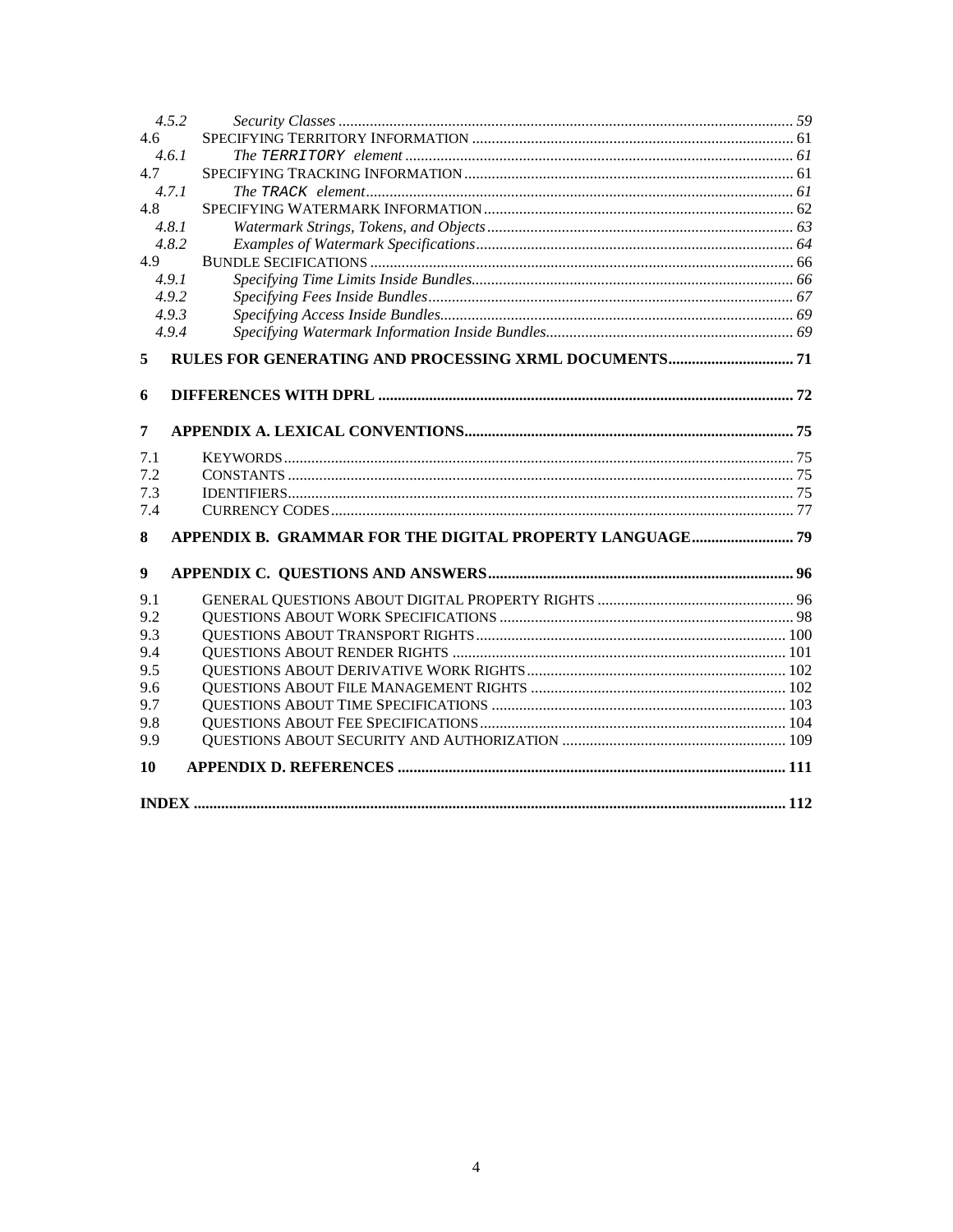4.5.2 *Security Classes* ..... 59
4.6 SPECIFYING TERRITORY INFORMATION ..... 61
4.6.1 *The* `TERRITORY` *element* ..... 61
4.7 SPECIFYING TRACKING INFORMATION ..... 61
4.7.1 *The* `TRACK` *element* ..... 61
4.8 SPECIFYING WATERMARK INFORMATION ..... 62
4.8.1 *Watermark Strings, Tokens, and Objects* ..... 63
4.8.2 *Examples of Watermark Specifications* ..... 64
4.9 BUNDLE SECIFICATIONS ..... 66
4.9.1 *Specifying Time Limits Inside Bundles* ..... 66
4.9.2 *Specifying Fees Inside Bundles* ..... 67
4.9.3 *Specifying Access Inside Bundles* ..... 69
4.9.4 *Specifying Watermark Information Inside Bundles* ..... 69

**5 RULES FOR GENERATING AND PROCESSING XRML DOCUMENTS ..... 71**

**6 DIFFERENCES WITH DPRL ..... 72**

**7 APPENDIX A. LEXICAL CONVENTIONS ..... 75**

7.1 KEYWORDS ..... 75
7.2 CONSTANTS ..... 75
7.3 IDENTIFIERS ..... 75
7.4 CURRENCY CODES ..... 77

**8 APPENDIX B. GRAMMAR FOR THE DIGITAL PROPERTY LANGUAGE ..... 79**

**9 APPENDIX C. QUESTIONS AND ANSWERS ..... 96**

9.1 GENERAL QUESTIONS ABOUT DIGITAL PROPERTY RIGHTS ..... 96
9.2 QUESTIONS ABOUT WORK SPECIFICATIONS ..... 98
9.3 QUESTIONS ABOUT TRANSPORT RIGHTS ..... 100
9.4 QUESTIONS ABOUT RENDER RIGHTS ..... 101
9.5 QUESTIONS ABOUT DERIVATIVE WORK RIGHTS ..... 102
9.6 QUESTIONS ABOUT FILE MANAGEMENT RIGHTS ..... 102
9.7 QUESTIONS ABOUT TIME SPECIFICATIONS ..... 103
9.8 QUESTIONS ABOUT FEE SPECIFICATIONS ..... 104
9.9 QUESTIONS ABOUT SECURITY AND AUTHORIZATION ..... 109

**10 APPENDIX D. REFERENCES ..... 111**

**INDEX ..... 112**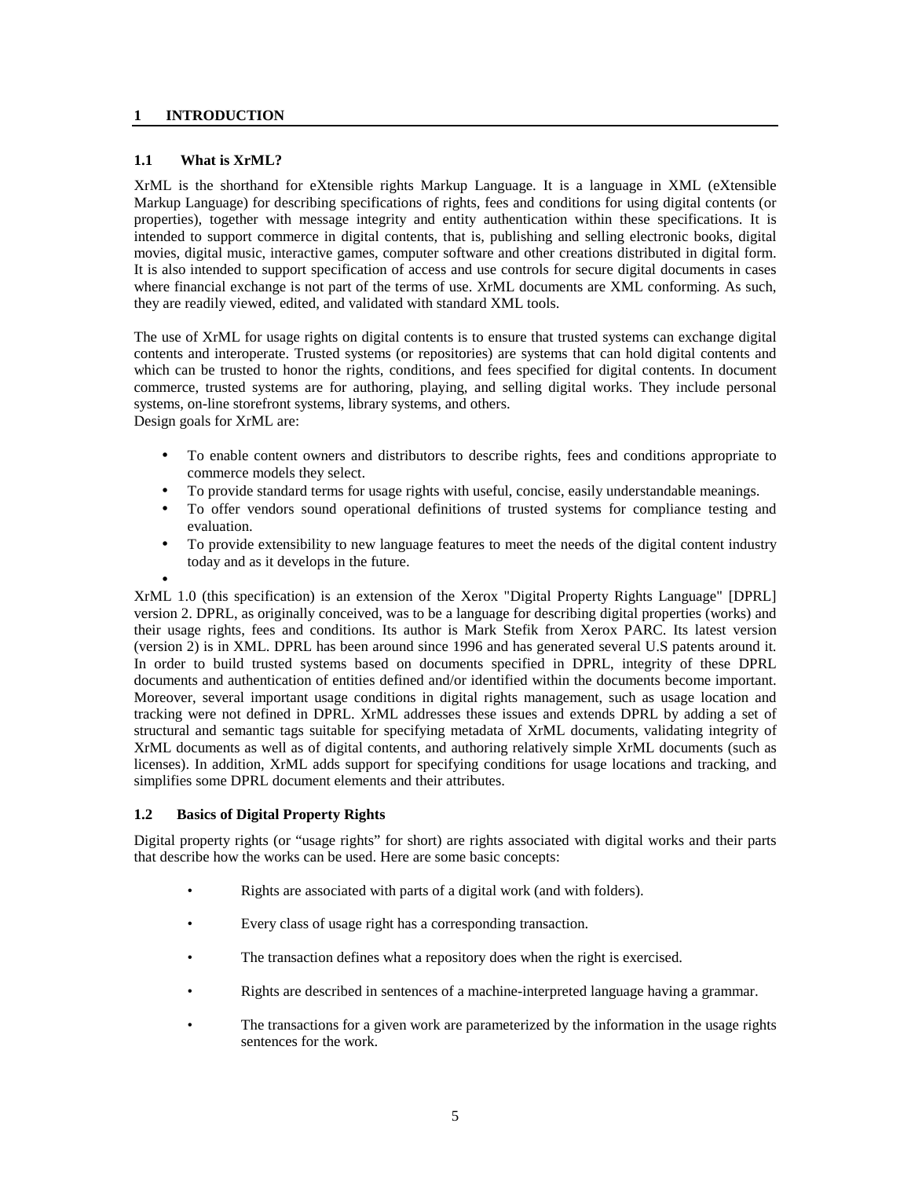# 1 INTRODUCTION

## 1.1 What is XrML?

XrML is the shorthand for eXtensible rights Markup Language. It is a language in XML (eXtensible Markup Language) for describing specifications of rights, fees and conditions for using digital contents (or properties), together with message integrity and entity authentication within these specifications. It is intended to support commerce in digital contents, that is, publishing and selling electronic books, digital movies, digital music, interactive games, computer software and other creations distributed in digital form. It is also intended to support specification of access and use controls for secure digital documents in cases where financial exchange is not part of the terms of use. XrML documents are XML conforming. As such, they are readily viewed, edited, and validated with standard XML tools.

The use of XrML for usage rights on digital contents is to ensure that trusted systems can exchange digital contents and interoperate. Trusted systems (or repositories) are systems that can hold digital contents and which can be trusted to honor the rights, conditions, and fees specified for digital contents. In document commerce, trusted systems are for authoring, playing, and selling digital works. They include personal systems, on-line storefront systems, library systems, and others.
Design goals for XrML are:

- To enable content owners and distributors to describe rights, fees and conditions appropriate to commerce models they select.
- To provide standard terms for usage rights with useful, concise, easily understandable meanings.
- To offer vendors sound operational definitions of trusted systems for compliance testing and evaluation.
- To provide extensibility to new language features to meet the needs of the digital content industry today and as it develops in the future.

XrML 1.0 (this specification) is an extension of the Xerox "Digital Property Rights Language" [DPRL] version 2. DPRL, as originally conceived, was to be a language for describing digital properties (works) and their usage rights, fees and conditions. Its author is Mark Stefik from Xerox PARC. Its latest version (version 2) is in XML. DPRL has been around since 1996 and has generated several U.S patents around it. In order to build trusted systems based on documents specified in DPRL, integrity of these DPRL documents and authentication of entities defined and/or identified within the documents become important. Moreover, several important usage conditions in digital rights management, such as usage location and tracking were not defined in DPRL. XrML addresses these issues and extends DPRL by adding a set of structural and semantic tags suitable for specifying metadata of XrML documents, validating integrity of XrML documents as well as of digital contents, and authoring relatively simple XrML documents (such as licenses). In addition, XrML adds support for specifying conditions for usage locations and tracking, and simplifies some DPRL document elements and their attributes.

## 1.2 Basics of Digital Property Rights

Digital property rights (or "usage rights" for short) are rights associated with digital works and their parts that describe how the works can be used. Here are some basic concepts:

- Rights are associated with parts of a digital work (and with folders).
- Every class of usage right has a corresponding transaction.
- The transaction defines what a repository does when the right is exercised.
- Rights are described in sentences of a machine-interpreted language having a grammar.
- The transactions for a given work are parameterized by the information in the usage rights sentences for the work.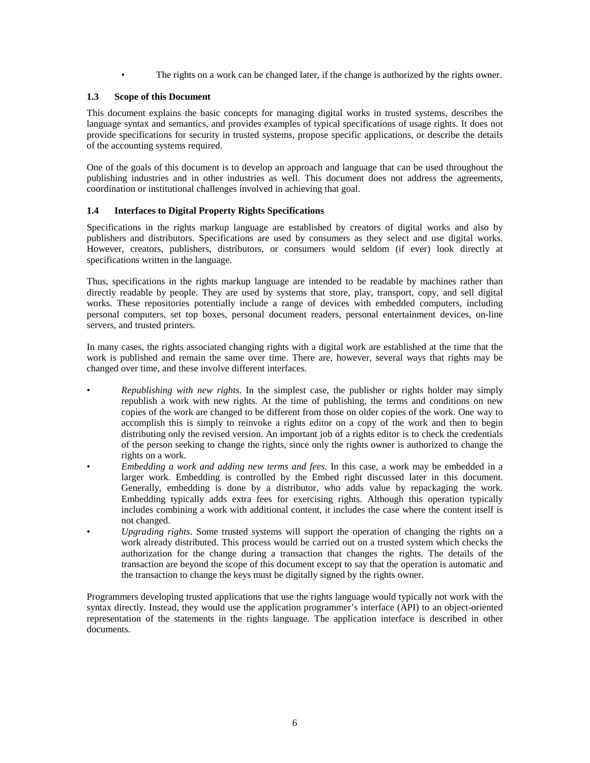- The rights on a work can be changed later, if the change is authorized by the rights owner.

### 1.3 Scope of this Document

This document explains the basic concepts for managing digital works in trusted systems, describes the language syntax and semantics, and provides examples of typical specifications of usage rights. It does not provide specifications for security in trusted systems, propose specific applications, or describe the details of the accounting systems required.

One of the goals of this document is to develop an approach and language that can be used throughout the publishing industries and in other industries as well. This document does not address the agreements, coordination or institutional challenges involved in achieving that goal.

### 1.4 Interfaces to Digital Property Rights Specifications

Specifications in the rights markup language are established by creators of digital works and also by publishers and distributors. Specifications are used by consumers as they select and use digital works. However, creators, publishers, distributors, or consumers would seldom (if ever) look directly at specifications written in the language.

Thus, specifications in the rights markup language are intended to be readable by machines rather than directly readable by people. They are used by systems that store, play, transport, copy, and sell digital works. These repositories potentially include a range of devices with embedded computers, including personal computers, set top boxes, personal document readers, personal entertainment devices, on-line servers, and trusted printers.

In many cases, the rights associated changing rights with a digital work are established at the time that the work is published and remain the same over time. There are, however, several ways that rights may be changed over time, and these involve different interfaces.

- *Republishing with new rights*. In the simplest case, the publisher or rights holder may simply republish a work with new rights. At the time of publishing, the terms and conditions on new copies of the work are changed to be different from those on older copies of the work. One way to accomplish this is simply to reinvoke a rights editor on a copy of the work and then to begin distributing only the revised version. An important job of a rights editor is to check the credentials of the person seeking to change the rights, since only the rights owner is authorized to change the rights on a work.
- *Embedding a work and adding new terms and fees*. In this case, a work may be embedded in a larger work. Embedding is controlled by the Embed right discussed later in this document. Generally, embedding is done by a distributor, who adds value by repackaging the work. Embedding typically adds extra fees for exercising rights. Although this operation typically includes combining a work with additional content, it includes the case where the content itself is not changed.
- *Upgrading rights*. Some trusted systems will support the operation of changing the rights on a work already distributed. This process would be carried out on a trusted system which checks the authorization for the change during a transaction that changes the rights. The details of the transaction are beyond the scope of this document except to say that the operation is automatic and the transaction to change the keys must be digitally signed by the rights owner.

Programmers developing trusted applications that use the rights language would typically not work with the syntax directly. Instead, they would use the application programmer's interface (API) to an object-oriented representation of the statements in the rights language. The application interface is described in other documents.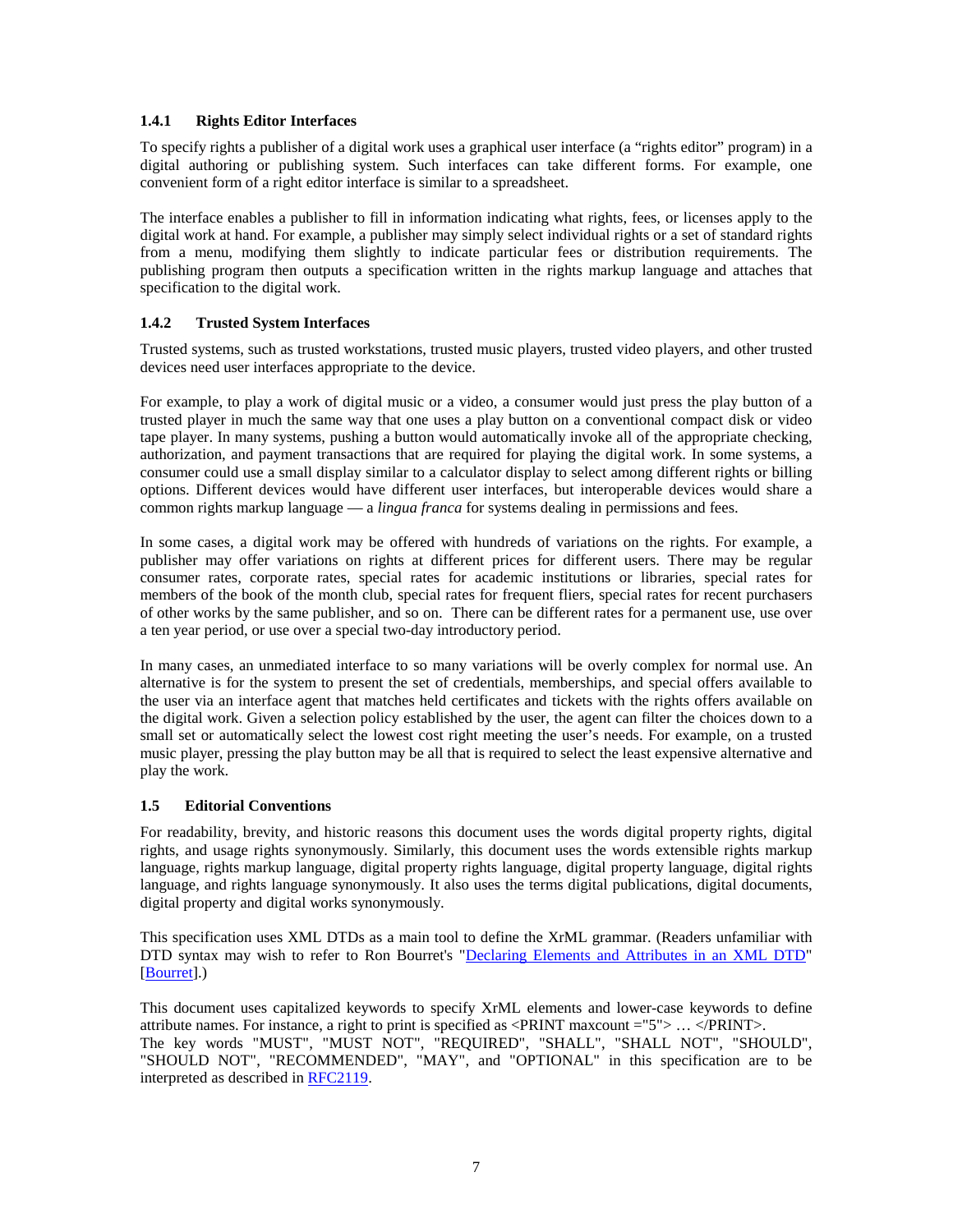### 1.4.1 Rights Editor Interfaces

To specify rights a publisher of a digital work uses a graphical user interface (a "rights editor" program) in a digital authoring or publishing system. Such interfaces can take different forms. For example, one convenient form of a right editor interface is similar to a spreadsheet.

The interface enables a publisher to fill in information indicating what rights, fees, or licenses apply to the digital work at hand. For example, a publisher may simply select individual rights or a set of standard rights from a menu, modifying them slightly to indicate particular fees or distribution requirements. The publishing program then outputs a specification written in the rights markup language and attaches that specification to the digital work.

### 1.4.2 Trusted System Interfaces

Trusted systems, such as trusted workstations, trusted music players, trusted video players, and other trusted devices need user interfaces appropriate to the device.

For example, to play a work of digital music or a video, a consumer would just press the play button of a trusted player in much the same way that one uses a play button on a conventional compact disk or video tape player. In many systems, pushing a button would automatically invoke all of the appropriate checking, authorization, and payment transactions that are required for playing the digital work. In some systems, a consumer could use a small display similar to a calculator display to select among different rights or billing options. Different devices would have different user interfaces, but interoperable devices would share a common rights markup language — a *lingua franca* for systems dealing in permissions and fees.

In some cases, a digital work may be offered with hundreds of variations on the rights. For example, a publisher may offer variations on rights at different prices for different users. There may be regular consumer rates, corporate rates, special rates for academic institutions or libraries, special rates for members of the book of the month club, special rates for frequent fliers, special rates for recent purchasers of other works by the same publisher, and so on. There can be different rates for a permanent use, use over a ten year period, or use over a special two-day introductory period.

In many cases, an unmediated interface to so many variations will be overly complex for normal use. An alternative is for the system to present the set of credentials, memberships, and special offers available to the user via an interface agent that matches held certificates and tickets with the rights offers available on the digital work. Given a selection policy established by the user, the agent can filter the choices down to a small set or automatically select the lowest cost right meeting the user's needs. For example, on a trusted music player, pressing the play button may be all that is required to select the least expensive alternative and play the work.

### 1.5 Editorial Conventions

For readability, brevity, and historic reasons this document uses the words digital property rights, digital rights, and usage rights synonymously. Similarly, this document uses the words extensible rights markup language, rights markup language, digital property rights language, digital property language, digital rights language, and rights language synonymously. It also uses the terms digital publications, digital documents, digital property and digital works synonymously.

This specification uses XML DTDs as a main tool to define the XrML grammar. (Readers unfamiliar with DTD syntax may wish to refer to Ron Bourret's "Declaring Elements and Attributes in an XML DTD" [Bourret].)

This document uses capitalized keywords to specify XrML elements and lower-case keywords to define attribute names. For instance, a right to print is specified as <PRINT maxcount ="5"> … </PRINT>.
The key words "MUST", "MUST NOT", "REQUIRED", "SHALL", "SHALL NOT", "SHOULD", "SHOULD NOT", "RECOMMENDED", "MAY", and "OPTIONAL" in this specification are to be interpreted as described in RFC2119.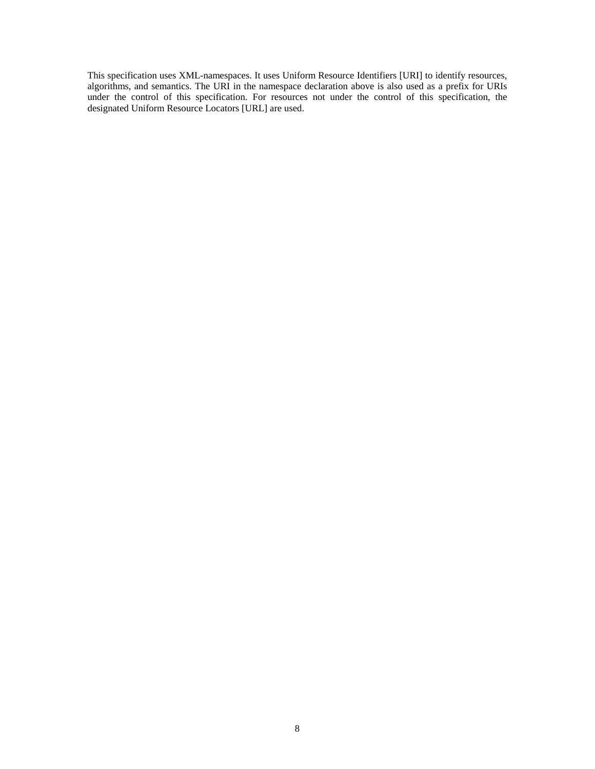This specification uses XML-namespaces. It uses Uniform Resource Identifiers [URI] to identify resources, algorithms, and semantics. The URI in the namespace declaration above is also used as a prefix for URIs under the control of this specification. For resources not under the control of this specification, the designated Uniform Resource Locators [URL] are used.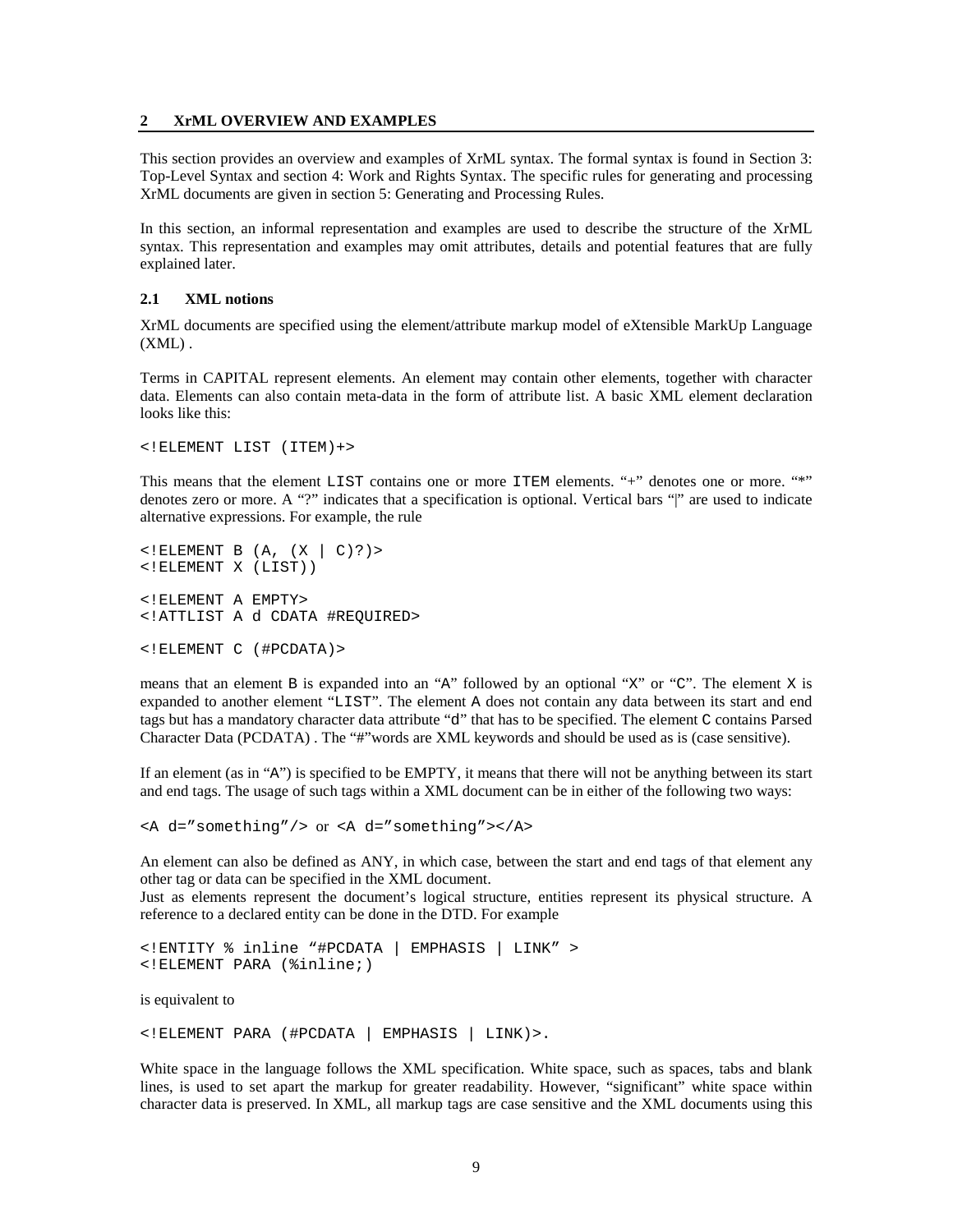## 2 XrML OVERVIEW AND EXAMPLES

This section provides an overview and examples of XrML syntax. The formal syntax is found in Section 3: Top-Level Syntax and section 4: Work and Rights Syntax. The specific rules for generating and processing XrML documents are given in section 5: Generating and Processing Rules.

In this section, an informal representation and examples are used to describe the structure of the XrML syntax. This representation and examples may omit attributes, details and potential features that are fully explained later.

### 2.1 XML notions

XrML documents are specified using the element/attribute markup model of eXtensible MarkUp Language (XML) .

Terms in CAPITAL represent elements. An element may contain other elements, together with character data. Elements can also contain meta-data in the form of attribute list. A basic XML element declaration looks like this:

```
<!ELEMENT LIST (ITEM)+>
```

This means that the element `LIST` contains one or more `ITEM` elements. "+" denotes one or more. "*" denotes zero or more. A "?" indicates that a specification is optional. Vertical bars "|" are used to indicate alternative expressions. For example, the rule

```
<!ELEMENT B (A, (X | C)?)>
<!ELEMENT X (LIST))

<!ELEMENT A EMPTY>
<!ATTLIST A d CDATA #REQUIRED>

<!ELEMENT C (#PCDATA)>
```

means that an element `B` is expanded into an "`A`" followed by an optional "`X`" or "`C`". The element `X` is expanded to another element "`LIST`". The element `A` does not contain any data between its start and end tags but has a mandatory character data attribute "`d`" that has to be specified. The element `C` contains Parsed Character Data (PCDATA) . The "#"words are XML keywords and should be used as is (case sensitive).

If an element (as in "`A`") is specified to be EMPTY, it means that there will not be anything between its start and end tags. The usage of such tags within a XML document can be in either of the following two ways:

`<A d="something"/>` or `<A d="something"></A>`

An element can also be defined as ANY, in which case, between the start and end tags of that element any other tag or data can be specified in the XML document.
Just as elements represent the document's logical structure, entities represent its physical structure. A reference to a declared entity can be done in the DTD. For example

```
<!ENTITY % inline "#PCDATA | EMPHASIS | LINK" >
<!ELEMENT PARA (%inline;)
```

is equivalent to

```
<!ELEMENT PARA (#PCDATA | EMPHASIS | LINK)>.
```

White space in the language follows the XML specification. White space, such as spaces, tabs and blank lines, is used to set apart the markup for greater readability. However, "significant" white space within character data is preserved. In XML, all markup tags are case sensitive and the XML documents using this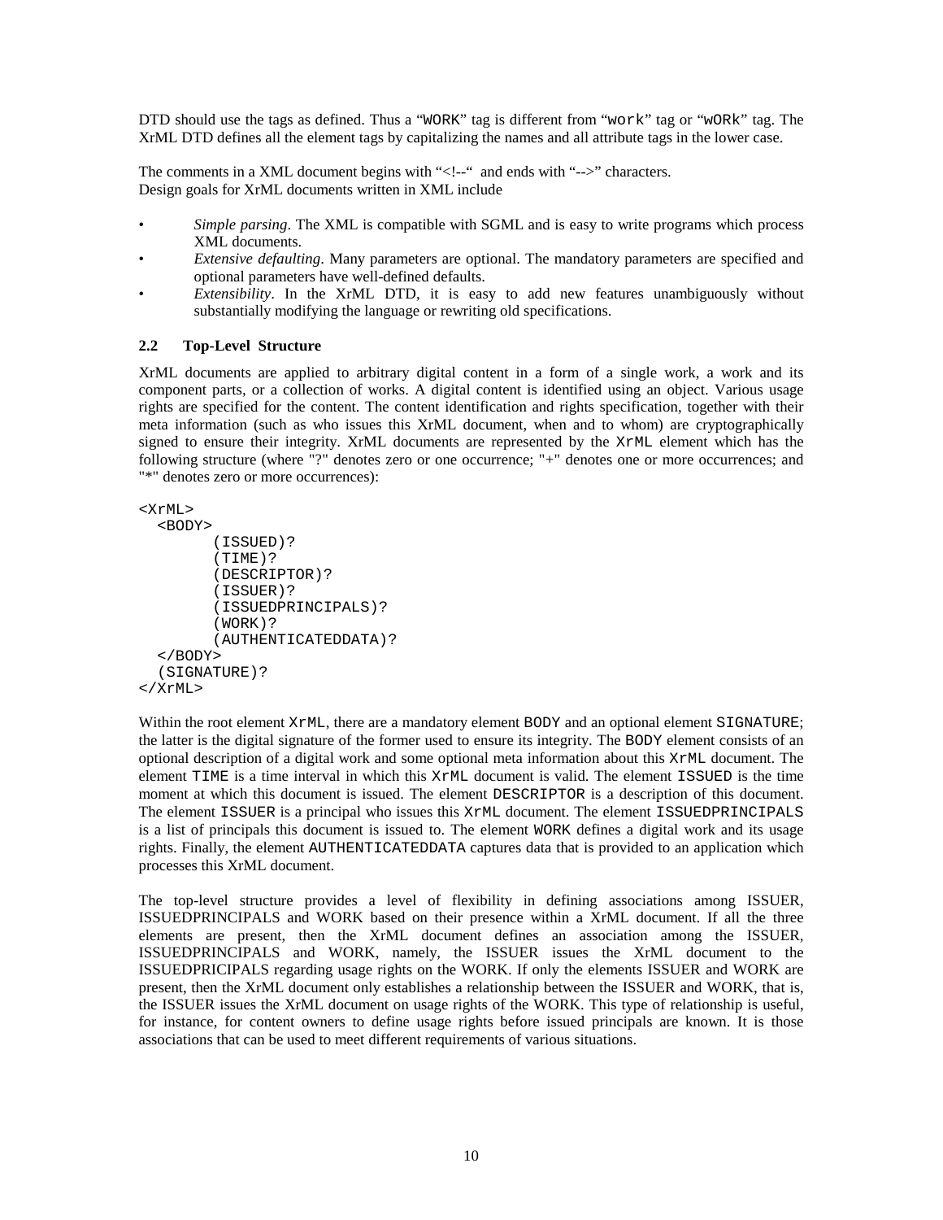DTD should use the tags as defined. Thus a "`WORK`" tag is different from "`work`" tag or "`wORk`" tag. The XrML DTD defines all the element tags by capitalizing the names and all attribute tags in the lower case.

The comments in a XML document begins with "<!--" and ends with "-->" characters.
Design goals for XrML documents written in XML include

- *Simple parsing*. The XML is compatible with SGML and is easy to write programs which process XML documents.
- *Extensive defaulting*. Many parameters are optional. The mandatory parameters are specified and optional parameters have well-defined defaults.
- *Extensibility*. In the XrML DTD, it is easy to add new features unambiguously without substantially modifying the language or rewriting old specifications.

### 2.2 Top-Level Structure

XrML documents are applied to arbitrary digital content in a form of a single work, a work and its component parts, or a collection of works. A digital content is identified using an object. Various usage rights are specified for the content. The content identification and rights specification, together with their meta information (such as who issues this XrML document, when and to whom) are cryptographically signed to ensure their integrity. XrML documents are represented by the `XrML` element which has the following structure (where "?" denotes zero or one occurrence; "+" denotes one or more occurrences; and "*" denotes zero or more occurrences):

```
<XrML>
  <BODY>
        (ISSUED)?
        (TIME)?
        (DESCRIPTOR)?
        (ISSUER)?
        (ISSUEDPRINCIPALS)?
        (WORK)?
        (AUTHENTICATEDDATA)?
  </BODY>
  (SIGNATURE)?
</XrML>
```

Within the root element `XrML`, there are a mandatory element `BODY` and an optional element `SIGNATURE`; the latter is the digital signature of the former used to ensure its integrity. The `BODY` element consists of an optional description of a digital work and some optional meta information about this `XrML` document. The element `TIME` is a time interval in which this `XrML` document is valid. The element `ISSUED` is the time moment at which this document is issued. The element `DESCRIPTOR` is a description of this document. The element `ISSUER` is a principal who issues this `XrML` document. The element `ISSUEDPRINCIPALS` is a list of principals this document is issued to. The element `WORK` defines a digital work and its usage rights. Finally, the element `AUTHENTICATEDDATA` captures data that is provided to an application which processes this XrML document.

The top-level structure provides a level of flexibility in defining associations among ISSUER, ISSUEDPRINCIPALS and WORK based on their presence within a XrML document. If all the three elements are present, then the XrML document defines an association among the ISSUER, ISSUEDPRINCIPALS and WORK, namely, the ISSUER issues the XrML document to the ISSUEDPRICIPALS regarding usage rights on the WORK. If only the elements ISSUER and WORK are present, then the XrML document only establishes a relationship between the ISSUER and WORK, that is, the ISSUER issues the XrML document on usage rights of the WORK. This type of relationship is useful, for instance, for content owners to define usage rights before issued principals are known. It is those associations that can be used to meet different requirements of various situations.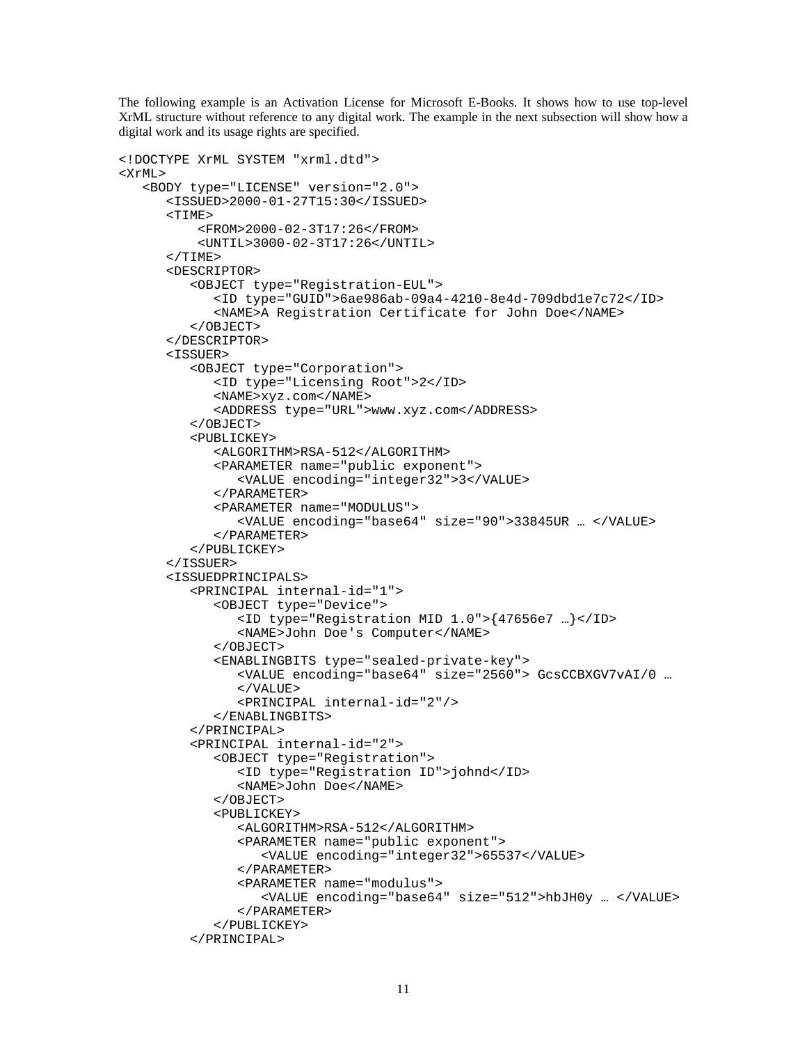The following example is an Activation License for Microsoft E-Books. It shows how to use top-level XrML structure without reference to any digital work. The example in the next subsection will show how a digital work and its usage rights are specified.

```
<!DOCTYPE XrML SYSTEM "xrml.dtd">
<XrML>
   <BODY type="LICENSE" version="2.0">
      <ISSUED>2000-01-27T15:30</ISSUED>
      <TIME>
          <FROM>2000-02-3T17:26</FROM>
          <UNTIL>3000-02-3T17:26</UNTIL>
      </TIME>
      <DESCRIPTOR>
         <OBJECT type="Registration-EUL">
            <ID type="GUID">6ae986ab-09a4-4210-8e4d-709dbd1e7c72</ID>
            <NAME>A Registration Certificate for John Doe</NAME>
         </OBJECT>
      </DESCRIPTOR>
      <ISSUER>
         <OBJECT type="Corporation">
            <ID type="Licensing Root">2</ID>
            <NAME>xyz.com</NAME>
            <ADDRESS type="URL">www.xyz.com</ADDRESS>
         </OBJECT>
         <PUBLICKEY>
            <ALGORITHM>RSA-512</ALGORITHM>
            <PARAMETER name="public exponent">
               <VALUE encoding="integer32">3</VALUE>
            </PARAMETER>
            <PARAMETER name="MODULUS">
               <VALUE encoding="base64" size="90">33845UR … </VALUE>
            </PARAMETER>
         </PUBLICKEY>
      </ISSUER>
      <ISSUEDPRINCIPALS>
         <PRINCIPAL internal-id="1">
            <OBJECT type="Device">
               <ID type="Registration MID 1.0">{47656e7 …}</ID>
               <NAME>John Doe's Computer</NAME>
            </OBJECT>
            <ENABLINGBITS type="sealed-private-key">
               <VALUE encoding="base64" size="2560"> GcsCCBXGV7vAI/0 …
               </VALUE>
               <PRINCIPAL internal-id="2"/>
            </ENABLINGBITS>
         </PRINCIPAL>
         <PRINCIPAL internal-id="2">
            <OBJECT type="Registration">
               <ID type="Registration ID">johnd</ID>
               <NAME>John Doe</NAME>
            </OBJECT>
            <PUBLICKEY>
               <ALGORITHM>RSA-512</ALGORITHM>
               <PARAMETER name="public exponent">
                  <VALUE encoding="integer32">65537</VALUE>
               </PARAMETER>
               <PARAMETER name="modulus">
                  <VALUE encoding="base64" size="512">hbJH0y … </VALUE>
               </PARAMETER>
            </PUBLICKEY>
         </PRINCIPAL>
```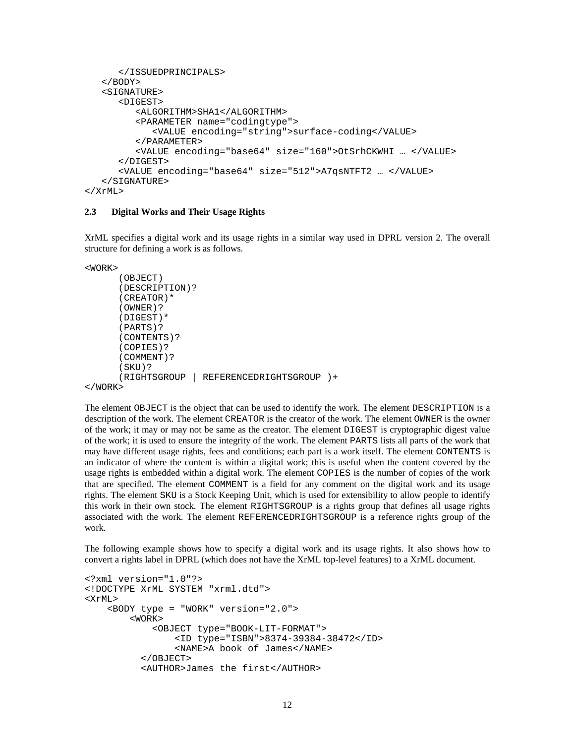```
      </ISSUEDPRINCIPALS>
   </BODY>
   <SIGNATURE>
      <DIGEST>
         <ALGORITHM>SHA1</ALGORITHM>
         <PARAMETER name="codingtype">
            <VALUE encoding="string">surface-coding</VALUE>
         </PARAMETER>
         <VALUE encoding="base64" size="160">OtSrhCKWHI … </VALUE>
      </DIGEST>
      <VALUE encoding="base64" size="512">A7qsNTFT2 … </VALUE>
   </SIGNATURE>
</XrML>
```

### 2.3 Digital Works and Their Usage Rights

XrML specifies a digital work and its usage rights in a similar way used in DPRL version 2. The overall structure for defining a work is as follows.

```
<WORK>
      (OBJECT)
      (DESCRIPTION)?
      (CREATOR)*
      (OWNER)?
      (DIGEST)*
      (PARTS)?
      (CONTENTS)?
      (COPIES)?
      (COMMENT)?
      (SKU)?
      (RIGHTSGROUP | REFERENCEDRIGHTSGROUP )+
</WORK>
```

The element `OBJECT` is the object that can be used to identify the work. The element `DESCRIPTION` is a description of the work. The element `CREATOR` is the creator of the work. The element `OWNER` is the owner of the work; it may or may not be same as the creator. The element `DIGEST` is cryptographic digest value of the work; it is used to ensure the integrity of the work. The element `PARTS` lists all parts of the work that may have different usage rights, fees and conditions; each part is a work itself. The element `CONTENTS` is an indicator of where the content is within a digital work; this is useful when the content covered by the usage rights is embedded within a digital work. The element `COPIES` is the number of copies of the work that are specified. The element `COMMENT` is a field for any comment on the digital work and its usage rights. The element `SKU` is a Stock Keeping Unit, which is used for extensibility to allow people to identify this work in their own stock. The element `RIGHTSGROUP` is a rights group that defines all usage rights associated with the work. The element `REFERENCEDRIGHTSGROUP` is a reference rights group of the work.

The following example shows how to specify a digital work and its usage rights. It also shows how to convert a rights label in DPRL (which does not have the XrML top-level features) to a XrML document.

```
<?xml version="1.0"?>
<!DOCTYPE XrML SYSTEM "xrml.dtd">
<XrML>
    <BODY type = "WORK" version="2.0">
        <WORK>
            <OBJECT type="BOOK-LIT-FORMAT">
                <ID type="ISBN">8374-39384-38472</ID>
                <NAME>A book of James</NAME>
          </OBJECT>
          <AUTHOR>James the first</AUTHOR>
```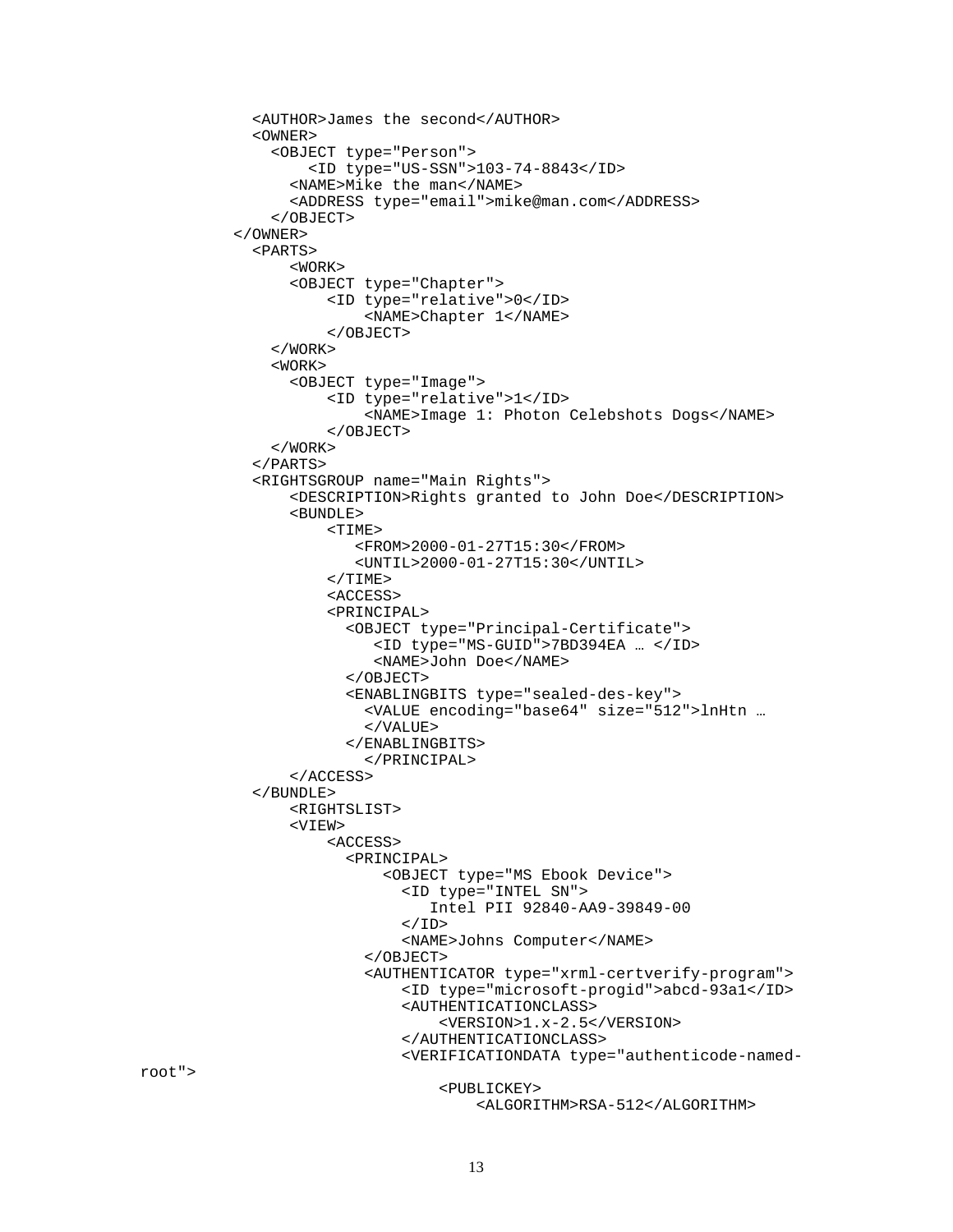```
            <AUTHOR>James the second</AUTHOR>
            <OWNER>
              <OBJECT type="Person">
                  <ID type="US-SSN">103-74-8843</ID>
                <NAME>Mike the man</NAME>
                <ADDRESS type="email">mike@man.com</ADDRESS>
              </OBJECT>
          </OWNER>
            <PARTS>
                <WORK>
                <OBJECT type="Chapter">
                    <ID type="relative">0</ID>
                        <NAME>Chapter 1</NAME>
                    </OBJECT>
              </WORK>
              <WORK>
                <OBJECT type="Image">
                    <ID type="relative">1</ID>
                        <NAME>Image 1: Photon Celebshots Dogs</NAME>
                    </OBJECT>
              </WORK>
            </PARTS>
            <RIGHTSGROUP name="Main Rights">
                <DESCRIPTION>Rights granted to John Doe</DESCRIPTION>
                <BUNDLE>
                    <TIME>
                       <FROM>2000-01-27T15:30</FROM>
                       <UNTIL>2000-01-27T15:30</UNTIL>
                    </TIME>
                    <ACCESS>
                    <PRINCIPAL>
                      <OBJECT type="Principal-Certificate">
                         <ID type="MS-GUID">7BD394EA … </ID>
                         <NAME>John Doe</NAME>
                      </OBJECT>
                      <ENABLINGBITS type="sealed-des-key">
                        <VALUE encoding="base64" size="512">lnHtn …
                        </VALUE>
                      </ENABLINGBITS>
                        </PRINCIPAL>
                </ACCESS>
            </BUNDLE>
                <RIGHTSLIST>
                <VIEW>
                    <ACCESS>
                      <PRINCIPAL>
                          <OBJECT type="MS Ebook Device">
                            <ID type="INTEL SN">
                               Intel PII 92840-AA9-39849-00
                            </ID>
                            <NAME>Johns Computer</NAME>
                        </OBJECT>
                        <AUTHENTICATOR type="xrml-certverify-program">
                            <ID type="microsoft-progid">abcd-93a1</ID>
                            <AUTHENTICATIONCLASS>
                                <VERSION>1.x-2.5</VERSION>
                            </AUTHENTICATIONCLASS>
                            <VERIFICATIONDATA type="authenticode-named-
root">
                                <PUBLICKEY>
                                    <ALGORITHM>RSA-512</ALGORITHM>
```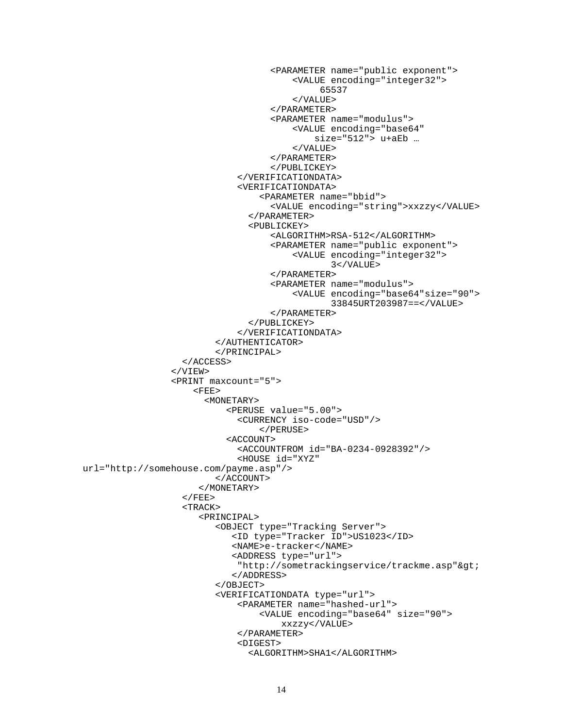```
                                <PARAMETER name="public exponent">
                                    <VALUE encoding="integer32">
                                         65537
                                    </VALUE>
                                </PARAMETER>
                                <PARAMETER name="modulus">
                                    <VALUE encoding="base64"
                                        size="512"> u+aEb …
                                    </VALUE>
                                </PARAMETER>
                                </PUBLICKEY>
                          </VERIFICATIONDATA>
                          <VERIFICATIONDATA>
                              <PARAMETER name="bbid">
                                <VALUE encoding="string">xxzzy</VALUE>
                            </PARAMETER>
                            <PUBLICKEY>
                                <ALGORITHM>RSA-512</ALGORITHM>
                                <PARAMETER name="public exponent">
                                    <VALUE encoding="integer32">
                                           3</VALUE>
                                </PARAMETER>
                                <PARAMETER name="modulus">
                                    <VALUE encoding="base64"size="90">
                                           33845URT203987==</VALUE>
                                </PARAMETER>
                            </PUBLICKEY>
                          </VERIFICATIONDATA>
                      </AUTHENTICATOR>
                      </PRINCIPAL>
                </ACCESS>
              </VIEW>
              <PRINT maxcount="5">
                  <FEE>
                    <MONETARY>
                        <PERUSE value="5.00">
                          <CURRENCY iso-code="USD"/>
                              </PERUSE>
                        <ACCOUNT>
                          <ACCOUNTFROM id="BA-0234-0928392"/>
                          <HOUSE id="XYZ"
url="http://somehouse.com/payme.asp"/>
                      </ACCOUNT>
                     </MONETARY>
                </FEE>
                <TRACK>
                   <PRINCIPAL>
                      <OBJECT type="Tracking Server">
                         <ID type="Tracker ID">US1023</ID>
                         <NAME>e-tracker</NAME>
                         <ADDRESS type="url">
                          "http://sometrackingservice/trackme.asp"&gt;
                         </ADDRESS>
                      </OBJECT>
                      <VERIFICATIONDATA type="url">
                          <PARAMETER name="hashed-url">
                              <VALUE encoding="base64" size="90">
                                 xxzzy</VALUE>
                          </PARAMETER>
                          <DIGEST>
                            <ALGORITHM>SHA1</ALGORITHM>
```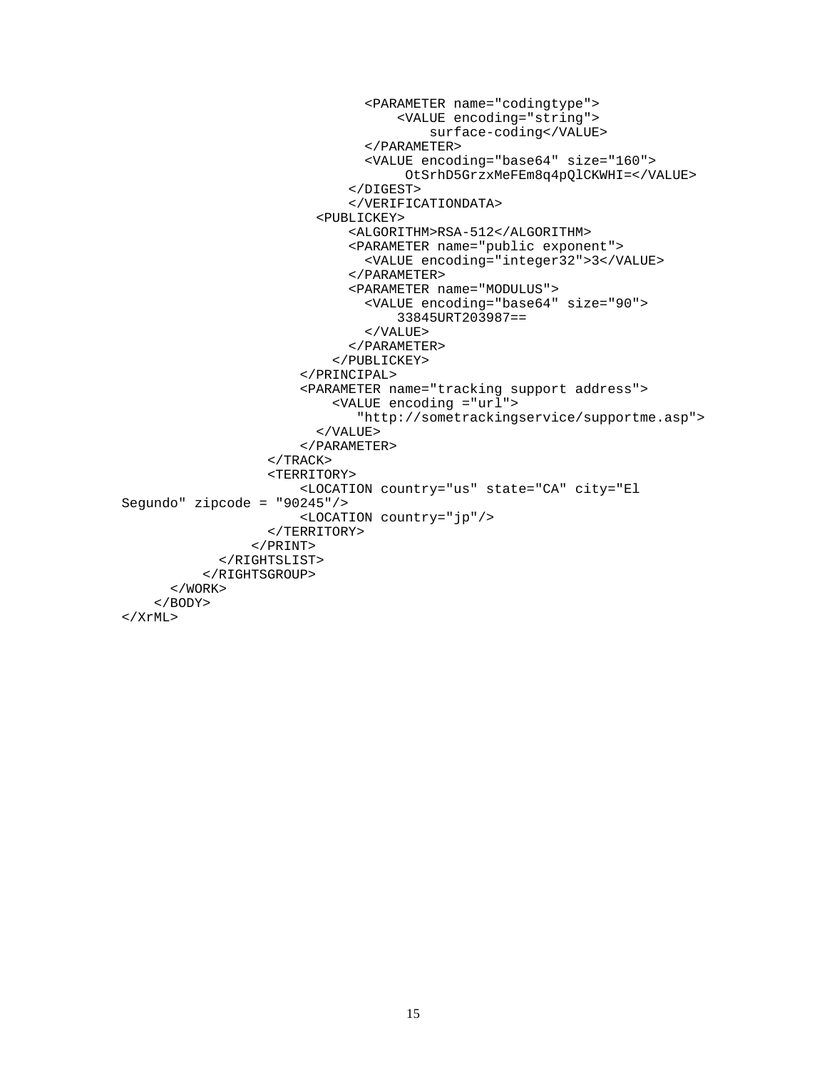```
                                <PARAMETER name="codingtype">
                                    <VALUE encoding="string">
                                        surface-coding</VALUE>
                                </PARAMETER>
                                <VALUE encoding="base64" size="160">
                                     OtSrhD5GrzxMeFEm8q4pQlCKWHI=</VALUE>
                              </DIGEST>
                              </VERIFICATIONDATA>
                        <PUBLICKEY>
                              <ALGORITHM>RSA-512</ALGORITHM>
                              <PARAMETER name="public exponent">
                                <VALUE encoding="integer32">3</VALUE>
                              </PARAMETER>
                              <PARAMETER name="MODULUS">
                                <VALUE encoding="base64" size="90">
                                    33845URT203987==
                                </VALUE>
                              </PARAMETER>
                            </PUBLICKEY>
                      </PRINCIPAL>
                      <PARAMETER name="tracking support address">
                          <VALUE encoding ="url">
                             "http://sometrackingservice/supportme.asp">
                        </VALUE>
                      </PARAMETER>
                  </TRACK>
                  <TERRITORY>
                      <LOCATION country="us" state="CA" city="El
Segundo" zipcode = "90245"/>
                      <LOCATION country="jp"/>
                  </TERRITORY>
                </PRINT>
             </RIGHTSLIST>
           </RIGHTSGROUP>
      </WORK>
    </BODY>
</XrML>
```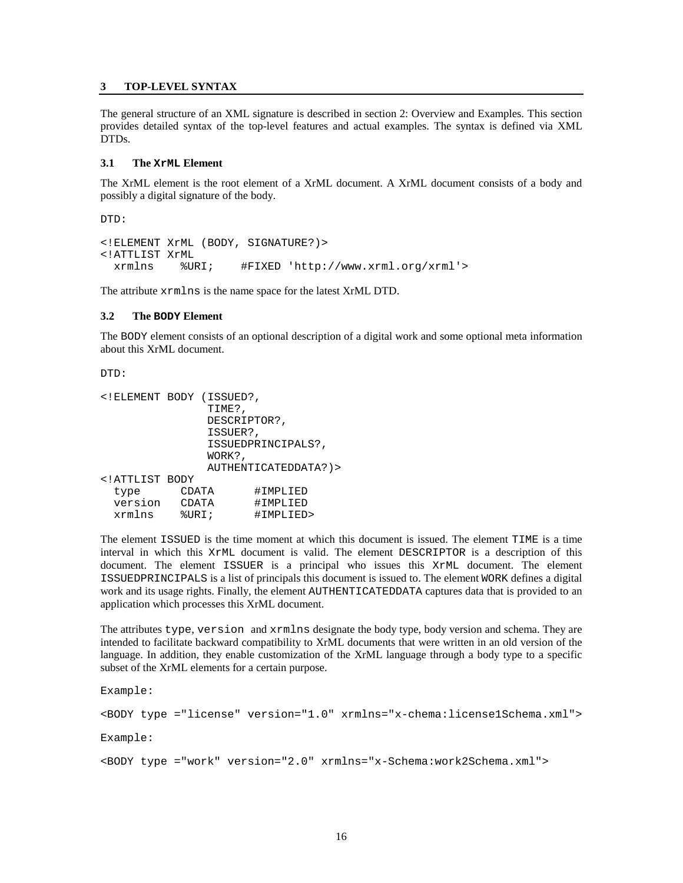## 3 TOP-LEVEL SYNTAX

The general structure of an XML signature is described in section 2: Overview and Examples. This section provides detailed syntax of the top-level features and actual examples. The syntax is defined via XML DTDs.

### 3.1 The `XrML` Element

The XrML element is the root element of a XrML document. A XrML document consists of a body and possibly a digital signature of the body.

DTD:

```
<!ELEMENT XrML (BODY, SIGNATURE?)>
<!ATTLIST XrML
  xrmlns    %URI;    #FIXED 'http://www.xrml.org/xrml'>
```

The attribute `xrmlns` is the name space for the latest XrML DTD.

### 3.2 The `BODY` Element

The `BODY` element consists of an optional description of a digital work and some optional meta information about this XrML document.

DTD:

```
<!ELEMENT BODY (ISSUED?,
                TIME?,
                DESCRIPTOR?,
                ISSUER?,
                ISSUEDPRINCIPALS?,
                WORK?,
                AUTHENTICATEDDATA?)>
<!ATTLIST BODY
  type      CDATA      #IMPLIED
  version   CDATA      #IMPLIED
  xrmlns    %URI;      #IMPLIED>
```

The element `ISSUED` is the time moment at which this document is issued. The element `TIME` is a time interval in which this `XrML` document is valid. The element `DESCRIPTOR` is a description of this document. The element `ISSUER` is a principal who issues this `XrML` document. The element `ISSUEDPRINCIPALS` is a list of principals this document is issued to. The element `WORK` defines a digital work and its usage rights. Finally, the element `AUTHENTICATEDDATA` captures data that is provided to an application which processes this XrML document.

The attributes `type`, `version` and `xrmlns` designate the body type, body version and schema. They are intended to facilitate backward compatibility to XrML documents that were written in an old version of the language. In addition, they enable customization of the XrML language through a body type to a specific subset of the XrML elements for a certain purpose.

Example:

```
<BODY type ="license" version="1.0" xrmlns="x-chema:license1Schema.xml">
```

Example:

```
<BODY type ="work" version="2.0" xrmlns="x-Schema:work2Schema.xml">
```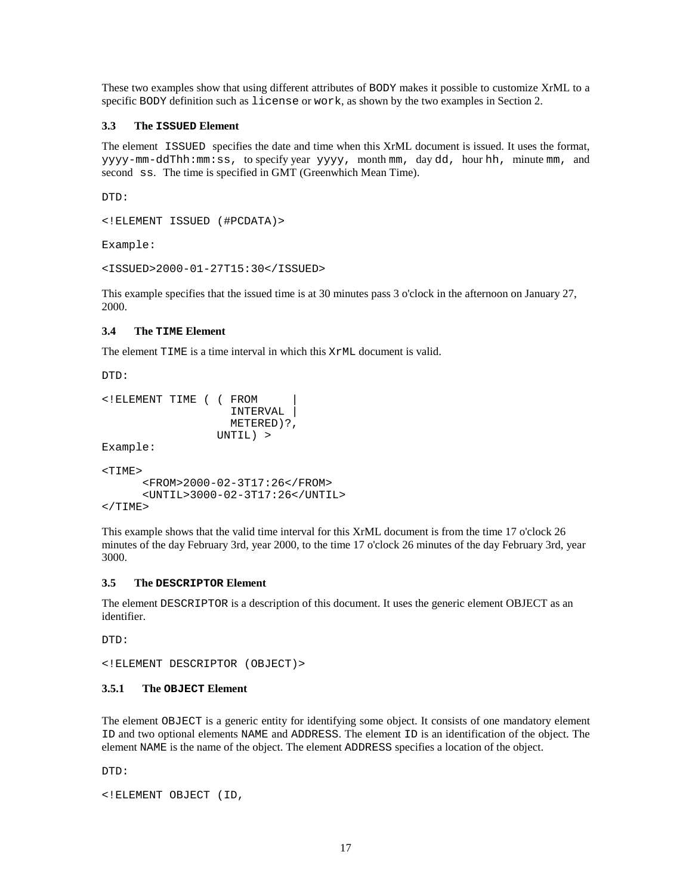These two examples show that using different attributes of BODY makes it possible to customize XrML to a specific BODY definition such as license or work, as shown by the two examples in Section 2.

### 3.3 The ISSUED Element

The element ISSUED specifies the date and time when this XrML document is issued. It uses the format, yyyy-mm-ddThh:mm:ss, to specify year yyyy, month mm, day dd, hour hh, minute mm, and second ss. The time is specified in GMT (Greenwhich Mean Time).

DTD:

```
<!ELEMENT ISSUED (#PCDATA)>
```

Example:

```
<ISSUED>2000-01-27T15:30</ISSUED>
```

This example specifies that the issued time is at 30 minutes pass 3 o'clock in the afternoon on January 27, 2000.

### 3.4 The TIME Element

The element TIME is a time interval in which this XrML document is valid.

DTD:

```
<!ELEMENT TIME ( ( FROM     |
                   INTERVAL |
                   METERED)?,
                 UNTIL) >
```

Example:

```
<TIME>
      <FROM>2000-02-3T17:26</FROM>
      <UNTIL>3000-02-3T17:26</UNTIL>
</TIME>
```

This example shows that the valid time interval for this XrML document is from the time 17 o'clock 26 minutes of the day February 3rd, year 2000, to the time 17 o'clock 26 minutes of the day February 3rd, year 3000.

### 3.5 The DESCRIPTOR Element

The element DESCRIPTOR is a description of this document. It uses the generic element OBJECT as an identifier.

DTD:

```
<!ELEMENT DESCRIPTOR (OBJECT)>
```

#### 3.5.1 The OBJECT Element

The element OBJECT is a generic entity for identifying some object. It consists of one mandatory element ID and two optional elements NAME and ADDRESS. The element ID is an identification of the object. The element NAME is the name of the object. The element ADDRESS specifies a location of the object.

DTD:

```
<!ELEMENT OBJECT (ID,
```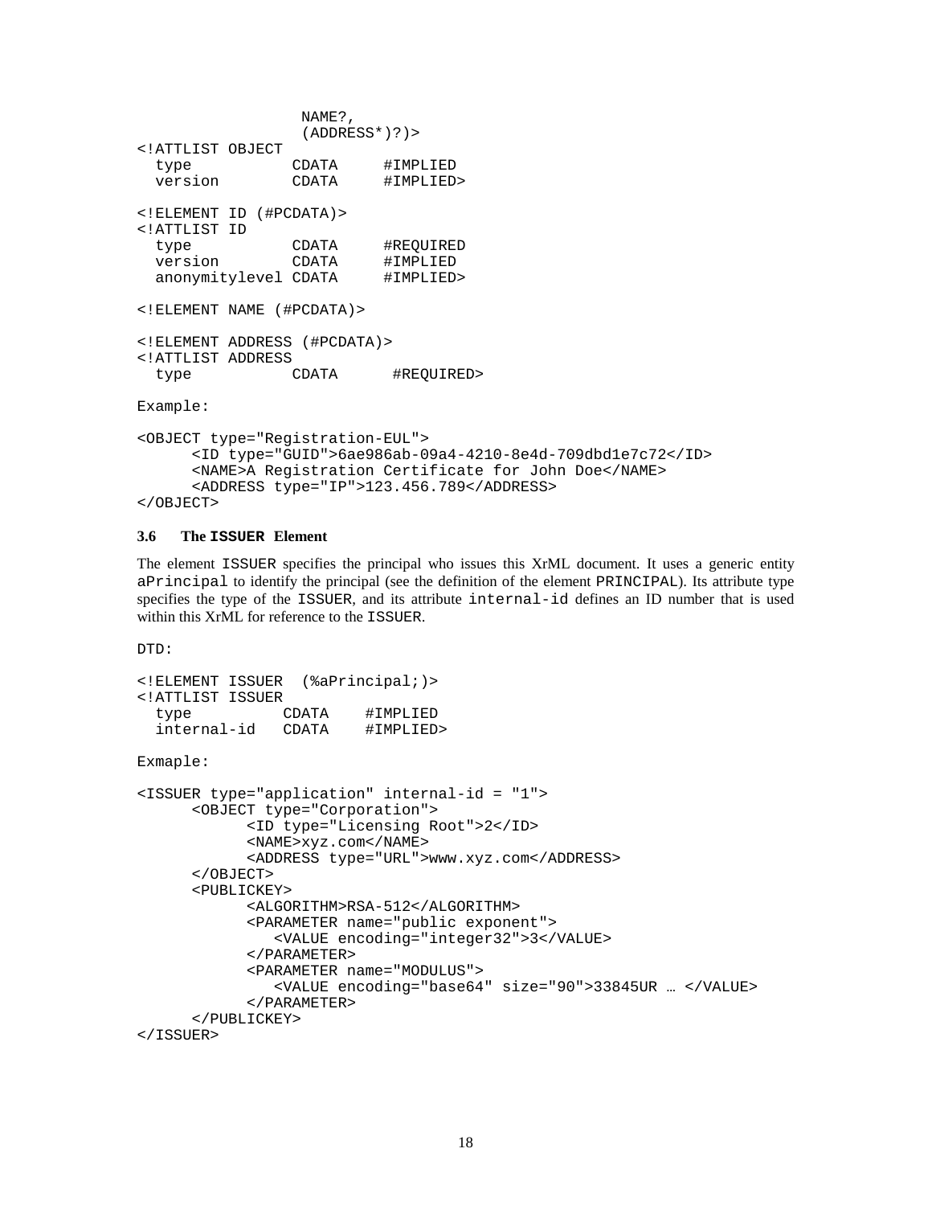```
                  NAME?,
                  (ADDRESS*)?)>
<!ATTLIST OBJECT
  type           CDATA     #IMPLIED
  version        CDATA     #IMPLIED>

<!ELEMENT ID (#PCDATA)>
<!ATTLIST ID
  type           CDATA     #REQUIRED
  version        CDATA     #IMPLIED
  anonymitylevel CDATA     #IMPLIED>

<!ELEMENT NAME (#PCDATA)>

<!ELEMENT ADDRESS (#PCDATA)>
<!ATTLIST ADDRESS
  type           CDATA      #REQUIRED>
```

```
Example:

<OBJECT type="Registration-EUL">
      <ID type="GUID">6ae986ab-09a4-4210-8e4d-709dbd1e7c72</ID>
      <NAME>A Registration Certificate for John Doe</NAME>
      <ADDRESS type="IP">123.456.789</ADDRESS>
</OBJECT>
```

### 3.6 The ISSUER Element

The element ISSUER specifies the principal who issues this XrML document. It uses a generic entity aPrincipal to identify the principal (see the definition of the element PRINCIPAL). Its attribute type specifies the type of the ISSUER, and its attribute internal-id defines an ID number that is used within this XrML for reference to the ISSUER.

```
DTD:

<!ELEMENT ISSUER  (%aPrincipal;)>
<!ATTLIST ISSUER
  type          CDATA    #IMPLIED
  internal-id   CDATA    #IMPLIED>
```

```
Exmaple:

<ISSUER type="application" internal-id = "1">
      <OBJECT type="Corporation">
            <ID type="Licensing Root">2</ID>
            <NAME>xyz.com</NAME>
            <ADDRESS type="URL">www.xyz.com</ADDRESS>
      </OBJECT>
      <PUBLICKEY>
            <ALGORITHM>RSA-512</ALGORITHM>
            <PARAMETER name="public exponent">
               <VALUE encoding="integer32">3</VALUE>
            </PARAMETER>
            <PARAMETER name="MODULUS">
               <VALUE encoding="base64" size="90">33845UR … </VALUE>
            </PARAMETER>
      </PUBLICKEY>
</ISSUER>
```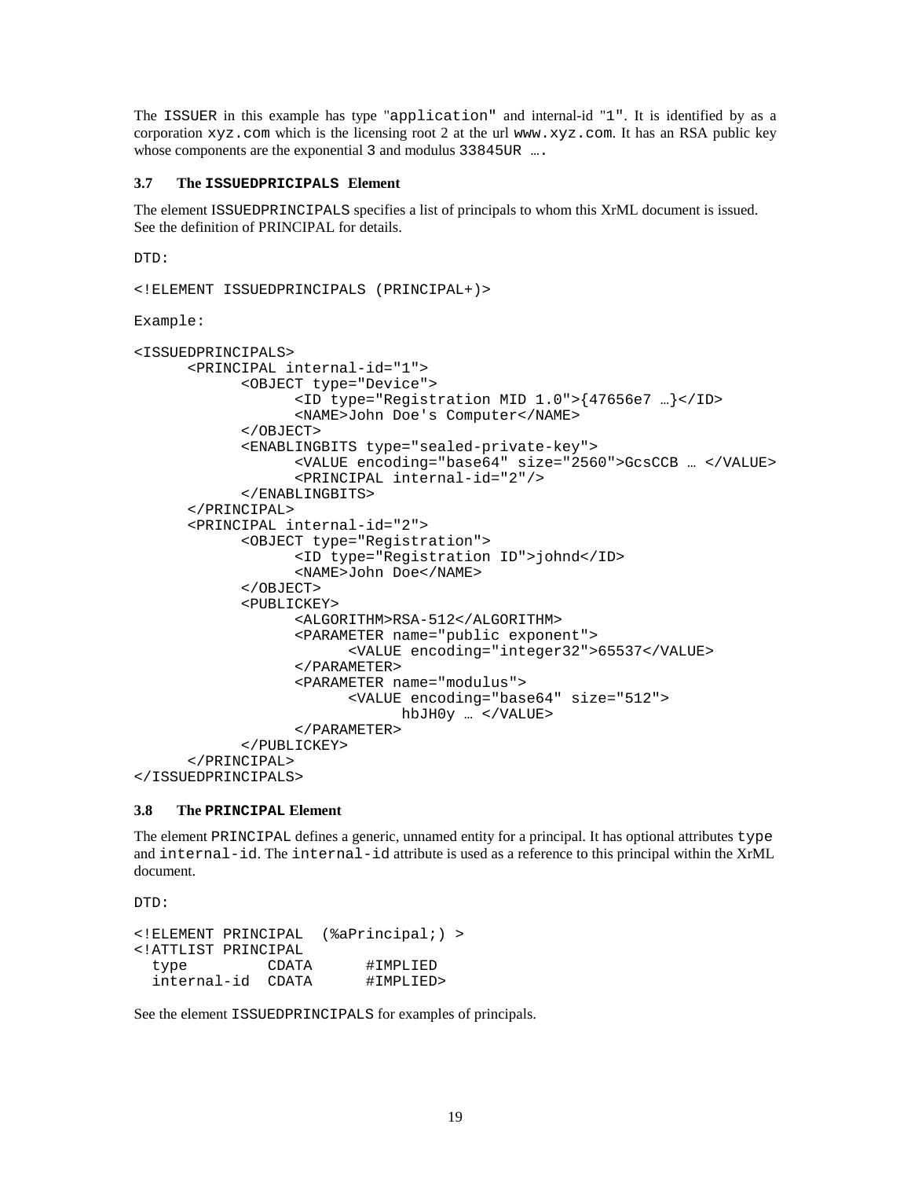The ISSUER in this example has type "application" and internal-id "1". It is identified by as a corporation xyz.com which is the licensing root 2 at the url www.xyz.com. It has an RSA public key whose components are the exponential 3 and modulus 33845UR ….

### 3.7 The ISSUEDPRICIPALS Element

The element ISSUEDPRINCIPALS specifies a list of principals to whom this XrML document is issued. See the definition of PRINCIPAL for details.

DTD:

```
<!ELEMENT ISSUEDPRINCIPALS (PRINCIPAL+)>
```

Example:

```
<ISSUEDPRINCIPALS>
      <PRINCIPAL internal-id="1">
            <OBJECT type="Device">
                  <ID type="Registration MID 1.0">{47656e7 …}</ID>
                  <NAME>John Doe's Computer</NAME>
            </OBJECT>
            <ENABLINGBITS type="sealed-private-key">
                  <VALUE encoding="base64" size="2560">GcsCCB … </VALUE>
                  <PRINCIPAL internal-id="2"/>
            </ENABLINGBITS>
      </PRINCIPAL>
      <PRINCIPAL internal-id="2">
            <OBJECT type="Registration">
                  <ID type="Registration ID">johnd</ID>
                  <NAME>John Doe</NAME>
            </OBJECT>
            <PUBLICKEY>
                  <ALGORITHM>RSA-512</ALGORITHM>
                  <PARAMETER name="public exponent">
                        <VALUE encoding="integer32">65537</VALUE>
                  </PARAMETER>
                  <PARAMETER name="modulus">
                        <VALUE encoding="base64" size="512">
                              hbJH0y … </VALUE>
                  </PARAMETER>
            </PUBLICKEY>
      </PRINCIPAL>
</ISSUEDPRINCIPALS>
```

### 3.8 The PRINCIPAL Element

The element PRINCIPAL defines a generic, unnamed entity for a principal. It has optional attributes type and internal-id. The internal-id attribute is used as a reference to this principal within the XrML document.

DTD:

```
<!ELEMENT PRINCIPAL  (%aPrincipal;) >
<!ATTLIST PRINCIPAL
  type         CDATA      #IMPLIED
  internal-id  CDATA      #IMPLIED>
```

See the element ISSUEDPRINCIPALS for examples of principals.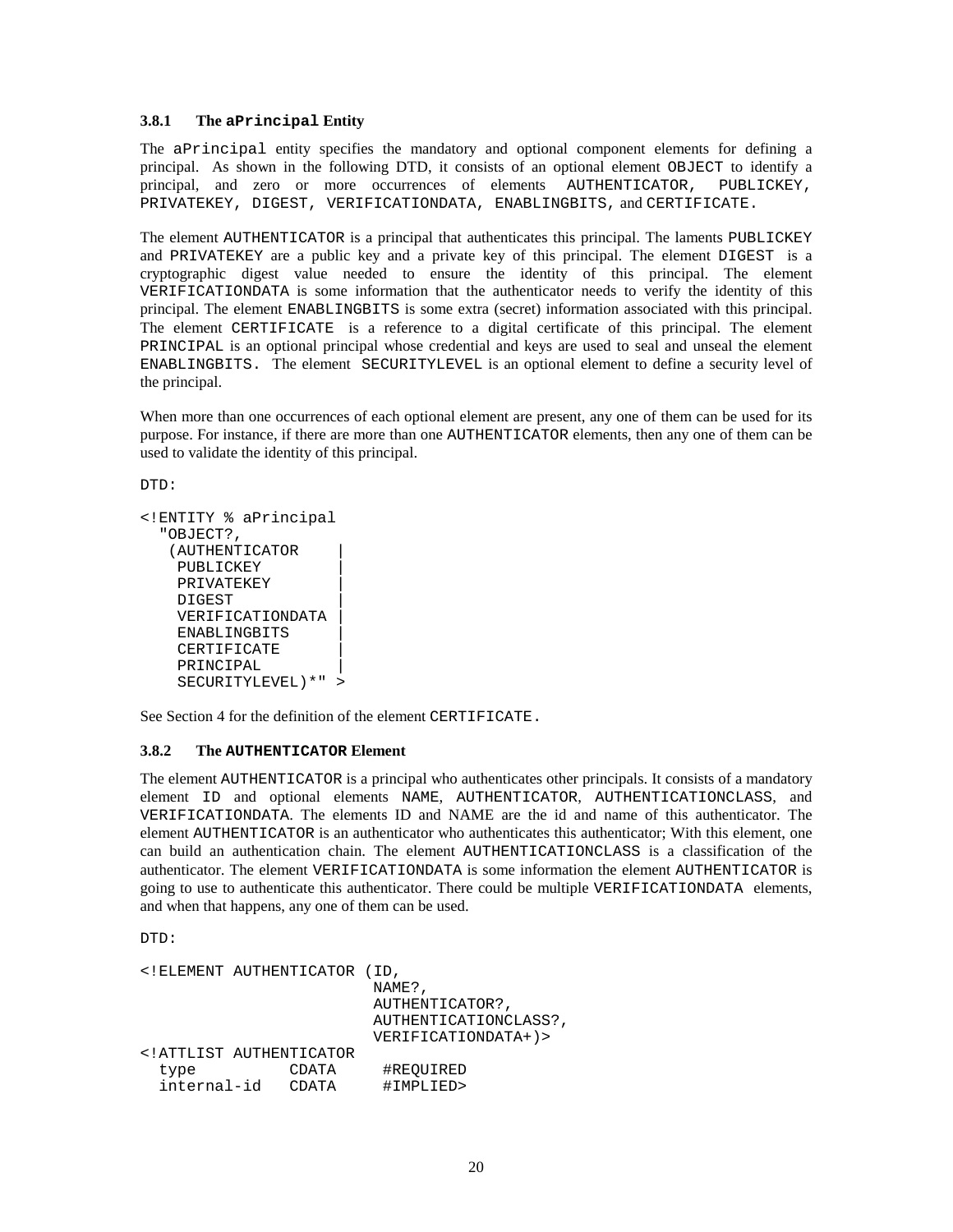### 3.8.1 The `aPrincipal` Entity

The `aPrincipal` entity specifies the mandatory and optional component elements for defining a principal. As shown in the following DTD, it consists of an optional element `OBJECT` to identify a principal, and zero or more occurrences of elements `AUTHENTICATOR`, `PUBLICKEY`, `PRIVATEKEY`, `DIGEST`, `VERIFICATIONDATA`, `ENABLINGBITS`, and `CERTIFICATE`.

The element `AUTHENTICATOR` is a principal that authenticates this principal. The laments `PUBLICKEY` and `PRIVATEKEY` are a public key and a private key of this principal. The element `DIGEST` is a cryptographic digest value needed to ensure the identity of this principal. The element `VERIFICATIONDATA` is some information that the authenticator needs to verify the identity of this principal. The element `ENABLINGBITS` is some extra (secret) information associated with this principal. The element `CERTIFICATE` is a reference to a digital certificate of this principal. The element `PRINCIPAL` is an optional principal whose credential and keys are used to seal and unseal the element `ENABLINGBITS`. The element `SECURITYLEVEL` is an optional element to define a security level of the principal.

When more than one occurrences of each optional element are present, any one of them can be used for its purpose. For instance, if there are more than one `AUTHENTICATOR` elements, then any one of them can be used to validate the identity of this principal.

DTD:

```
<!ENTITY % aPrincipal
  "OBJECT?,
   (AUTHENTICATOR    |
    PUBLICKEY        |
    PRIVATEKEY       |
    DIGEST           |
    VERIFICATIONDATA |
    ENABLINGBITS     |
    CERTIFICATE      |
    PRINCIPAL        |
    SECURITYLEVEL)*" >
```

See Section 4 for the definition of the element `CERTIFICATE`.

### 3.8.2 The `AUTHENTICATOR` Element

The element `AUTHENTICATOR` is a principal who authenticates other principals. It consists of a mandatory element `ID` and optional elements `NAME`, `AUTHENTICATOR`, `AUTHENTICATIONCLASS`, and `VERIFICATIONDATA`. The elements ID and NAME are the id and name of this authenticator. The element `AUTHENTICATOR` is an authenticator who authenticates this authenticator; With this element, one can build an authentication chain. The element `AUTHENTICATIONCLASS` is a classification of the authenticator. The element `VERIFICATIONDATA` is some information the element `AUTHENTICATOR` is going to use to authenticate this authenticator. There could be multiple `VERIFICATIONDATA` elements, and when that happens, any one of them can be used.

DTD:

```
<!ELEMENT AUTHENTICATOR (ID,
                         NAME?,
                         AUTHENTICATOR?,
                         AUTHENTICATIONCLASS?,
                         VERIFICATIONDATA+)>
<!ATTLIST AUTHENTICATOR
  type          CDATA     #REQUIRED
  internal-id   CDATA     #IMPLIED>
```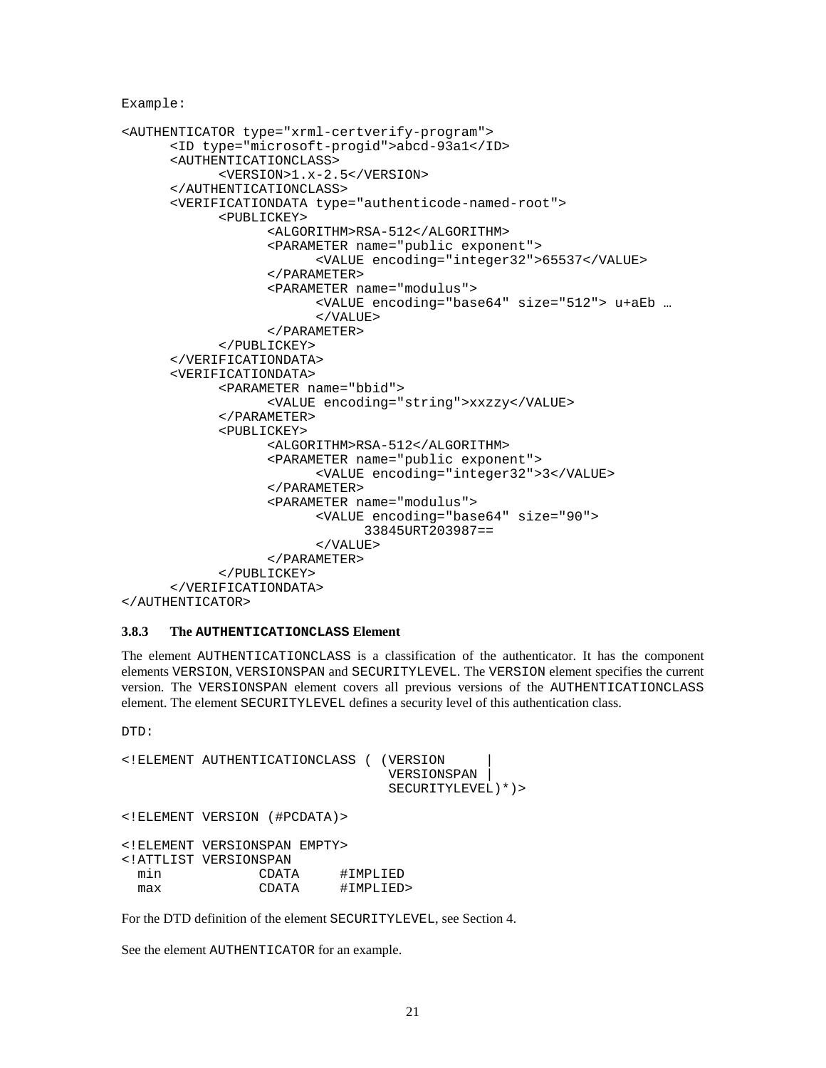Example:

```
<AUTHENTICATOR type="xrml-certverify-program">
      <ID type="microsoft-progid">abcd-93a1</ID>
      <AUTHENTICATIONCLASS>
            <VERSION>1.x-2.5</VERSION>
      </AUTHENTICATIONCLASS>
      <VERIFICATIONDATA type="authenticode-named-root">
            <PUBLICKEY>
                  <ALGORITHM>RSA-512</ALGORITHM>
                  <PARAMETER name="public exponent">
                        <VALUE encoding="integer32">65537</VALUE>
                  </PARAMETER>
                  <PARAMETER name="modulus">
                        <VALUE encoding="base64" size="512"> u+aEb …
                        </VALUE>
                  </PARAMETER>
            </PUBLICKEY>
      </VERIFICATIONDATA>
      <VERIFICATIONDATA>
            <PARAMETER name="bbid">
                  <VALUE encoding="string">xxzzy</VALUE>
            </PARAMETER>
            <PUBLICKEY>
                  <ALGORITHM>RSA-512</ALGORITHM>
                  <PARAMETER name="public exponent">
                        <VALUE encoding="integer32">3</VALUE>
                  </PARAMETER>
                  <PARAMETER name="modulus">
                        <VALUE encoding="base64" size="90">
                              33845URT203987==
                        </VALUE>
                  </PARAMETER>
            </PUBLICKEY>
      </VERIFICATIONDATA>
</AUTHENTICATOR>
```

### 3.8.3 The AUTHENTICATIONCLASS Element

The element AUTHENTICATIONCLASS is a classification of the authenticator. It has the component elements VERSION, VERSIONSPAN and SECURITYLEVEL. The VERSION element specifies the current version. The VERSIONSPAN element covers all previous versions of the AUTHENTICATIONCLASS element. The element SECURITYLEVEL defines a security level of this authentication class.

DTD:

```
<!ELEMENT AUTHENTICATIONCLASS ( (VERSION     |
                                 VERSIONSPAN |
                                 SECURITYLEVEL)*)>

<!ELEMENT VERSION (#PCDATA)>

<!ELEMENT VERSIONSPAN EMPTY>
<!ATTLIST VERSIONSPAN
  min            CDATA     #IMPLIED
  max            CDATA     #IMPLIED>
```

For the DTD definition of the element SECURITYLEVEL, see Section 4.

See the element AUTHENTICATOR for an example.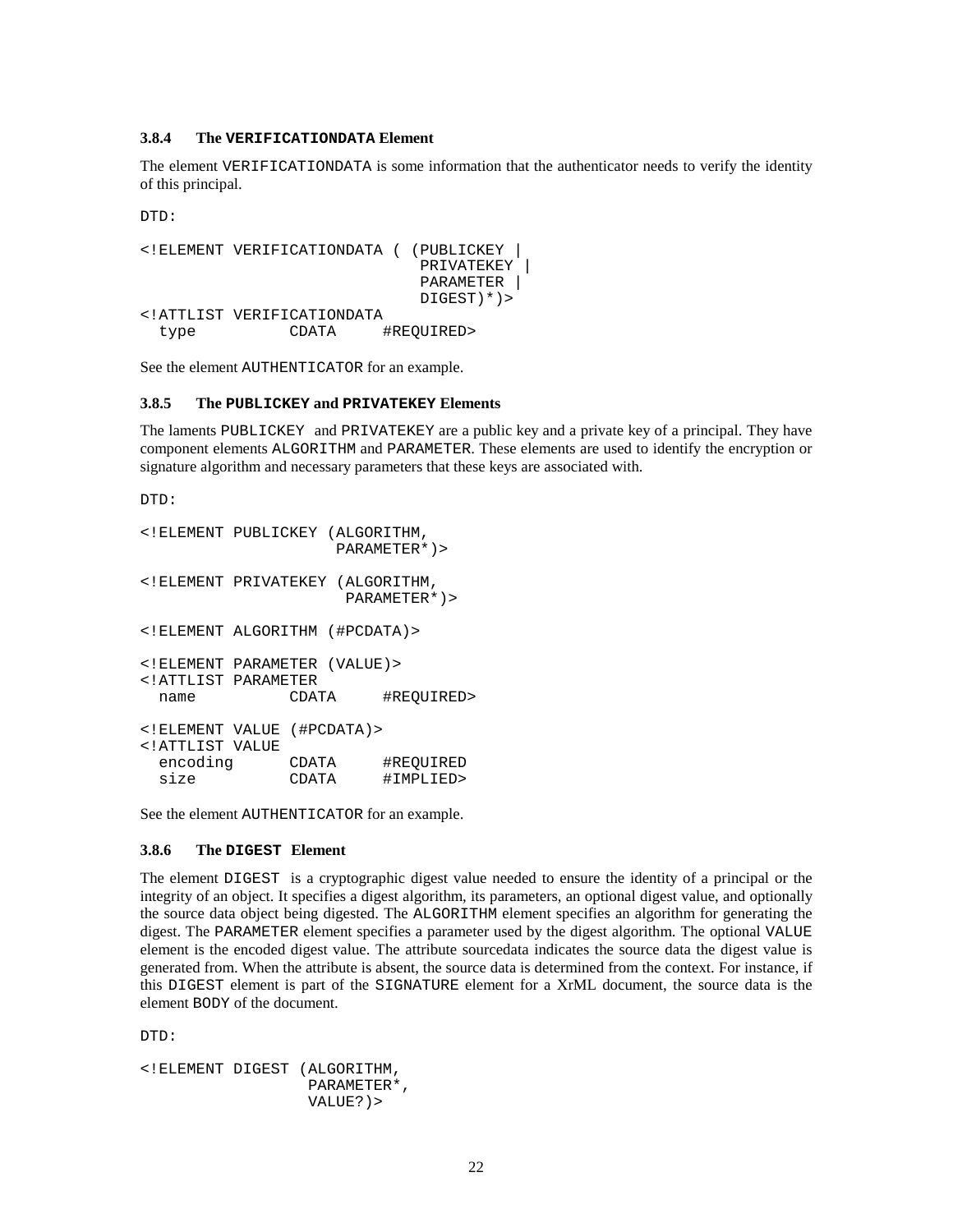### 3.8.4 The `VERIFICATIONDATA` Element

The element VERIFICATIONDATA is some information that the authenticator needs to verify the identity of this principal.

DTD:

```
<!ELEMENT VERIFICATIONDATA ( (PUBLICKEY |
                              PRIVATEKEY |
                              PARAMETER |
                              DIGEST)*)>
<!ATTLIST VERIFICATIONDATA
  type          CDATA     #REQUIRED>
```

See the element AUTHENTICATOR for an example.

### 3.8.5 The `PUBLICKEY` and `PRIVATEKEY` Elements

The laments PUBLICKEY and PRIVATEKEY are a public key and a private key of a principal. They have component elements ALGORITHM and PARAMETER. These elements are used to identify the encryption or signature algorithm and necessary parameters that these keys are associated with.

DTD:

```
<!ELEMENT PUBLICKEY (ALGORITHM,
                    PARAMETER*)>

<!ELEMENT PRIVATEKEY (ALGORITHM,
                     PARAMETER*)>

<!ELEMENT ALGORITHM (#PCDATA)>

<!ELEMENT PARAMETER (VALUE)>
<!ATTLIST PARAMETER
  name          CDATA     #REQUIRED>

<!ELEMENT VALUE (#PCDATA)>
<!ATTLIST VALUE
  encoding      CDATA     #REQUIRED
  size          CDATA     #IMPLIED>
```

See the element AUTHENTICATOR for an example.

### 3.8.6 The `DIGEST` Element

The element DIGEST is a cryptographic digest value needed to ensure the identity of a principal or the integrity of an object. It specifies a digest algorithm, its parameters, an optional digest value, and optionally the source data object being digested. The ALGORITHM element specifies an algorithm for generating the digest. The PARAMETER element specifies a parameter used by the digest algorithm. The optional VALUE element is the encoded digest value. The attribute sourcedata indicates the source data the digest value is generated from. When the attribute is absent, the source data is determined from the context. For instance, if this DIGEST element is part of the SIGNATURE element for a XrML document, the source data is the element BODY of the document.

DTD:

```
<!ELEMENT DIGEST (ALGORITHM,
                 PARAMETER*,
                 VALUE?)>
```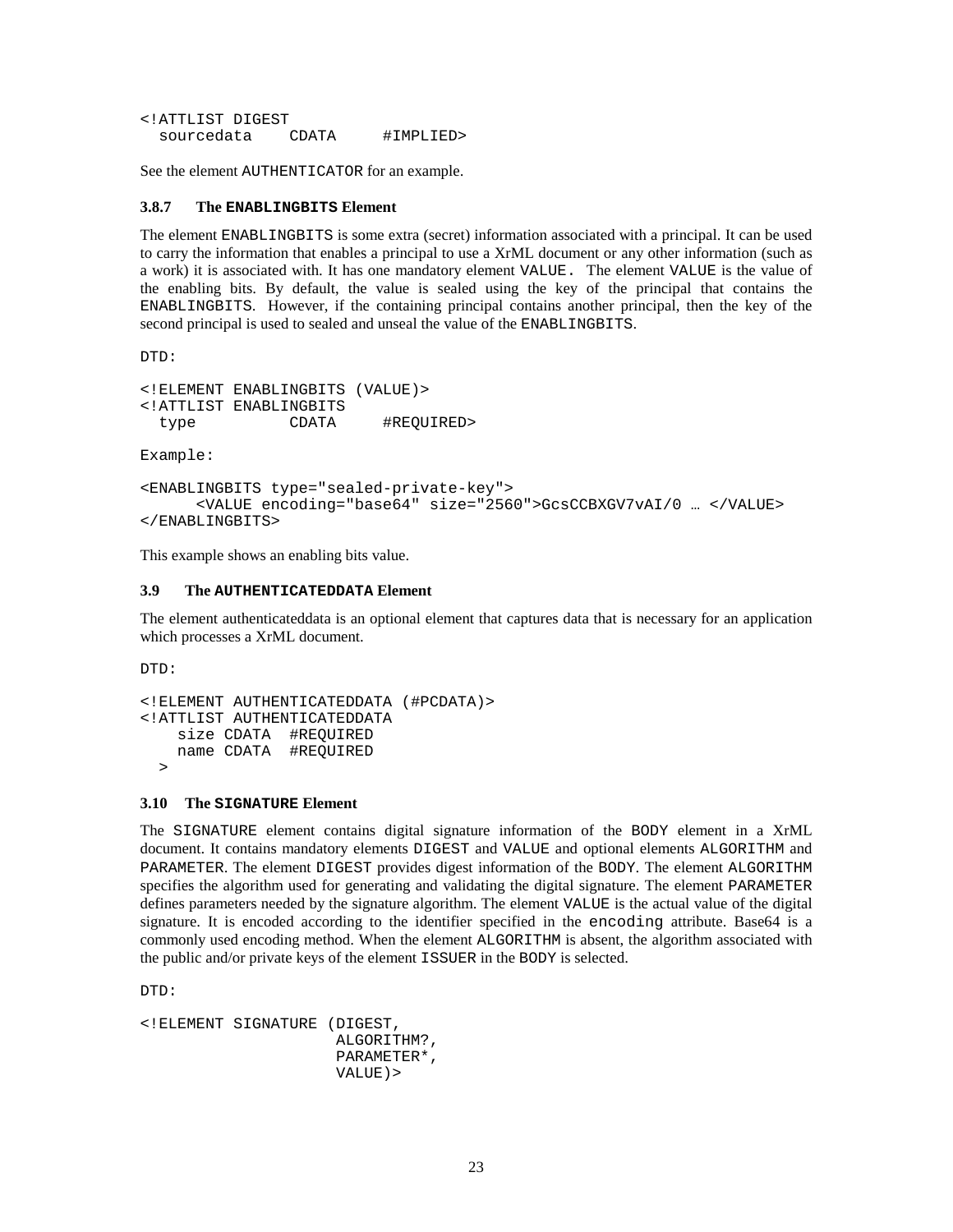```
<!ATTLIST DIGEST
  sourcedata    CDATA     #IMPLIED>
```

See the element AUTHENTICATOR for an example.

#### 3.8.7 The ENABLINGBITS Element

The element ENABLINGBITS is some extra (secret) information associated with a principal. It can be used to carry the information that enables a principal to use a XrML document or any other information (such as a work) it is associated with. It has one mandatory element VALUE. The element VALUE is the value of the enabling bits. By default, the value is sealed using the key of the principal that contains the ENABLINGBITS. However, if the containing principal contains another principal, then the key of the second principal is used to sealed and unseal the value of the ENABLINGBITS.

DTD:

```
<!ELEMENT ENABLINGBITS (VALUE)>
<!ATTLIST ENABLINGBITS
  type          CDATA     #REQUIRED>
```

Example:

```
<ENABLINGBITS type="sealed-private-key">
      <VALUE encoding="base64" size="2560">GcsCCBXGV7vAI/0 … </VALUE>
</ENABLINGBITS>
```

This example shows an enabling bits value.

### 3.9 The AUTHENTICATEDDATA Element

The element authenticateddata is an optional element that captures data that is necessary for an application which processes a XrML document.

DTD:

```
<!ELEMENT AUTHENTICATEDDATA (#PCDATA)>
<!ATTLIST AUTHENTICATEDDATA
    size CDATA  #REQUIRED
    name CDATA  #REQUIRED
  >
```

### 3.10 The SIGNATURE Element

The SIGNATURE element contains digital signature information of the BODY element in a XrML document. It contains mandatory elements DIGEST and VALUE and optional elements ALGORITHM and PARAMETER. The element DIGEST provides digest information of the BODY. The element ALGORITHM specifies the algorithm used for generating and validating the digital signature. The element PARAMETER defines parameters needed by the signature algorithm. The element VALUE is the actual value of the digital signature. It is encoded according to the identifier specified in the encoding attribute. Base64 is a commonly used encoding method. When the element ALGORITHM is absent, the algorithm associated with the public and/or private keys of the element ISSUER in the BODY is selected.

DTD:

```
<!ELEMENT SIGNATURE (DIGEST,
                    ALGORITHM?,
                    PARAMETER*,
                    VALUE)>
```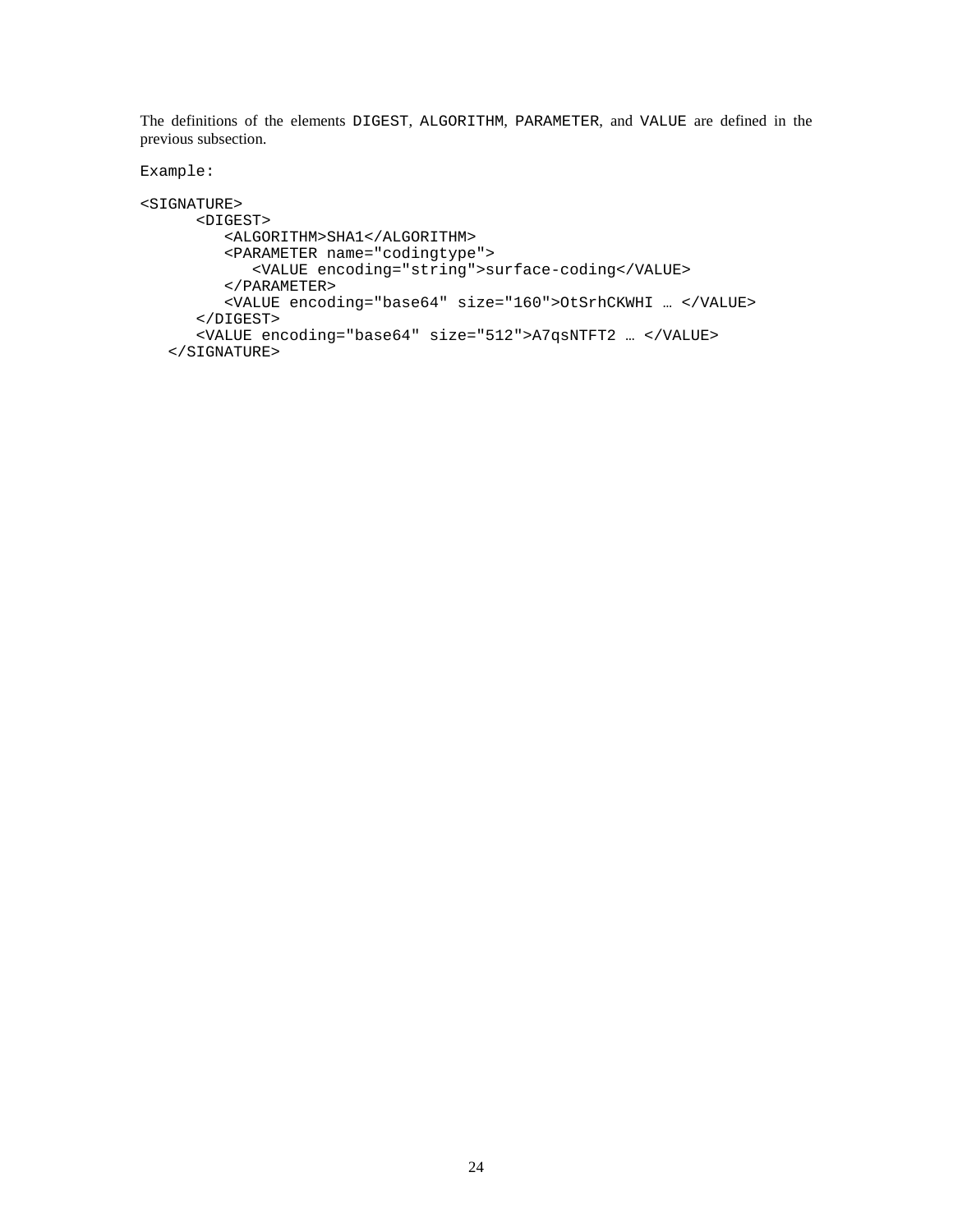The definitions of the elements `DIGEST`, `ALGORITHM`, `PARAMETER`, and `VALUE` are defined in the previous subsection.

Example:

```
<SIGNATURE>
      <DIGEST>
         <ALGORITHM>SHA1</ALGORITHM>
         <PARAMETER name="codingtype">
            <VALUE encoding="string">surface-coding</VALUE>
         </PARAMETER>
         <VALUE encoding="base64" size="160">OtSrhCKWHI … </VALUE>
      </DIGEST>
      <VALUE encoding="base64" size="512">A7qsNTFT2 … </VALUE>
   </SIGNATURE>
```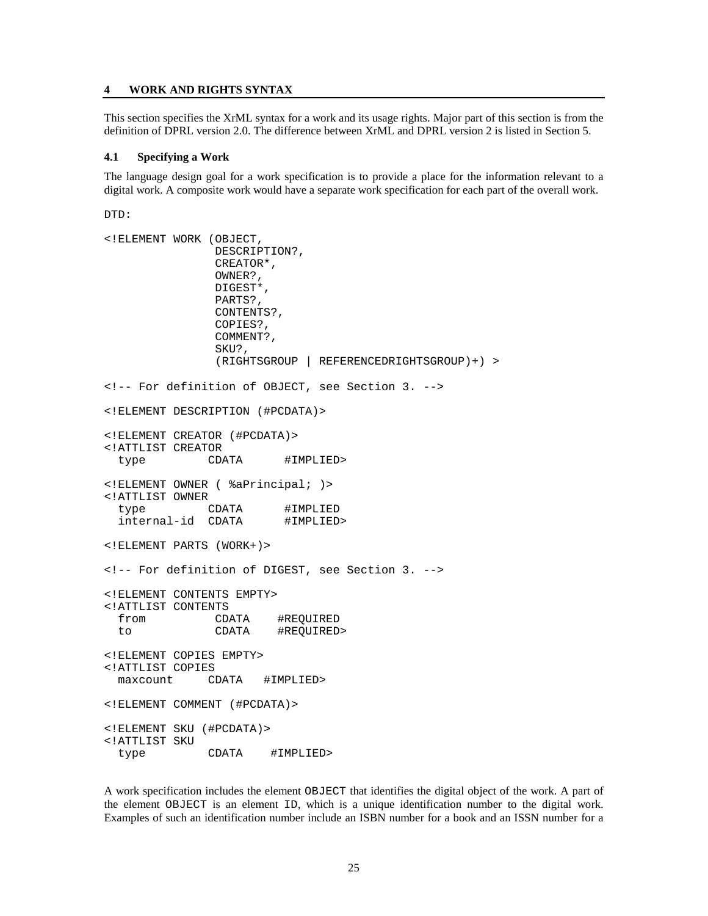## 4 WORK AND RIGHTS SYNTAX

This section specifies the XrML syntax for a work and its usage rights. Major part of this section is from the definition of DPRL version 2.0. The difference between XrML and DPRL version 2 is listed in Section 5.

### 4.1 Specifying a Work

The language design goal for a work specification is to provide a place for the information relevant to a digital work. A composite work would have a separate work specification for each part of the overall work.

DTD:

```
<!ELEMENT WORK (OBJECT,
                DESCRIPTION?,
                CREATOR*,
                OWNER?,
                DIGEST*,
                PARTS?,
                CONTENTS?,
                COPIES?,
                COMMENT?,
                SKU?,
                (RIGHTSGROUP | REFERENCEDRIGHTSGROUP)+) >

<!-- For definition of OBJECT, see Section 3. -->

<!ELEMENT DESCRIPTION (#PCDATA)>

<!ELEMENT CREATOR (#PCDATA)>
<!ATTLIST CREATOR
  type         CDATA      #IMPLIED>

<!ELEMENT OWNER ( %aPrincipal; )>
<!ATTLIST OWNER
  type         CDATA      #IMPLIED
  internal-id  CDATA      #IMPLIED>

<!ELEMENT PARTS (WORK+)>

<!-- For definition of DIGEST, see Section 3. -->

<!ELEMENT CONTENTS EMPTY>
<!ATTLIST CONTENTS
  from          CDATA    #REQUIRED
  to            CDATA    #REQUIRED>

<!ELEMENT COPIES EMPTY>
<!ATTLIST COPIES
  maxcount     CDATA   #IMPLIED>

<!ELEMENT COMMENT (#PCDATA)>

<!ELEMENT SKU (#PCDATA)>
<!ATTLIST SKU
  type         CDATA    #IMPLIED>
```

A work specification includes the element `OBJECT` that identifies the digital object of the work. A part of the element `OBJECT` is an element `ID`, which is a unique identification number to the digital work. Examples of such an identification number include an ISBN number for a book and an ISSN number for a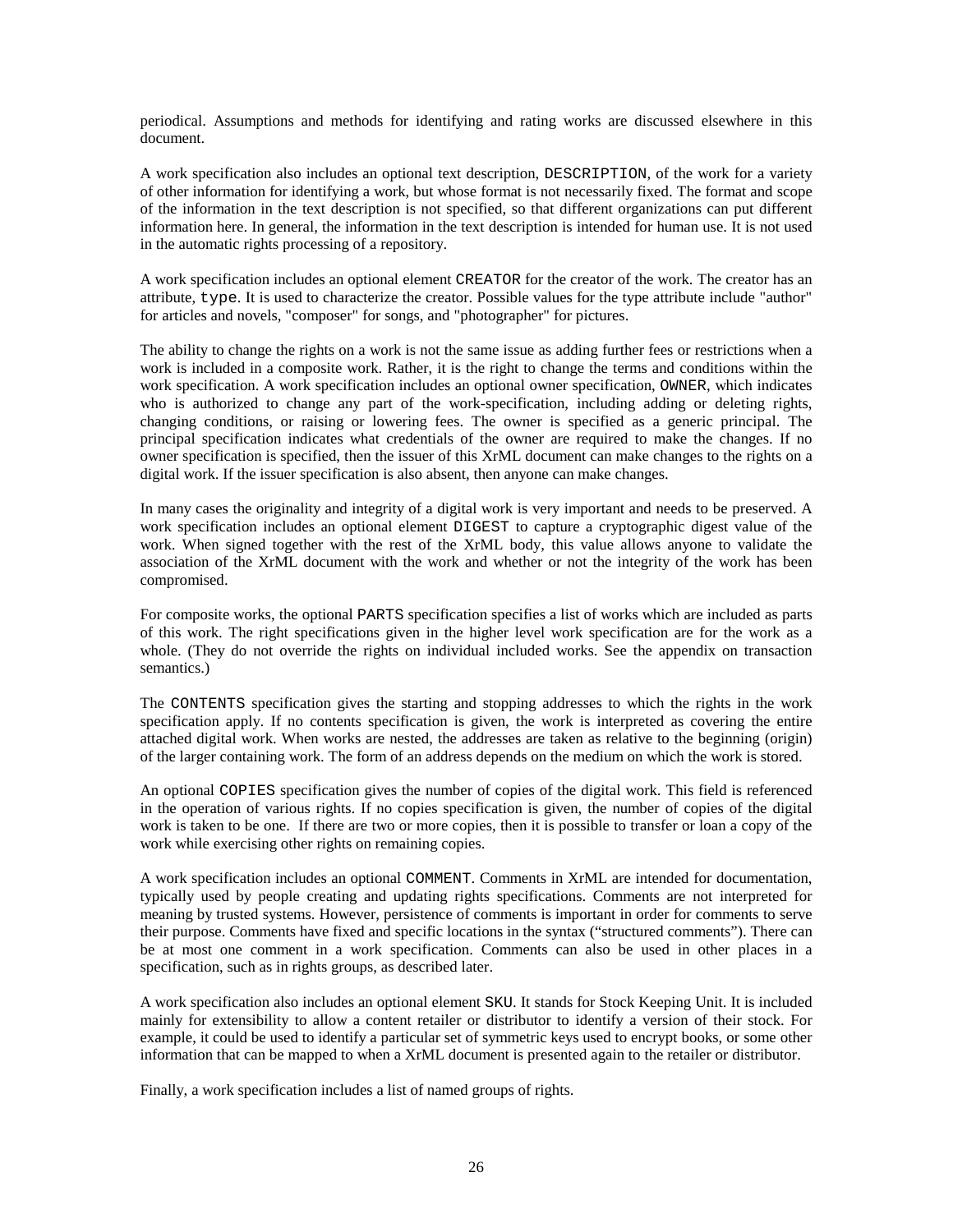periodical. Assumptions and methods for identifying and rating works are discussed elsewhere in this document.

A work specification also includes an optional text description, `DESCRIPTION`, of the work for a variety of other information for identifying a work, but whose format is not necessarily fixed. The format and scope of the information in the text description is not specified, so that different organizations can put different information here. In general, the information in the text description is intended for human use. It is not used in the automatic rights processing of a repository.

A work specification includes an optional element `CREATOR` for the creator of the work. The creator has an attribute, `type`. It is used to characterize the creator. Possible values for the type attribute include "author" for articles and novels, "composer" for songs, and "photographer" for pictures.

The ability to change the rights on a work is not the same issue as adding further fees or restrictions when a work is included in a composite work. Rather, it is the right to change the terms and conditions within the work specification. A work specification includes an optional owner specification, `OWNER`, which indicates who is authorized to change any part of the work-specification, including adding or deleting rights, changing conditions, or raising or lowering fees. The owner is specified as a generic principal. The principal specification indicates what credentials of the owner are required to make the changes. If no owner specification is specified, then the issuer of this XrML document can make changes to the rights on a digital work. If the issuer specification is also absent, then anyone can make changes.

In many cases the originality and integrity of a digital work is very important and needs to be preserved. A work specification includes an optional element `DIGEST` to capture a cryptographic digest value of the work. When signed together with the rest of the XrML body, this value allows anyone to validate the association of the XrML document with the work and whether or not the integrity of the work has been compromised.

For composite works, the optional `PARTS` specification specifies a list of works which are included as parts of this work. The right specifications given in the higher level work specification are for the work as a whole. (They do not override the rights on individual included works. See the appendix on transaction semantics.)

The `CONTENTS` specification gives the starting and stopping addresses to which the rights in the work specification apply. If no contents specification is given, the work is interpreted as covering the entire attached digital work. When works are nested, the addresses are taken as relative to the beginning (origin) of the larger containing work. The form of an address depends on the medium on which the work is stored.

An optional `COPIES` specification gives the number of copies of the digital work. This field is referenced in the operation of various rights. If no copies specification is given, the number of copies of the digital work is taken to be one. If there are two or more copies, then it is possible to transfer or loan a copy of the work while exercising other rights on remaining copies.

A work specification includes an optional `COMMENT`. Comments in XrML are intended for documentation, typically used by people creating and updating rights specifications. Comments are not interpreted for meaning by trusted systems. However, persistence of comments is important in order for comments to serve their purpose. Comments have fixed and specific locations in the syntax ("structured comments"). There can be at most one comment in a work specification. Comments can also be used in other places in a specification, such as in rights groups, as described later.

A work specification also includes an optional element `SKU`. It stands for Stock Keeping Unit. It is included mainly for extensibility to allow a content retailer or distributor to identify a version of their stock. For example, it could be used to identify a particular set of symmetric keys used to encrypt books, or some other information that can be mapped to when a XrML document is presented again to the retailer or distributor.

Finally, a work specification includes a list of named groups of rights.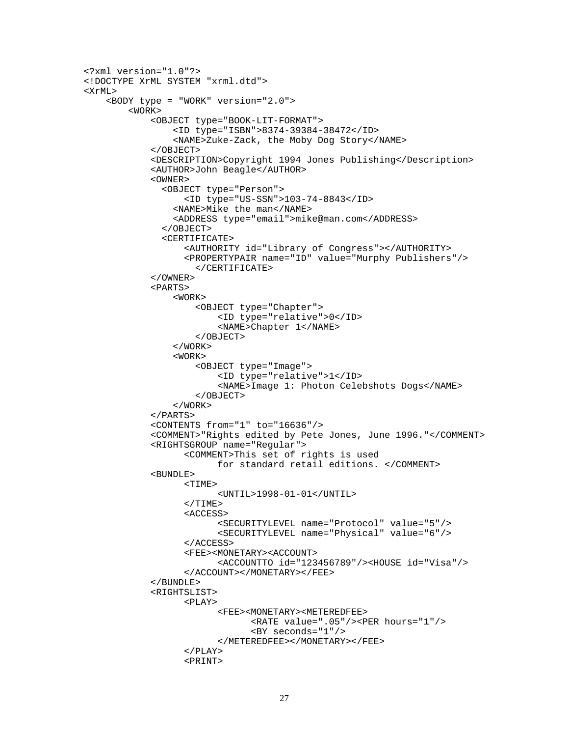```
<?xml version="1.0"?>
<!DOCTYPE XrML SYSTEM "xrml.dtd">
<XrML>
    <BODY type = "WORK" version="2.0">
        <WORK>
            <OBJECT type="BOOK-LIT-FORMAT">
                <ID type="ISBN">8374-39384-38472</ID>
                <NAME>Zuke-Zack, the Moby Dog Story</NAME>
            </OBJECT>
            <DESCRIPTION>Copyright 1994 Jones Publishing</Description>
            <AUTHOR>John Beagle</AUTHOR>
            <OWNER>
              <OBJECT type="Person">
                  <ID type="US-SSN">103-74-8843</ID>
                <NAME>Mike the man</NAME>
                <ADDRESS type="email">mike@man.com</ADDRESS>
              </OBJECT>
              <CERTIFICATE>
                  <AUTHORITY id="Library of Congress"></AUTHORITY>
                  <PROPERTYPAIR name="ID" value="Murphy Publishers"/>
                    </CERTIFICATE>
            </OWNER>
            <PARTS>
                <WORK>
                    <OBJECT type="Chapter">
                        <ID type="relative">0</ID>
                        <NAME>Chapter 1</NAME>
                    </OBJECT>
                </WORK>
                <WORK>
                    <OBJECT type="Image">
                        <ID type="relative">1</ID>
                        <NAME>Image 1: Photon Celebshots Dogs</NAME>
                    </OBJECT>
                </WORK>
            </PARTS>
            <CONTENTS from="1" to="16636"/>
            <COMMENT>"Rights edited by Pete Jones, June 1996."</COMMENT>
            <RIGHTSGROUP name="Regular">
                  <COMMENT>This set of rights is used
                        for standard retail editions. </COMMENT>
            <BUNDLE>
                  <TIME>
                        <UNTIL>1998-01-01</UNTIL>
                  </TIME>
                  <ACCESS>
                        <SECURITYLEVEL name="Protocol" value="5"/>
                        <SECURITYLEVEL name="Physical" value="6"/>
                  </ACCESS>
                  <FEE><MONETARY><ACCOUNT>
                        <ACCOUNTTO id="123456789"/><HOUSE id="Visa"/>
                  </ACCOUNT></MONETARY></FEE>
            </BUNDLE>
            <RIGHTSLIST>
                  <PLAY>
                        <FEE><MONETARY><METEREDFEE>
                              <RATE value=".05"/><PER hours="1"/>
                              <BY seconds="1"/>
                        </METEREDFEE></MONETARY></FEE>
                  </PLAY>
                  <PRINT>
```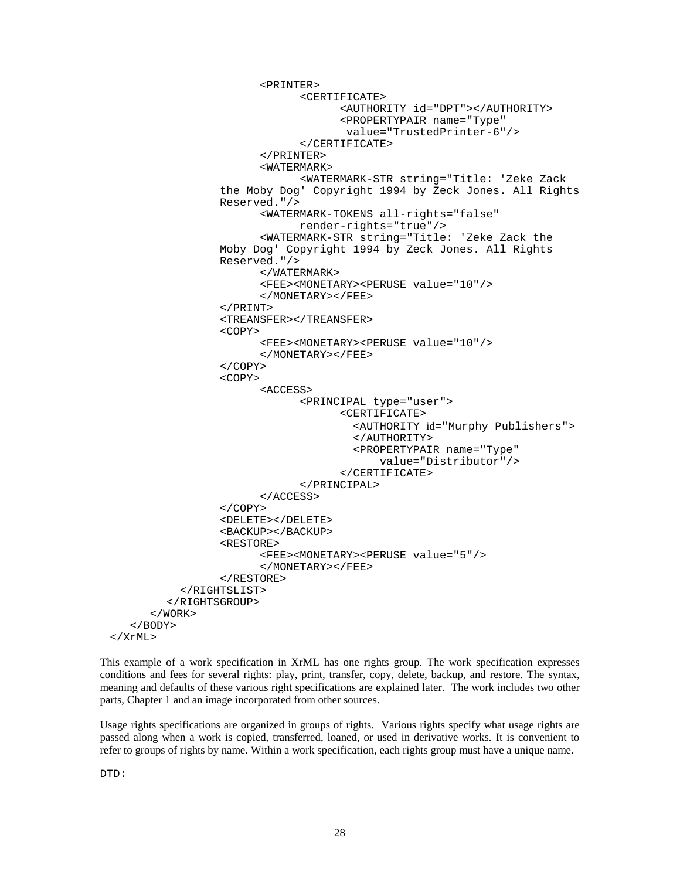```
                        <PRINTER>
                              <CERTIFICATE>
                                    <AUTHORITY id="DPT"></AUTHORITY>
                                    <PROPERTYPAIR name="Type"
                                     value="TrustedPrinter-6"/>
                              </CERTIFICATE>
                        </PRINTER>
                        <WATERMARK>
                              <WATERMARK-STR string="Title: 'Zeke Zack
                  the Moby Dog' Copyright 1994 by Zeck Jones. All Rights
                  Reserved."/>
                        <WATERMARK-TOKENS all-rights="false"
                              render-rights="true"/>
                        <WATERMARK-STR string="Title: 'Zeke Zack the
                  Moby Dog' Copyright 1994 by Zeck Jones. All Rights
                  Reserved."/>
                        </WATERMARK>
                        <FEE><MONETARY><PERUSE value="10"/>
                        </MONETARY></FEE>
                  </PRINT>
                  <TREANSFER></TREANSFER>
                  <COPY>
                        <FEE><MONETARY><PERUSE value="10"/>
                        </MONETARY></FEE>
                  </COPY>
                  <COPY>
                        <ACCESS>
                              <PRINCIPAL type="user">
                                    <CERTIFICATE>
                                      <AUTHORITY id="Murphy Publishers">
                                      </AUTHORITY>
                                      <PROPERTYPAIR name="Type"
                                          value="Distributor"/>
                                    </CERTIFICATE>
                              </PRINCIPAL>
                        </ACCESS>
                  </COPY>
                  <DELETE></DELETE>
                  <BACKUP></BACKUP>
                  <RESTORE>
                        <FEE><MONETARY><PERUSE value="5"/>
                        </MONETARY></FEE>
                  </RESTORE>
            </RIGHTSLIST>
          </RIGHTSGROUP>
       </WORK>
    </BODY>
 </XrML>
```

This example of a work specification in XrML has one rights group. The work specification expresses conditions and fees for several rights: play, print, transfer, copy, delete, backup, and restore. The syntax, meaning and defaults of these various right specifications are explained later. The work includes two other parts, Chapter 1 and an image incorporated from other sources.

Usage rights specifications are organized in groups of rights. Various rights specify what usage rights are passed along when a work is copied, transferred, loaned, or used in derivative works. It is convenient to refer to groups of rights by name. Within a work specification, each rights group must have a unique name.

DTD: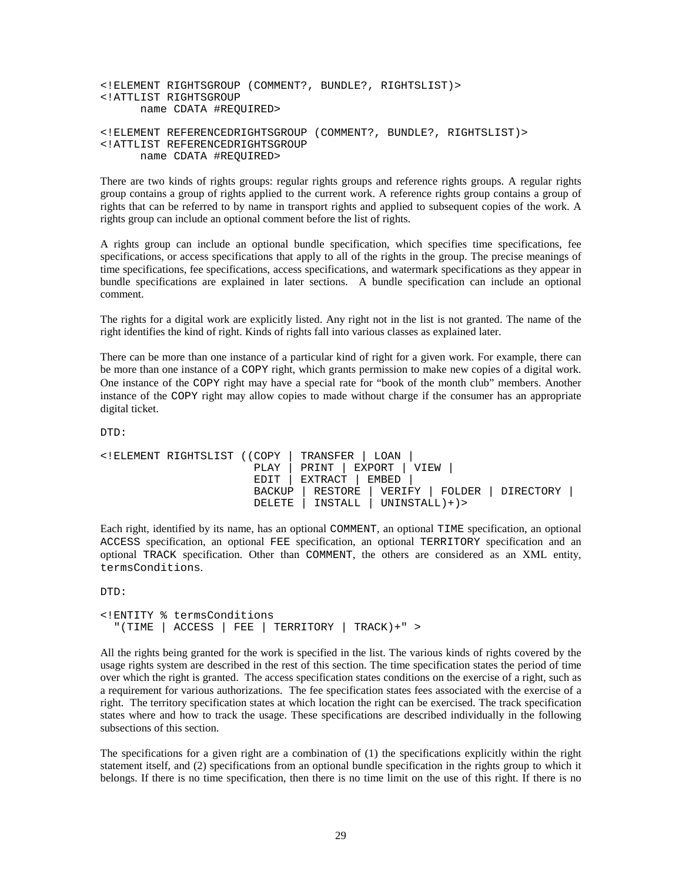```
<!ELEMENT RIGHTSGROUP (COMMENT?, BUNDLE?, RIGHTSLIST)>
<!ATTLIST RIGHTSGROUP
      name CDATA #REQUIRED>

<!ELEMENT REFERENCEDRIGHTSGROUP (COMMENT?, BUNDLE?, RIGHTSLIST)>
<!ATTLIST REFERENCEDRIGHTSGROUP
      name CDATA #REQUIRED>
```

There are two kinds of rights groups: regular rights groups and reference rights groups. A regular rights group contains a group of rights applied to the current work. A reference rights group contains a group of rights that can be referred to by name in transport rights and applied to subsequent copies of the work. A rights group can include an optional comment before the list of rights.

A rights group can include an optional bundle specification, which specifies time specifications, fee specifications, or access specifications that apply to all of the rights in the group. The precise meanings of time specifications, fee specifications, access specifications, and watermark specifications as they appear in bundle specifications are explained in later sections. A bundle specification can include an optional comment.

The rights for a digital work are explicitly listed. Any right not in the list is not granted. The name of the right identifies the kind of right. Kinds of rights fall into various classes as explained later.

There can be more than one instance of a particular kind of right for a given work. For example, there can be more than one instance of a `COPY` right, which grants permission to make new copies of a digital work. One instance of the `COPY` right may have a special rate for "book of the month club" members. Another instance of the `COPY` right may allow copies to made without charge if the consumer has an appropriate digital ticket.

DTD:

```
<!ELEMENT RIGHTSLIST ((COPY | TRANSFER | LOAN |
                       PLAY | PRINT | EXPORT | VIEW |
                       EDIT | EXTRACT | EMBED |
                       BACKUP | RESTORE | VERIFY | FOLDER | DIRECTORY |
                       DELETE | INSTALL | UNINSTALL)+)>
```

Each right, identified by its name, has an optional `COMMENT`, an optional `TIME` specification, an optional `ACCESS` specification, an optional `FEE` specification, an optional `TERRITORY` specification and an optional `TRACK` specification. Other than `COMMENT`, the others are considered as an XML entity, `termsConditions`.

DTD:

```
<!ENTITY % termsConditions
  "(TIME | ACCESS | FEE | TERRITORY | TRACK)+" >
```

All the rights being granted for the work is specified in the list. The various kinds of rights covered by the usage rights system are described in the rest of this section. The time specification states the period of time over which the right is granted. The access specification states conditions on the exercise of a right, such as a requirement for various authorizations. The fee specification states fees associated with the exercise of a right. The territory specification states at which location the right can be exercised. The track specification states where and how to track the usage. These specifications are described individually in the following subsections of this section.

The specifications for a given right are a combination of (1) the specifications explicitly within the right statement itself, and (2) specifications from an optional bundle specification in the rights group to which it belongs. If there is no time specification, then there is no time limit on the use of this right. If there is no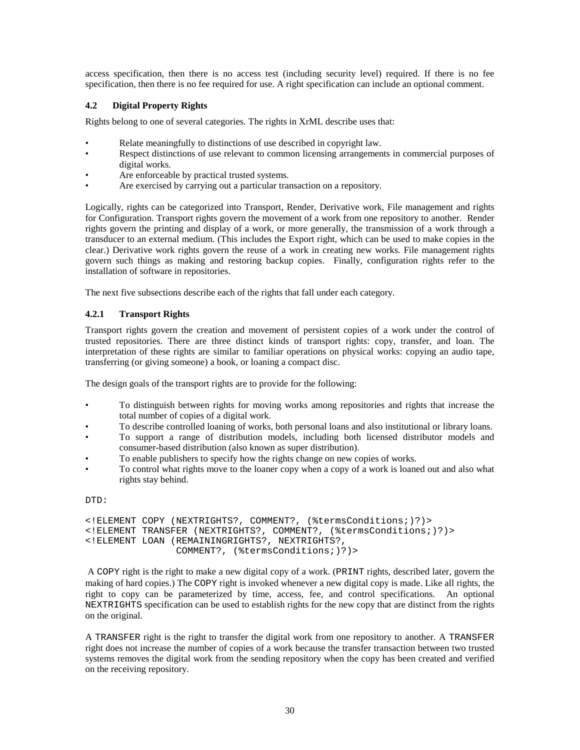access specification, then there is no access test (including security level) required. If there is no fee specification, then there is no fee required for use. A right specification can include an optional comment.

### 4.2 Digital Property Rights

Rights belong to one of several categories. The rights in XrML describe uses that:

- Relate meaningfully to distinctions of use described in copyright law.
- Respect distinctions of use relevant to common licensing arrangements in commercial purposes of digital works.
- Are enforceable by practical trusted systems.
- Are exercised by carrying out a particular transaction on a repository.

Logically, rights can be categorized into Transport, Render, Derivative work, File management and rights for Configuration. Transport rights govern the movement of a work from one repository to another. Render rights govern the printing and display of a work, or more generally, the transmission of a work through a transducer to an external medium. (This includes the Export right, which can be used to make copies in the clear.) Derivative work rights govern the reuse of a work in creating new works. File management rights govern such things as making and restoring backup copies. Finally, configuration rights refer to the installation of software in repositories.

The next five subsections describe each of the rights that fall under each category.

#### 4.2.1 Transport Rights

Transport rights govern the creation and movement of persistent copies of a work under the control of trusted repositories. There are three distinct kinds of transport rights: copy, transfer, and loan. The interpretation of these rights are similar to familiar operations on physical works: copying an audio tape, transferring (or giving someone) a book, or loaning a compact disc.

The design goals of the transport rights are to provide for the following:

- To distinguish between rights for moving works among repositories and rights that increase the total number of copies of a digital work.
- To describe controlled loaning of works, both personal loans and also institutional or library loans.
- To support a range of distribution models, including both licensed distributor models and consumer-based distribution (also known as super distribution).
- To enable publishers to specify how the rights change on new copies of works.
- To control what rights move to the loaner copy when a copy of a work is loaned out and also what rights stay behind.

DTD:

```
<!ELEMENT COPY (NEXTRIGHTS?, COMMENT?, (%termsConditions;)?)>
<!ELEMENT TRANSFER (NEXTRIGHTS?, COMMENT?, (%termsConditions;)?)>
<!ELEMENT LOAN (REMAININGRIGHTS?, NEXTRIGHTS?,
                COMMENT?, (%termsConditions;)?)>
```

A `COPY` right is the right to make a new digital copy of a work. (`PRINT` rights, described later, govern the making of hard copies.) The `COPY` right is invoked whenever a new digital copy is made. Like all rights, the right to copy can be parameterized by time, access, fee, and control specifications. An optional `NEXTRIGHTS` specification can be used to establish rights for the new copy that are distinct from the rights on the original.

A `TRANSFER` right is the right to transfer the digital work from one repository to another. A `TRANSFER` right does not increase the number of copies of a work because the transfer transaction between two trusted systems removes the digital work from the sending repository when the copy has been created and verified on the receiving repository.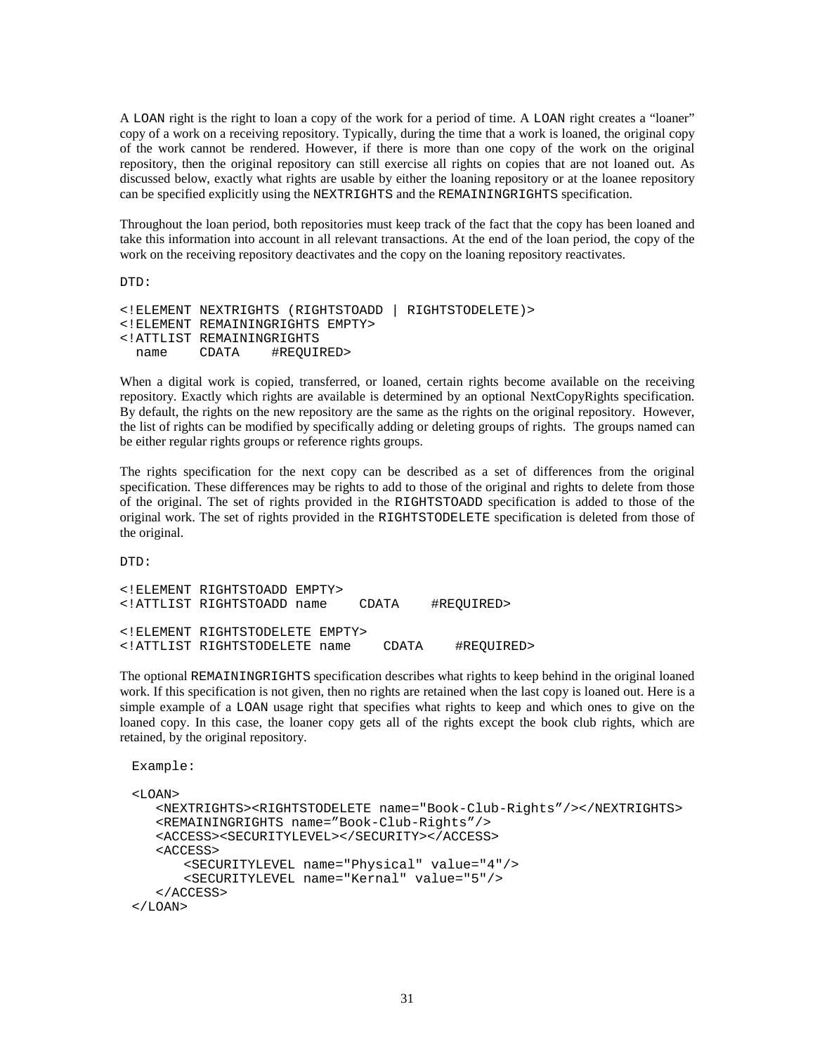A `LOAN` right is the right to loan a copy of the work for a period of time. A `LOAN` right creates a "loaner" copy of a work on a receiving repository. Typically, during the time that a work is loaned, the original copy of the work cannot be rendered. However, if there is more than one copy of the work on the original repository, then the original repository can still exercise all rights on copies that are not loaned out. As discussed below, exactly what rights are usable by either the loaning repository or at the loanee repository can be specified explicitly using the `NEXTRIGHTS` and the `REMAININGRIGHTS` specification.

Throughout the loan period, both repositories must keep track of the fact that the copy has been loaned and take this information into account in all relevant transactions. At the end of the loan period, the copy of the work on the receiving repository deactivates and the copy on the loaning repository reactivates.

DTD:

```
<!ELEMENT NEXTRIGHTS (RIGHTSTOADD | RIGHTSTODELETE)>
<!ELEMENT REMAININGRIGHTS EMPTY>
<!ATTLIST REMAININGRIGHTS
  name    CDATA    #REQUIRED>
```

When a digital work is copied, transferred, or loaned, certain rights become available on the receiving repository. Exactly which rights are available is determined by an optional NextCopyRights specification. By default, the rights on the new repository are the same as the rights on the original repository. However, the list of rights can be modified by specifically adding or deleting groups of rights. The groups named can be either regular rights groups or reference rights groups.

The rights specification for the next copy can be described as a set of differences from the original specification. These differences may be rights to add to those of the original and rights to delete from those of the original. The set of rights provided in the `RIGHTSTOADD` specification is added to those of the original work. The set of rights provided in the `RIGHTSTODELETE` specification is deleted from those of the original.

DTD:

```
<!ELEMENT RIGHTSTOADD EMPTY>
<!ATTLIST RIGHTSTOADD name    CDATA    #REQUIRED>

<!ELEMENT RIGHTSTODELETE EMPTY>
<!ATTLIST RIGHTSTODELETE name    CDATA    #REQUIRED>
```

The optional `REMAININGRIGHTS` specification describes what rights to keep behind in the original loaned work. If this specification is not given, then no rights are retained when the last copy is loaned out. Here is a simple example of a `LOAN` usage right that specifies what rights to keep and which ones to give on the loaned copy. In this case, the loaner copy gets all of the rights except the book club rights, which are retained, by the original repository.

```
Example:

<LOAN>
   <NEXTRIGHTS><RIGHTSTODELETE name="Book-Club-Rights"/></NEXTRIGHTS>
   <REMAININGRIGHTS name="Book-Club-Rights"/>
   <ACCESS><SECURITYLEVEL></SECURITY></ACCESS>
   <ACCESS>
       <SECURITYLEVEL name="Physical" value="4"/>
       <SECURITYLEVEL name="Kernal" value="5"/>
   </ACCESS>
</LOAN>
```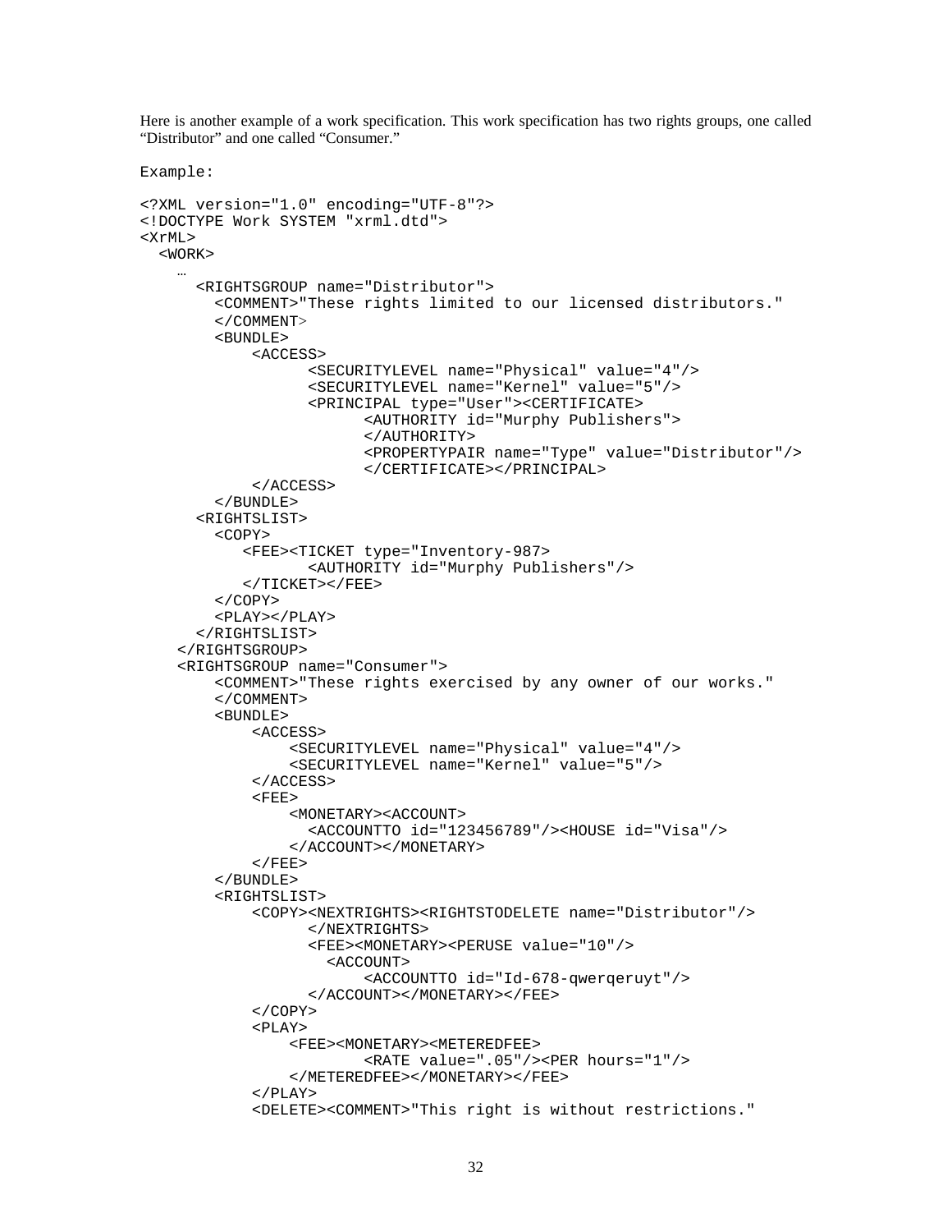Here is another example of a work specification. This work specification has two rights groups, one called “Distributor” and one called “Consumer.”

Example:

```
<?XML version="1.0" encoding="UTF-8"?>
<!DOCTYPE Work SYSTEM "xrml.dtd">
<XrML>
  <WORK>
    …
      <RIGHTSGROUP name="Distributor">
        <COMMENT>"These rights limited to our licensed distributors."
        </COMMENT>
        <BUNDLE>
            <ACCESS>
                  <SECURITYLEVEL name="Physical" value="4"/>
                  <SECURITYLEVEL name="Kernel" value="5"/>
                  <PRINCIPAL type="User"><CERTIFICATE>
                        <AUTHORITY id="Murphy Publishers">
                        </AUTHORITY>
                        <PROPERTYPAIR name="Type" value="Distributor"/>
                        </CERTIFICATE></PRINCIPAL>
            </ACCESS>
        </BUNDLE>
      <RIGHTSLIST>
        <COPY>
           <FEE><TICKET type="Inventory-987>
                  <AUTHORITY id="Murphy Publishers"/>
           </TICKET></FEE>
        </COPY>
        <PLAY></PLAY>
      </RIGHTSLIST>
    </RIGHTSGROUP>
    <RIGHTSGROUP name="Consumer">
        <COMMENT>"These rights exercised by any owner of our works."
        </COMMENT>
        <BUNDLE>
            <ACCESS>
                <SECURITYLEVEL name="Physical" value="4"/>
                <SECURITYLEVEL name="Kernel" value="5"/>
            </ACCESS>
            <FEE>
                <MONETARY><ACCOUNT>
                  <ACCOUNTTO id="123456789"/><HOUSE id="Visa"/>
                </ACCOUNT></MONETARY>
            </FEE>
        </BUNDLE>
        <RIGHTSLIST>
            <COPY><NEXTRIGHTS><RIGHTSTODELETE name="Distributor"/>
                  </NEXTRIGHTS>
                  <FEE><MONETARY><PERUSE value="10"/>
                    <ACCOUNT>
                        <ACCOUNTTO id="Id-678-qwerqeruyt"/>
                  </ACCOUNT></MONETARY></FEE>
            </COPY>
            <PLAY>
                <FEE><MONETARY><METEREDFEE>
                        <RATE value=".05"/><PER hours="1"/>
                </METEREDFEE></MONETARY></FEE>
            </PLAY>
            <DELETE><COMMENT>"This right is without restrictions."
```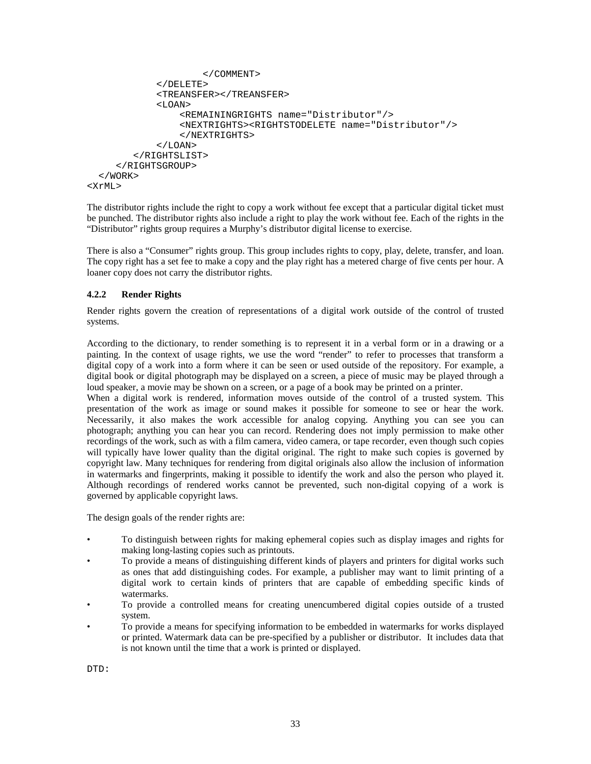```
                    </COMMENT>
            </DELETE>
            <TREANSFER></TREANSFER>
            <LOAN>
                <REMAININGRIGHTS name="Distributor"/>
                <NEXTRIGHTS><RIGHTSTODELETE name="Distributor"/>
                </NEXTRIGHTS>
            </LOAN>
        </RIGHTSLIST>
    </RIGHTSGROUP>
  </WORK>
<XrML>
```

The distributor rights include the right to copy a work without fee except that a particular digital ticket must be punched. The distributor rights also include a right to play the work without fee. Each of the rights in the "Distributor" rights group requires a Murphy's distributor digital license to exercise.

There is also a "Consumer" rights group. This group includes rights to copy, play, delete, transfer, and loan. The copy right has a set fee to make a copy and the play right has a metered charge of five cents per hour. A loaner copy does not carry the distributor rights.

### 4.2.2 Render Rights

Render rights govern the creation of representations of a digital work outside of the control of trusted systems.

According to the dictionary, to render something is to represent it in a verbal form or in a drawing or a painting. In the context of usage rights, we use the word "render" to refer to processes that transform a digital copy of a work into a form where it can be seen or used outside of the repository. For example, a digital book or digital photograph may be displayed on a screen, a piece of music may be played through a loud speaker, a movie may be shown on a screen, or a page of a book may be printed on a printer.
When a digital work is rendered, information moves outside of the control of a trusted system. This presentation of the work as image or sound makes it possible for someone to see or hear the work. Necessarily, it also makes the work accessible for analog copying. Anything you can see you can photograph; anything you can hear you can record. Rendering does not imply permission to make other recordings of the work, such as with a film camera, video camera, or tape recorder, even though such copies will typically have lower quality than the digital original. The right to make such copies is governed by copyright law. Many techniques for rendering from digital originals also allow the inclusion of information in watermarks and fingerprints, making it possible to identify the work and also the person who played it. Although recordings of rendered works cannot be prevented, such non-digital copying of a work is governed by applicable copyright laws.

The design goals of the render rights are:

- To distinguish between rights for making ephemeral copies such as display images and rights for making long-lasting copies such as printouts.
- To provide a means of distinguishing different kinds of players and printers for digital works such as ones that add distinguishing codes. For example, a publisher may want to limit printing of a digital work to certain kinds of printers that are capable of embedding specific kinds of watermarks.
- To provide a controlled means for creating unencumbered digital copies outside of a trusted system.
- To provide a means for specifying information to be embedded in watermarks for works displayed or printed. Watermark data can be pre-specified by a publisher or distributor. It includes data that is not known until the time that a work is printed or displayed.

DTD: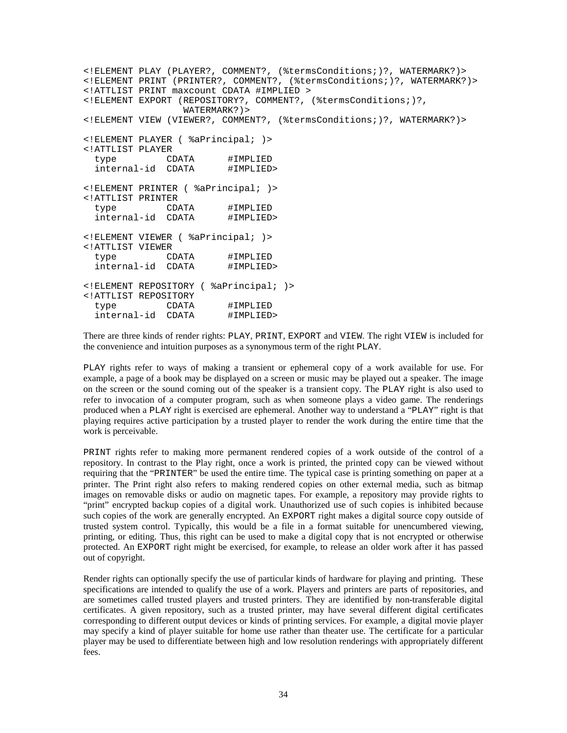```
<!ELEMENT PLAY (PLAYER?, COMMENT?, (%termsConditions;)?, WATERMARK?)>
<!ELEMENT PRINT (PRINTER?, COMMENT?, (%termsConditions;)?, WATERMARK?)>
<!ATTLIST PRINT maxcount CDATA #IMPLIED >
<!ELEMENT EXPORT (REPOSITORY?, COMMENT?, (%termsConditions;)?,
                  WATERMARK?)>
<!ELEMENT VIEW (VIEWER?, COMMENT?, (%termsConditions;)?, WATERMARK?)>

<!ELEMENT PLAYER ( %aPrincipal; )>
<!ATTLIST PLAYER
  type         CDATA      #IMPLIED
  internal-id  CDATA      #IMPLIED>

<!ELEMENT PRINTER ( %aPrincipal; )>
<!ATTLIST PRINTER
  type         CDATA      #IMPLIED
  internal-id  CDATA      #IMPLIED>

<!ELEMENT VIEWER ( %aPrincipal; )>
<!ATTLIST VIEWER
  type         CDATA      #IMPLIED
  internal-id  CDATA      #IMPLIED>

<!ELEMENT REPOSITORY ( %aPrincipal; )>
<!ATTLIST REPOSITORY
  type         CDATA      #IMPLIED
  internal-id  CDATA      #IMPLIED>
```

There are three kinds of render rights: PLAY, PRINT, EXPORT and VIEW. The right VIEW is included for the convenience and intuition purposes as a synonymous term of the right PLAY.

PLAY rights refer to ways of making a transient or ephemeral copy of a work available for use. For example, a page of a book may be displayed on a screen or music may be played out a speaker. The image on the screen or the sound coming out of the speaker is a transient copy. The PLAY right is also used to refer to invocation of a computer program, such as when someone plays a video game. The renderings produced when a PLAY right is exercised are ephemeral. Another way to understand a "PLAY" right is that playing requires active participation by a trusted player to render the work during the entire time that the work is perceivable.

PRINT rights refer to making more permanent rendered copies of a work outside of the control of a repository. In contrast to the Play right, once a work is printed, the printed copy can be viewed without requiring that the "PRINTER" be used the entire time. The typical case is printing something on paper at a printer. The Print right also refers to making rendered copies on other external media, such as bitmap images on removable disks or audio on magnetic tapes. For example, a repository may provide rights to "print" encrypted backup copies of a digital work. Unauthorized use of such copies is inhibited because such copies of the work are generally encrypted. An EXPORT right makes a digital source copy outside of trusted system control. Typically, this would be a file in a format suitable for unencumbered viewing, printing, or editing. Thus, this right can be used to make a digital copy that is not encrypted or otherwise protected. An EXPORT right might be exercised, for example, to release an older work after it has passed out of copyright.

Render rights can optionally specify the use of particular kinds of hardware for playing and printing. These specifications are intended to qualify the use of a work. Players and printers are parts of repositories, and are sometimes called trusted players and trusted printers. They are identified by non-transferable digital certificates. A given repository, such as a trusted printer, may have several different digital certificates corresponding to different output devices or kinds of printing services. For example, a digital movie player may specify a kind of player suitable for home use rather than theater use. The certificate for a particular player may be used to differentiate between high and low resolution renderings with appropriately different fees.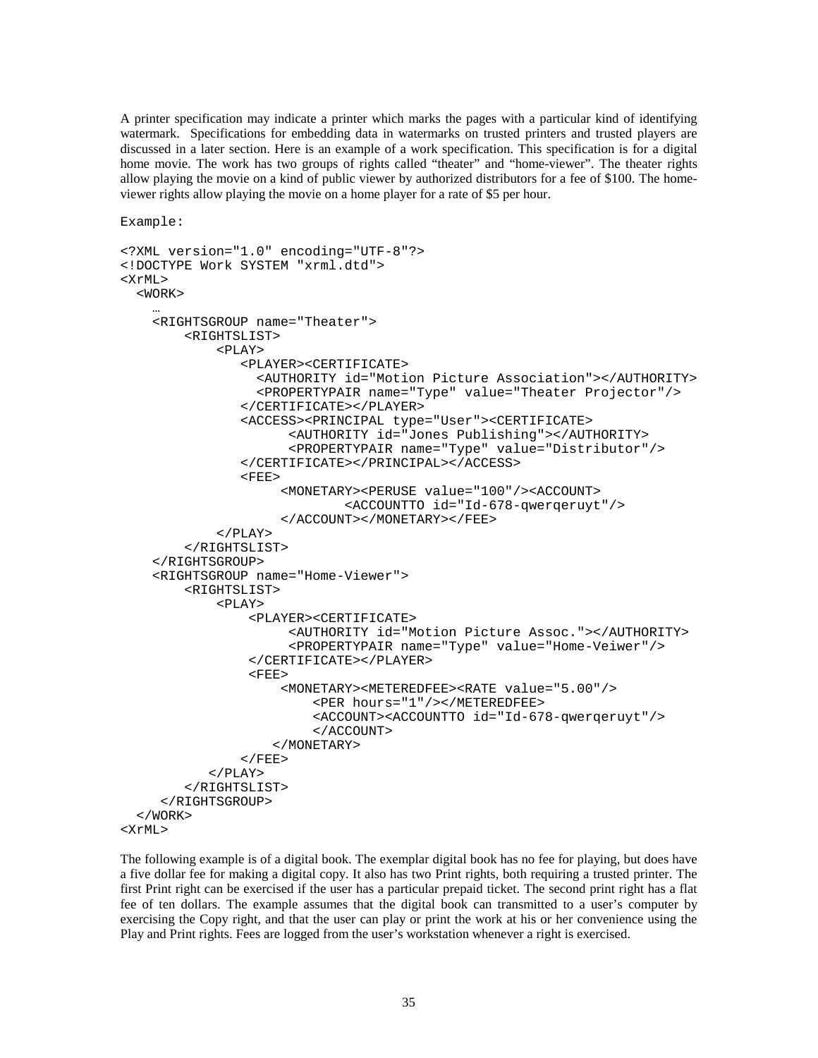A printer specification may indicate a printer which marks the pages with a particular kind of identifying watermark. Specifications for embedding data in watermarks on trusted printers and trusted players are discussed in a later section. Here is an example of a work specification. This specification is for a digital home movie. The work has two groups of rights called "theater" and "home-viewer". The theater rights allow playing the movie on a kind of public viewer by authorized distributors for a fee of $100. The home-viewer rights allow playing the movie on a home player for a rate of $5 per hour.

Example:

```
<?XML version="1.0" encoding="UTF-8"?>
<!DOCTYPE Work SYSTEM "xrml.dtd">
<XrML>
  <WORK>
    …
    <RIGHTSGROUP name="Theater">
        <RIGHTSLIST>
            <PLAY>
               <PLAYER><CERTIFICATE>
                  <AUTHORITY id="Motion Picture Association"></AUTHORITY>
                  <PROPERTYPAIR name="Type" value="Theater Projector"/>
               </CERTIFICATE></PLAYER>
               <ACCESS><PRINCIPAL type="User"><CERTIFICATE>
                     <AUTHORITY id="Jones Publishing"></AUTHORITY>
                     <PROPERTYPAIR name="Type" value="Distributor"/>
               </CERTIFICATE></PRINCIPAL></ACCESS>
               <FEE>
                    <MONETARY><PERUSE value="100"/><ACCOUNT>
                            <ACCOUNTTO id="Id-678-qwerqeruyt"/>
                    </ACCOUNT></MONETARY></FEE>
            </PLAY>
        </RIGHTSLIST>
    </RIGHTSGROUP>
    <RIGHTSGROUP name="Home-Viewer">
        <RIGHTSLIST>
            <PLAY>
                <PLAYER><CERTIFICATE>
                     <AUTHORITY id="Motion Picture Assoc."></AUTHORITY>
                     <PROPERTYPAIR name="Type" value="Home-Veiwer"/>
                </CERTIFICATE></PLAYER>
                <FEE>
                    <MONETARY><METEREDFEE><RATE value="5.00"/>
                        <PER hours="1"/></METEREDFEE>
                        <ACCOUNT><ACCOUNTTO id="Id-678-qwerqeruyt"/>
                        </ACCOUNT>
                  </MONETARY>
               </FEE>
           </PLAY>
        </RIGHTSLIST>
     </RIGHTSGROUP>
  </WORK>
<XrML>
```

The following example is of a digital book. The exemplar digital book has no fee for playing, but does have a five dollar fee for making a digital copy. It also has two Print rights, both requiring a trusted printer. The first Print right can be exercised if the user has a particular prepaid ticket. The second print right has a flat fee of ten dollars. The example assumes that the digital book can transmitted to a user's computer by exercising the Copy right, and that the user can play or print the work at his or her convenience using the Play and Print rights. Fees are logged from the user's workstation whenever a right is exercised.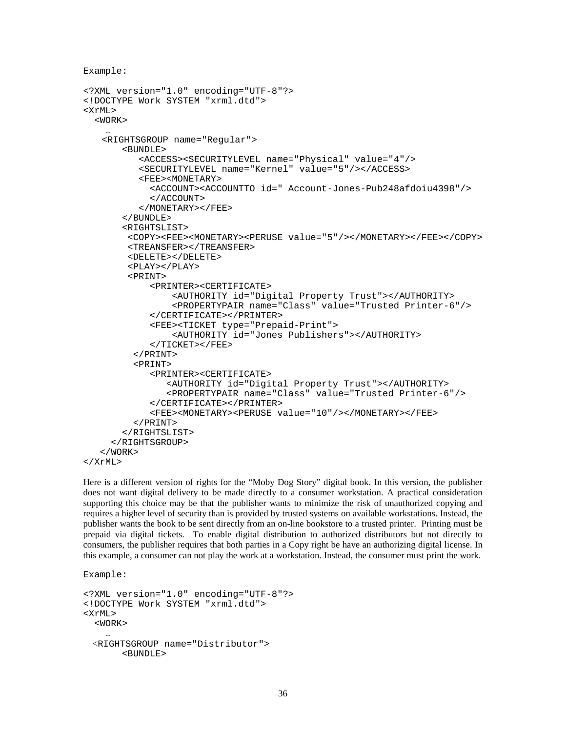Example:

```
<?XML version="1.0" encoding="UTF-8"?>
<!DOCTYPE Work SYSTEM "xrml.dtd">
<XrML>
  <WORK>
    …
   <RIGHTSGROUP name="Regular">
       <BUNDLE>
          <ACCESS><SECURITYLEVEL name="Physical" value="4"/>
          <SECURITYLEVEL name="Kernel" value="5"/></ACCESS>
          <FEE><MONETARY>
            <ACCOUNT><ACCOUNTTO id=" Account-Jones-Pub248afdoiu4398"/>
            </ACCOUNT>
          </MONETARY></FEE>
       </BUNDLE>
       <RIGHTSLIST>
        <COPY><FEE><MONETARY><PERUSE value="5"/></MONETARY></FEE></COPY>
        <TREANSFER></TREANSFER>
        <DELETE></DELETE>
        <PLAY></PLAY>
        <PRINT>
            <PRINTER><CERTIFICATE>
                <AUTHORITY id="Digital Property Trust"></AUTHORITY>
                <PROPERTYPAIR name="Class" value="Trusted Printer-6"/>
            </CERTIFICATE></PRINTER>
            <FEE><TICKET type="Prepaid-Print">
                <AUTHORITY id="Jones Publishers"></AUTHORITY>
            </TICKET></FEE>
         </PRINT>
         <PRINT>
            <PRINTER><CERTIFICATE>
               <AUTHORITY id="Digital Property Trust"></AUTHORITY>
               <PROPERTYPAIR name="Class" value="Trusted Printer-6"/>
            </CERTIFICATE></PRINTER>
            <FEE><MONETARY><PERUSE value="10"/></MONETARY></FEE>
         </PRINT>
       </RIGHTSLIST>
     </RIGHTSGROUP>
   </WORK>
</XrML>
```

Here is a different version of rights for the "Moby Dog Story" digital book. In this version, the publisher does not want digital delivery to be made directly to a consumer workstation. A practical consideration supporting this choice may be that the publisher wants to minimize the risk of unauthorized copying and requires a higher level of security than is provided by trusted systems on available workstations. Instead, the publisher wants the book to be sent directly from an on-line bookstore to a trusted printer. Printing must be prepaid via digital tickets. To enable digital distribution to authorized distributors but not directly to consumers, the publisher requires that both parties in a Copy right be have an authorizing digital license. In this example, a consumer can not play the work at a workstation. Instead, the consumer must print the work.

Example:

```
<?XML version="1.0" encoding="UTF-8"?>
<!DOCTYPE Work SYSTEM "xrml.dtd">
<XrML>
  <WORK>
    …
  <RIGHTSGROUP name="Distributor">
        <BUNDLE>
```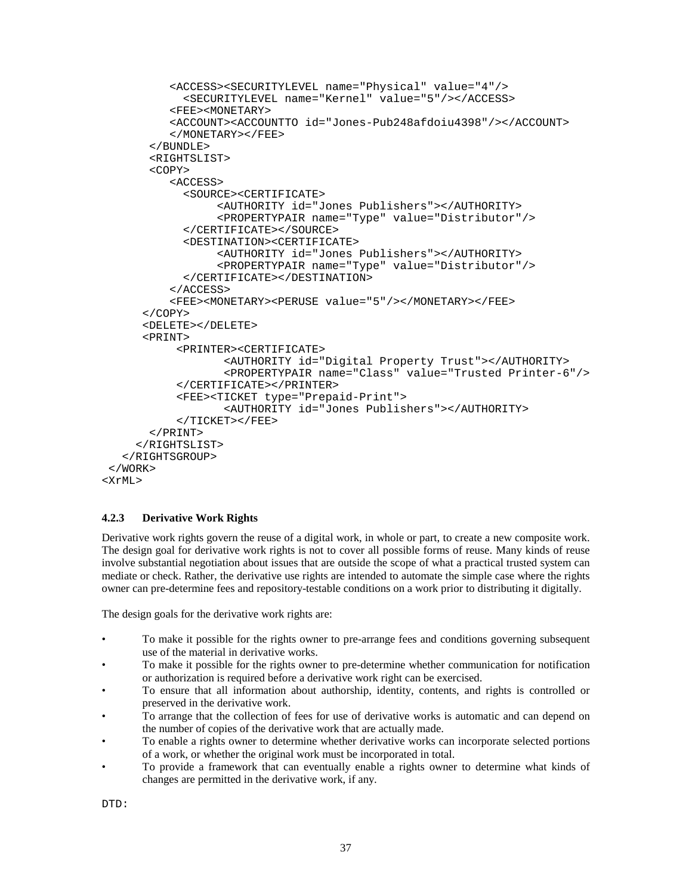```
          <ACCESS><SECURITYLEVEL name="Physical" value="4"/>
            <SECURITYLEVEL name="Kernel" value="5"/></ACCESS>
          <FEE><MONETARY>
          <ACCOUNT><ACCOUNTTO id="Jones-Pub248afdoiu4398"/></ACCOUNT>
          </MONETARY></FEE>
       </BUNDLE>
       <RIGHTSLIST>
       <COPY>
          <ACCESS>
            <SOURCE><CERTIFICATE>
                 <AUTHORITY id="Jones Publishers"></AUTHORITY>
                 <PROPERTYPAIR name="Type" value="Distributor"/>
            </CERTIFICATE></SOURCE>
            <DESTINATION><CERTIFICATE>
                 <AUTHORITY id="Jones Publishers"></AUTHORITY>
                 <PROPERTYPAIR name="Type" value="Distributor"/>
            </CERTIFICATE></DESTINATION>
          </ACCESS>
          <FEE><MONETARY><PERUSE value="5"/></MONETARY></FEE>
      </COPY>
      <DELETE></DELETE>
      <PRINT>
            <PRINTER><CERTIFICATE>
                  <AUTHORITY id="Digital Property Trust"></AUTHORITY>
                  <PROPERTYPAIR name="Class" value="Trusted Printer-6"/>
            </CERTIFICATE></PRINTER>
            <FEE><TICKET type="Prepaid-Print">
                  <AUTHORITY id="Jones Publishers"></AUTHORITY>
            </TICKET></FEE>
       </PRINT>
     </RIGHTSLIST>
   </RIGHTSGROUP>
 </WORK>
<XrML>
```

#### 4.2.3 Derivative Work Rights

Derivative work rights govern the reuse of a digital work, in whole or part, to create a new composite work. The design goal for derivative work rights is not to cover all possible forms of reuse. Many kinds of reuse involve substantial negotiation about issues that are outside the scope of what a practical trusted system can mediate or check. Rather, the derivative use rights are intended to automate the simple case where the rights owner can pre-determine fees and repository-testable conditions on a work prior to distributing it digitally.

The design goals for the derivative work rights are:

- To make it possible for the rights owner to pre-arrange fees and conditions governing subsequent use of the material in derivative works.
- To make it possible for the rights owner to pre-determine whether communication for notification or authorization is required before a derivative work right can be exercised.
- To ensure that all information about authorship, identity, contents, and rights is controlled or preserved in the derivative work.
- To arrange that the collection of fees for use of derivative works is automatic and can depend on the number of copies of the derivative work that are actually made.
- To enable a rights owner to determine whether derivative works can incorporate selected portions of a work, or whether the original work must be incorporated in total.
- To provide a framework that can eventually enable a rights owner to determine what kinds of changes are permitted in the derivative work, if any.

DTD: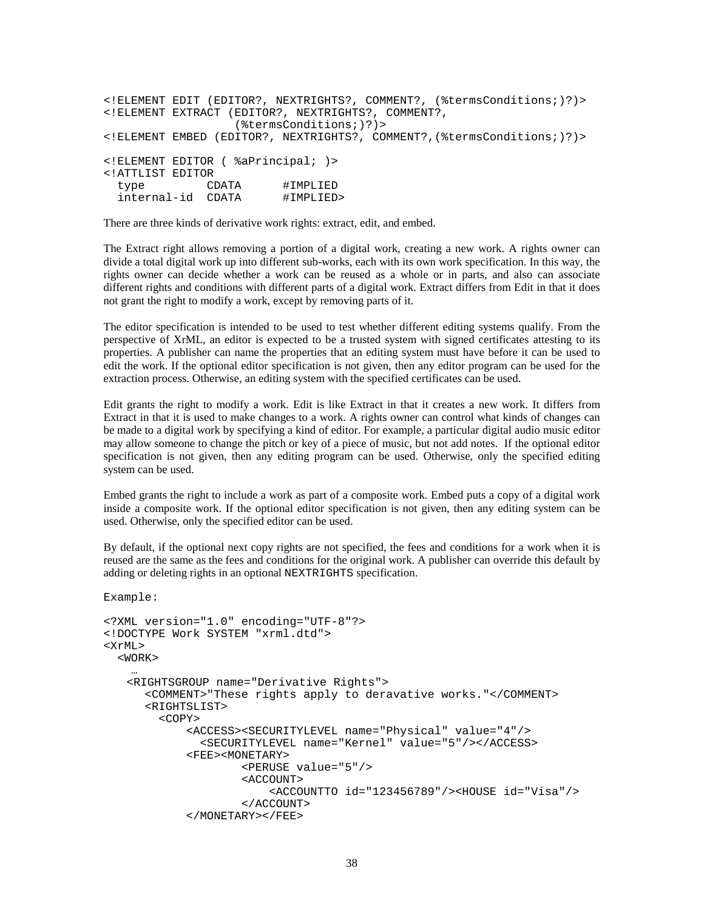```
<!ELEMENT EDIT (EDITOR?, NEXTRIGHTS?, COMMENT?, (%termsConditions;)?)>
<!ELEMENT EXTRACT (EDITOR?, NEXTRIGHTS?, COMMENT?,
                  (%termsConditions;)?)>
<!ELEMENT EMBED (EDITOR?, NEXTRIGHTS?, COMMENT?,(%termsConditions;)?)>

<!ELEMENT EDITOR ( %aPrincipal; )>
<!ATTLIST EDITOR
  type        CDATA      #IMPLIED
  internal-id  CDATA      #IMPLIED>
```

There are three kinds of derivative work rights: extract, edit, and embed.

The Extract right allows removing a portion of a digital work, creating a new work. A rights owner can divide a total digital work up into different sub-works, each with its own work specification. In this way, the rights owner can decide whether a work can be reused as a whole or in parts, and also can associate different rights and conditions with different parts of a digital work. Extract differs from Edit in that it does not grant the right to modify a work, except by removing parts of it.

The editor specification is intended to be used to test whether different editing systems qualify. From the perspective of XrML, an editor is expected to be a trusted system with signed certificates attesting to its properties. A publisher can name the properties that an editing system must have before it can be used to edit the work. If the optional editor specification is not given, then any editor program can be used for the extraction process. Otherwise, an editing system with the specified certificates can be used.

Edit grants the right to modify a work. Edit is like Extract in that it creates a new work. It differs from Extract in that it is used to make changes to a work. A rights owner can control what kinds of changes can be made to a digital work by specifying a kind of editor. For example, a particular digital audio music editor may allow someone to change the pitch or key of a piece of music, but not add notes. If the optional editor specification is not given, then any editing program can be used. Otherwise, only the specified editing system can be used.

Embed grants the right to include a work as part of a composite work. Embed puts a copy of a digital work inside a composite work. If the optional editor specification is not given, then any editing system can be used. Otherwise, only the specified editor can be used.

By default, if the optional next copy rights are not specified, the fees and conditions for a work when it is reused are the same as the fees and conditions for the original work. A publisher can override this default by adding or deleting rights in an optional `NEXTRIGHTS` specification.

Example:

```
<?XML version="1.0" encoding="UTF-8"?>
<!DOCTYPE Work SYSTEM "xrml.dtd">
<XrML>
  <WORK>
     …
    <RIGHTSGROUP name="Derivative Rights">
       <COMMENT>"These rights apply to deravative works."</COMMENT>
       <RIGHTSLIST>
         <COPY>
             <ACCESS><SECURITYLEVEL name="Physical" value="4"/>
               <SECURITYLEVEL name="Kernel" value="5"/></ACCESS>
             <FEE><MONETARY>
                     <PERUSE value="5"/>
                     <ACCOUNT>
                         <ACCOUNTTO id="123456789"/><HOUSE id="Visa"/>
                     </ACCOUNT>
             </MONETARY></FEE>
```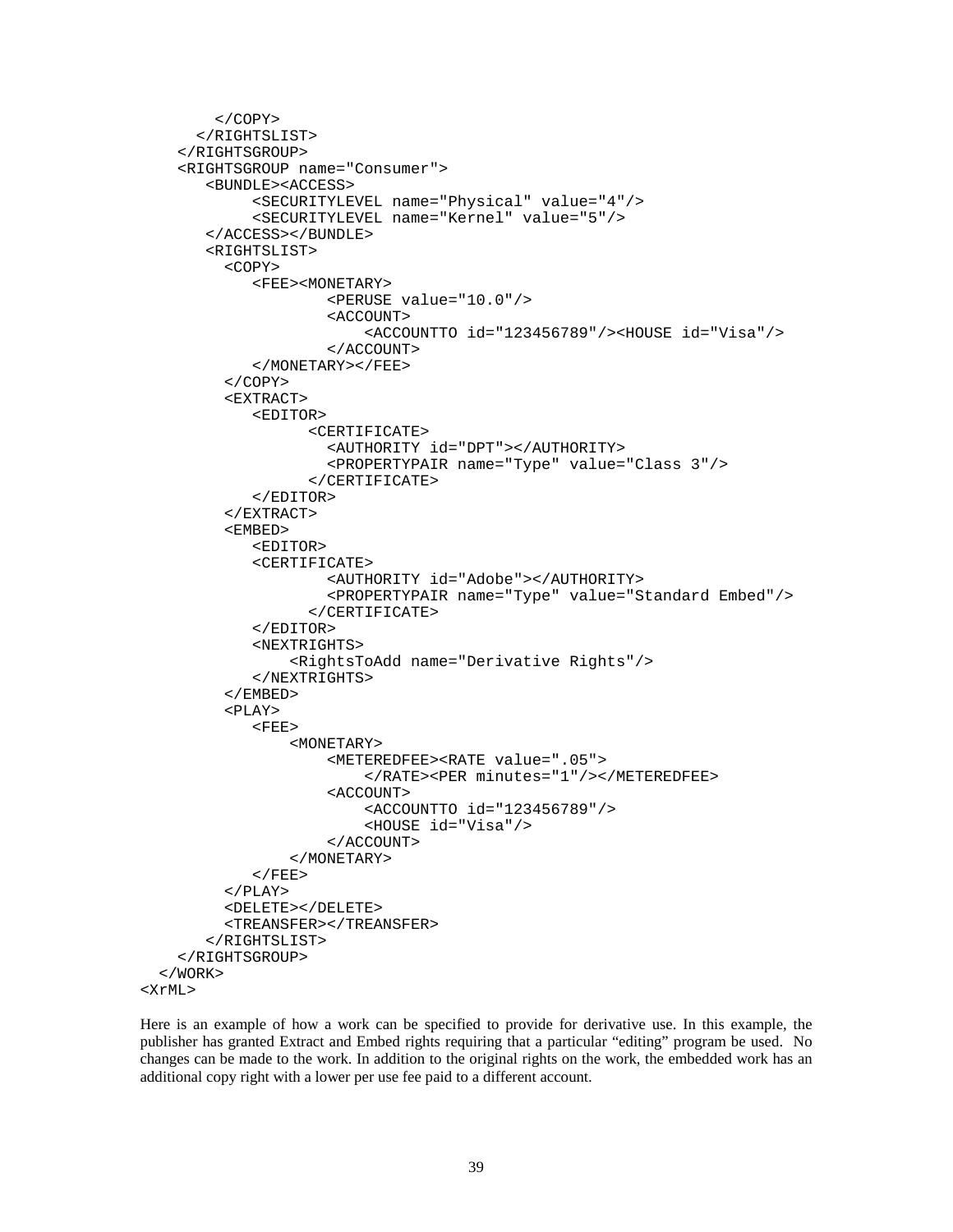```
        </COPY>
      </RIGHTSLIST>
    </RIGHTSGROUP>
    <RIGHTSGROUP name="Consumer">
       <BUNDLE><ACCESS>
            <SECURITYLEVEL name="Physical" value="4"/>
            <SECURITYLEVEL name="Kernel" value="5"/>
       </ACCESS></BUNDLE>
       <RIGHTSLIST>
         <COPY>
            <FEE><MONETARY>
                    <PERUSE value="10.0"/>
                    <ACCOUNT>
                        <ACCOUNTTO id="123456789"/><HOUSE id="Visa"/>
                    </ACCOUNT>
            </MONETARY></FEE>
         </COPY>
         <EXTRACT>
            <EDITOR>
                  <CERTIFICATE>
                    <AUTHORITY id="DPT"></AUTHORITY>
                    <PROPERTYPAIR name="Type" value="Class 3"/>
                  </CERTIFICATE>
            </EDITOR>
         </EXTRACT>
         <EMBED>
            <EDITOR>
            <CERTIFICATE>
                    <AUTHORITY id="Adobe"></AUTHORITY>
                    <PROPERTYPAIR name="Type" value="Standard Embed"/>
                  </CERTIFICATE>
            </EDITOR>
            <NEXTRIGHTS>
                <RightsToAdd name="Derivative Rights"/>
            </NEXTRIGHTS>
         </EMBED>
         <PLAY>
            <FEE>
                <MONETARY>
                    <METEREDFEE><RATE value=".05">
                        </RATE><PER minutes="1"/></METEREDFEE>
                    <ACCOUNT>
                        <ACCOUNTTO id="123456789"/>
                        <HOUSE id="Visa"/>
                    </ACCOUNT>
                </MONETARY>
            </FEE>
         </PLAY>
         <DELETE></DELETE>
         <TREANSFER></TREANSFER>
       </RIGHTSLIST>
    </RIGHTSGROUP>
  </WORK>
<XrML>
```

Here is an example of how a work can be specified to provide for derivative use. In this example, the publisher has granted Extract and Embed rights requiring that a particular "editing" program be used. No changes can be made to the work. In addition to the original rights on the work, the embedded work has an additional copy right with a lower per use fee paid to a different account.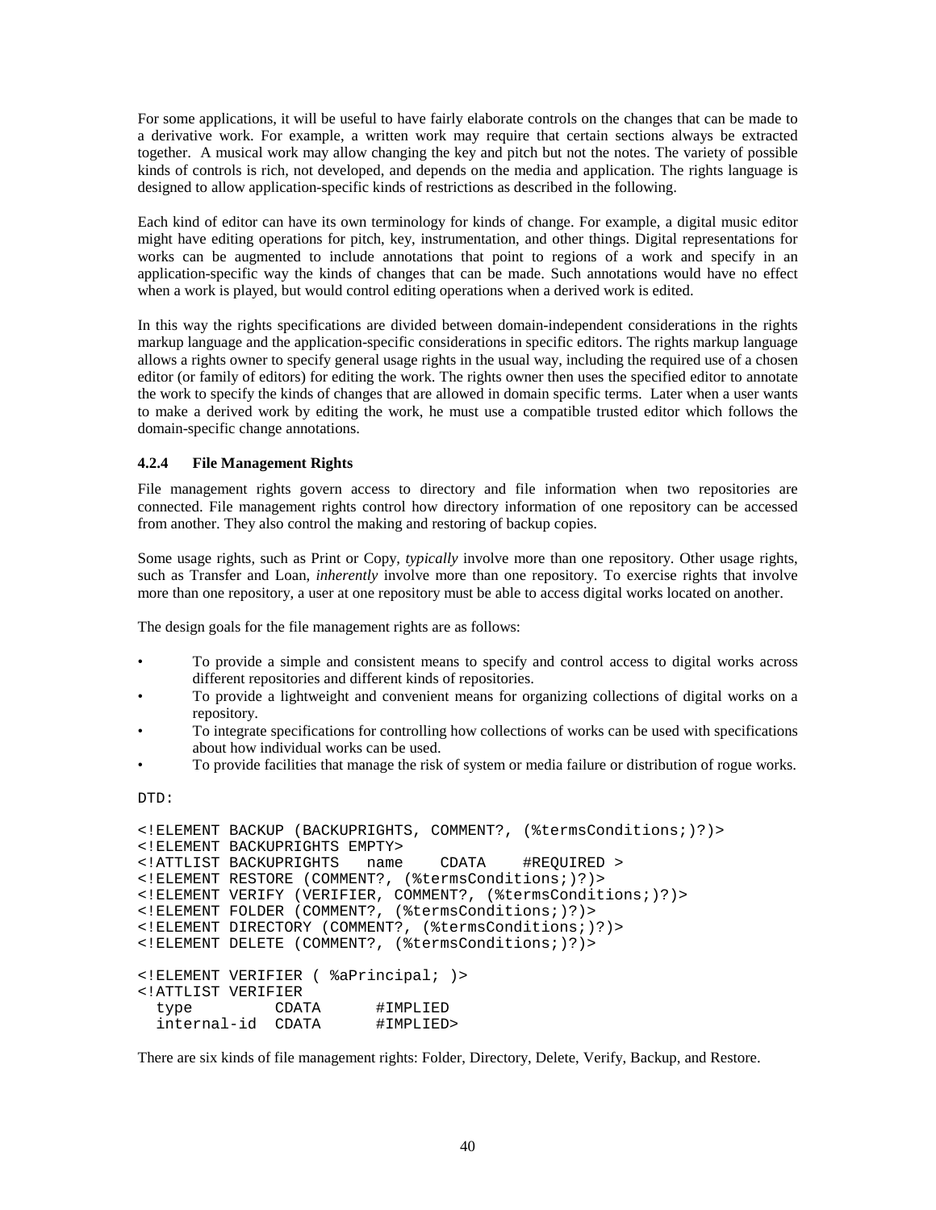For some applications, it will be useful to have fairly elaborate controls on the changes that can be made to a derivative work. For example, a written work may require that certain sections always be extracted together. A musical work may allow changing the key and pitch but not the notes. The variety of possible kinds of controls is rich, not developed, and depends on the media and application. The rights language is designed to allow application-specific kinds of restrictions as described in the following.

Each kind of editor can have its own terminology for kinds of change. For example, a digital music editor might have editing operations for pitch, key, instrumentation, and other things. Digital representations for works can be augmented to include annotations that point to regions of a work and specify in an application-specific way the kinds of changes that can be made. Such annotations would have no effect when a work is played, but would control editing operations when a derived work is edited.

In this way the rights specifications are divided between domain-independent considerations in the rights markup language and the application-specific considerations in specific editors. The rights markup language allows a rights owner to specify general usage rights in the usual way, including the required use of a chosen editor (or family of editors) for editing the work. The rights owner then uses the specified editor to annotate the work to specify the kinds of changes that are allowed in domain specific terms. Later when a user wants to make a derived work by editing the work, he must use a compatible trusted editor which follows the domain-specific change annotations.

#### 4.2.4 File Management Rights

File management rights govern access to directory and file information when two repositories are connected. File management rights control how directory information of one repository can be accessed from another. They also control the making and restoring of backup copies.

Some usage rights, such as Print or Copy, *typically* involve more than one repository. Other usage rights, such as Transfer and Loan, *inherently* involve more than one repository. To exercise rights that involve more than one repository, a user at one repository must be able to access digital works located on another.

The design goals for the file management rights are as follows:

- To provide a simple and consistent means to specify and control access to digital works across different repositories and different kinds of repositories.
- To provide a lightweight and convenient means for organizing collections of digital works on a repository.
- To integrate specifications for controlling how collections of works can be used with specifications about how individual works can be used.
- To provide facilities that manage the risk of system or media failure or distribution of rogue works.

DTD:

```
<!ELEMENT BACKUP (BACKUPRIGHTS, COMMENT?, (%termsConditions;)?)>
<!ELEMENT BACKUPRIGHTS EMPTY>
<!ATTLIST BACKUPRIGHTS   name    CDATA    #REQUIRED >
<!ELEMENT RESTORE (COMMENT?, (%termsConditions;)?)>
<!ELEMENT VERIFY (VERIFIER, COMMENT?, (%termsConditions;)?)>
<!ELEMENT FOLDER (COMMENT?, (%termsConditions;)?)>
<!ELEMENT DIRECTORY (COMMENT?, (%termsConditions;)?)>
<!ELEMENT DELETE (COMMENT?, (%termsConditions;)?)>

<!ELEMENT VERIFIER ( %aPrincipal; )>
<!ATTLIST VERIFIER
  type         CDATA      #IMPLIED
  internal-id  CDATA      #IMPLIED>
```

There are six kinds of file management rights: Folder, Directory, Delete, Verify, Backup, and Restore.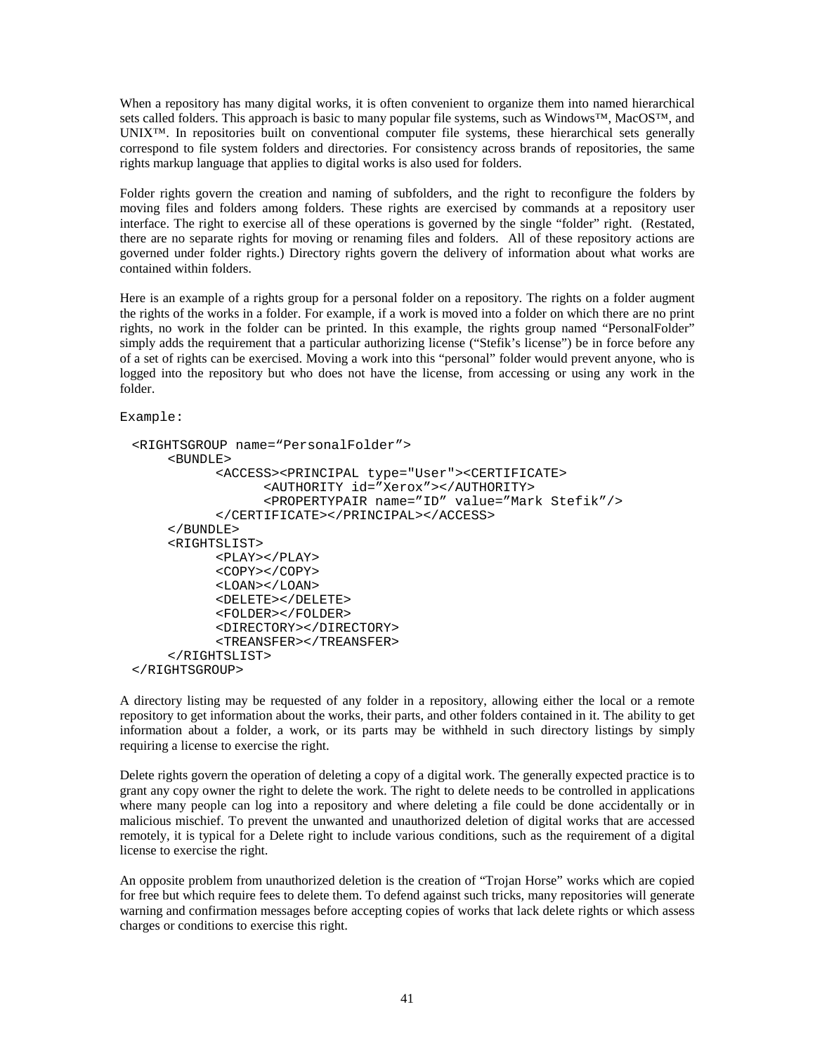When a repository has many digital works, it is often convenient to organize them into named hierarchical sets called folders. This approach is basic to many popular file systems, such as Windows™, MacOS™, and UNIX™. In repositories built on conventional computer file systems, these hierarchical sets generally correspond to file system folders and directories. For consistency across brands of repositories, the same rights markup language that applies to digital works is also used for folders.

Folder rights govern the creation and naming of subfolders, and the right to reconfigure the folders by moving files and folders among folders. These rights are exercised by commands at a repository user interface. The right to exercise all of these operations is governed by the single "folder" right. (Restated, there are no separate rights for moving or renaming files and folders. All of these repository actions are governed under folder rights.) Directory rights govern the delivery of information about what works are contained within folders.

Here is an example of a rights group for a personal folder on a repository. The rights on a folder augment the rights of the works in a folder. For example, if a work is moved into a folder on which there are no print rights, no work in the folder can be printed. In this example, the rights group named "PersonalFolder" simply adds the requirement that a particular authorizing license ("Stefik's license") be in force before any of a set of rights can be exercised. Moving a work into this "personal" folder would prevent anyone, who is logged into the repository but who does not have the license, from accessing or using any work in the folder.

Example:

```
<RIGHTSGROUP name="PersonalFolder">
     <BUNDLE>
          <ACCESS><PRINCIPAL type="User"><CERTIFICATE>
               <AUTHORITY id="Xerox"></AUTHORITY>
               <PROPERTYPAIR name="ID" value="Mark Stefik"/>
          </CERTIFICATE></PRINCIPAL></ACCESS>
     </BUNDLE>
     <RIGHTSLIST>
          <PLAY></PLAY>
          <COPY></COPY>
          <LOAN></LOAN>
          <DELETE></DELETE>
          <FOLDER></FOLDER>
          <DIRECTORY></DIRECTORY>
          <TREANSFER></TREANSFER>
     </RIGHTSLIST>
</RIGHTSGROUP>
```

A directory listing may be requested of any folder in a repository, allowing either the local or a remote repository to get information about the works, their parts, and other folders contained in it. The ability to get information about a folder, a work, or its parts may be withheld in such directory listings by simply requiring a license to exercise the right.

Delete rights govern the operation of deleting a copy of a digital work. The generally expected practice is to grant any copy owner the right to delete the work. The right to delete needs to be controlled in applications where many people can log into a repository and where deleting a file could be done accidentally or in malicious mischief. To prevent the unwanted and unauthorized deletion of digital works that are accessed remotely, it is typical for a Delete right to include various conditions, such as the requirement of a digital license to exercise the right.

An opposite problem from unauthorized deletion is the creation of "Trojan Horse" works which are copied for free but which require fees to delete them. To defend against such tricks, many repositories will generate warning and confirmation messages before accepting copies of works that lack delete rights or which assess charges or conditions to exercise this right.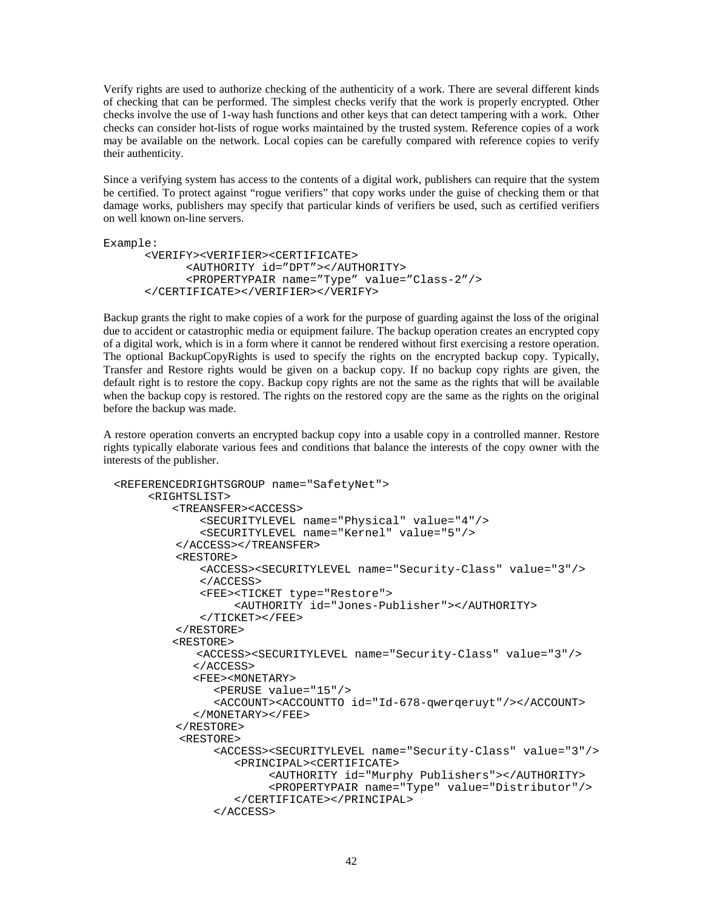Verify rights are used to authorize checking of the authenticity of a work. There are several different kinds of checking that can be performed. The simplest checks verify that the work is properly encrypted. Other checks involve the use of 1-way hash functions and other keys that can detect tampering with a work. Other checks can consider hot-lists of rogue works maintained by the trusted system. Reference copies of a work may be available on the network. Local copies can be carefully compared with reference copies to verify their authenticity.

Since a verifying system has access to the contents of a digital work, publishers can require that the system be certified. To protect against "rogue verifiers" that copy works under the guise of checking them or that damage works, publishers may specify that particular kinds of verifiers be used, such as certified verifiers on well known on-line servers.

```
Example:
      <VERIFY><VERIFIER><CERTIFICATE>
            <AUTHORITY id="DPT"></AUTHORITY>
            <PROPERTYPAIR name="Type" value="Class-2"/>
      </CERTIFICATE></VERIFIER></VERIFY>
```

Backup grants the right to make copies of a work for the purpose of guarding against the loss of the original due to accident or catastrophic media or equipment failure. The backup operation creates an encrypted copy of a digital work, which is in a form where it cannot be rendered without first exercising a restore operation. The optional BackupCopyRights is used to specify the rights on the encrypted backup copy. Typically, Transfer and Restore rights would be given on a backup copy. If no backup copy rights are given, the default right is to restore the copy. Backup copy rights are not the same as the rights that will be available when the backup copy is restored. The rights on the restored copy are the same as the rights on the original before the backup was made.

A restore operation converts an encrypted backup copy into a usable copy in a controlled manner. Restore rights typically elaborate various fees and conditions that balance the interests of the copy owner with the interests of the publisher.

```
 <REFERENCEDRIGHTSGROUP name="SafetyNet">
      <RIGHTSLIST>
          <TREANSFER><ACCESS>
              <SECURITYLEVEL name="Physical" value="4"/>
              <SECURITYLEVEL name="Kernel" value="5"/>
          </ACCESS></TREANSFER>
          <RESTORE>
              <ACCESS><SECURITYLEVEL name="Security-Class" value="3"/>
              </ACCESS>
              <FEE><TICKET type="Restore">
                   <AUTHORITY id="Jones-Publisher"></AUTHORITY>
              </TICKET></FEE>
          </RESTORE>
          <RESTORE>
             <ACCESS><SECURITYLEVEL name="Security-Class" value="3"/>
             </ACCESS>
             <FEE><MONETARY>
                <PERUSE value="15"/>
                <ACCOUNT><ACCOUNTTO id="Id-678-qwerqeruyt"/></ACCOUNT>
             </MONETARY></FEE>
          </RESTORE>
          <RESTORE>
                <ACCESS><SECURITYLEVEL name="Security-Class" value="3"/>
                   <PRINCIPAL><CERTIFICATE>
                        <AUTHORITY id="Murphy Publishers"></AUTHORITY>
                        <PROPERTYPAIR name="Type" value="Distributor"/>
                   </CERTIFICATE></PRINCIPAL>
                </ACCESS>
```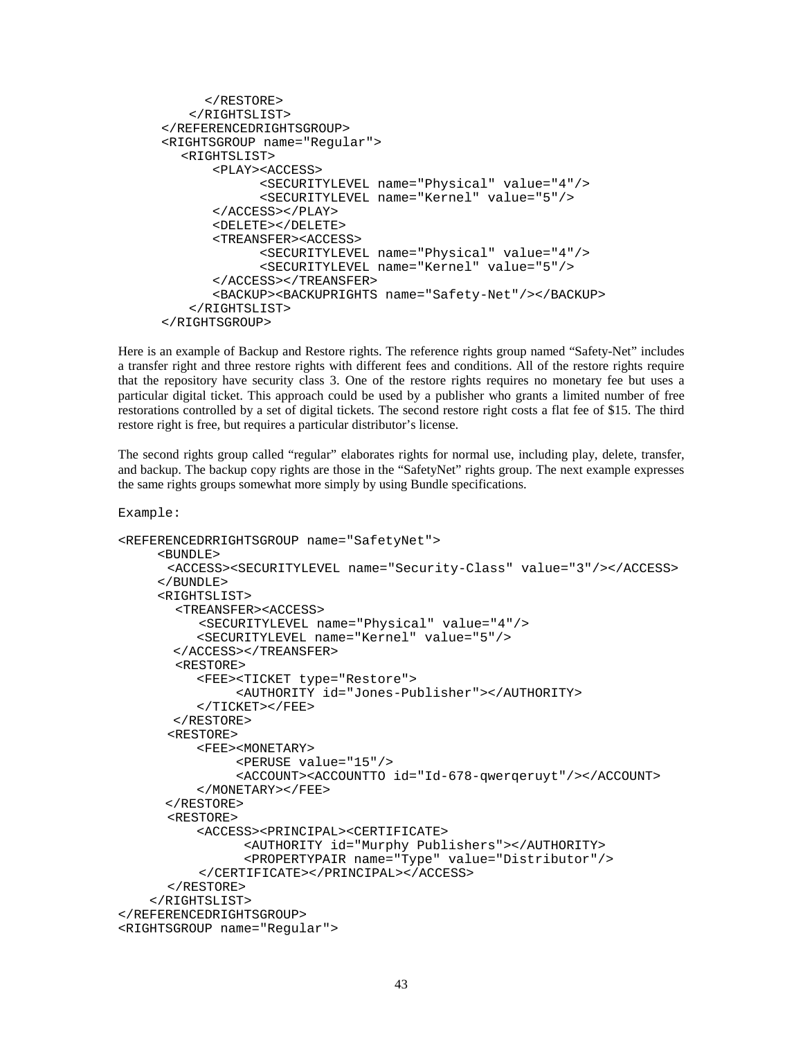```
            </RESTORE>
          </RIGHTSLIST>
      </REFERENCEDRIGHTSGROUP>
      <RIGHTSGROUP name="Regular">
         <RIGHTSLIST>
             <PLAY><ACCESS>
                   <SECURITYLEVEL name="Physical" value="4"/>
                   <SECURITYLEVEL name="Kernel" value="5"/>
             </ACCESS></PLAY>
             <DELETE></DELETE>
             <TREANSFER><ACCESS>
                   <SECURITYLEVEL name="Physical" value="4"/>
                   <SECURITYLEVEL name="Kernel" value="5"/>
             </ACCESS></TREANSFER>
             <BACKUP><BACKUPRIGHTS name="Safety-Net"/></BACKUP>
          </RIGHTSLIST>
      </RIGHTSGROUP>
```

Here is an example of Backup and Restore rights. The reference rights group named "Safety-Net" includes a transfer right and three restore rights with different fees and conditions. All of the restore rights require that the repository have security class 3. One of the restore rights requires no monetary fee but uses a particular digital ticket. This approach could be used by a publisher who grants a limited number of free restorations controlled by a set of digital tickets. The second restore right costs a flat fee of $15. The third restore right is free, but requires a particular distributor's license.

The second rights group called "regular" elaborates rights for normal use, including play, delete, transfer, and backup. The backup copy rights are those in the "SafetyNet" rights group. The next example expresses the same rights groups somewhat more simply by using Bundle specifications.

```
Example:

<REFERENCEDRRIGHTSGROUP name="SafetyNet">
     <BUNDLE>
      <ACCESS><SECURITYLEVEL name="Security-Class" value="3"/></ACCESS>
     </BUNDLE>
     <RIGHTSLIST>
        <TREANSFER><ACCESS>
           <SECURITYLEVEL name="Physical" value="4"/>
           <SECURITYLEVEL name="Kernel" value="5"/>
        </ACCESS></TREANSFER>
        <RESTORE>
           <FEE><TICKET type="Restore">
                <AUTHORITY id="Jones-Publisher"></AUTHORITY>
           </TICKET></FEE>
        </RESTORE>
       <RESTORE>
           <FEE><MONETARY>
                <PERUSE value="15"/>
                <ACCOUNT><ACCOUNTTO id="Id-678-qwerqeruyt"/></ACCOUNT>
           </MONETARY></FEE>
       </RESTORE>
       <RESTORE>
           <ACCESS><PRINCIPAL><CERTIFICATE>
                 <AUTHORITY id="Murphy Publishers"></AUTHORITY>
                 <PROPERTYPAIR name="Type" value="Distributor"/>
           </CERTIFICATE></PRINCIPAL></ACCESS>
       </RESTORE>
    </RIGHTSLIST>
</REFERENCEDRIGHTSGROUP>
<RIGHTSGROUP name="Regular">
```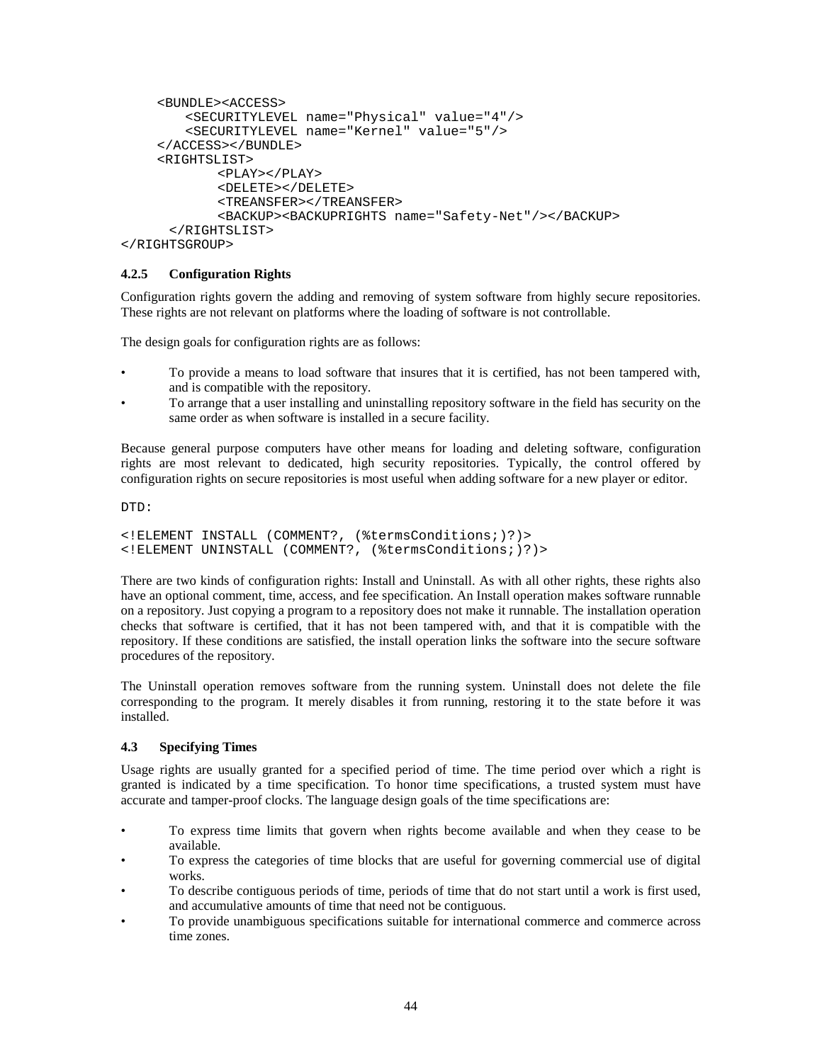```
    <BUNDLE><ACCESS>
        <SECURITYLEVEL name="Physical" value="4"/>
        <SECURITYLEVEL name="Kernel" value="5"/>
    </ACCESS></BUNDLE>
    <RIGHTSLIST>
            <PLAY></PLAY>
            <DELETE></DELETE>
            <TREANSFER></TREANSFER>
            <BACKUP><BACKUPRIGHTS name="Safety-Net"/></BACKUP>
     </RIGHTSLIST>
</RIGHTSGROUP>
```

### 4.2.5 Configuration Rights

Configuration rights govern the adding and removing of system software from highly secure repositories. These rights are not relevant on platforms where the loading of software is not controllable.

The design goals for configuration rights are as follows:

- To provide a means to load software that insures that it is certified, has not been tampered with, and is compatible with the repository.
- To arrange that a user installing and uninstalling repository software in the field has security on the same order as when software is installed in a secure facility.

Because general purpose computers have other means for loading and deleting software, configuration rights are most relevant to dedicated, high security repositories. Typically, the control offered by configuration rights on secure repositories is most useful when adding software for a new player or editor.

DTD:

```
<!ELEMENT INSTALL (COMMENT?, (%termsConditions;)?)>
<!ELEMENT UNINSTALL (COMMENT?, (%termsConditions;)?)>
```

There are two kinds of configuration rights: Install and Uninstall. As with all other rights, these rights also have an optional comment, time, access, and fee specification. An Install operation makes software runnable on a repository. Just copying a program to a repository does not make it runnable. The installation operation checks that software is certified, that it has not been tampered with, and that it is compatible with the repository. If these conditions are satisfied, the install operation links the software into the secure software procedures of the repository.

The Uninstall operation removes software from the running system. Uninstall does not delete the file corresponding to the program. It merely disables it from running, restoring it to the state before it was installed.

## 4.3 Specifying Times

Usage rights are usually granted for a specified period of time. The time period over which a right is granted is indicated by a time specification. To honor time specifications, a trusted system must have accurate and tamper-proof clocks. The language design goals of the time specifications are:

- To express time limits that govern when rights become available and when they cease to be available.
- To express the categories of time blocks that are useful for governing commercial use of digital works.
- To describe contiguous periods of time, periods of time that do not start until a work is first used, and accumulative amounts of time that need not be contiguous.
- To provide unambiguous specifications suitable for international commerce and commerce across time zones.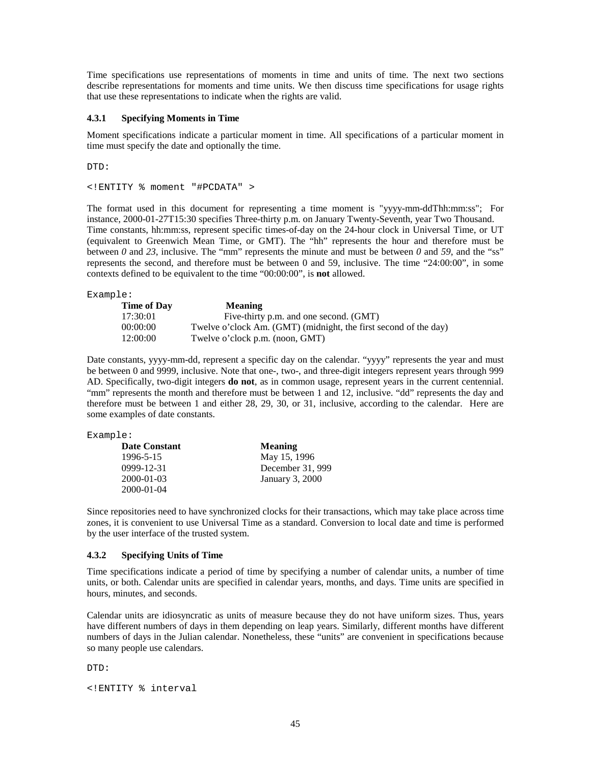Time specifications use representations of moments in time and units of time. The next two sections describe representations for moments and time units. We then discuss time specifications for usage rights that use these representations to indicate when the rights are valid.

### 4.3.1 Specifying Moments in Time

Moment specifications indicate a particular moment in time. All specifications of a particular moment in time must specify the date and optionally the time.

DTD:

```
<!ENTITY % moment "#PCDATA" >
```

The format used in this document for representing a time moment is "yyyy-mm-ddThh:mm:ss"; For instance, 2000-01-27T15:30 specifies Three-thirty p.m. on January Twenty-Seventh, year Two Thousand. Time constants, hh:mm:ss, represent specific times-of-day on the 24-hour clock in Universal Time, or UT (equivalent to Greenwich Mean Time, or GMT). The "hh" represents the hour and therefore must be between *0* and *23*, inclusive. The "mm" represents the minute and must be between *0* and *59*, and the "ss" represents the second, and therefore must be between 0 and 59, inclusive. The time "24:00:00", in some contexts defined to be equivalent to the time "00:00:00", is **not** allowed.

Example:

| Time of Day | Meaning |
|---|---|
| 17:30:01 | Five-thirty p.m. and one second. (GMT) |
| 00:00:00 | Twelve o'clock Am. (GMT) (midnight, the first second of the day) |
| 12:00:00 | Twelve o'clock p.m. (noon, GMT) |

Date constants, yyyy-mm-dd, represent a specific day on the calendar. "yyyy" represents the year and must be between 0 and 9999, inclusive. Note that one-, two-, and three-digit integers represent years through 999 AD. Specifically, two-digit integers **do not**, as in common usage, represent years in the current centennial. "mm" represents the month and therefore must be between 1 and 12, inclusive. "dd" represents the day and therefore must be between 1 and either 28, 29, 30, or 31, inclusive, according to the calendar. Here are some examples of date constants.

Example:

| Date Constant | Meaning |
|---|---|
| 1996-5-15 | May 15, 1996 |
| 0999-12-31 | December 31, 999 |
| 2000-01-03 | January 3, 2000 |
| 2000-01-04 | |

Since repositories need to have synchronized clocks for their transactions, which may take place across time zones, it is convenient to use Universal Time as a standard. Conversion to local date and time is performed by the user interface of the trusted system.

### 4.3.2 Specifying Units of Time

Time specifications indicate a period of time by specifying a number of calendar units, a number of time units, or both. Calendar units are specified in calendar years, months, and days. Time units are specified in hours, minutes, and seconds.

Calendar units are idiosyncratic as units of measure because they do not have uniform sizes. Thus, years have different numbers of days in them depending on leap years. Similarly, different months have different numbers of days in the Julian calendar. Nonetheless, these "units" are convenient in specifications because so many people use calendars.

DTD:

```
<!ENTITY % interval
```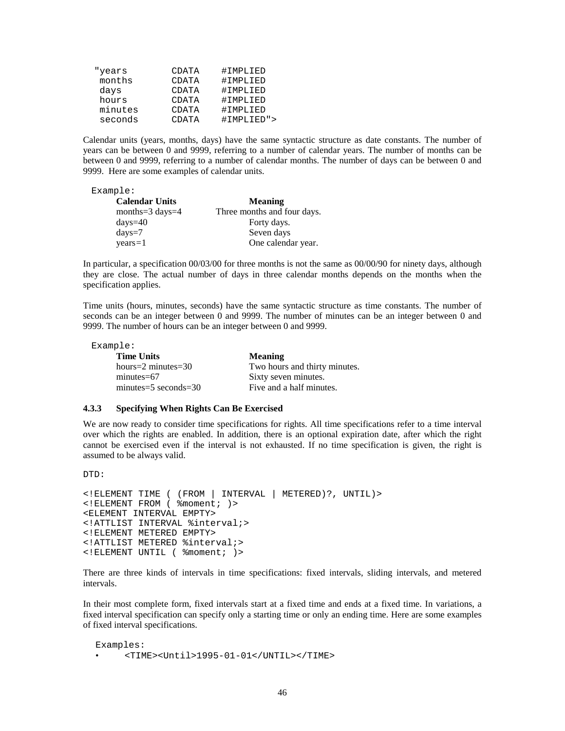```
"years      CDATA    #IMPLIED
 months     CDATA    #IMPLIED
 days       CDATA    #IMPLIED
 hours      CDATA    #IMPLIED
 minutes    CDATA    #IMPLIED
 seconds    CDATA    #IMPLIED">
```

Calendar units (years, months, days) have the same syntactic structure as date constants. The number of years can be between 0 and 9999, referring to a number of calendar years. The number of months can be between 0 and 9999, referring to a number of calendar months. The number of days can be between 0 and 9999. Here are some examples of calendar units.

Example:

| **Calendar Units** | **Meaning** |
|---|---|
| months=3 days=4 | Three months and four days. |
| days=40 | Forty days. |
| days=7 | Seven days |
| years=1 | One calendar year. |

In particular, a specification 00/03/00 for three months is not the same as 00/00/90 for ninety days, although they are close. The actual number of days in three calendar months depends on the months when the specification applies.

Time units (hours, minutes, seconds) have the same syntactic structure as time constants. The number of seconds can be an integer between 0 and 9999. The number of minutes can be an integer between 0 and 9999. The number of hours can be an integer between 0 and 9999.

Example:

| **Time Units** | **Meaning** |
|---|---|
| hours=2 minutes=30 | Two hours and thirty minutes. |
| minutes=67 | Sixty seven minutes. |
| minutes=5 seconds=30 | Five and a half minutes. |

### 4.3.3 Specifying When Rights Can Be Exercised

We are now ready to consider time specifications for rights. All time specifications refer to a time interval over which the rights are enabled. In addition, there is an optional expiration date, after which the right cannot be exercised even if the interval is not exhausted. If no time specification is given, the right is assumed to be always valid.

DTD:

```
<!ELEMENT TIME ( (FROM | INTERVAL | METERED)?, UNTIL)>
<!ELEMENT FROM ( %moment; )>
<ELEMENT INTERVAL EMPTY>
<!ATTLIST INTERVAL %interval;>
<!ELEMENT METERED EMPTY>
<!ATTLIST METERED %interval;>
<!ELEMENT UNTIL ( %moment; )>
```

There are three kinds of intervals in time specifications: fixed intervals, sliding intervals, and metered intervals.

In their most complete form, fixed intervals start at a fixed time and ends at a fixed time. In variations, a fixed interval specification can specify only a starting time or only an ending time. Here are some examples of fixed interval specifications.

Examples:

- `<TIME><Until>1995-01-01</UNTIL></TIME>`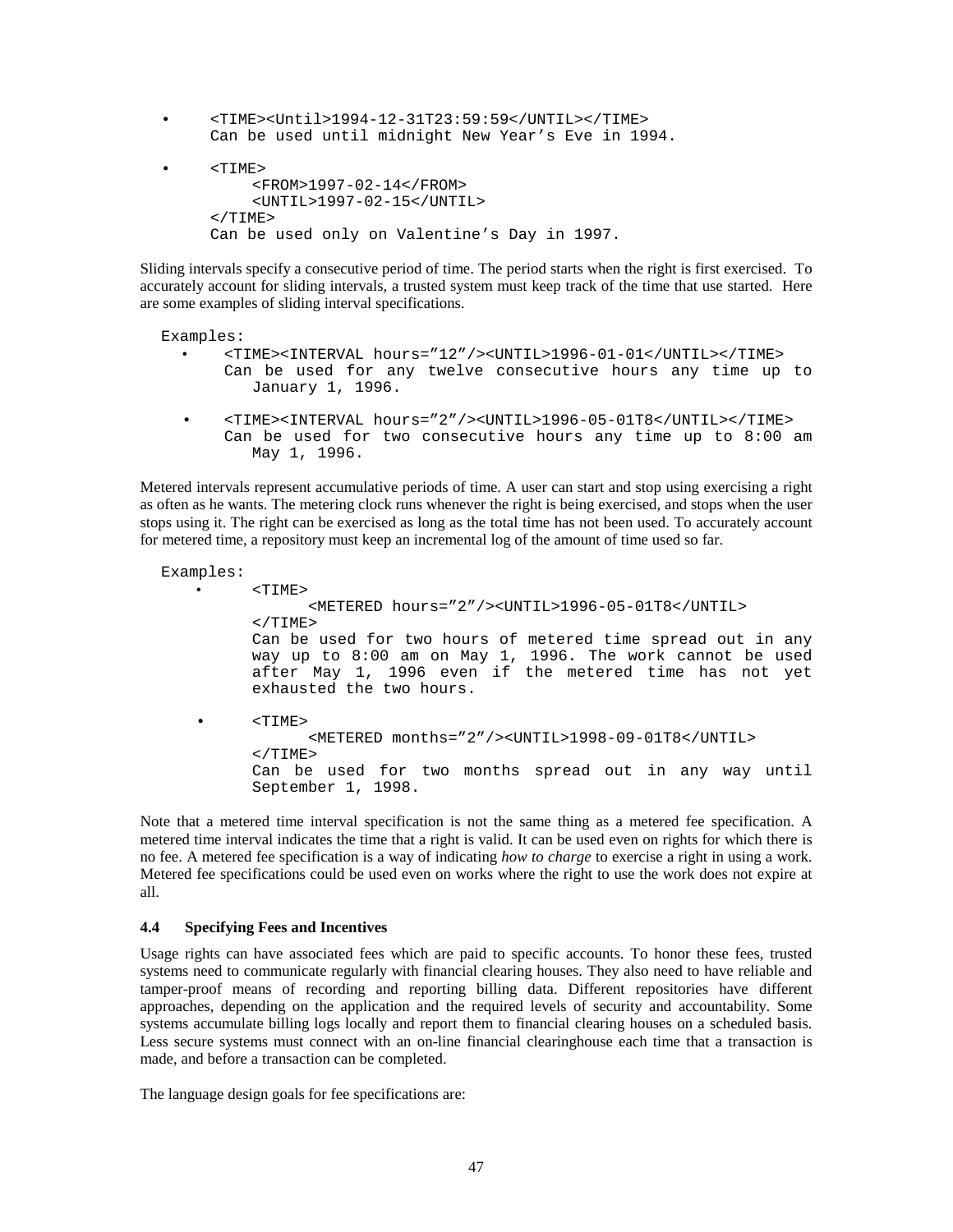- ```
  <TIME><Until>1994-12-31T23:59:59</UNTIL></TIME>
  Can be used until midnight New Year's Eve in 1994.
  ```

- ```
  <TIME>
      <FROM>1997-02-14</FROM>
      <UNTIL>1997-02-15</UNTIL>
  </TIME>
  Can be used only on Valentine's Day in 1997.
  ```

Sliding intervals specify a consecutive period of time. The period starts when the right is first exercised. To accurately account for sliding intervals, a trusted system must keep track of the time that use started. Here are some examples of sliding interval specifications.

```
Examples:
```

- ```
  <TIME><INTERVAL hours="12"/><UNTIL>1996-01-01</UNTIL></TIME>
  Can be used for any twelve consecutive hours any time up to
     January 1, 1996.
  ```

- ```
  <TIME><INTERVAL hours="2"/><UNTIL>1996-05-01T8</UNTIL></TIME>
  Can be used for two consecutive hours any time up to 8:00 am
     May 1, 1996.
  ```

Metered intervals represent accumulative periods of time. A user can start and stop using exercising a right as often as he wants. The metering clock runs whenever the right is being exercised, and stops when the user stops using it. The right can be exercised as long as the total time has not been used. To accurately account for metered time, a repository must keep an incremental log of the amount of time used so far.

```
Examples:
```

- ```
  <TIME>
        <METERED hours="2"/><UNTIL>1996-05-01T8</UNTIL>
  </TIME>
  Can be used for two hours of metered time spread out in any
  way up to 8:00 am on May 1, 1996. The work cannot be used
  after May 1, 1996 even if the metered time has not yet
  exhausted the two hours.
  ```

- ```
  <TIME>
        <METERED months="2"/><UNTIL>1998-09-01T8</UNTIL>
  </TIME>
  Can be used for two months spread out in any way until
  September 1, 1998.
  ```

Note that a metered time interval specification is not the same thing as a metered fee specification. A metered time interval indicates the time that a right is valid. It can be used even on rights for which there is no fee. A metered fee specification is a way of indicating *how to charge* to exercise a right in using a work. Metered fee specifications could be used even on works where the right to use the work does not expire at all.

### 4.4 Specifying Fees and Incentives

Usage rights can have associated fees which are paid to specific accounts. To honor these fees, trusted systems need to communicate regularly with financial clearing houses. They also need to have reliable and tamper-proof means of recording and reporting billing data. Different repositories have different approaches, depending on the application and the required levels of security and accountability. Some systems accumulate billing logs locally and report them to financial clearing houses on a scheduled basis. Less secure systems must connect with an on-line financial clearinghouse each time that a transaction is made, and before a transaction can be completed.

The language design goals for fee specifications are: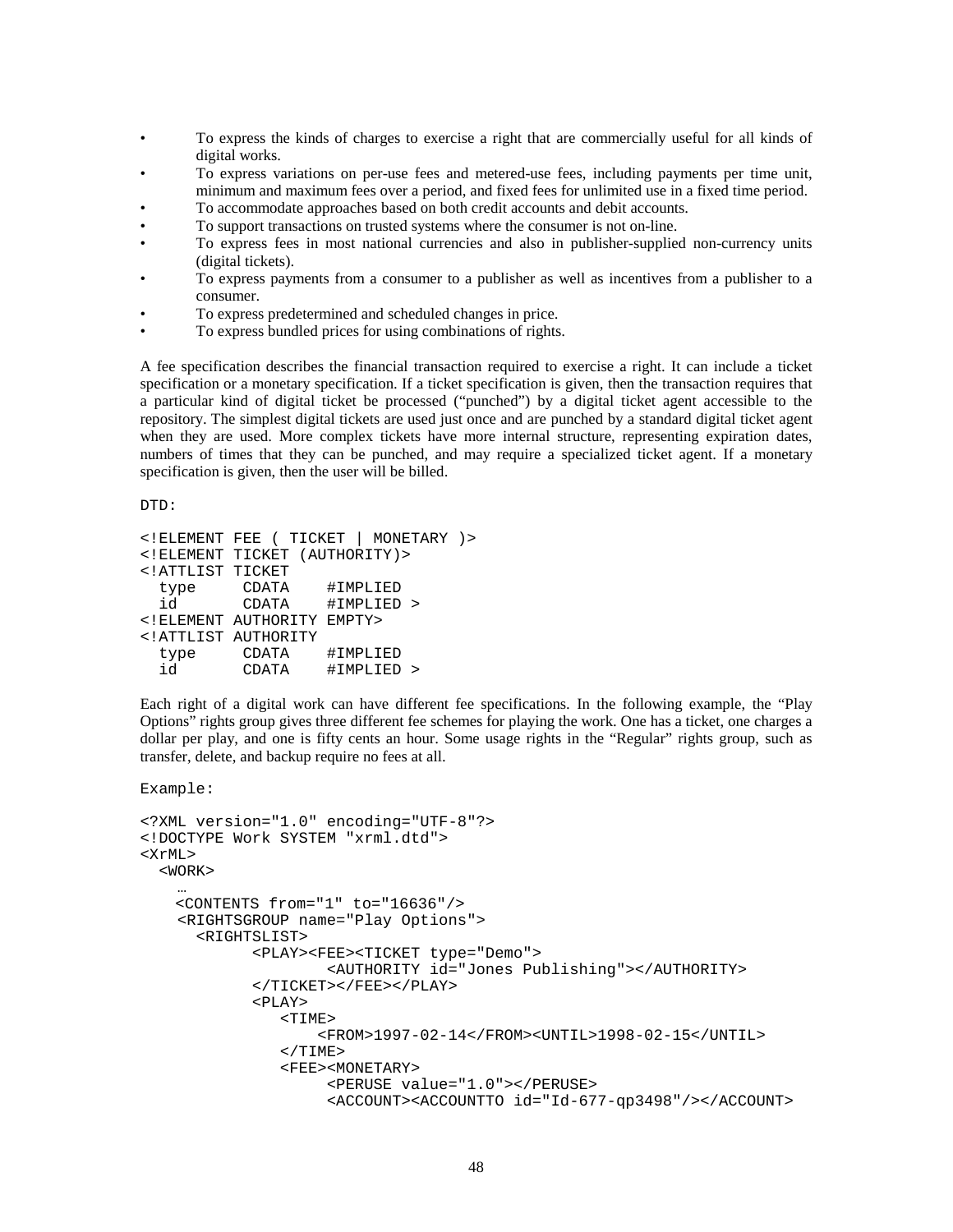- To express the kinds of charges to exercise a right that are commercially useful for all kinds of digital works.
- To express variations on per-use fees and metered-use fees, including payments per time unit, minimum and maximum fees over a period, and fixed fees for unlimited use in a fixed time period.
- To accommodate approaches based on both credit accounts and debit accounts.
- To support transactions on trusted systems where the consumer is not on-line.
- To express fees in most national currencies and also in publisher-supplied non-currency units (digital tickets).
- To express payments from a consumer to a publisher as well as incentives from a publisher to a consumer.
- To express predetermined and scheduled changes in price.
- To express bundled prices for using combinations of rights.

A fee specification describes the financial transaction required to exercise a right. It can include a ticket specification or a monetary specification. If a ticket specification is given, then the transaction requires that a particular kind of digital ticket be processed ("punched") by a digital ticket agent accessible to the repository. The simplest digital tickets are used just once and are punched by a standard digital ticket agent when they are used. More complex tickets have more internal structure, representing expiration dates, numbers of times that they can be punched, and may require a specialized ticket agent. If a monetary specification is given, then the user will be billed.

DTD:

```
<!ELEMENT FEE ( TICKET | MONETARY )>
<!ELEMENT TICKET (AUTHORITY)>
<!ATTLIST TICKET
  type     CDATA    #IMPLIED
  id       CDATA    #IMPLIED >
<!ELEMENT AUTHORITY EMPTY>
<!ATTLIST AUTHORITY
  type     CDATA    #IMPLIED
  id       CDATA    #IMPLIED >
```

Each right of a digital work can have different fee specifications. In the following example, the "Play Options" rights group gives three different fee schemes for playing the work. One has a ticket, one charges a dollar per play, and one is fifty cents an hour. Some usage rights in the "Regular" rights group, such as transfer, delete, and backup require no fees at all.

Example:

```
<?XML version="1.0" encoding="UTF-8"?>
<!DOCTYPE Work SYSTEM "xrml.dtd">
<XrML>
  <WORK>
    …
    <CONTENTS from="1" to="16636"/>
    <RIGHTSGROUP name="Play Options">
      <RIGHTSLIST>
            <PLAY><FEE><TICKET type="Demo">
                    <AUTHORITY id="Jones Publishing"></AUTHORITY>
            </TICKET></FEE></PLAY>
            <PLAY>
               <TIME>
                   <FROM>1997-02-14</FROM><UNTIL>1998-02-15</UNTIL>
               </TIME>
               <FEE><MONETARY>
                    <PERUSE value="1.0"></PERUSE>
                    <ACCOUNT><ACCOUNTTO id="Id-677-qp3498"/></ACCOUNT>
```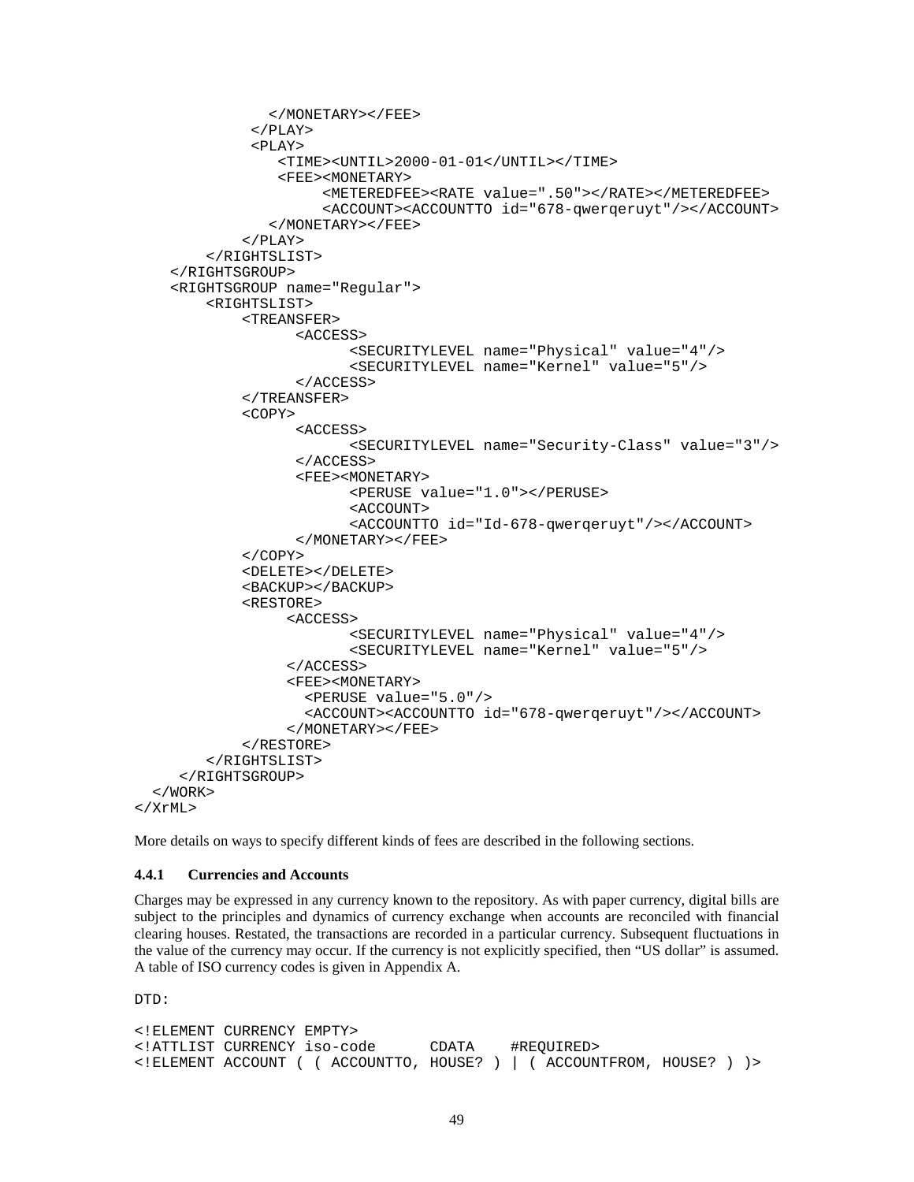```
              </MONETARY></FEE>
            </PLAY>
            <PLAY>
               <TIME><UNTIL>2000-01-01</UNTIL></TIME>
               <FEE><MONETARY>
                    <METEREDFEE><RATE value=".50"></RATE></METEREDFEE>
                    <ACCOUNT><ACCOUNTTO id="678-qwerqeruyt"/></ACCOUNT>
              </MONETARY></FEE>
           </PLAY>
       </RIGHTSLIST>
   </RIGHTSGROUP>
   <RIGHTSGROUP name="Regular">
       <RIGHTSLIST>
           <TREANSFER>
                 <ACCESS>
                       <SECURITYLEVEL name="Physical" value="4"/>
                       <SECURITYLEVEL name="Kernel" value="5"/>
                 </ACCESS>
           </TREANSFER>
           <COPY>
                 <ACCESS>
                       <SECURITYLEVEL name="Security-Class" value="3"/>
                 </ACCESS>
                 <FEE><MONETARY>
                       <PERUSE value="1.0"></PERUSE>
                       <ACCOUNT>
                       <ACCOUNTTO id="Id-678-qwerqeruyt"/></ACCOUNT>
                 </MONETARY></FEE>
           </COPY>
           <DELETE></DELETE>
           <BACKUP></BACKUP>
           <RESTORE>
                <ACCESS>
                       <SECURITYLEVEL name="Physical" value="4"/>
                       <SECURITYLEVEL name="Kernel" value="5"/>
                </ACCESS>
                <FEE><MONETARY>
                  <PERUSE value="5.0"/>
                  <ACCOUNT><ACCOUNTTO id="678-qwerqeruyt"/></ACCOUNT>
                </MONETARY></FEE>
           </RESTORE>
       </RIGHTSLIST>
     </RIGHTSGROUP>
  </WORK>
</XrML>
```

More details on ways to specify different kinds of fees are described in the following sections.

#### 4.4.1 Currencies and Accounts

Charges may be expressed in any currency known to the repository. As with paper currency, digital bills are subject to the principles and dynamics of currency exchange when accounts are reconciled with financial clearing houses. Restated, the transactions are recorded in a particular currency. Subsequent fluctuations in the value of the currency may occur. If the currency is not explicitly specified, then "US dollar" is assumed. A table of ISO currency codes is given in Appendix A.

DTD:

```
<!ELEMENT CURRENCY EMPTY>
<!ATTLIST CURRENCY iso-code      CDATA    #REQUIRED>
<!ELEMENT ACCOUNT ( ( ACCOUNTTO, HOUSE? ) | ( ACCOUNTFROM, HOUSE? ) )>
```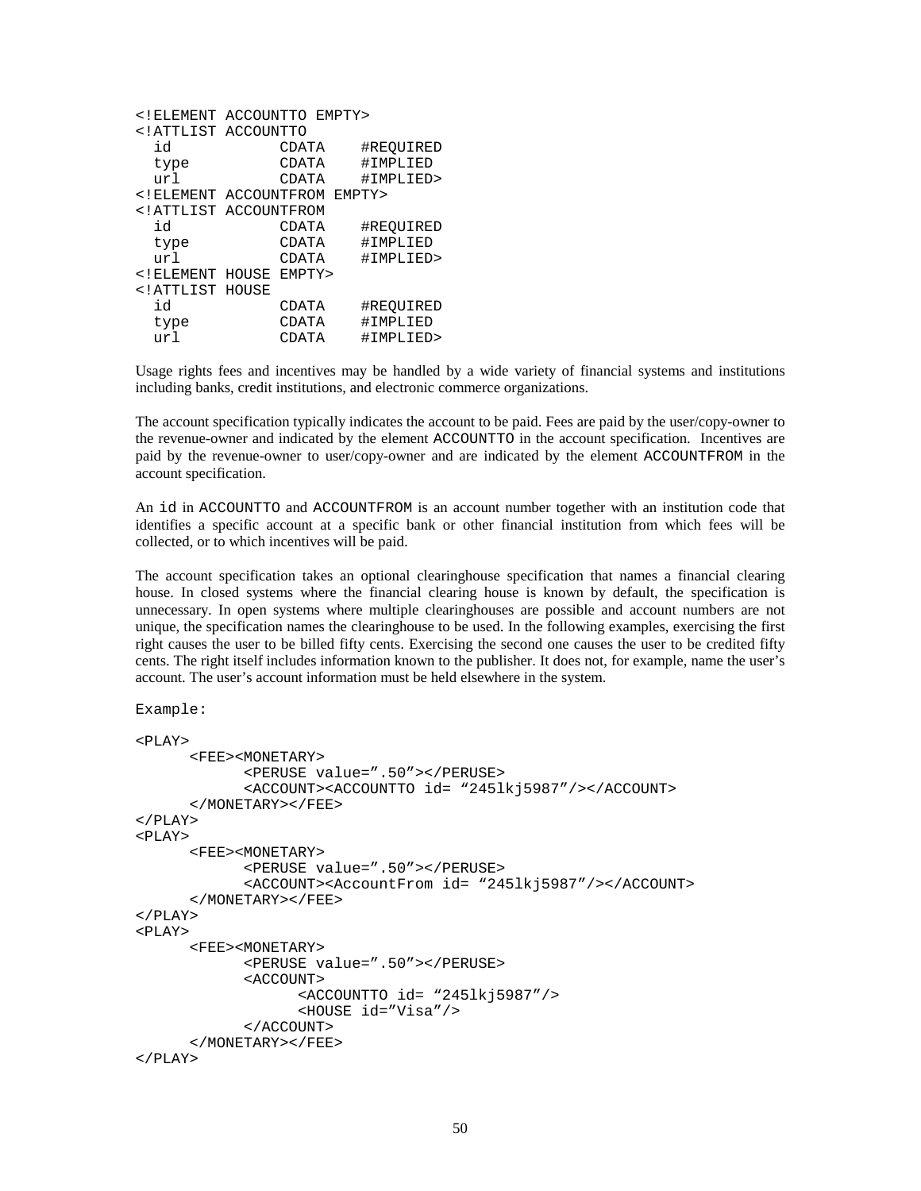```
<!ELEMENT ACCOUNTTO EMPTY>
<!ATTLIST ACCOUNTTO
  id            CDATA    #REQUIRED
  type          CDATA    #IMPLIED
  url           CDATA    #IMPLIED>
<!ELEMENT ACCOUNTFROM EMPTY>
<!ATTLIST ACCOUNTFROM
  id            CDATA    #REQUIRED
  type          CDATA    #IMPLIED
  url           CDATA    #IMPLIED>
<!ELEMENT HOUSE EMPTY>
<!ATTLIST HOUSE
  id            CDATA    #REQUIRED
  type          CDATA    #IMPLIED
  url           CDATA    #IMPLIED>
```

Usage rights fees and incentives may be handled by a wide variety of financial systems and institutions including banks, credit institutions, and electronic commerce organizations.

The account specification typically indicates the account to be paid. Fees are paid by the user/copy-owner to the revenue-owner and indicated by the element `ACCOUNTTO` in the account specification. Incentives are paid by the revenue-owner to user/copy-owner and are indicated by the element `ACCOUNTFROM` in the account specification.

An `id` in `ACCOUNTTO` and `ACCOUNTFROM` is an account number together with an institution code that identifies a specific account at a specific bank or other financial institution from which fees will be collected, or to which incentives will be paid.

The account specification takes an optional clearinghouse specification that names a financial clearing house. In closed systems where the financial clearing house is known by default, the specification is unnecessary. In open systems where multiple clearinghouses are possible and account numbers are not unique, the specification names the clearinghouse to be used. In the following examples, exercising the first right causes the user to be billed fifty cents. Exercising the second one causes the user to be credited fifty cents. The right itself includes information known to the publisher. It does not, for example, name the user's account. The user's account information must be held elsewhere in the system.

Example:

```
<PLAY>
      <FEE><MONETARY>
            <PERUSE value=".50"></PERUSE>
            <ACCOUNT><ACCOUNTTO id= "245lkj5987"/></ACCOUNT>
      </MONETARY></FEE>
</PLAY>
<PLAY>
      <FEE><MONETARY>
            <PERUSE value=".50"></PERUSE>
            <ACCOUNT><AccountFrom id= "245lkj5987"/></ACCOUNT>
      </MONETARY></FEE>
</PLAY>
<PLAY>
      <FEE><MONETARY>
            <PERUSE value=".50"></PERUSE>
            <ACCOUNT>
                  <ACCOUNTTO id= "245lkj5987"/>
                  <HOUSE id="Visa"/>
            </ACCOUNT>
      </MONETARY></FEE>
</PLAY>
```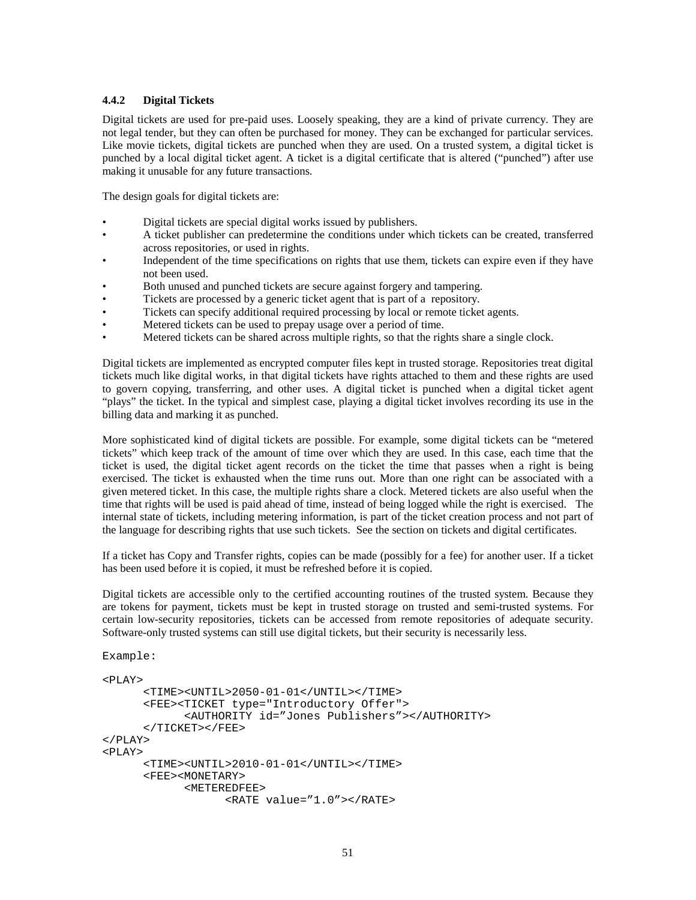### 4.4.2 Digital Tickets

Digital tickets are used for pre-paid uses. Loosely speaking, they are a kind of private currency. They are not legal tender, but they can often be purchased for money. They can be exchanged for particular services. Like movie tickets, digital tickets are punched when they are used. On a trusted system, a digital ticket is punched by a local digital ticket agent. A ticket is a digital certificate that is altered ("punched") after use making it unusable for any future transactions.

The design goals for digital tickets are:

- Digital tickets are special digital works issued by publishers.
- A ticket publisher can predetermine the conditions under which tickets can be created, transferred across repositories, or used in rights.
- Independent of the time specifications on rights that use them, tickets can expire even if they have not been used.
- Both unused and punched tickets are secure against forgery and tampering.
- Tickets are processed by a generic ticket agent that is part of a repository.
- Tickets can specify additional required processing by local or remote ticket agents.
- Metered tickets can be used to prepay usage over a period of time.
- Metered tickets can be shared across multiple rights, so that the rights share a single clock.

Digital tickets are implemented as encrypted computer files kept in trusted storage. Repositories treat digital tickets much like digital works, in that digital tickets have rights attached to them and these rights are used to govern copying, transferring, and other uses. A digital ticket is punched when a digital ticket agent "plays" the ticket. In the typical and simplest case, playing a digital ticket involves recording its use in the billing data and marking it as punched.

More sophisticated kind of digital tickets are possible. For example, some digital tickets can be "metered tickets" which keep track of the amount of time over which they are used. In this case, each time that the ticket is used, the digital ticket agent records on the ticket the time that passes when a right is being exercised. The ticket is exhausted when the time runs out. More than one right can be associated with a given metered ticket. In this case, the multiple rights share a clock. Metered tickets are also useful when the time that rights will be used is paid ahead of time, instead of being logged while the right is exercised. The internal state of tickets, including metering information, is part of the ticket creation process and not part of the language for describing rights that use such tickets. See the section on tickets and digital certificates.

If a ticket has Copy and Transfer rights, copies can be made (possibly for a fee) for another user. If a ticket has been used before it is copied, it must be refreshed before it is copied.

Digital tickets are accessible only to the certified accounting routines of the trusted system. Because they are tokens for payment, tickets must be kept in trusted storage on trusted and semi-trusted systems. For certain low-security repositories, tickets can be accessed from remote repositories of adequate security. Software-only trusted systems can still use digital tickets, but their security is necessarily less.

Example:

```
<PLAY>
      <TIME><UNTIL>2050-01-01</UNTIL></TIME>
      <FEE><TICKET type="Introductory Offer">
            <AUTHORITY id="Jones Publishers"></AUTHORITY>
      </TICKET></FEE>
</PLAY>
<PLAY>
      <TIME><UNTIL>2010-01-01</UNTIL></TIME>
      <FEE><MONETARY>
            <METEREDFEE>
                  <RATE value="1.0"></RATE>
```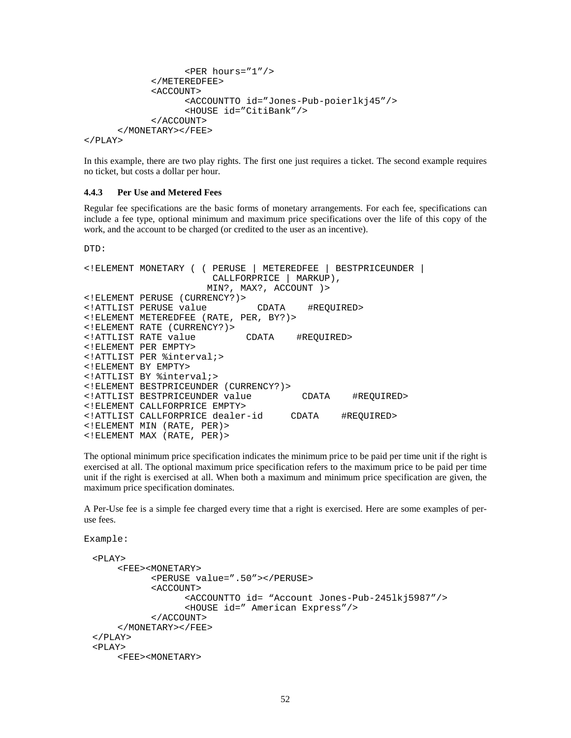```
                <PER hours="1"/>
            </METEREDFEE>
            <ACCOUNT>
                <ACCOUNTTO id="Jones-Pub-poierlkj45"/>
                <HOUSE id="CitiBank"/>
            </ACCOUNT>
        </MONETARY></FEE>
</PLAY>
```

In this example, there are two play rights. The first one just requires a ticket. The second example requires no ticket, but costs a dollar per hour.

#### 4.4.3 Per Use and Metered Fees

Regular fee specifications are the basic forms of monetary arrangements. For each fee, specifications can include a fee type, optional minimum and maximum price specifications over the life of this copy of the work, and the account to be charged (or credited to the user as an incentive).

DTD:

```
<!ELEMENT MONETARY ( ( PERUSE | METEREDFEE | BESTPRICEUNDER |
                       CALLFORPRICE | MARKUP),
                     MIN?, MAX?, ACCOUNT )>
<!ELEMENT PERUSE (CURRENCY?)>
<!ATTLIST PERUSE value         CDATA    #REQUIRED>
<!ELEMENT METEREDFEE (RATE, PER, BY?)>
<!ELEMENT RATE (CURRENCY?)>
<!ATTLIST RATE value         CDATA    #REQUIRED>
<!ELEMENT PER EMPTY>
<!ATTLIST PER %interval;>
<!ELEMENT BY EMPTY>
<!ATTLIST BY %interval;>
<!ELEMENT BESTPRICEUNDER (CURRENCY?)>
<!ATTLIST BESTPRICEUNDER value         CDATA    #REQUIRED>
<!ELEMENT CALLFORPRICE EMPTY>
<!ATTLIST CALLFORPRICE dealer-id     CDATA    #REQUIRED>
<!ELEMENT MIN (RATE, PER)>
<!ELEMENT MAX (RATE, PER)>
```

The optional minimum price specification indicates the minimum price to be paid per time unit if the right is exercised at all. The optional maximum price specification refers to the maximum price to be paid per time unit if the right is exercised at all. When both a maximum and minimum price specification are given, the maximum price specification dominates.

A Per-Use fee is a simple fee charged every time that a right is exercised. Here are some examples of per-use fees.

Example:

```
  <PLAY>
      <FEE><MONETARY>
            <PERUSE value=".50"></PERUSE>
            <ACCOUNT>
                  <ACCOUNTTO id= "Account Jones-Pub-245lkj5987"/>
                  <HOUSE id=" American Express"/>
            </ACCOUNT>
      </MONETARY></FEE>
  </PLAY>
  <PLAY>
      <FEE><MONETARY>
```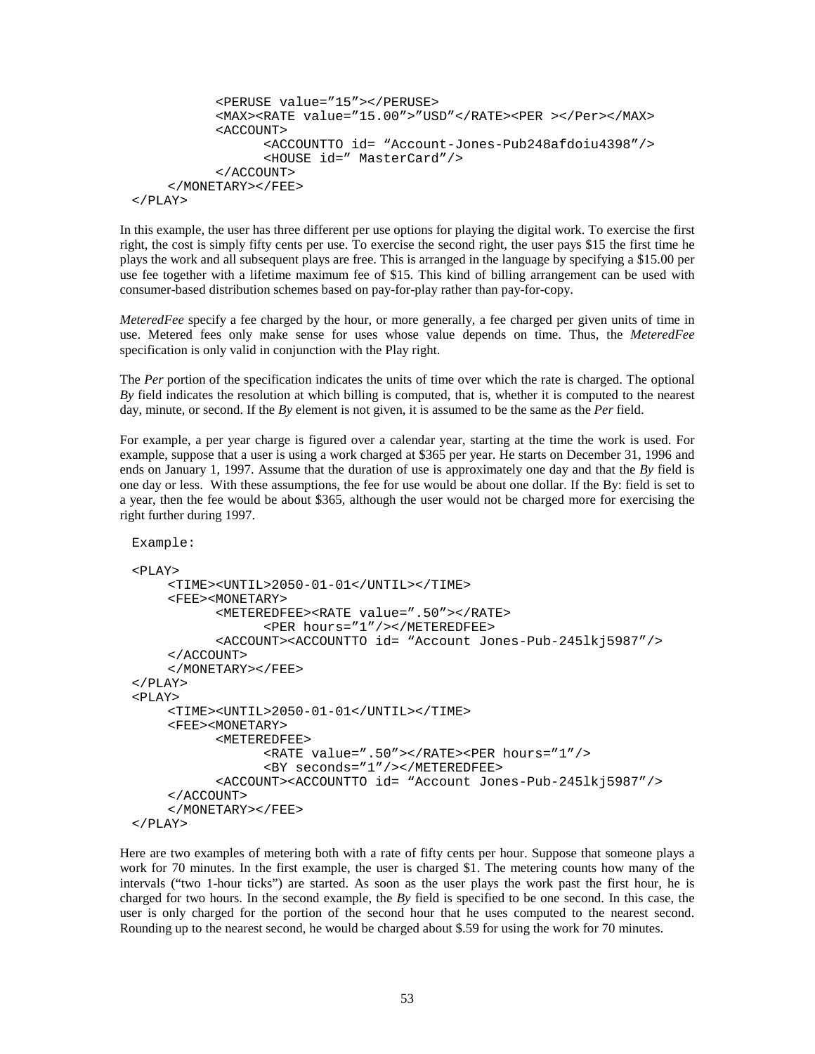```
            <PERUSE value="15"></PERUSE>
            <MAX><RATE value="15.00">"USD"</RATE><PER ></Per></MAX>
            <ACCOUNT>
                  <ACCOUNTTO id= "Account-Jones-Pub248afdoiu4398"/>
                  <HOUSE id=" MasterCard"/>
            </ACCOUNT>
      </MONETARY></FEE>
</PLAY>
```

In this example, the user has three different per use options for playing the digital work. To exercise the first right, the cost is simply fifty cents per use. To exercise the second right, the user pays $15 the first time he plays the work and all subsequent plays are free. This is arranged in the language by specifying a $15.00 per use fee together with a lifetime maximum fee of $15. This kind of billing arrangement can be used with consumer-based distribution schemes based on pay-for-play rather than pay-for-copy.

*MeteredFee* specify a fee charged by the hour, or more generally, a fee charged per given units of time in use. Metered fees only make sense for uses whose value depends on time. Thus, the *MeteredFee* specification is only valid in conjunction with the Play right.

The *Per* portion of the specification indicates the units of time over which the rate is charged. The optional *By* field indicates the resolution at which billing is computed, that is, whether it is computed to the nearest day, minute, or second. If the *By* element is not given, it is assumed to be the same as the *Per* field.

For example, a per year charge is figured over a calendar year, starting at the time the work is used. For example, suppose that a user is using a work charged at $365 per year. He starts on December 31, 1996 and ends on January 1, 1997. Assume that the duration of use is approximately one day and that the *By* field is one day or less. With these assumptions, the fee for use would be about one dollar. If the By: field is set to a year, then the fee would be about $365, although the user would not be charged more for exercising the right further during 1997.

```
Example:

<PLAY>
      <TIME><UNTIL>2050-01-01</UNTIL></TIME>
      <FEE><MONETARY>
            <METEREDFEE><RATE value=".50"></RATE>
                  <PER hours="1"/></METEREDFEE>
            <ACCOUNT><ACCOUNTTO id= "Account Jones-Pub-245lkj5987"/>
      </ACCOUNT>
      </MONETARY></FEE>
</PLAY>
<PLAY>
      <TIME><UNTIL>2050-01-01</UNTIL></TIME>
      <FEE><MONETARY>
            <METEREDFEE>
                  <RATE value=".50"></RATE><PER hours="1"/>
                  <BY seconds="1"/></METEREDFEE>
            <ACCOUNT><ACCOUNTTO id= "Account Jones-Pub-245lkj5987"/>
      </ACCOUNT>
      </MONETARY></FEE>
</PLAY>
```

Here are two examples of metering both with a rate of fifty cents per hour. Suppose that someone plays a work for 70 minutes. In the first example, the user is charged $1. The metering counts how many of the intervals ("two 1-hour ticks") are started. As soon as the user plays the work past the first hour, he is charged for two hours. In the second example, the *By* field is specified to be one second. In this case, the user is only charged for the portion of the second hour that he uses computed to the nearest second. Rounding up to the nearest second, he would be charged about $.59 for using the work for 70 minutes.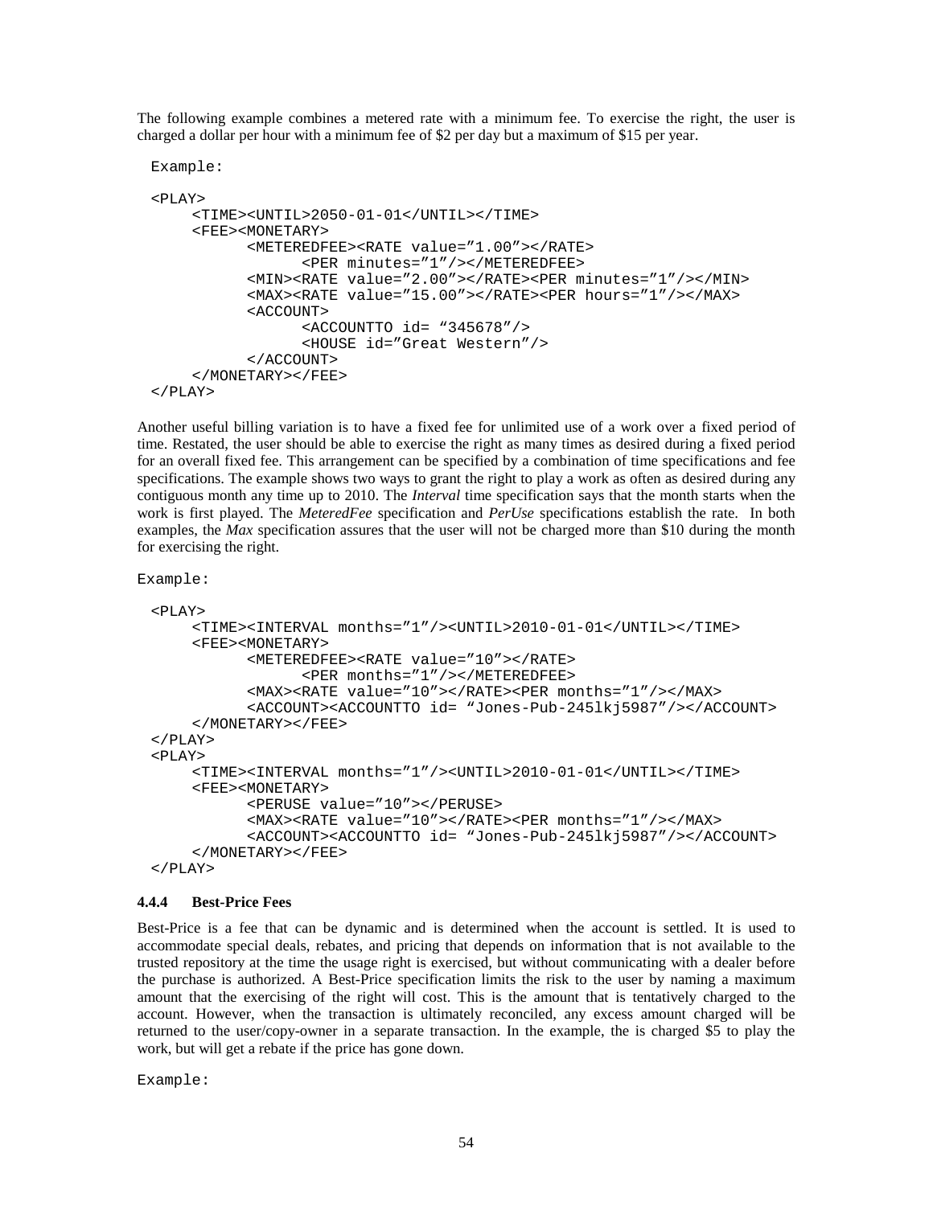The following example combines a metered rate with a minimum fee. To exercise the right, the user is charged a dollar per hour with a minimum fee of $2 per day but a maximum of $15 per year.

```
Example:

<PLAY>
     <TIME><UNTIL>2050-01-01</UNTIL></TIME>
     <FEE><MONETARY>
           <METEREDFEE><RATE value="1.00"></RATE>
                 <PER minutes="1"/></METEREDFEE>
           <MIN><RATE value="2.00"></RATE><PER minutes="1"/></MIN>
           <MAX><RATE value="15.00"></RATE><PER hours="1"/></MAX>
           <ACCOUNT>
                 <ACCOUNTTO id= "345678"/>
                 <HOUSE id="Great Western"/>
           </ACCOUNT>
     </MONETARY></FEE>
</PLAY>
```

Another useful billing variation is to have a fixed fee for unlimited use of a work over a fixed period of time. Restated, the user should be able to exercise the right as many times as desired during a fixed period for an overall fixed fee. This arrangement can be specified by a combination of time specifications and fee specifications. The example shows two ways to grant the right to play a work as often as desired during any contiguous month any time up to 2010. The *Interval* time specification says that the month starts when the work is first played. The *MeteredFee* specification and *PerUse* specifications establish the rate. In both examples, the *Max* specification assures that the user will not be charged more than $10 during the month for exercising the right.

```
Example:

<PLAY>
     <TIME><INTERVAL months="1"/><UNTIL>2010-01-01</UNTIL></TIME>
     <FEE><MONETARY>
           <METEREDFEE><RATE value="10"></RATE>
                 <PER months="1"/></METEREDFEE>
           <MAX><RATE value="10"></RATE><PER months="1"/></MAX>
           <ACCOUNT><ACCOUNTTO id= "Jones-Pub-245lkj5987"/></ACCOUNT>
     </MONETARY></FEE>
</PLAY>
<PLAY>
     <TIME><INTERVAL months="1"/><UNTIL>2010-01-01</UNTIL></TIME>
     <FEE><MONETARY>
           <PERUSE value="10"></PERUSE>
           <MAX><RATE value="10"></RATE><PER months="1"/></MAX>
           <ACCOUNT><ACCOUNTTO id= "Jones-Pub-245lkj5987"/></ACCOUNT>
     </MONETARY></FEE>
</PLAY>
```

#### 4.4.4 Best-Price Fees

Best-Price is a fee that can be dynamic and is determined when the account is settled. It is used to accommodate special deals, rebates, and pricing that depends on information that is not available to the trusted repository at the time the usage right is exercised, but without communicating with a dealer before the purchase is authorized. A Best-Price specification limits the risk to the user by naming a maximum amount that the exercising of the right will cost. This is the amount that is tentatively charged to the account. However, when the transaction is ultimately reconciled, any excess amount charged will be returned to the user/copy-owner in a separate transaction. In the example, the is charged $5 to play the work, but will get a rebate if the price has gone down.

```
Example:
```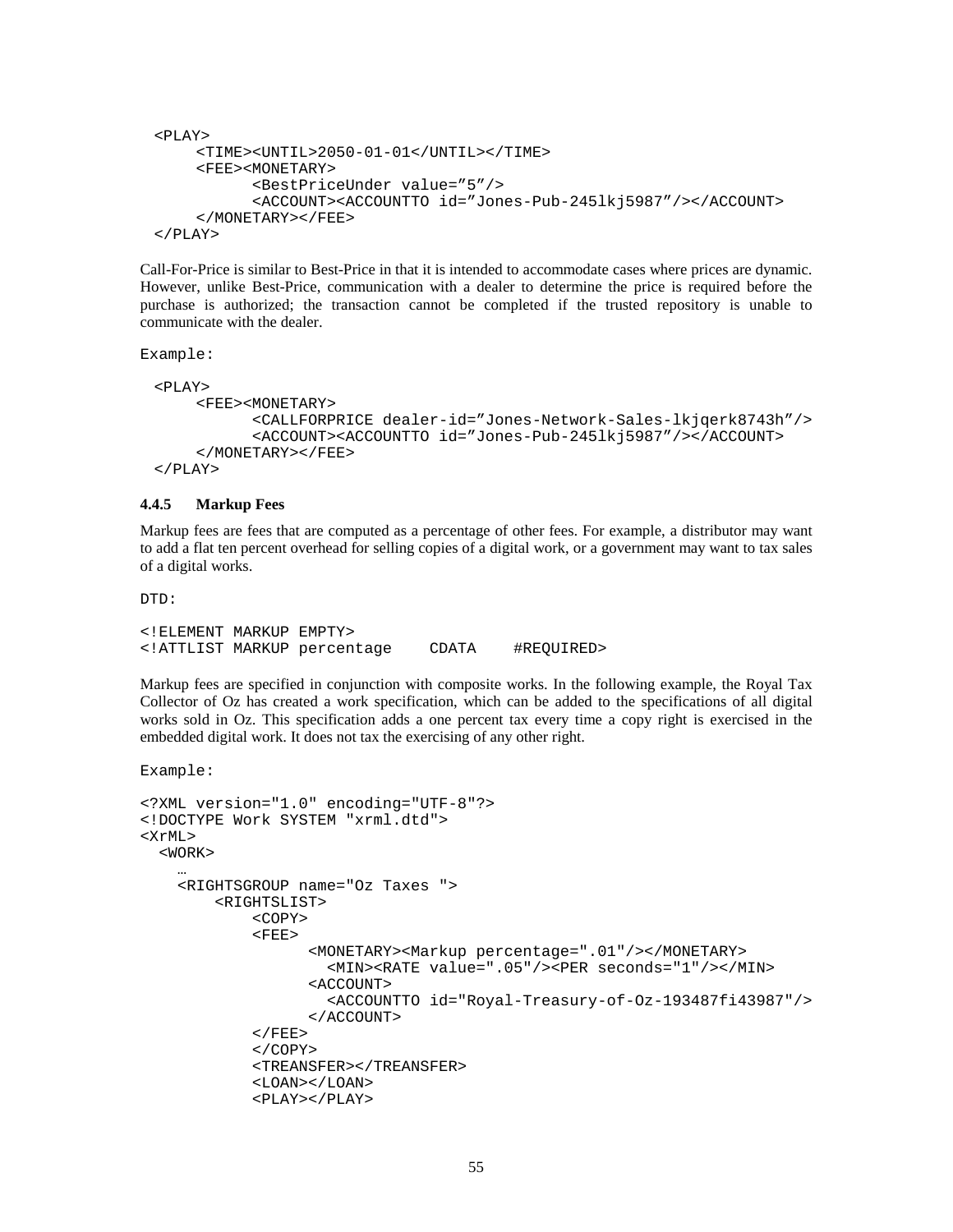```
<PLAY>
     <TIME><UNTIL>2050-01-01</UNTIL></TIME>
     <FEE><MONETARY>
           <BestPriceUnder value=”5”/>
           <ACCOUNT><ACCOUNTTO id=”Jones-Pub-245lkj5987”/></ACCOUNT>
     </MONETARY></FEE>
</PLAY>
```

Call-For-Price is similar to Best-Price in that it is intended to accommodate cases where prices are dynamic. However, unlike Best-Price, communication with a dealer to determine the price is required before the purchase is authorized; the transaction cannot be completed if the trusted repository is unable to communicate with the dealer.

Example:

```
<PLAY>
     <FEE><MONETARY>
           <CALLFORPRICE dealer-id=”Jones-Network-Sales-lkjqerk8743h”/>
           <ACCOUNT><ACCOUNTTO id=”Jones-Pub-245lkj5987”/></ACCOUNT>
     </MONETARY></FEE>
</PLAY>
```

#### 4.4.5 Markup Fees

Markup fees are fees that are computed as a percentage of other fees. For example, a distributor may want to add a flat ten percent overhead for selling copies of a digital work, or a government may want to tax sales of a digital works.

DTD:

```
<!ELEMENT MARKUP EMPTY>
<!ATTLIST MARKUP percentage    CDATA    #REQUIRED>
```

Markup fees are specified in conjunction with composite works. In the following example, the Royal Tax Collector of Oz has created a work specification, which can be added to the specifications of all digital works sold in Oz. This specification adds a one percent tax every time a copy right is exercised in the embedded digital work. It does not tax the exercising of any other right.

Example:

```
<?XML version="1.0" encoding="UTF-8"?>
<!DOCTYPE Work SYSTEM "xrml.dtd">
<XrML>
  <WORK>
    …
    <RIGHTSGROUP name="Oz Taxes ">
        <RIGHTSLIST>
            <COPY>
            <FEE>
                  <MONETARY><Markup percentage=".01"/></MONETARY>
                    <MIN><RATE value=".05"/><PER seconds="1"/></MIN>
                  <ACCOUNT>
                    <ACCOUNTTO id="Royal-Treasury-of-Oz-193487fi43987"/>
                  </ACCOUNT>
            </FEE>
            </COPY>
            <TREANSFER></TREANSFER>
            <LOAN></LOAN>
            <PLAY></PLAY>
```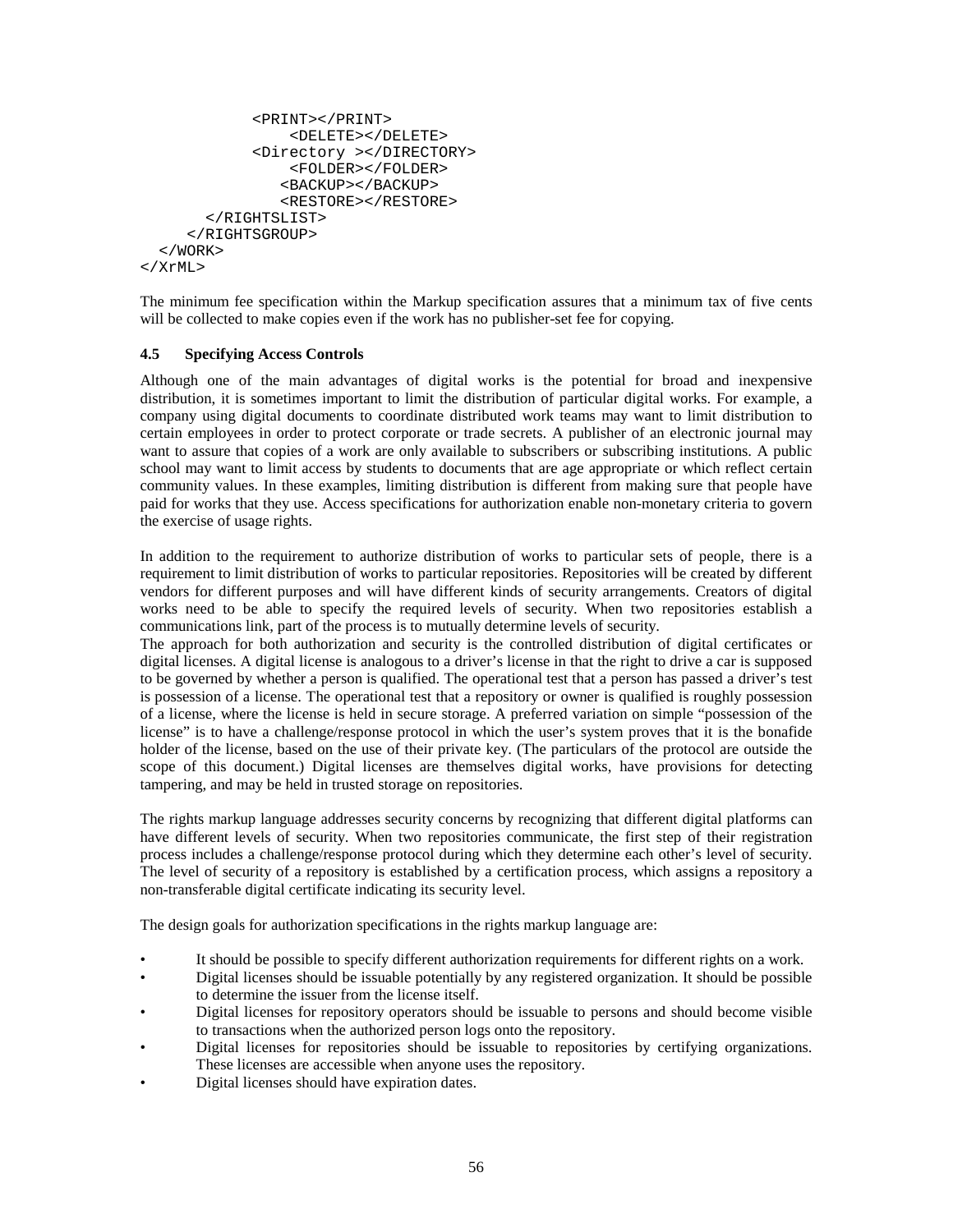```
            <PRINT></PRINT>
                <DELETE></DELETE>
            <Directory ></DIRECTORY>
                <FOLDER></FOLDER>
               <BACKUP></BACKUP>
               <RESTORE></RESTORE>
       </RIGHTSLIST>
     </RIGHTSGROUP>
  </WORK>
</XrML>
```

The minimum fee specification within the Markup specification assures that a minimum tax of five cents will be collected to make copies even if the work has no publisher-set fee for copying.

### 4.5 Specifying Access Controls

Although one of the main advantages of digital works is the potential for broad and inexpensive distribution, it is sometimes important to limit the distribution of particular digital works. For example, a company using digital documents to coordinate distributed work teams may want to limit distribution to certain employees in order to protect corporate or trade secrets. A publisher of an electronic journal may want to assure that copies of a work are only available to subscribers or subscribing institutions. A public school may want to limit access by students to documents that are age appropriate or which reflect certain community values. In these examples, limiting distribution is different from making sure that people have paid for works that they use. Access specifications for authorization enable non-monetary criteria to govern the exercise of usage rights.

In addition to the requirement to authorize distribution of works to particular sets of people, there is a requirement to limit distribution of works to particular repositories. Repositories will be created by different vendors for different purposes and will have different kinds of security arrangements. Creators of digital works need to be able to specify the required levels of security. When two repositories establish a communications link, part of the process is to mutually determine levels of security.

The approach for both authorization and security is the controlled distribution of digital certificates or digital licenses. A digital license is analogous to a driver's license in that the right to drive a car is supposed to be governed by whether a person is qualified. The operational test that a person has passed a driver's test is possession of a license. The operational test that a repository or owner is qualified is roughly possession of a license, where the license is held in secure storage. A preferred variation on simple "possession of the license" is to have a challenge/response protocol in which the user's system proves that it is the bonafide holder of the license, based on the use of their private key. (The particulars of the protocol are outside the scope of this document.) Digital licenses are themselves digital works, have provisions for detecting tampering, and may be held in trusted storage on repositories.

The rights markup language addresses security concerns by recognizing that different digital platforms can have different levels of security. When two repositories communicate, the first step of their registration process includes a challenge/response protocol during which they determine each other's level of security. The level of security of a repository is established by a certification process, which assigns a repository a non-transferable digital certificate indicating its security level.

The design goals for authorization specifications in the rights markup language are:

- It should be possible to specify different authorization requirements for different rights on a work.
- Digital licenses should be issuable potentially by any registered organization. It should be possible to determine the issuer from the license itself.
- Digital licenses for repository operators should be issuable to persons and should become visible to transactions when the authorized person logs onto the repository.
- Digital licenses for repositories should be issuable to repositories by certifying organizations. These licenses are accessible when anyone uses the repository.
- Digital licenses should have expiration dates.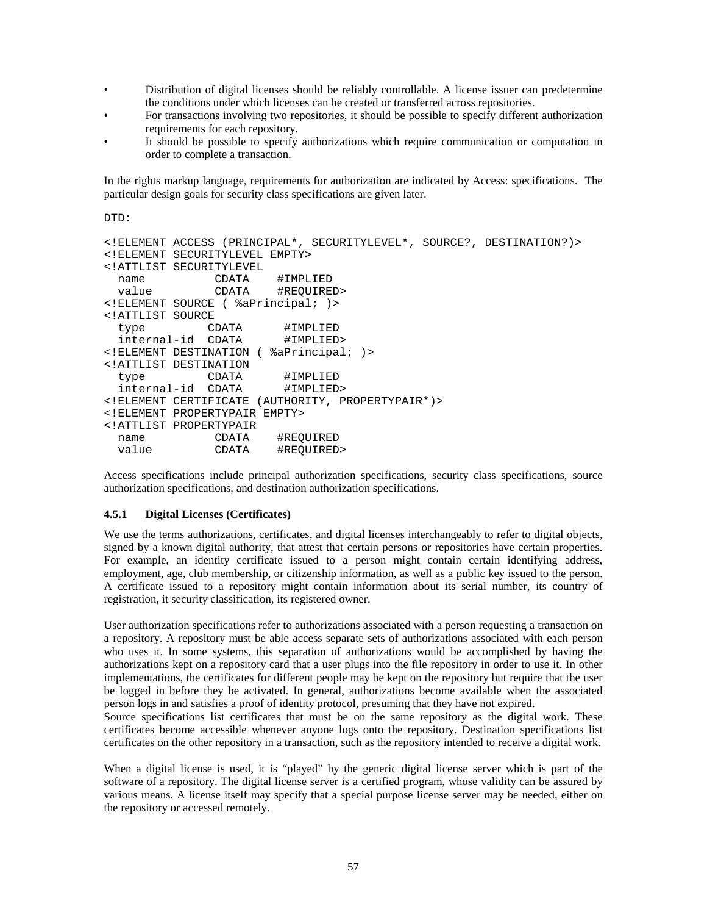- Distribution of digital licenses should be reliably controllable. A license issuer can predetermine the conditions under which licenses can be created or transferred across repositories.
- For transactions involving two repositories, it should be possible to specify different authorization requirements for each repository.
- It should be possible to specify authorizations which require communication or computation in order to complete a transaction.

In the rights markup language, requirements for authorization are indicated by Access: specifications. The particular design goals for security class specifications are given later.

DTD:

```
<!ELEMENT ACCESS (PRINCIPAL*, SECURITYLEVEL*, SOURCE?, DESTINATION?)>
<!ELEMENT SECURITYLEVEL EMPTY>
<!ATTLIST SECURITYLEVEL
  name          CDATA    #IMPLIED
  value         CDATA    #REQUIRED>
<!ELEMENT SOURCE ( %aPrincipal; )>
<!ATTLIST SOURCE
  type         CDATA      #IMPLIED
  internal-id  CDATA      #IMPLIED>
<!ELEMENT DESTINATION ( %aPrincipal; )>
<!ATTLIST DESTINATION
  type         CDATA      #IMPLIED
  internal-id  CDATA      #IMPLIED>
<!ELEMENT CERTIFICATE (AUTHORITY, PROPERTYPAIR*)>
<!ELEMENT PROPERTYPAIR EMPTY>
<!ATTLIST PROPERTYPAIR
  name          CDATA    #REQUIRED
  value         CDATA    #REQUIRED>
```

Access specifications include principal authorization specifications, security class specifications, source authorization specifications, and destination authorization specifications.

### 4.5.1 Digital Licenses (Certificates)

We use the terms authorizations, certificates, and digital licenses interchangeably to refer to digital objects, signed by a known digital authority, that attest that certain persons or repositories have certain properties. For example, an identity certificate issued to a person might contain certain identifying address, employment, age, club membership, or citizenship information, as well as a public key issued to the person. A certificate issued to a repository might contain information about its serial number, its country of registration, it security classification, its registered owner.

User authorization specifications refer to authorizations associated with a person requesting a transaction on a repository. A repository must be able access separate sets of authorizations associated with each person who uses it. In some systems, this separation of authorizations would be accomplished by having the authorizations kept on a repository card that a user plugs into the file repository in order to use it. In other implementations, the certificates for different people may be kept on the repository but require that the user be logged in before they be activated. In general, authorizations become available when the associated person logs in and satisfies a proof of identity protocol, presuming that they have not expired.
Source specifications list certificates that must be on the same repository as the digital work. These certificates become accessible whenever anyone logs onto the repository. Destination specifications list certificates on the other repository in a transaction, such as the repository intended to receive a digital work.

When a digital license is used, it is "played" by the generic digital license server which is part of the software of a repository. The digital license server is a certified program, whose validity can be assured by various means. A license itself may specify that a special purpose license server may be needed, either on the repository or accessed remotely.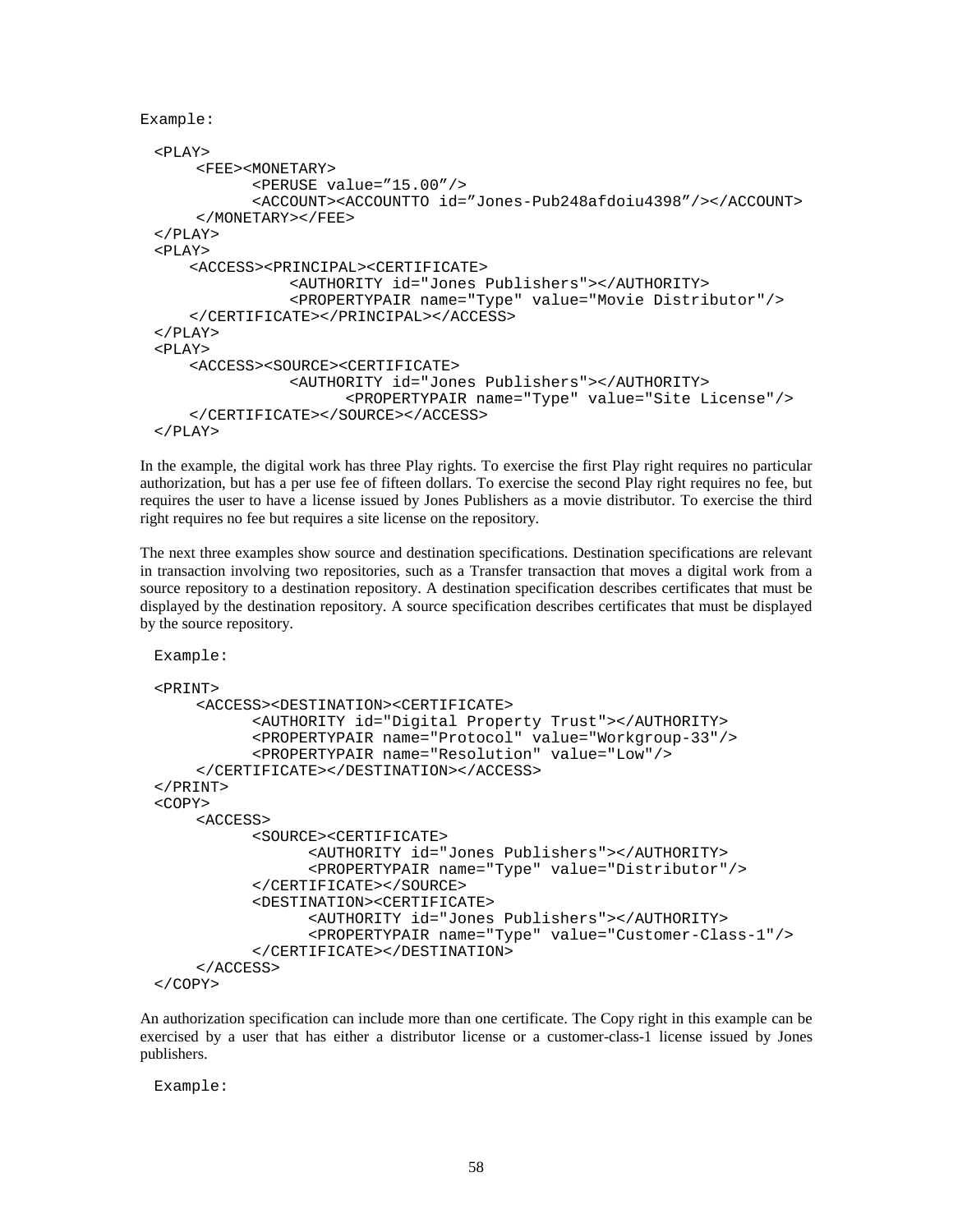Example:

```
<PLAY>
     <FEE><MONETARY>
           <PERUSE value=”15.00”/>
           <ACCOUNT><ACCOUNTTO id=”Jones-Pub248afdoiu4398”/></ACCOUNT>
     </MONETARY></FEE>
</PLAY>
<PLAY>
    <ACCESS><PRINCIPAL><CERTIFICATE>
               <AUTHORITY id="Jones Publishers"></AUTHORITY>
               <PROPERTYPAIR name="Type" value="Movie Distributor"/>
    </CERTIFICATE></PRINCIPAL></ACCESS>
</PLAY>
<PLAY>
    <ACCESS><SOURCE><CERTIFICATE>
               <AUTHORITY id="Jones Publishers"></AUTHORITY>
                    <PROPERTYPAIR name="Type" value="Site License"/>
    </CERTIFICATE></SOURCE></ACCESS>
</PLAY>
```

In the example, the digital work has three Play rights. To exercise the first Play right requires no particular authorization, but has a per use fee of fifteen dollars. To exercise the second Play right requires no fee, but requires the user to have a license issued by Jones Publishers as a movie distributor. To exercise the third right requires no fee but requires a site license on the repository.

The next three examples show source and destination specifications. Destination specifications are relevant in transaction involving two repositories, such as a Transfer transaction that moves a digital work from a source repository to a destination repository. A destination specification describes certificates that must be displayed by the destination repository. A source specification describes certificates that must be displayed by the source repository.

Example:

```
<PRINT>
     <ACCESS><DESTINATION><CERTIFICATE>
           <AUTHORITY id="Digital Property Trust"></AUTHORITY>
           <PROPERTYPAIR name="Protocol" value="Workgroup-33"/>
           <PROPERTYPAIR name="Resolution" value="Low"/>
     </CERTIFICATE></DESTINATION></ACCESS>
</PRINT>
<COPY>
     <ACCESS>
           <SOURCE><CERTIFICATE>
                 <AUTHORITY id="Jones Publishers"></AUTHORITY>
                 <PROPERTYPAIR name="Type" value="Distributor"/>
           </CERTIFICATE></SOURCE>
           <DESTINATION><CERTIFICATE>
                 <AUTHORITY id="Jones Publishers"></AUTHORITY>
                 <PROPERTYPAIR name="Type" value="Customer-Class-1"/>
           </CERTIFICATE></DESTINATION>
     </ACCESS>
</COPY>
```

An authorization specification can include more than one certificate. The Copy right in this example can be exercised by a user that has either a distributor license or a customer-class-1 license issued by Jones publishers.

Example: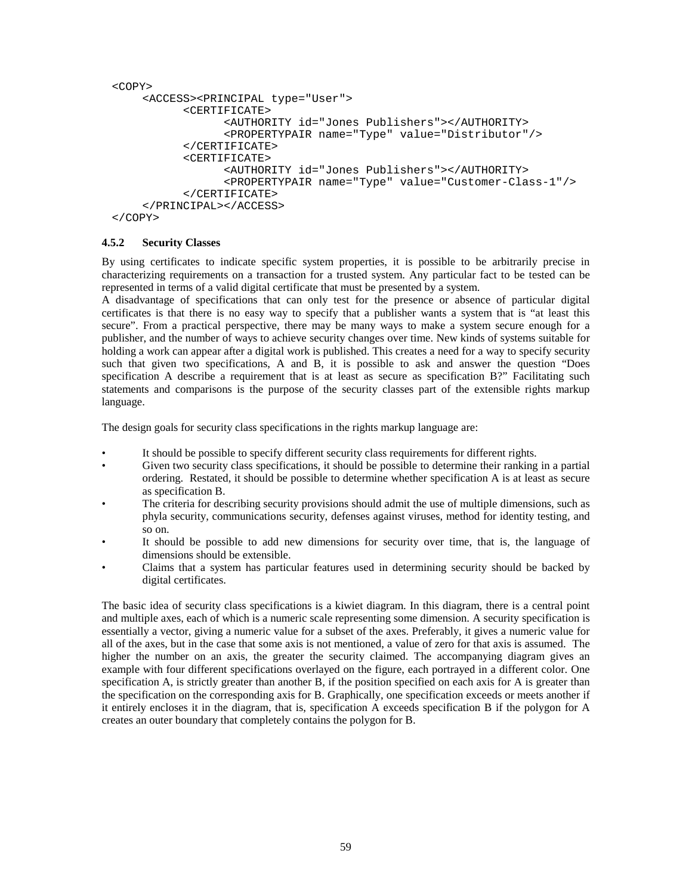```
<COPY>
    <ACCESS><PRINCIPAL type="User">
        <CERTIFICATE>
            <AUTHORITY id="Jones Publishers"></AUTHORITY>
            <PROPERTYPAIR name="Type" value="Distributor"/>
        </CERTIFICATE>
        <CERTIFICATE>
            <AUTHORITY id="Jones Publishers"></AUTHORITY>
            <PROPERTYPAIR name="Type" value="Customer-Class-1"/>
        </CERTIFICATE>
    </PRINCIPAL></ACCESS>
</COPY>
```

### 4.5.2 Security Classes

By using certificates to indicate specific system properties, it is possible to be arbitrarily precise in characterizing requirements on a transaction for a trusted system. Any particular fact to be tested can be represented in terms of a valid digital certificate that must be presented by a system.

A disadvantage of specifications that can only test for the presence or absence of particular digital certificates is that there is no easy way to specify that a publisher wants a system that is "at least this secure". From a practical perspective, there may be many ways to make a system secure enough for a publisher, and the number of ways to achieve security changes over time. New kinds of systems suitable for holding a work can appear after a digital work is published. This creates a need for a way to specify security such that given two specifications, A and B, it is possible to ask and answer the question "Does specification A describe a requirement that is at least as secure as specification B?" Facilitating such statements and comparisons is the purpose of the security classes part of the extensible rights markup language.

The design goals for security class specifications in the rights markup language are:

- It should be possible to specify different security class requirements for different rights.
- Given two security class specifications, it should be possible to determine their ranking in a partial ordering. Restated, it should be possible to determine whether specification A is at least as secure as specification B.
- The criteria for describing security provisions should admit the use of multiple dimensions, such as phyla security, communications security, defenses against viruses, method for identity testing, and so on.
- It should be possible to add new dimensions for security over time, that is, the language of dimensions should be extensible.
- Claims that a system has particular features used in determining security should be backed by digital certificates.

The basic idea of security class specifications is a kiwiet diagram. In this diagram, there is a central point and multiple axes, each of which is a numeric scale representing some dimension. A security specification is essentially a vector, giving a numeric value for a subset of the axes. Preferably, it gives a numeric value for all of the axes, but in the case that some axis is not mentioned, a value of zero for that axis is assumed. The higher the number on an axis, the greater the security claimed. The accompanying diagram gives an example with four different specifications overlayed on the figure, each portrayed in a different color. One specification A, is strictly greater than another B, if the position specified on each axis for A is greater than the specification on the corresponding axis for B. Graphically, one specification exceeds or meets another if it entirely encloses it in the diagram, that is, specification A exceeds specification B if the polygon for A creates an outer boundary that completely contains the polygon for B.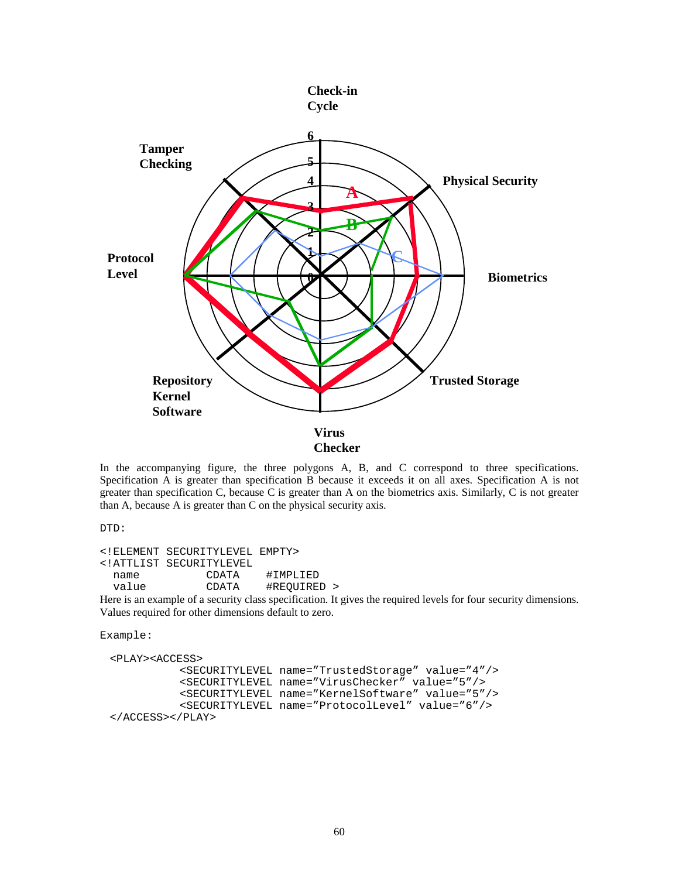In the accompanying figure, the three polygons A, B, and C correspond to three specifications. Specification A is greater than specification B because it exceeds it on all axes. Specification A is not greater than specification C, because C is greater than A on the biometrics axis. Similarly, C is not greater than A, because A is greater than C on the physical security axis.

DTD:

```
<!ELEMENT SECURITYLEVEL EMPTY>
<!ATTLIST SECURITYLEVEL
  name          CDATA    #IMPLIED
  value         CDATA    #REQUIRED >
```

Here is an example of a security class specification. It gives the required levels for four security dimensions. Values required for other dimensions default to zero.

Example:

```
<PLAY><ACCESS>
          <SECURITYLEVEL name="TrustedStorage" value="4"/>
          <SECURITYLEVEL name="VirusChecker" value="5"/>
          <SECURITYLEVEL name="KernelSoftware" value="5"/>
          <SECURITYLEVEL name="ProtocolLevel" value="6"/>
</ACCESS></PLAY>
```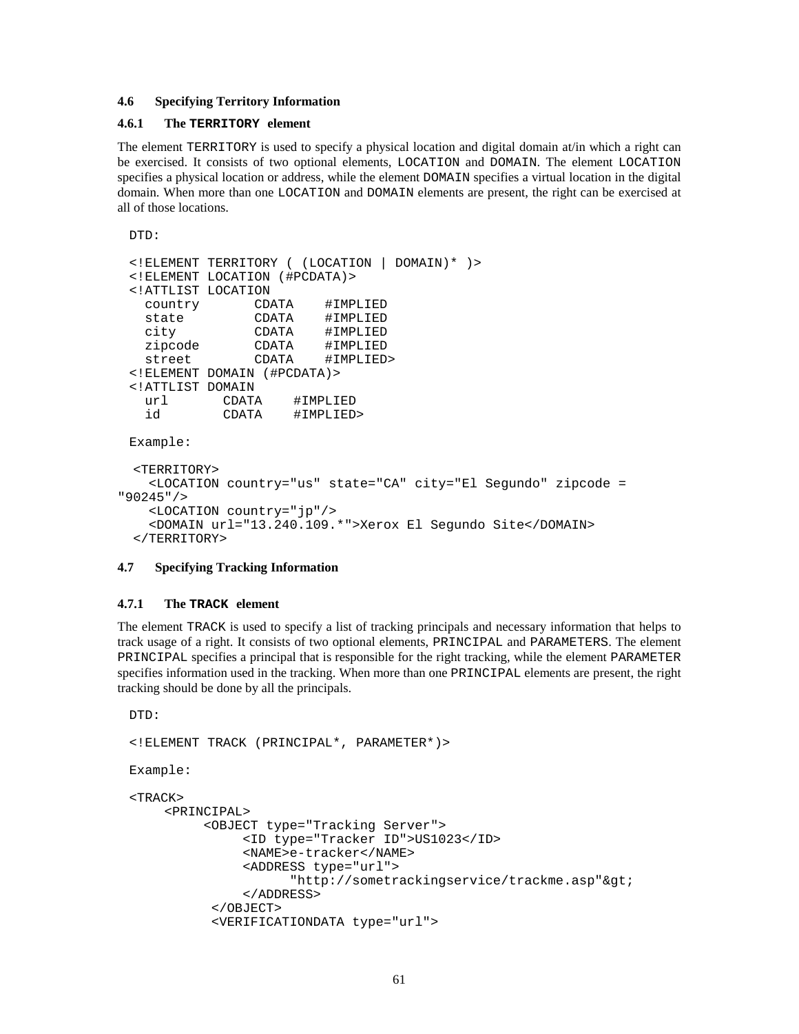### 4.6 Specifying Territory Information

#### 4.6.1 The TERRITORY element

The element TERRITORY is used to specify a physical location and digital domain at/in which a right can be exercised. It consists of two optional elements, LOCATION and DOMAIN. The element LOCATION specifies a physical location or address, while the element DOMAIN specifies a virtual location in the digital domain. When more than one LOCATION and DOMAIN elements are present, the right can be exercised at all of those locations.

DTD:

```
<!ELEMENT TERRITORY ( (LOCATION | DOMAIN)* )>
<!ELEMENT LOCATION (#PCDATA)>
<!ATTLIST LOCATION
  country       CDATA    #IMPLIED
  state         CDATA    #IMPLIED
  city          CDATA    #IMPLIED
  zipcode       CDATA    #IMPLIED
  street        CDATA    #IMPLIED>
<!ELEMENT DOMAIN (#PCDATA)>
<!ATTLIST DOMAIN
  url       CDATA    #IMPLIED
  id        CDATA    #IMPLIED>
```

Example:

```
 <TERRITORY>
   <LOCATION country="us" state="CA" city="El Segundo" zipcode =
"90245"/>
   <LOCATION country="jp"/>
   <DOMAIN url="13.240.109.*">Xerox El Segundo Site</DOMAIN>
 </TERRITORY>
```

### 4.7 Specifying Tracking Information

#### 4.7.1 The TRACK element

The element TRACK is used to specify a list of tracking principals and necessary information that helps to track usage of a right. It consists of two optional elements, PRINCIPAL and PARAMETERS. The element PRINCIPAL specifies a principal that is responsible for the right tracking, while the element PARAMETER specifies information used in the tracking. When more than one PRINCIPAL elements are present, the right tracking should be done by all the principals.

DTD:

```
<!ELEMENT TRACK (PRINCIPAL*, PARAMETER*)>
```

Example:

```
<TRACK>
    <PRINCIPAL>
        <OBJECT type="Tracking Server">
            <ID type="Tracker ID">US1023</ID>
            <NAME>e-tracker</NAME>
            <ADDRESS type="url">
                 "http://sometrackingservice/trackme.asp"&gt;
            </ADDRESS>
        </OBJECT>
        <VERIFICATIONDATA type="url">
```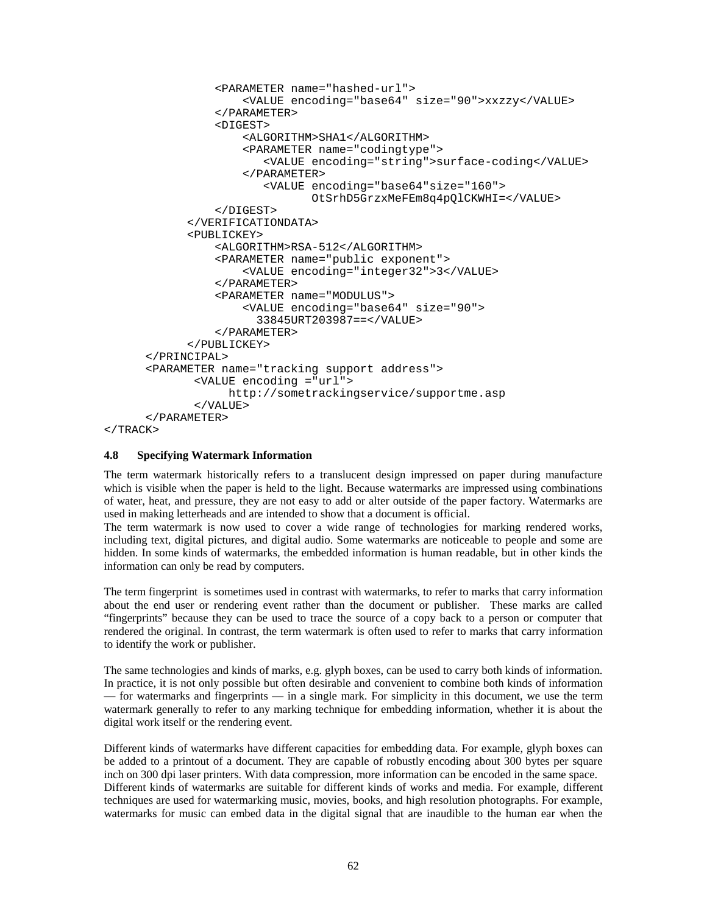```
                <PARAMETER name="hashed-url">
                    <VALUE encoding="base64" size="90">xxzzy</VALUE>
                </PARAMETER>
                <DIGEST>
                    <ALGORITHM>SHA1</ALGORITHM>
                    <PARAMETER name="codingtype">
                       <VALUE encoding="string">surface-coding</VALUE>
                    </PARAMETER>
                       <VALUE encoding="base64"size="160">
                              OtSrhD5GrzxMeFEm8q4pQlCKWHI=</VALUE>
                </DIGEST>
            </VERIFICATIONDATA>
            <PUBLICKEY>
                <ALGORITHM>RSA-512</ALGORITHM>
                <PARAMETER name="public exponent">
                    <VALUE encoding="integer32">3</VALUE>
                </PARAMETER>
                <PARAMETER name="MODULUS">
                    <VALUE encoding="base64" size="90">
                      33845URT203987==</VALUE>
                </PARAMETER>
            </PUBLICKEY>
      </PRINCIPAL>
      <PARAMETER name="tracking support address">
             <VALUE encoding ="url">
                  http://sometrackingservice/supportme.asp
             </VALUE>
      </PARAMETER>
</TRACK>
```

### 4.8 Specifying Watermark Information

The term watermark historically refers to a translucent design impressed on paper during manufacture which is visible when the paper is held to the light. Because watermarks are impressed using combinations of water, heat, and pressure, they are not easy to add or alter outside of the paper factory. Watermarks are used in making letterheads and are intended to show that a document is official.
The term watermark is now used to cover a wide range of technologies for marking rendered works, including text, digital pictures, and digital audio. Some watermarks are noticeable to people and some are hidden. In some kinds of watermarks, the embedded information is human readable, but in other kinds the information can only be read by computers.

The term fingerprint is sometimes used in contrast with watermarks, to refer to marks that carry information about the end user or rendering event rather than the document or publisher. These marks are called "fingerprints" because they can be used to trace the source of a copy back to a person or computer that rendered the original. In contrast, the term watermark is often used to refer to marks that carry information to identify the work or publisher.

The same technologies and kinds of marks, e.g. glyph boxes, can be used to carry both kinds of information. In practice, it is not only possible but often desirable and convenient to combine both kinds of information — for watermarks and fingerprints — in a single mark. For simplicity in this document, we use the term watermark generally to refer to any marking technique for embedding information, whether it is about the digital work itself or the rendering event.

Different kinds of watermarks have different capacities for embedding data. For example, glyph boxes can be added to a printout of a document. They are capable of robustly encoding about 300 bytes per square inch on 300 dpi laser printers. With data compression, more information can be encoded in the same space.
Different kinds of watermarks are suitable for different kinds of works and media. For example, different techniques are used for watermarking music, movies, books, and high resolution photographs. For example, watermarks for music can embed data in the digital signal that are inaudible to the human ear when the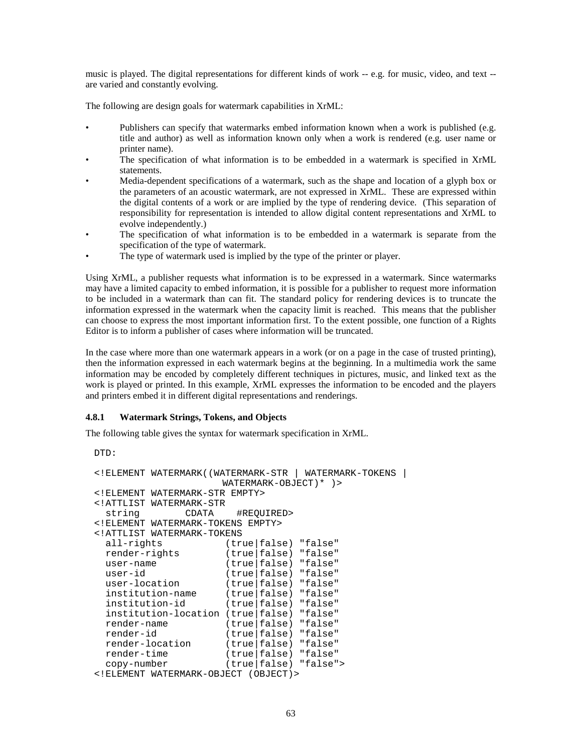music is played. The digital representations for different kinds of work -- e.g. for music, video, and text -- are varied and constantly evolving.

The following are design goals for watermark capabilities in XrML:

- Publishers can specify that watermarks embed information known when a work is published (e.g. title and author) as well as information known only when a work is rendered (e.g. user name or printer name).
- The specification of what information is to be embedded in a watermark is specified in XrML statements.
- Media-dependent specifications of a watermark, such as the shape and location of a glyph box or the parameters of an acoustic watermark, are not expressed in XrML. These are expressed within the digital contents of a work or are implied by the type of rendering device. (This separation of responsibility for representation is intended to allow digital content representations and XrML to evolve independently.)
- The specification of what information is to be embedded in a watermark is separate from the specification of the type of watermark.
- The type of watermark used is implied by the type of the printer or player.

Using XrML, a publisher requests what information is to be expressed in a watermark. Since watermarks may have a limited capacity to embed information, it is possible for a publisher to request more information to be included in a watermark than can fit. The standard policy for rendering devices is to truncate the information expressed in the watermark when the capacity limit is reached. This means that the publisher can choose to express the most important information first. To the extent possible, one function of a Rights Editor is to inform a publisher of cases where information will be truncated.

In the case where more than one watermark appears in a work (or on a page in the case of trusted printing), then the information expressed in each watermark begins at the beginning. In a multimedia work the same information may be encoded by completely different techniques in pictures, music, and linked text as the work is played or printed. In this example, XrML expresses the information to be encoded and the players and printers embed it in different digital representations and renderings.

### 4.8.1 Watermark Strings, Tokens, and Objects

The following table gives the syntax for watermark specification in XrML.

```
DTD:

<!ELEMENT WATERMARK((WATERMARK-STR | WATERMARK-TOKENS |
                     WATERMARK-OBJECT)* )>
<!ELEMENT WATERMARK-STR EMPTY>
<!ATTLIST WATERMARK-STR
  string        CDATA    #REQUIRED>
<!ELEMENT WATERMARK-TOKENS EMPTY>
<!ATTLIST WATERMARK-TOKENS
  all-rights           (true|false) "false"
  render-rights        (true|false) "false"
  user-name            (true|false) "false"
  user-id              (true|false) "false"
  user-location        (true|false) "false"
  institution-name     (true|false) "false"
  institution-id       (true|false) "false"
  institution-location (true|false) "false"
  render-name          (true|false) "false"
  render-id            (true|false) "false"
  render-location      (true|false) "false"
  render-time          (true|false) "false"
  copy-number          (true|false) "false">
<!ELEMENT WATERMARK-OBJECT (OBJECT)>
```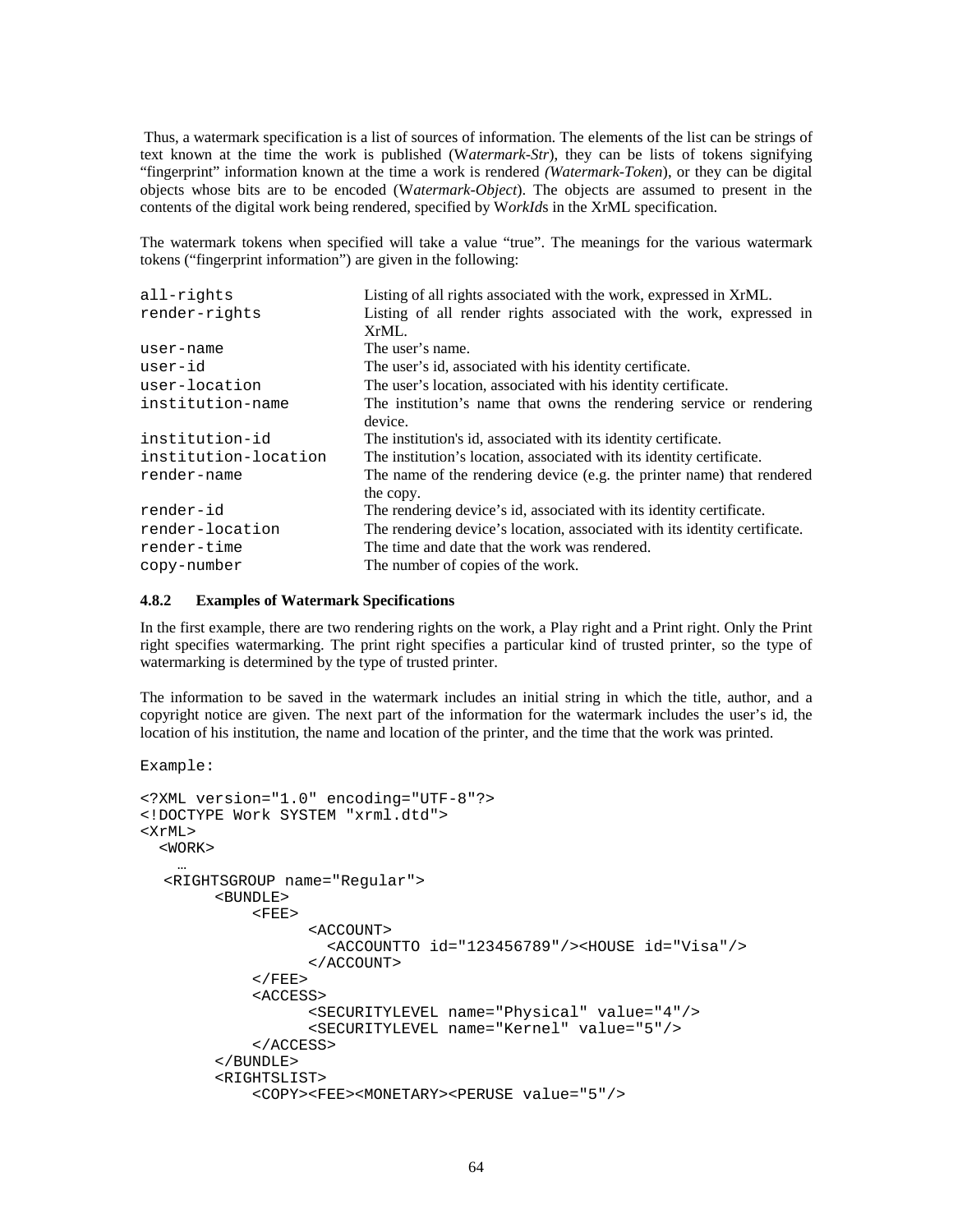Thus, a watermark specification is a list of sources of information. The elements of the list can be strings of text known at the time the work is published (W*atermark-Str*), they can be lists of tokens signifying "fingerprint" information known at the time a work is rendered *(Watermark-Token*), or they can be digital objects whose bits are to be encoded (W*atermark-Object*). The objects are assumed to present in the contents of the digital work being rendered, specified by W*orkId*s in the XrML specification.

The watermark tokens when specified will take a value "true". The meanings for the various watermark tokens ("fingerprint information") are given in the following:

| | |
|---|---|
| `all-rights` | Listing of all rights associated with the work, expressed in XrML. |
| `render-rights` | Listing of all render rights associated with the work, expressed in XrML. |
| `user-name` | The user's name. |
| `user-id` | The user's id, associated with his identity certificate. |
| `user-location` | The user's location, associated with his identity certificate. |
| `institution-name` | The institution's name that owns the rendering service or rendering device. |
| `institution-id` | The institution's id, associated with its identity certificate. |
| `institution-location` | The institution's location, associated with its identity certificate. |
| `render-name` | The name of the rendering device (e.g. the printer name) that rendered the copy. |
| `render-id` | The rendering device's id, associated with its identity certificate. |
| `render-location` | The rendering device's location, associated with its identity certificate. |
| `render-time` | The time and date that the work was rendered. |
| `copy-number` | The number of copies of the work. |

#### 4.8.2 Examples of Watermark Specifications

In the first example, there are two rendering rights on the work, a Play right and a Print right. Only the Print right specifies watermarking. The print right specifies a particular kind of trusted printer, so the type of watermarking is determined by the type of trusted printer.

The information to be saved in the watermark includes an initial string in which the title, author, and a copyright notice are given. The next part of the information for the watermark includes the user's id, the location of his institution, the name and location of the printer, and the time that the work was printed.

Example:

```
<?XML version="1.0" encoding="UTF-8"?>
<!DOCTYPE Work SYSTEM "xrml.dtd">
<XrML>
  <WORK>
    …
   <RIGHTSGROUP name="Regular">
        <BUNDLE>
            <FEE>
                  <ACCOUNT>
                    <ACCOUNTTO id="123456789"/><HOUSE id="Visa"/>
                  </ACCOUNT>
            </FEE>
            <ACCESS>
                  <SECURITYLEVEL name="Physical" value="4"/>
                  <SECURITYLEVEL name="Kernel" value="5"/>
            </ACCESS>
        </BUNDLE>
        <RIGHTSLIST>
            <COPY><FEE><MONETARY><PERUSE value="5"/>
```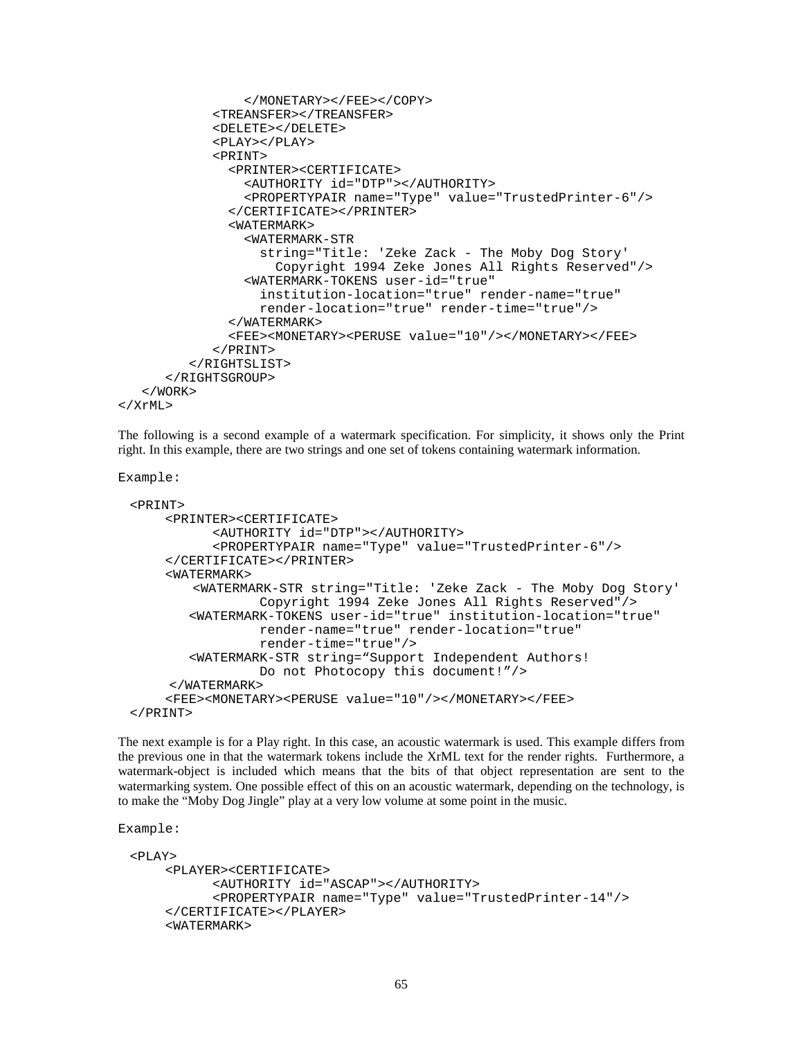```
                </MONETARY></FEE></COPY>
            <TREANSFER></TREANSFER>
            <DELETE></DELETE>
            <PLAY></PLAY>
            <PRINT>
              <PRINTER><CERTIFICATE>
                <AUTHORITY id="DTP"></AUTHORITY>
                <PROPERTYPAIR name="Type" value="TrustedPrinter-6"/>
              </CERTIFICATE></PRINTER>
              <WATERMARK>
                <WATERMARK-STR
                  string="Title: 'Zeke Zack - The Moby Dog Story'
                    Copyright 1994 Zeke Jones All Rights Reserved"/>
                <WATERMARK-TOKENS user-id="true"
                  institution-location="true" render-name="true"
                  render-location="true" render-time="true"/>
              </WATERMARK>
              <FEE><MONETARY><PERUSE value="10"/></MONETARY></FEE>
            </PRINT>
          </RIGHTSLIST>
        </RIGHTSGROUP>
    </WORK>
</XrML>
```

The following is a second example of a watermark specification. For simplicity, it shows only the Print right. In this example, there are two strings and one set of tokens containing watermark information.

```
Example:

  <PRINT>
      <PRINTER><CERTIFICATE>
            <AUTHORITY id="DTP"></AUTHORITY>
            <PROPERTYPAIR name="Type" value="TrustedPrinter-6"/>
      </CERTIFICATE></PRINTER>
      <WATERMARK>
          <WATERMARK-STR string="Title: 'Zeke Zack - The Moby Dog Story'
                  Copyright 1994 Zeke Jones All Rights Reserved"/>
         <WATERMARK-TOKENS user-id="true" institution-location="true"
                  render-name="true" render-location="true"
                  render-time="true"/>
         <WATERMARK-STR string="Support Independent Authors!
                  Do not Photocopy this document!"/>
       </WATERMARK>
      <FEE><MONETARY><PERUSE value="10"/></MONETARY></FEE>
  </PRINT>
```

The next example is for a Play right. In this case, an acoustic watermark is used. This example differs from the previous one in that the watermark tokens include the XrML text for the render rights. Furthermore, a watermark-object is included which means that the bits of that object representation are sent to the watermarking system. One possible effect of this on an acoustic watermark, depending on the technology, is to make the "Moby Dog Jingle" play at a very low volume at some point in the music.

```
Example:

  <PLAY>
      <PLAYER><CERTIFICATE>
            <AUTHORITY id="ASCAP"></AUTHORITY>
            <PROPERTYPAIR name="Type" value="TrustedPrinter-14"/>
      </CERTIFICATE></PLAYER>
      <WATERMARK>
```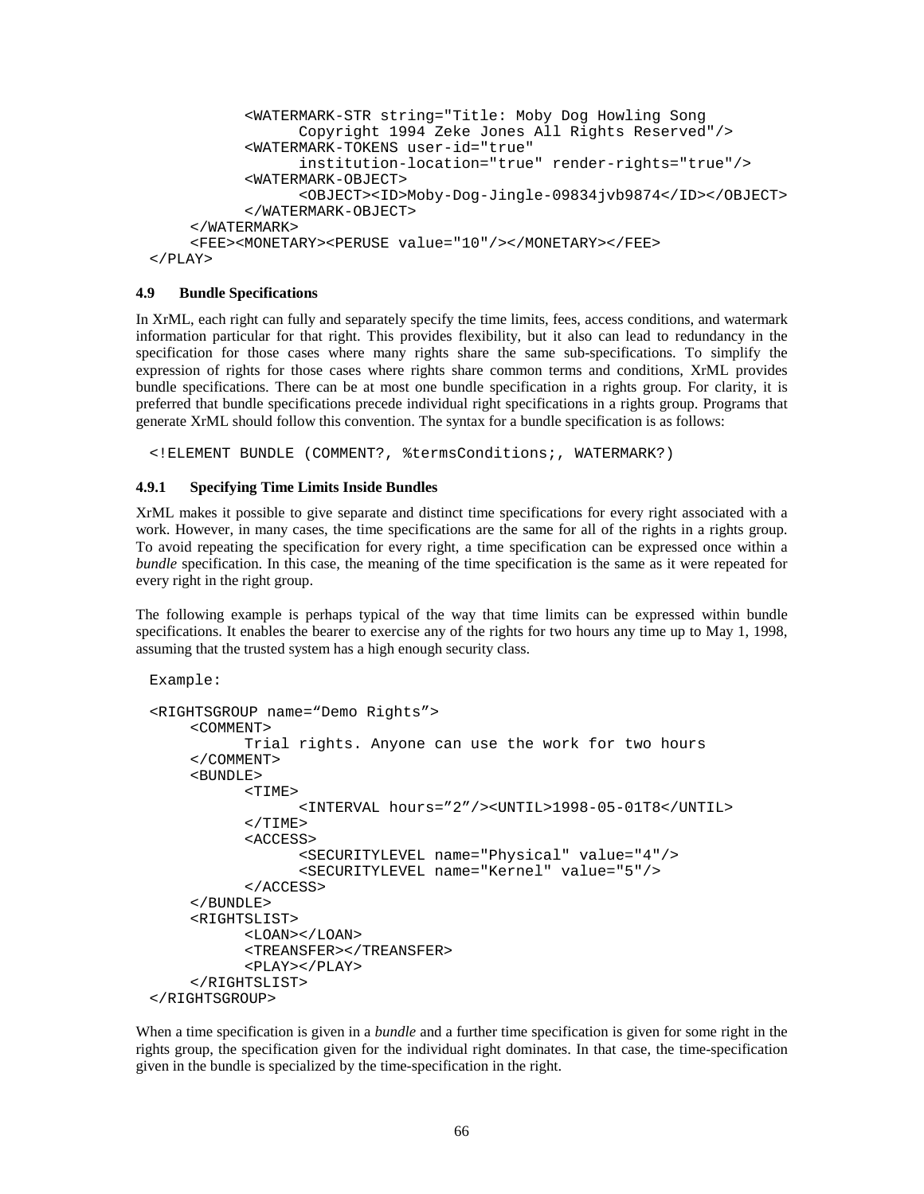```
            <WATERMARK-STR string="Title: Moby Dog Howling Song
                  Copyright 1994 Zeke Jones All Rights Reserved"/>
            <WATERMARK-TOKENS user-id="true"
                  institution-location="true" render-rights="true"/>
            <WATERMARK-OBJECT>
                  <OBJECT><ID>Moby-Dog-Jingle-09834jvb9874</ID></OBJECT>
            </WATERMARK-OBJECT>
      </WATERMARK>
      <FEE><MONETARY><PERUSE value="10"/></MONETARY></FEE>
</PLAY>
```

### 4.9 Bundle Specifications

In XrML, each right can fully and separately specify the time limits, fees, access conditions, and watermark information particular for that right. This provides flexibility, but it also can lead to redundancy in the specification for those cases where many rights share the same sub-specifications. To simplify the expression of rights for those cases where rights share common terms and conditions, XrML provides bundle specifications. There can be at most one bundle specification in a rights group. For clarity, it is preferred that bundle specifications precede individual right specifications in a rights group. Programs that generate XrML should follow this convention. The syntax for a bundle specification is as follows:

```
<!ELEMENT BUNDLE (COMMENT?, %termsConditions;, WATERMARK?)
```

#### 4.9.1 Specifying Time Limits Inside Bundles

XrML makes it possible to give separate and distinct time specifications for every right associated with a work. However, in many cases, the time specifications are the same for all of the rights in a rights group. To avoid repeating the specification for every right, a time specification can be expressed once within a *bundle* specification. In this case, the meaning of the time specification is the same as it were repeated for every right in the right group.

The following example is perhaps typical of the way that time limits can be expressed within bundle specifications. It enables the bearer to exercise any of the rights for two hours any time up to May 1, 1998, assuming that the trusted system has a high enough security class.

```
Example:

<RIGHTSGROUP name="Demo Rights">
      <COMMENT>
            Trial rights. Anyone can use the work for two hours
      </COMMENT>
      <BUNDLE>
            <TIME>
                  <INTERVAL hours="2"/><UNTIL>1998-05-01T8</UNTIL>
            </TIME>
            <ACCESS>
                  <SECURITYLEVEL name="Physical" value="4"/>
                  <SECURITYLEVEL name="Kernel" value="5"/>
            </ACCESS>
      </BUNDLE>
      <RIGHTSLIST>
            <LOAN></LOAN>
            <TREANSFER></TREANSFER>
            <PLAY></PLAY>
      </RIGHTSLIST>
</RIGHTSGROUP>
```

When a time specification is given in a *bundle* and a further time specification is given for some right in the rights group, the specification given for the individual right dominates. In that case, the time-specification given in the bundle is specialized by the time-specification in the right.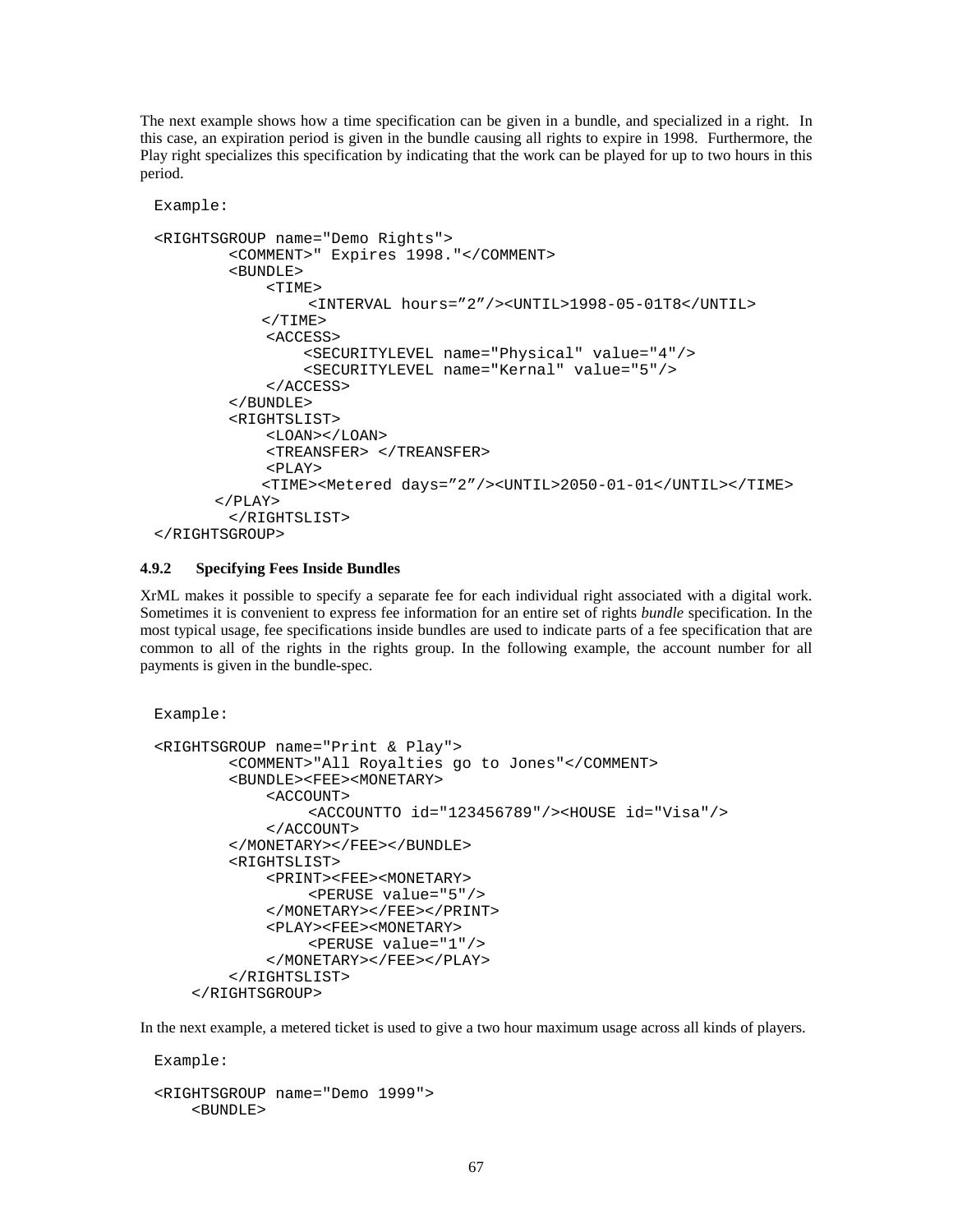The next example shows how a time specification can be given in a bundle, and specialized in a right. In this case, an expiration period is given in the bundle causing all rights to expire in 1998. Furthermore, the Play right specializes this specification by indicating that the work can be played for up to two hours in this period.

```
Example:

<RIGHTSGROUP name="Demo Rights">
        <COMMENT>" Expires 1998."</COMMENT>
        <BUNDLE>
            <TIME>
                <INTERVAL hours="2"/><UNTIL>1998-05-01T8</UNTIL>
           </TIME>
            <ACCESS>
                <SECURITYLEVEL name="Physical" value="4"/>
                <SECURITYLEVEL name="Kernal" value="5"/>
            </ACCESS>
        </BUNDLE>
        <RIGHTSLIST>
            <LOAN></LOAN>
            <TREANSFER> </TREANSFER>
            <PLAY>
           <TIME><Metered days="2"/><UNTIL>2050-01-01</UNTIL></TIME>
      </PLAY>
        </RIGHTSLIST>
</RIGHTSGROUP>
```

#### 4.9.2 Specifying Fees Inside Bundles

XrML makes it possible to specify a separate fee for each individual right associated with a digital work. Sometimes it is convenient to express fee information for an entire set of rights *bundle* specification. In the most typical usage, fee specifications inside bundles are used to indicate parts of a fee specification that are common to all of the rights in the rights group. In the following example, the account number for all payments is given in the bundle-spec.

```
Example:

<RIGHTSGROUP name="Print & Play">
        <COMMENT>"All Royalties go to Jones"</COMMENT>
        <BUNDLE><FEE><MONETARY>
            <ACCOUNT>
                <ACCOUNTTO id="123456789"/><HOUSE id="Visa"/>
            </ACCOUNT>
        </MONETARY></FEE></BUNDLE>
        <RIGHTSLIST>
            <PRINT><FEE><MONETARY>
                <PERUSE value="5"/>
            </MONETARY></FEE></PRINT>
            <PLAY><FEE><MONETARY>
                <PERUSE value="1"/>
            </MONETARY></FEE></PLAY>
        </RIGHTSLIST>
    </RIGHTSGROUP>
```

In the next example, a metered ticket is used to give a two hour maximum usage across all kinds of players.

```
Example:

<RIGHTSGROUP name="Demo 1999">
    <BUNDLE>
```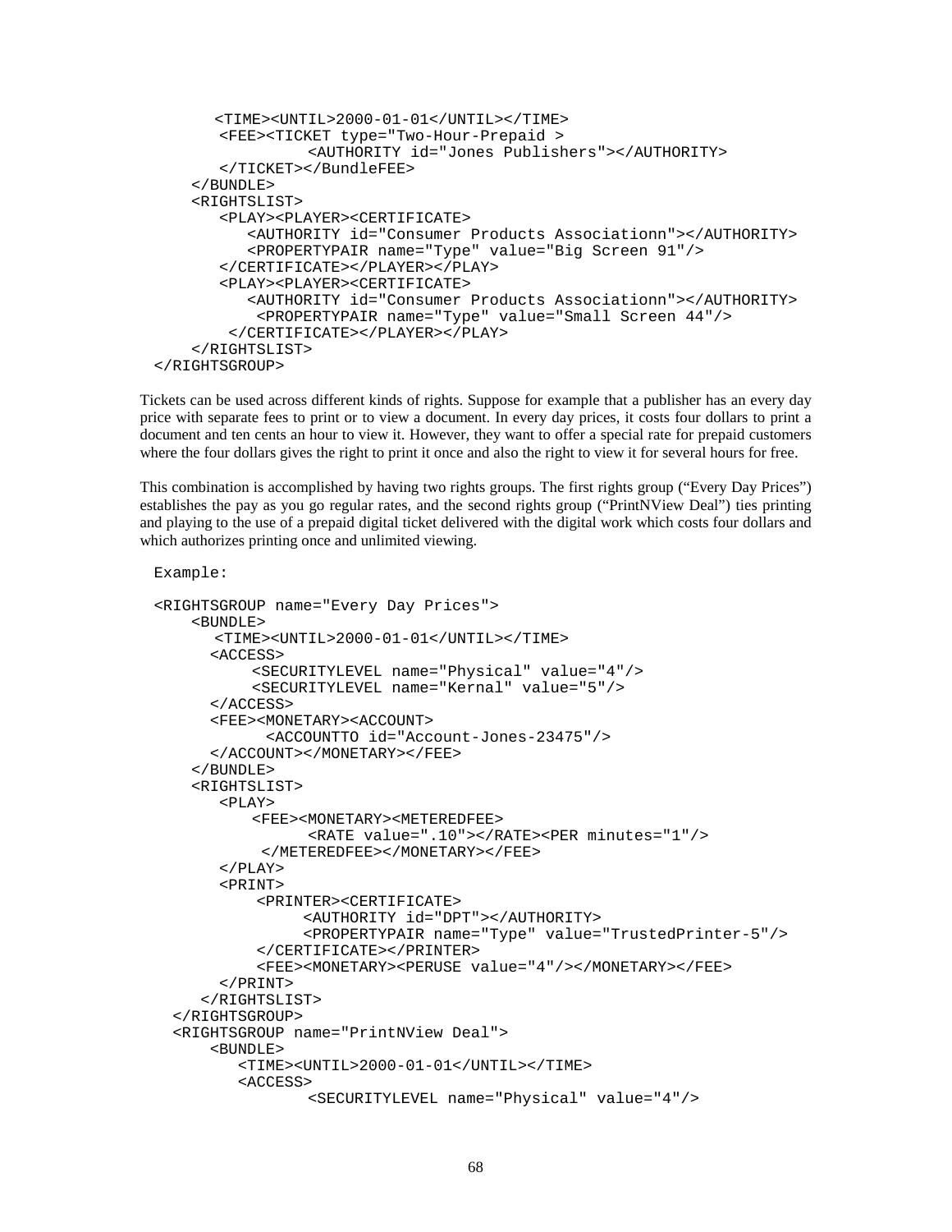```
        <TIME><UNTIL>2000-01-01</UNTIL></TIME>
        <FEE><TICKET type="Two-Hour-Prepaid >
                  <AUTHORITY id="Jones Publishers"></AUTHORITY>
        </TICKET></BundleFEE>
     </BUNDLE>
     <RIGHTSLIST>
        <PLAY><PLAYER><CERTIFICATE>
           <AUTHORITY id="Consumer Products Associationn"></AUTHORITY>
           <PROPERTYPAIR name="Type" value="Big Screen 91"/>
        </CERTIFICATE></PLAYER></PLAY>
        <PLAY><PLAYER><CERTIFICATE>
           <AUTHORITY id="Consumer Products Associationn"></AUTHORITY>
            <PROPERTYPAIR name="Type" value="Small Screen 44"/>
         </CERTIFICATE></PLAYER></PLAY>
     </RIGHTSLIST>
</RIGHTSGROUP>
```

Tickets can be used across different kinds of rights. Suppose for example that a publisher has an every day price with separate fees to print or to view a document. In every day prices, it costs four dollars to print a document and ten cents an hour to view it. However, they want to offer a special rate for prepaid customers where the four dollars gives the right to print it once and also the right to view it for several hours for free.

This combination is accomplished by having two rights groups. The first rights group ("Every Day Prices") establishes the pay as you go regular rates, and the second rights group ("PrintNView Deal") ties printing and playing to the use of a prepaid digital ticket delivered with the digital work which costs four dollars and which authorizes printing once and unlimited viewing.

```
Example:

<RIGHTSGROUP name="Every Day Prices">
     <BUNDLE>
        <TIME><UNTIL>2000-01-01</UNTIL></TIME>
       <ACCESS>
            <SECURITYLEVEL name="Physical" value="4"/>
            <SECURITYLEVEL name="Kernal" value="5"/>
       </ACCESS>
       <FEE><MONETARY><ACCOUNT>
              <ACCOUNTTO id="Account-Jones-23475"/>
       </ACCOUNT></MONETARY></FEE>
     </BUNDLE>
     <RIGHTSLIST>
        <PLAY>
            <FEE><MONETARY><METEREDFEE>
                  <RATE value=".10"></RATE><PER minutes="1"/>
             </METEREDFEE></MONETARY></FEE>
        </PLAY>
        <PRINT>
            <PRINTER><CERTIFICATE>
                 <AUTHORITY id="DPT"></AUTHORITY>
                 <PROPERTYPAIR name="Type" value="TrustedPrinter-5"/>
            </CERTIFICATE></PRINTER>
            <FEE><MONETARY><PERUSE value="4"/></MONETARY></FEE>
        </PRINT>
      </RIGHTSLIST>
   </RIGHTSGROUP>
   <RIGHTSGROUP name="PrintNView Deal">
       <BUNDLE>
          <TIME><UNTIL>2000-01-01</UNTIL></TIME>
          <ACCESS>
                  <SECURITYLEVEL name="Physical" value="4"/>
```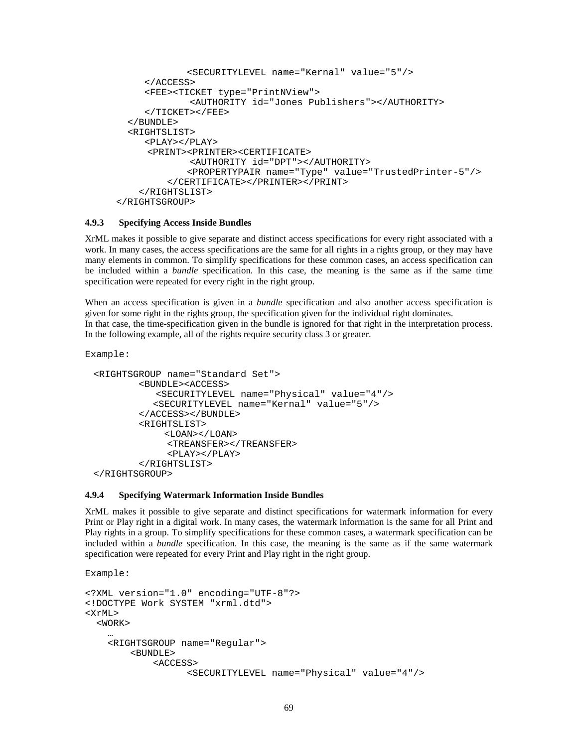```
                <SECURITYLEVEL name="Kernal" value="5"/>
        </ACCESS>
        <FEE><TICKET type="PrintNView">
                <AUTHORITY id="Jones Publishers"></AUTHORITY>
        </TICKET></FEE>
      </BUNDLE>
      <RIGHTSLIST>
        <PLAY></PLAY>
         <PRINT><PRINTER><CERTIFICATE>
                <AUTHORITY id="DPT"></AUTHORITY>
                <PROPERTYPAIR name="Type" value="TrustedPrinter-5"/>
            </CERTIFICATE></PRINTER></PRINT>
        </RIGHTSLIST>
    </RIGHTSGROUP>
```

#### 4.9.3 Specifying Access Inside Bundles

XrML makes it possible to give separate and distinct access specifications for every right associated with a work. In many cases, the access specifications are the same for all rights in a rights group, or they may have many elements in common. To simplify specifications for these common cases, an access specification can be included within a *bundle* specification. In this case, the meaning is the same as if the same time specification were repeated for every right in the right group.

When an access specification is given in a *bundle* specification and also another access specification is given for some right in the rights group, the specification given for the individual right dominates.
In that case, the time-specification given in the bundle is ignored for that right in the interpretation process. In the following example, all of the rights require security class 3 or greater.

Example:

```
 <RIGHTSGROUP name="Standard Set">
        <BUNDLE><ACCESS>
           <SECURITYLEVEL name="Physical" value="4"/>
          <SECURITYLEVEL name="Kernal" value="5"/>
        </ACCESS></BUNDLE>
        <RIGHTSLIST>
             <LOAN></LOAN>
              <TREANSFER></TREANSFER>
              <PLAY></PLAY>
        </RIGHTSLIST>
 </RIGHTSGROUP>
```

#### 4.9.4 Specifying Watermark Information Inside Bundles

XrML makes it possible to give separate and distinct specifications for watermark information for every Print or Play right in a digital work. In many cases, the watermark information is the same for all Print and Play rights in a group. To simplify specifications for these common cases, a watermark specification can be included within a *bundle* specification. In this case, the meaning is the same as if the same watermark specification were repeated for every Print and Play right in the right group.

Example:

```
<?XML version="1.0" encoding="UTF-8"?>
<!DOCTYPE Work SYSTEM "xrml.dtd">
<XrML>
  <WORK>
    …
    <RIGHTSGROUP name="Regular">
        <BUNDLE>
            <ACCESS>
                 <SECURITYLEVEL name="Physical" value="4"/>
```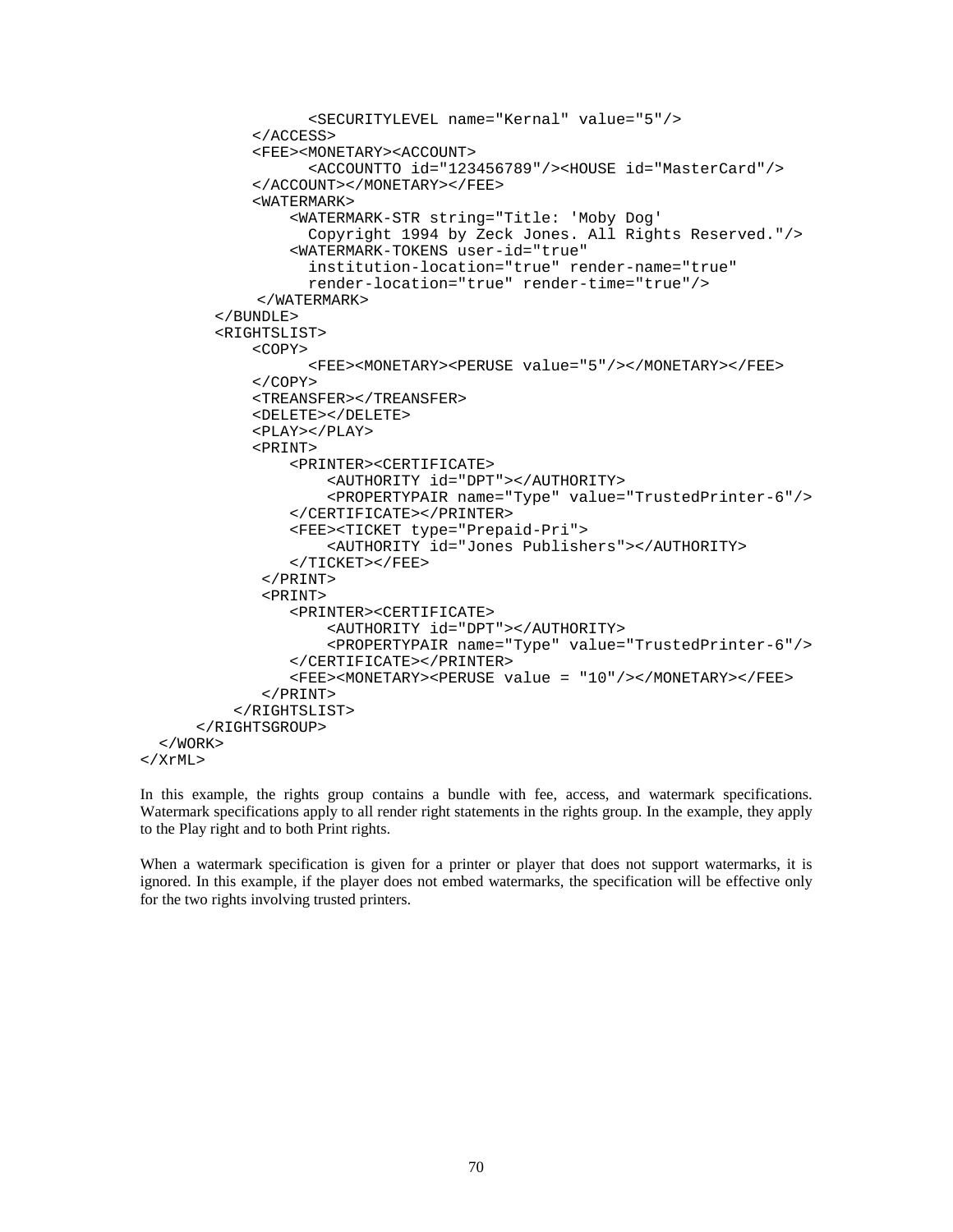```
                <SECURITYLEVEL name="Kernal" value="5"/>
            </ACCESS>
            <FEE><MONETARY><ACCOUNT>
                <ACCOUNTTO id="123456789"/><HOUSE id="MasterCard"/>
            </ACCOUNT></MONETARY></FEE>
            <WATERMARK>
                <WATERMARK-STR string="Title: 'Moby Dog'
                  Copyright 1994 by Zeck Jones. All Rights Reserved."/>
                <WATERMARK-TOKENS user-id="true"
                  institution-location="true" render-name="true"
                  render-location="true" render-time="true"/>
             </WATERMARK>
        </BUNDLE>
        <RIGHTSLIST>
            <COPY>
                <FEE><MONETARY><PERUSE value="5"/></MONETARY></FEE>
            </COPY>
            <TREANSFER></TREANSFER>
            <DELETE></DELETE>
            <PLAY></PLAY>
            <PRINT>
                <PRINTER><CERTIFICATE>
                    <AUTHORITY id="DPT"></AUTHORITY>
                    <PROPERTYPAIR name="Type" value="TrustedPrinter-6"/>
                </CERTIFICATE></PRINTER>
                <FEE><TICKET type="Prepaid-Pri">
                    <AUTHORITY id="Jones Publishers"></AUTHORITY>
                </TICKET></FEE>
             </PRINT>
             <PRINT>
                <PRINTER><CERTIFICATE>
                    <AUTHORITY id="DPT"></AUTHORITY>
                    <PROPERTYPAIR name="Type" value="TrustedPrinter-6"/>
                </CERTIFICATE></PRINTER>
                <FEE><MONETARY><PERUSE value = "10"/></MONETARY></FEE>
             </PRINT>
          </RIGHTSLIST>
      </RIGHTSGROUP>
  </WORK>
</XrML>
```

In this example, the rights group contains a bundle with fee, access, and watermark specifications. Watermark specifications apply to all render right statements in the rights group. In the example, they apply to the Play right and to both Print rights.

When a watermark specification is given for a printer or player that does not support watermarks, it is ignored. In this example, if the player does not embed watermarks, the specification will be effective only for the two rights involving trusted printers.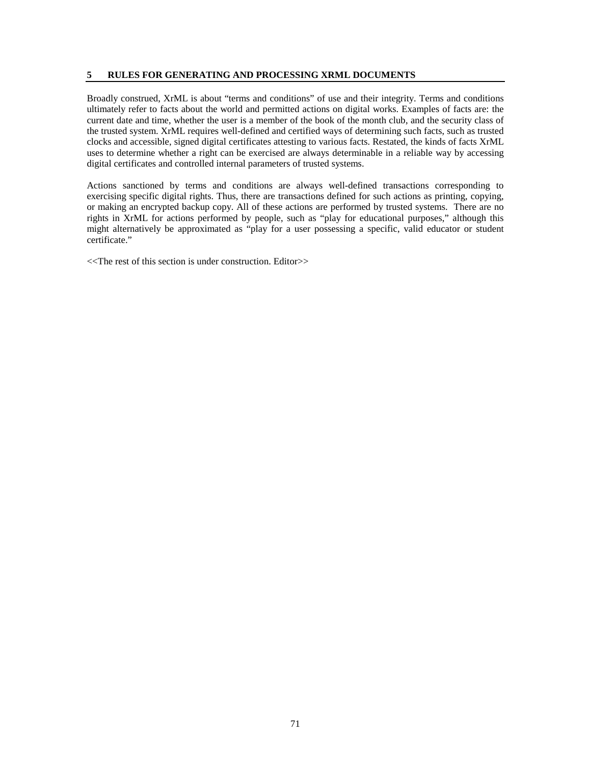# 5 RULES FOR GENERATING AND PROCESSING XRML DOCUMENTS

Broadly construed, XrML is about "terms and conditions" of use and their integrity. Terms and conditions ultimately refer to facts about the world and permitted actions on digital works. Examples of facts are: the current date and time, whether the user is a member of the book of the month club, and the security class of the trusted system. XrML requires well-defined and certified ways of determining such facts, such as trusted clocks and accessible, signed digital certificates attesting to various facts. Restated, the kinds of facts XrML uses to determine whether a right can be exercised are always determinable in a reliable way by accessing digital certificates and controlled internal parameters of trusted systems.

Actions sanctioned by terms and conditions are always well-defined transactions corresponding to exercising specific digital rights. Thus, there are transactions defined for such actions as printing, copying, or making an encrypted backup copy. All of these actions are performed by trusted systems. There are no rights in XrML for actions performed by people, such as "play for educational purposes," although this might alternatively be approximated as "play for a user possessing a specific, valid educator or student certificate."

<<The rest of this section is under construction. Editor>>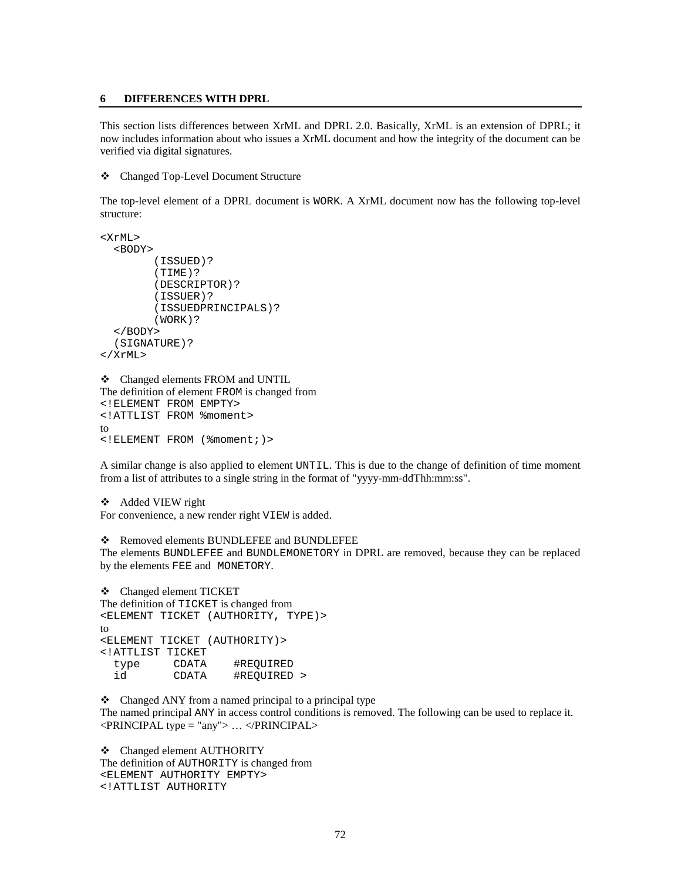## 6 DIFFERENCES WITH DPRL

This section lists differences between XrML and DPRL 2.0. Basically, XrML is an extension of DPRL; it now includes information about who issues a XrML document and how the integrity of the document can be verified via digital signatures.

❖ Changed Top-Level Document Structure

The top-level element of a DPRL document is `WORK`. A XrML document now has the following top-level structure:

```
<XrML>
  <BODY>
        (ISSUED)?
        (TIME)?
        (DESCRIPTOR)?
        (ISSUER)?
        (ISSUEDPRINCIPALS)?
        (WORK)?
  </BODY>
  (SIGNATURE)?
</XrML>
```

❖ Changed elements FROM and UNTIL

The definition of element `FROM` is changed from

```
<!ELEMENT FROM EMPTY>
<!ATTLIST FROM %moment>
```

to

```
<!ELEMENT FROM (%moment;)>
```

A similar change is also applied to element `UNTIL`. This is due to the change of definition of time moment from a list of attributes to a single string in the format of "yyyy-mm-ddThh:mm:ss".

❖ Added VIEW right

For convenience, a new render right `VIEW` is added.

❖ Removed elements BUNDLEFEE and BUNDLEFEE

The elements `BUNDLEFEE` and `BUNDLEMONETORY` in DPRL are removed, because they can be replaced by the elements `FEE` and `MONETORY`.

❖ Changed element TICKET

The definition of `TICKET` is changed from

```
<ELEMENT TICKET (AUTHORITY, TYPE)>
```

to

```
<ELEMENT TICKET (AUTHORITY)>
<!ATTLIST TICKET
  type     CDATA    #REQUIRED
  id       CDATA    #REQUIRED >
```

❖ Changed ANY from a named principal to a principal type

The named principal `ANY` in access control conditions is removed. The following can be used to replace it.
<PRINCIPAL type = "any"> … </PRINCIPAL>

❖ Changed element AUTHORITY

The definition of `AUTHORITY` is changed from

```
<ELEMENT AUTHORITY EMPTY>
<!ATTLIST AUTHORITY
```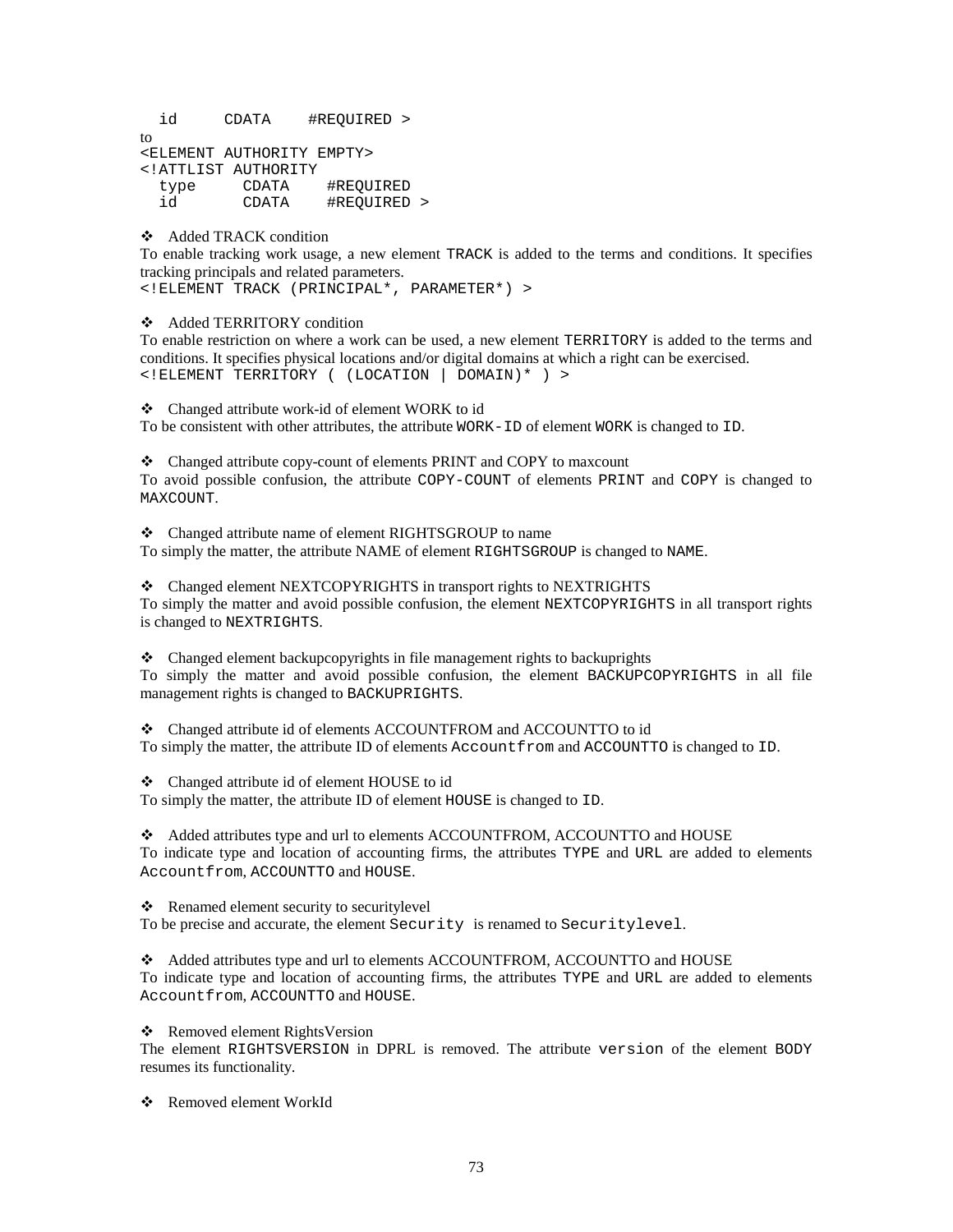```
  id      CDATA    #REQUIRED >
```

to

```
<ELEMENT AUTHORITY EMPTY>
<!ATTLIST AUTHORITY
  type     CDATA    #REQUIRED
  id       CDATA    #REQUIRED >
```

- Added TRACK condition

To enable tracking work usage, a new element TRACK is added to the terms and conditions. It specifies tracking principals and related parameters.

```
<!ELEMENT TRACK (PRINCIPAL*, PARAMETER*) >
```

- Added TERRITORY condition

To enable restriction on where a work can be used, a new element TERRITORY is added to the terms and conditions. It specifies physical locations and/or digital domains at which a right can be exercised.

```
<!ELEMENT TERRITORY ( (LOCATION | DOMAIN)* ) >
```

- Changed attribute work-id of element WORK to id

To be consistent with other attributes, the attribute WORK-ID of element WORK is changed to ID.

- Changed attribute copy-count of elements PRINT and COPY to maxcount

To avoid possible confusion, the attribute COPY-COUNT of elements PRINT and COPY is changed to MAXCOUNT.

- Changed attribute name of element RIGHTSGROUP to name

To simply the matter, the attribute NAME of element RIGHTSGROUP is changed to NAME.

- Changed element NEXTCOPYRIGHTS in transport rights to NEXTRIGHTS

To simply the matter and avoid possible confusion, the element NEXTCOPYRIGHTS in all transport rights is changed to NEXTRIGHTS.

- Changed element backupcopyrights in file management rights to backuprights

To simply the matter and avoid possible confusion, the element BACKUPCOPYRIGHTS in all file management rights is changed to BACKUPRIGHTS.

- Changed attribute id of elements ACCOUNTFROM and ACCOUNTTO to id

To simply the matter, the attribute ID of elements Accountfrom and ACCOUNTTO is changed to ID.

- Changed attribute id of element HOUSE to id

To simply the matter, the attribute ID of element HOUSE is changed to ID.

- Added attributes type and url to elements ACCOUNTFROM, ACCOUNTTO and HOUSE

To indicate type and location of accounting firms, the attributes TYPE and URL are added to elements Accountfrom, ACCOUNTTO and HOUSE.

- Renamed element security to securitylevel

To be precise and accurate, the element Security is renamed to Securitylevel.

- Added attributes type and url to elements ACCOUNTFROM, ACCOUNTTO and HOUSE

To indicate type and location of accounting firms, the attributes TYPE and URL are added to elements Accountfrom, ACCOUNTTO and HOUSE.

- Removed element RightsVersion

The element RIGHTSVERSION in DPRL is removed. The attribute version of the element BODY resumes its functionality.

- Removed element WorkId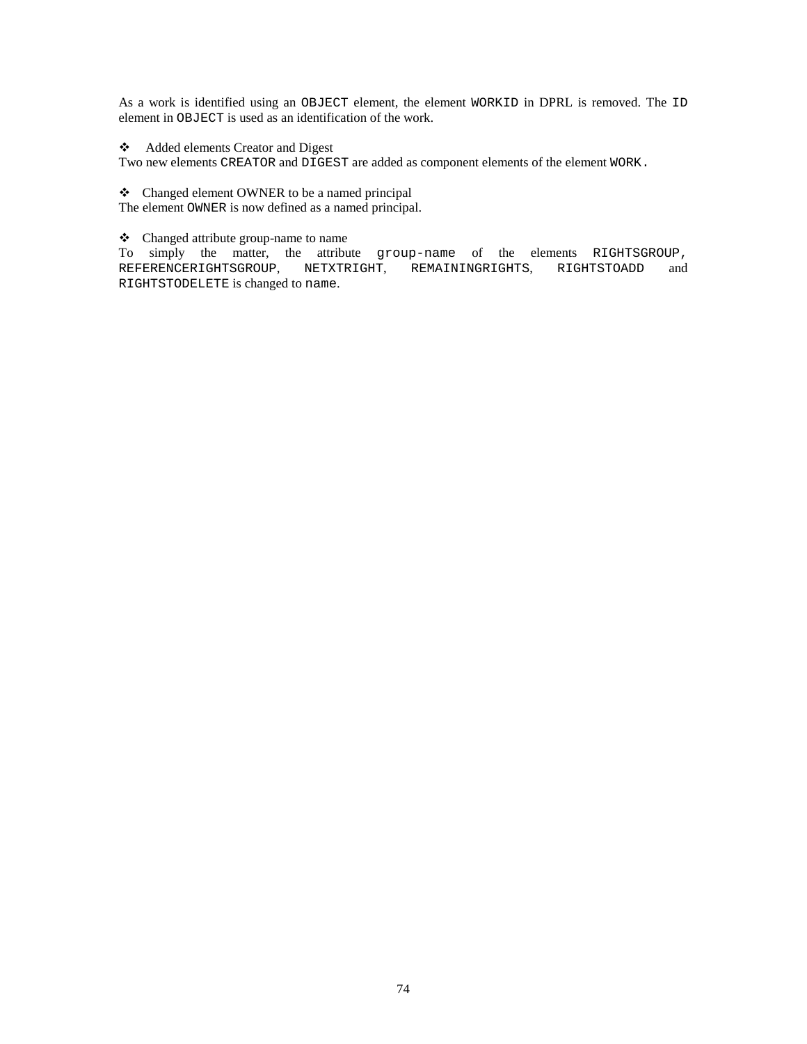As a work is identified using an `OBJECT` element, the element `WORKID` in DPRL is removed. The `ID` element in `OBJECT` is used as an identification of the work.

- Added elements Creator and Digest

Two new elements `CREATOR` and `DIGEST` are added as component elements of the element `WORK.`

- Changed element OWNER to be a named principal

The element `OWNER` is now defined as a named principal.

- Changed attribute group-name to name

To simply the matter, the attribute `group-name` of the elements `RIGHTSGROUP`, `REFERENCERIGHTSGROUP`, `NETXTRIGHT`, `REMAININGRIGHTS`, `RIGHTSTOADD` and `RIGHTSTODELETE` is changed to `name`.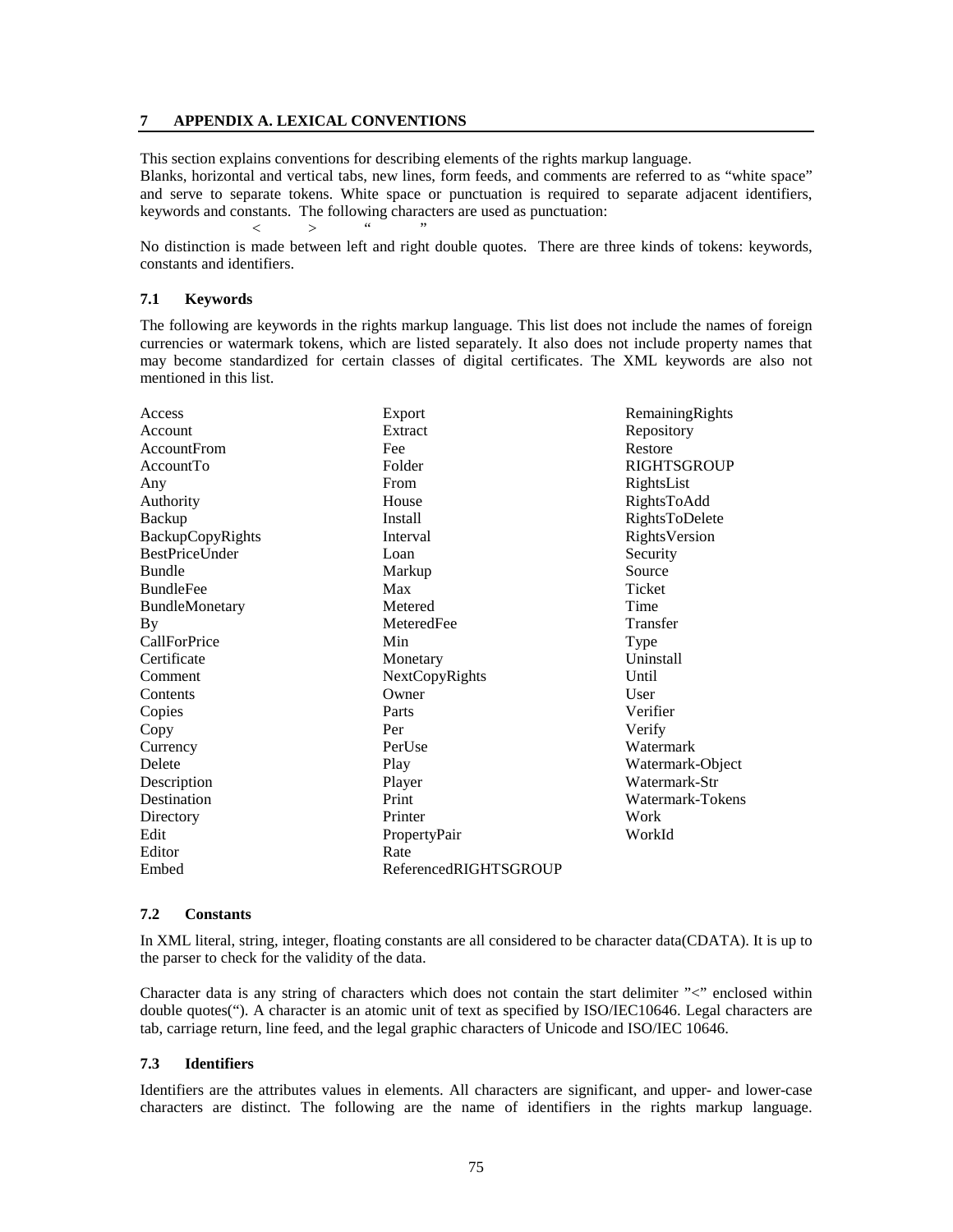## 7 APPENDIX A. LEXICAL CONVENTIONS

This section explains conventions for describing elements of the rights markup language.
Blanks, horizontal and vertical tabs, new lines, form feeds, and comments are referred to as "white space" and serve to separate tokens. White space or punctuation is required to separate adjacent identifiers, keywords and constants. The following characters are used as punctuation:

< > " "

No distinction is made between left and right double quotes. There are three kinds of tokens: keywords, constants and identifiers.

### 7.1 Keywords

The following are keywords in the rights markup language. This list does not include the names of foreign currencies or watermark tokens, which are listed separately. It also does not include property names that may become standardized for certain classes of digital certificates. The XML keywords are also not mentioned in this list.

| | | |
|---|---|---|
| Access | Export | RemainingRights |
| Account | Extract | Repository |
| AccountFrom | Fee | Restore |
| AccountTo | Folder | RIGHTSGROUP |
| Any | From | RightsList |
| Authority | House | RightsToAdd |
| Backup | Install | RightsToDelete |
| BackupCopyRights | Interval | RightsVersion |
| BestPriceUnder | Loan | Security |
| Bundle | Markup | Source |
| BundleFee | Max | Ticket |
| BundleMonetary | Metered | Time |
| By | MeteredFee | Transfer |
| CallForPrice | Min | Type |
| Certificate | Monetary | Uninstall |
| Comment | NextCopyRights | Until |
| Contents | Owner | User |
| Copies | Parts | Verifier |
| Copy | Per | Verify |
| Currency | PerUse | Watermark |
| Delete | Play | Watermark-Object |
| Description | Player | Watermark-Str |
| Destination | Print | Watermark-Tokens |
| Directory | Printer | Work |
| Edit | PropertyPair | WorkId |
| Editor | Rate | |
| Embed | ReferencedRIGHTSGROUP | |

### 7.2 Constants

In XML literal, string, integer, floating constants are all considered to be character data(CDATA). It is up to the parser to check for the validity of the data.

Character data is any string of characters which does not contain the start delimiter "<" enclosed within double quotes("). A character is an atomic unit of text as specified by ISO/IEC10646. Legal characters are tab, carriage return, line feed, and the legal graphic characters of Unicode and ISO/IEC 10646.

### 7.3 Identifiers

Identifiers are the attributes values in elements. All characters are significant, and upper- and lower-case characters are distinct. The following are the name of identifiers in the rights markup language.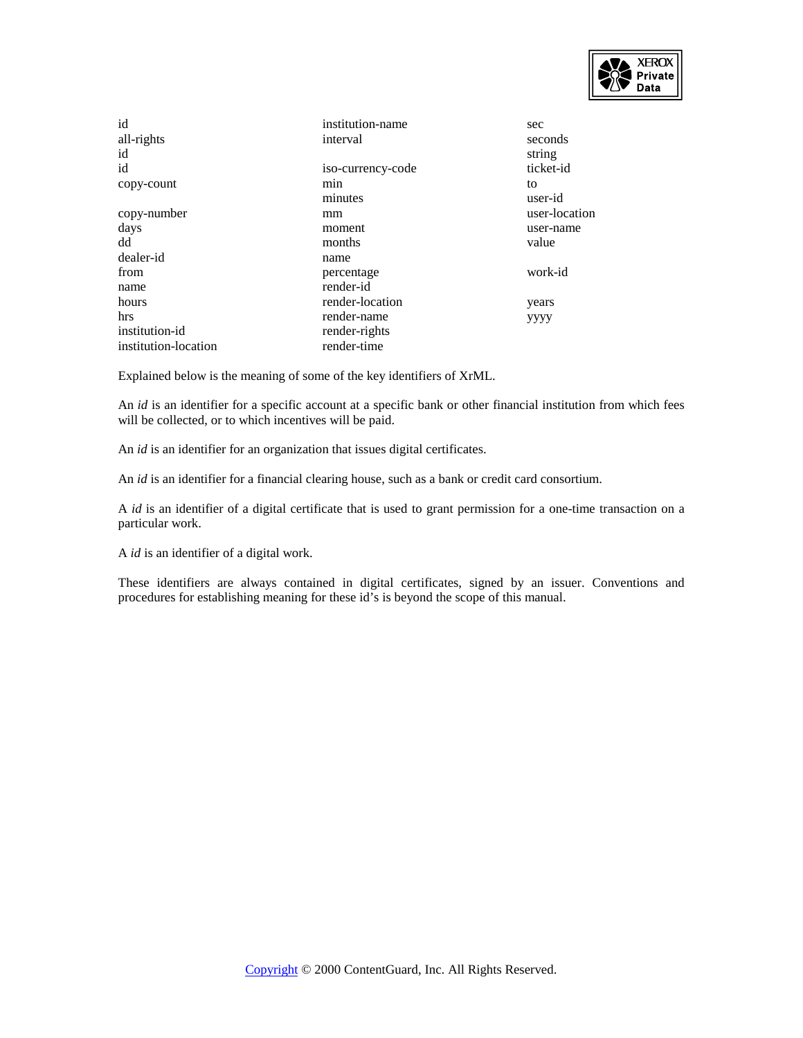| | | |
|---|---|---|
| id | institution-name | sec |
| all-rights | interval | seconds |
| id | | string |
| id | iso-currency-code | ticket-id |
| copy-count | min | to |
| | minutes | user-id |
| copy-number | mm | user-location |
| days | moment | user-name |
| dd | months | value |
| dealer-id | name | |
| from | percentage | work-id |
| name | render-id | |
| hours | render-location | years |
| hrs | render-name | yyyy |
| institution-id | render-rights | |
| institution-location | render-time | |

Explained below is the meaning of some of the key identifiers of XrML.

An *id* is an identifier for a specific account at a specific bank or other financial institution from which fees will be collected, or to which incentives will be paid.

An *id* is an identifier for an organization that issues digital certificates.

An *id* is an identifier for a financial clearing house, such as a bank or credit card consortium.

A *id* is an identifier of a digital certificate that is used to grant permission for a one-time transaction on a particular work.

A *id* is an identifier of a digital work.

These identifiers are always contained in digital certificates, signed by an issuer. Conventions and procedures for establishing meaning for these id's is beyond the scope of this manual.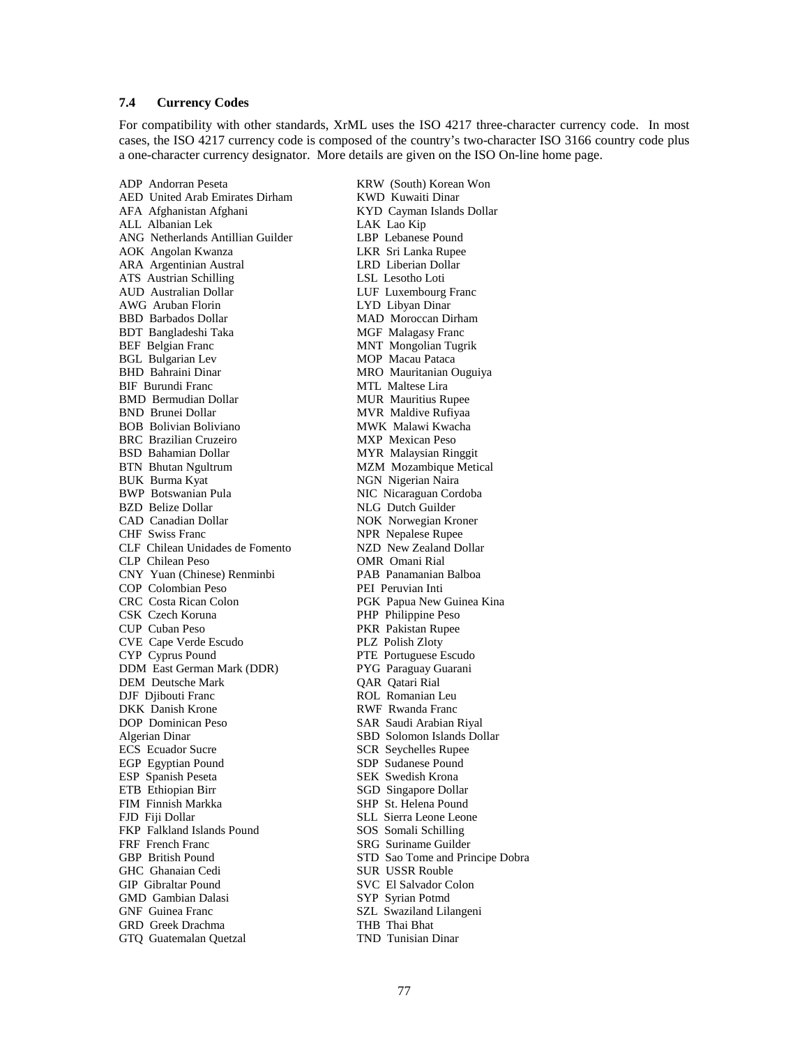### 7.4 Currency Codes

For compatibility with other standards, XrML uses the ISO 4217 three-character currency code. In most cases, the ISO 4217 currency code is composed of the country's two-character ISO 3166 country code plus a one-character currency designator. More details are given on the ISO On-line home page.

ADP Andorran Peseta
AED United Arab Emirates Dirham
AFA Afghanistan Afghani
ALL Albanian Lek
ANG Netherlands Antillian Guilder
AOK Angolan Kwanza
ARA Argentinian Austral
ATS Austrian Schilling
AUD Australian Dollar
AWG Aruban Florin
BBD Barbados Dollar
BDT Bangladeshi Taka
BEF Belgian Franc
BGL Bulgarian Lev
BHD Bahraini Dinar
BIF Burundi Franc
BMD Bermudian Dollar
BND Brunei Dollar
BOB Bolivian Boliviano
BRC Brazilian Cruzeiro
BSD Bahamian Dollar
BTN Bhutan Ngultrum
BUK Burma Kyat
BWP Botswanian Pula
BZD Belize Dollar
CAD Canadian Dollar
CHF Swiss Franc
CLF Chilean Unidades de Fomento
CLP Chilean Peso
CNY Yuan (Chinese) Renminbi
COP Colombian Peso
CRC Costa Rican Colon
CSK Czech Koruna
CUP Cuban Peso
CVE Cape Verde Escudo
CYP Cyprus Pound
DDM East German Mark (DDR)
DEM Deutsche Mark
DJF Djibouti Franc
DKK Danish Krone
DOP Dominican Peso
Algerian Dinar
ECS Ecuador Sucre
EGP Egyptian Pound
ESP Spanish Peseta
ETB Ethiopian Birr
FIM Finnish Markka
FJD Fiji Dollar
FKP Falkland Islands Pound
FRF French Franc
GBP British Pound
GHC Ghanaian Cedi
GIP Gibraltar Pound
GMD Gambian Dalasi
GNF Guinea Franc
GRD Greek Drachma
GTQ Guatemalan Quetzal
KRW (South) Korean Won
KWD Kuwaiti Dinar
KYD Cayman Islands Dollar
LAK Lao Kip
LBP Lebanese Pound
LKR Sri Lanka Rupee
LRD Liberian Dollar
LSL Lesotho Loti
LUF Luxembourg Franc
LYD Libyan Dinar
MAD Moroccan Dirham
MGF Malagasy Franc
MNT Mongolian Tugrik
MOP Macau Pataca
MRO Mauritanian Ouguiya
MTL Maltese Lira
MUR Mauritius Rupee
MVR Maldive Rufiyaa
MWK Malawi Kwacha
MXP Mexican Peso
MYR Malaysian Ringgit
MZM Mozambique Metical
NGN Nigerian Naira
NIC Nicaraguan Cordoba
NLG Dutch Guilder
NOK Norwegian Kroner
NPR Nepalese Rupee
NZD New Zealand Dollar
OMR Omani Rial
PAB Panamanian Balboa
PEI Peruvian Inti
PGK Papua New Guinea Kina
PHP Philippine Peso
PKR Pakistan Rupee
PLZ Polish Zloty
PTE Portuguese Escudo
PYG Paraguay Guarani
QAR Qatari Rial
ROL Romanian Leu
RWF Rwanda Franc
SAR Saudi Arabian Riyal
SBD Solomon Islands Dollar
SCR Seychelles Rupee
SDP Sudanese Pound
SEK Swedish Krona
SGD Singapore Dollar
SHP St. Helena Pound
SLL Sierra Leone Leone
SOS Somali Schilling
SRG Suriname Guilder
STD Sao Tome and Principe Dobra
SUR USSR Rouble
SVC El Salvador Colon
SYP Syrian Potmd
SZL Swaziland Lilangeni
THB Thai Bhat
TND Tunisian Dinar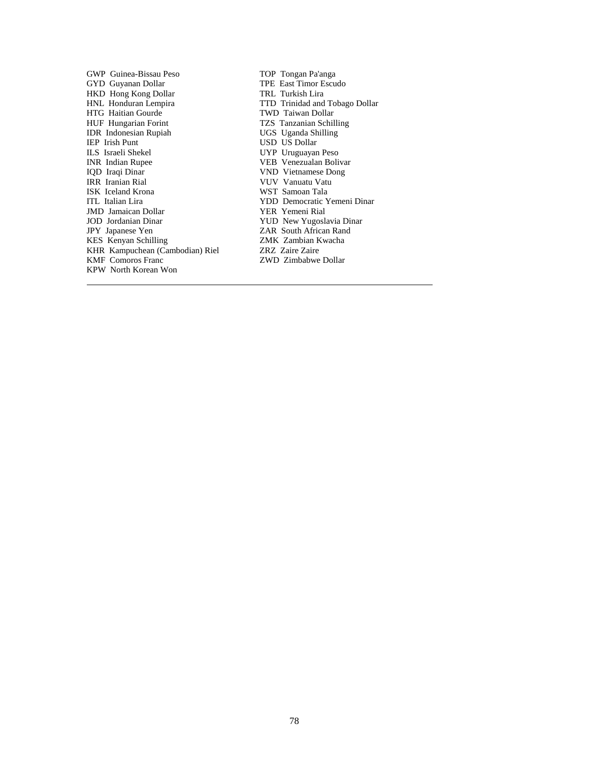GWP Guinea-Bissau Peso
GYD Guyanan Dollar
HKD Hong Kong Dollar
HNL Honduran Lempira
HTG Haitian Gourde
HUF Hungarian Forint
IDR Indonesian Rupiah
IEP Irish Punt
ILS Israeli Shekel
INR Indian Rupee
IQD Iraqi Dinar
IRR Iranian Rial
ISK Iceland Krona
ITL Italian Lira
JMD Jamaican Dollar
JOD Jordanian Dinar
JPY Japanese Yen
KES Kenyan Schilling
KHR Kampuchean (Cambodian) Riel
KMF Comoros Franc
KPW North Korean Won
TOP Tongan Pa'anga
TPE East Timor Escudo
TRL Turkish Lira
TTD Trinidad and Tobago Dollar
TWD Taiwan Dollar
TZS Tanzanian Schilling
UGS Uganda Shilling
USD US Dollar
UYP Uruguayan Peso
VEB Venezualan Bolivar
VND Vietnamese Dong
VUV Vanuatu Vatu
WST Samoan Tala
YDD Democratic Yemeni Dinar
YER Yemeni Rial
YUD New Yugoslavia Dinar
ZAR South African Rand
ZMK Zambian Kwacha
ZRZ Zaire Zaire
ZWD Zimbabwe Dollar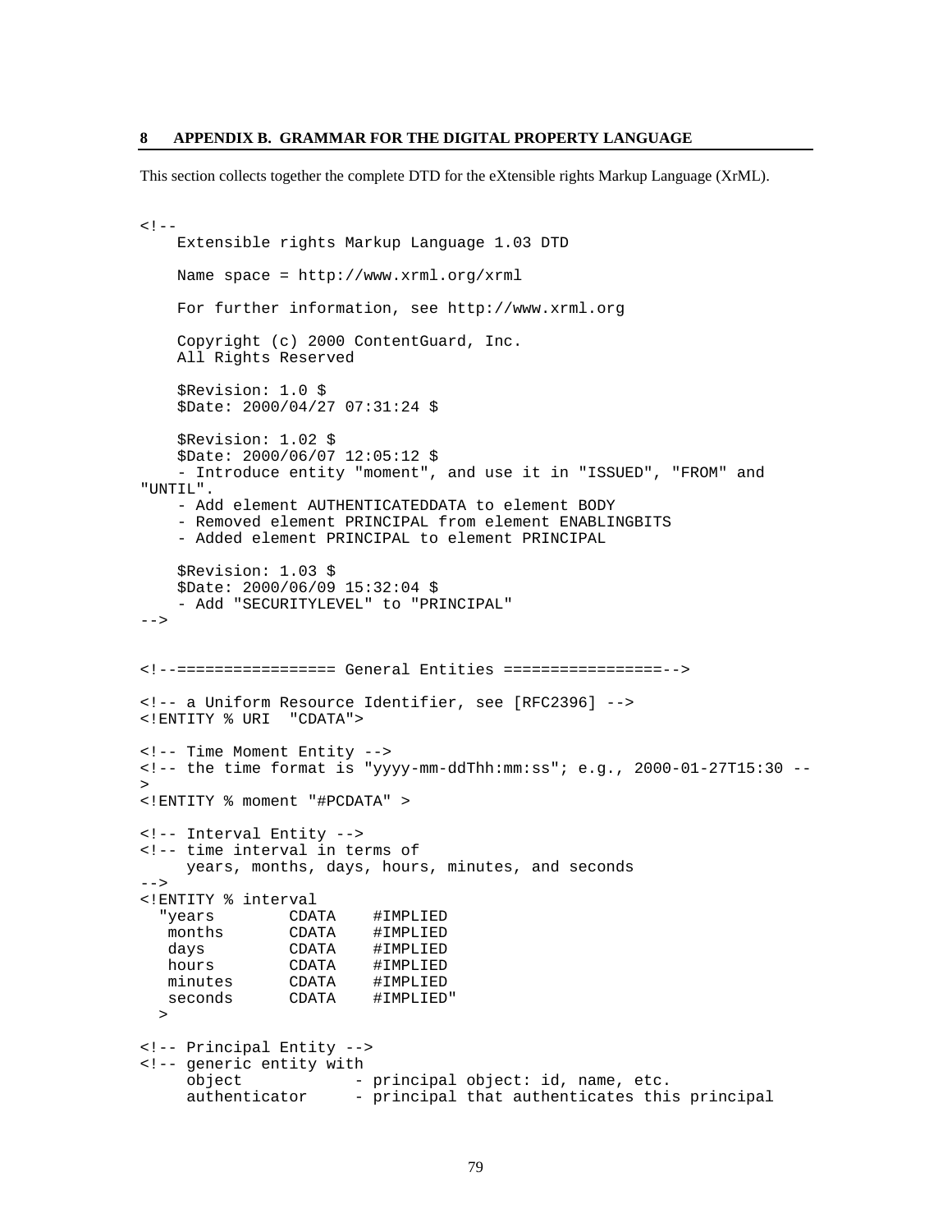# 8 APPENDIX B. GRAMMAR FOR THE DIGITAL PROPERTY LANGUAGE

This section collects together the complete DTD for the eXtensible rights Markup Language (XrML).

```
<!--
    Extensible rights Markup Language 1.03 DTD

    Name space = http://www.xrml.org/xrml

    For further information, see http://www.xrml.org

    Copyright (c) 2000 ContentGuard, Inc.
    All Rights Reserved

    $Revision: 1.0 $
    $Date: 2000/04/27 07:31:24 $

    $Revision: 1.02 $
    $Date: 2000/06/07 12:05:12 $
    - Introduce entity "moment", and use it in "ISSUED", "FROM" and
"UNTIL".
    - Add element AUTHENTICATEDDATA to element BODY
    - Removed element PRINCIPAL from element ENABLINGBITS
    - Added element PRINCIPAL to element PRINCIPAL

    $Revision: 1.03 $
    $Date: 2000/06/09 15:32:04 $
    - Add "SECURITYLEVEL" to "PRINCIPAL"
-->


<!--================= General Entities =================-->

<!-- a Uniform Resource Identifier, see [RFC2396] -->
<!ENTITY % URI  "CDATA">

<!-- Time Moment Entity -->
<!-- the time format is "yyyy-mm-ddThh:mm:ss"; e.g., 2000-01-27T15:30 --
>
<!ENTITY % moment "#PCDATA" >

<!-- Interval Entity -->
<!-- time interval in terms of
     years, months, days, hours, minutes, and seconds
-->
<!ENTITY % interval
  "years        CDATA    #IMPLIED
   months       CDATA    #IMPLIED
   days         CDATA    #IMPLIED
   hours        CDATA    #IMPLIED
   minutes      CDATA    #IMPLIED
   seconds      CDATA    #IMPLIED"
  >

<!-- Principal Entity -->
<!-- generic entity with
     object           - principal object: id, name, etc.
     authenticator    - principal that authenticates this principal
```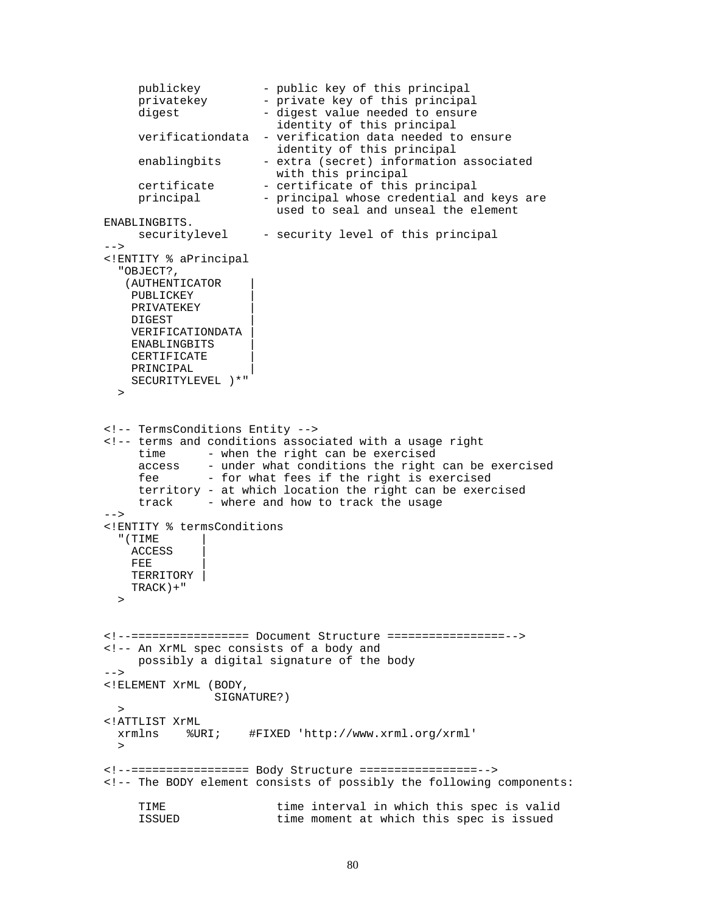```
     publickey         - public key of this principal
     privatekey        - private key of this principal
     digest            - digest value needed to ensure
                         identity of this principal
     verificationdata  - verification data needed to ensure
                         identity of this principal
     enablingbits      - extra (secret) information associated
                         with this principal
     certificate       - certificate of this principal
     principal         - principal whose credential and keys are
                         used to seal and unseal the element
ENABLINGBITS.
     securitylevel     - security level of this principal
-->
<!ENTITY % aPrincipal
  "OBJECT?,
   (AUTHENTICATOR    |
    PUBLICKEY        |
    PRIVATEKEY       |
    DIGEST           |
    VERIFICATIONDATA |
    ENABLINGBITS     |
    CERTIFICATE      |
    PRINCIPAL        |
    SECURITYLEVEL )*"
  >


<!-- TermsConditions Entity -->
<!-- terms and conditions associated with a usage right
     time      - when the right can be exercised
     access    - under what conditions the right can be exercised
     fee       - for what fees if the right is exercised
     territory - at which location the right can be exercised
     track     - where and how to track the usage
-->
<!ENTITY % termsConditions
  "(TIME      |
    ACCESS    |
    FEE       |
    TERRITORY |
    TRACK)+"
  >


<!--================= Document Structure =================-->
<!-- An XrML spec consists of a body and
     possibly a digital signature of the body
-->
<!ELEMENT XrML (BODY,
               SIGNATURE?)
  >
<!ATTLIST XrML
  xrmlns    %URI;    #FIXED 'http://www.xrml.org/xrml'
  >

<!--================= Body Structure =================-->
<!-- The BODY element consists of possibly the following components:

     TIME                time interval in which this spec is valid
     ISSUED              time moment at which this spec is issued
```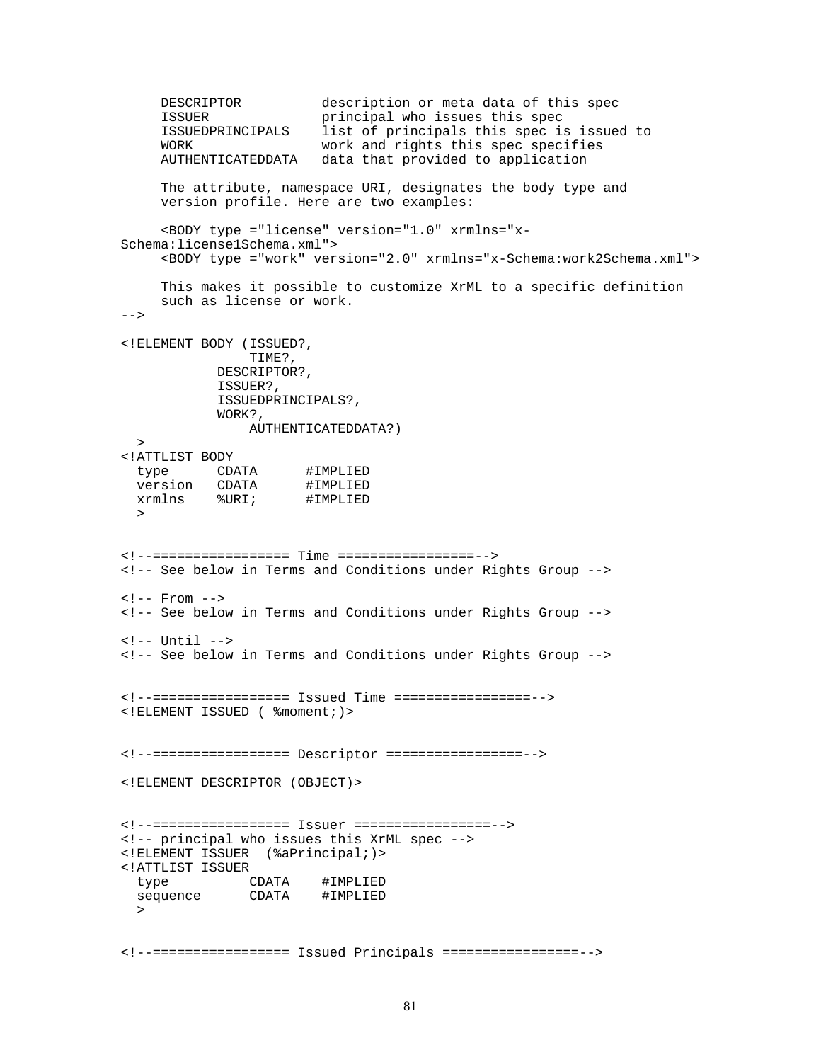```
     DESCRIPTOR          description or meta data of this spec
     ISSUER              principal who issues this spec
     ISSUEDPRINCIPALS    list of principals this spec is issued to
     WORK                work and rights this spec specifies
     AUTHENTICATEDDATA   data that provided to application

     The attribute, namespace URI, designates the body type and
     version profile. Here are two examples:

     <BODY type ="license" version="1.0" xrmlns="x-
Schema:license1Schema.xml">
     <BODY type ="work" version="2.0" xrmlns="x-Schema:work2Schema.xml">

     This makes it possible to customize XrML to a specific definition
     such as license or work.
-->

<!ELEMENT BODY (ISSUED?,
                TIME?,
            DESCRIPTOR?,
            ISSUER?,
            ISSUEDPRINCIPALS?,
            WORK?,
                AUTHENTICATEDDATA?)
  >
<!ATTLIST BODY
  type      CDATA      #IMPLIED
  version   CDATA      #IMPLIED
  xrmlns    %URI;      #IMPLIED
  >


<!--================= Time =================-->
<!-- See below in Terms and Conditions under Rights Group -->

<!-- From -->
<!-- See below in Terms and Conditions under Rights Group -->

<!-- Until -->
<!-- See below in Terms and Conditions under Rights Group -->


<!--================= Issued Time =================-->
<!ELEMENT ISSUED ( %moment;)>


<!--================= Descriptor =================-->

<!ELEMENT DESCRIPTOR (OBJECT)>


<!--================= Issuer =================-->
<!-- principal who issues this XrML spec -->
<!ELEMENT ISSUER  (%aPrincipal;)>
<!ATTLIST ISSUER
  type          CDATA    #IMPLIED
  sequence      CDATA    #IMPLIED
  >


<!--================= Issued Principals =================-->
```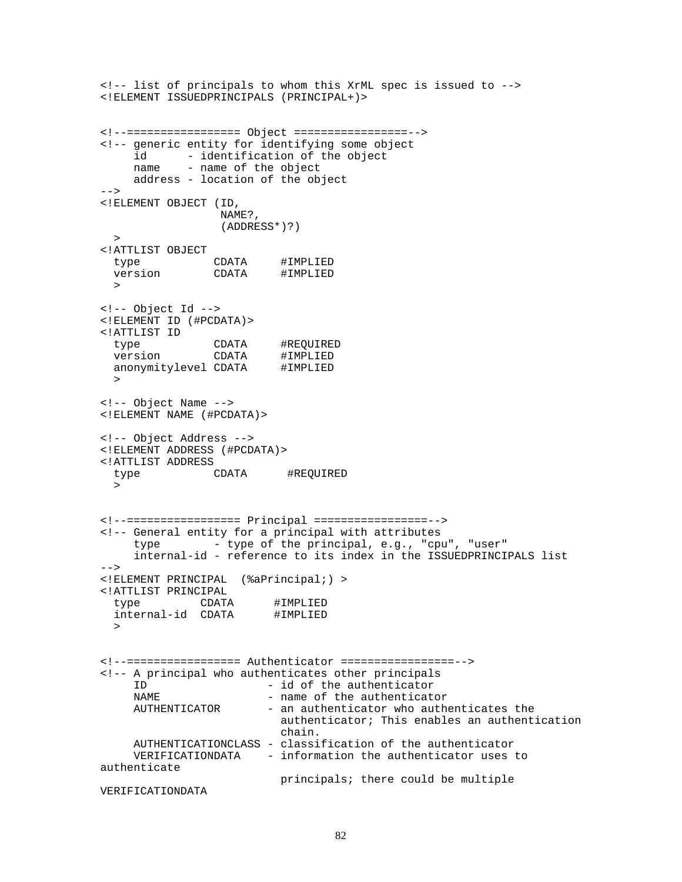```
<!-- list of principals to whom this XrML spec is issued to -->
<!ELEMENT ISSUEDPRINCIPALS (PRINCIPAL+)>


<!--================= Object =================-->
<!-- generic entity for identifying some object
     id      - identification of the object
     name    - name of the object
     address - location of the object
-->
<!ELEMENT OBJECT (ID,
                 NAME?,
                 (ADDRESS*)?)
  >
<!ATTLIST OBJECT
  type           CDATA     #IMPLIED
  version        CDATA     #IMPLIED
  >

<!-- Object Id -->
<!ELEMENT ID (#PCDATA)>
<!ATTLIST ID
  type           CDATA     #REQUIRED
  version        CDATA     #IMPLIED
  anonymitylevel CDATA     #IMPLIED
  >

<!-- Object Name -->
<!ELEMENT NAME (#PCDATA)>

<!-- Object Address -->
<!ELEMENT ADDRESS (#PCDATA)>
<!ATTLIST ADDRESS
  type           CDATA      #REQUIRED
  >


<!--================= Principal =================-->
<!-- General entity for a principal with attributes
     type        - type of the principal, e.g., "cpu", "user"
     internal-id - reference to its index in the ISSUEDPRINCIPALS list
-->
<!ELEMENT PRINCIPAL  (%aPrincipal;) >
<!ATTLIST PRINCIPAL
  type         CDATA      #IMPLIED
  internal-id  CDATA      #IMPLIED
  >


<!--================= Authenticator =================-->
<!-- A principal who authenticates other principals
     ID                  - id of the authenticator
     NAME                - name of the authenticator
     AUTHENTICATOR       - an authenticator who authenticates the
                           authenticator; This enables an authentication
                           chain.
     AUTHENTICATIONCLASS - classification of the authenticator
     VERIFICATIONDATA    - information the authenticator uses to
authenticate
                           principals; there could be multiple
VERIFICATIONDATA
```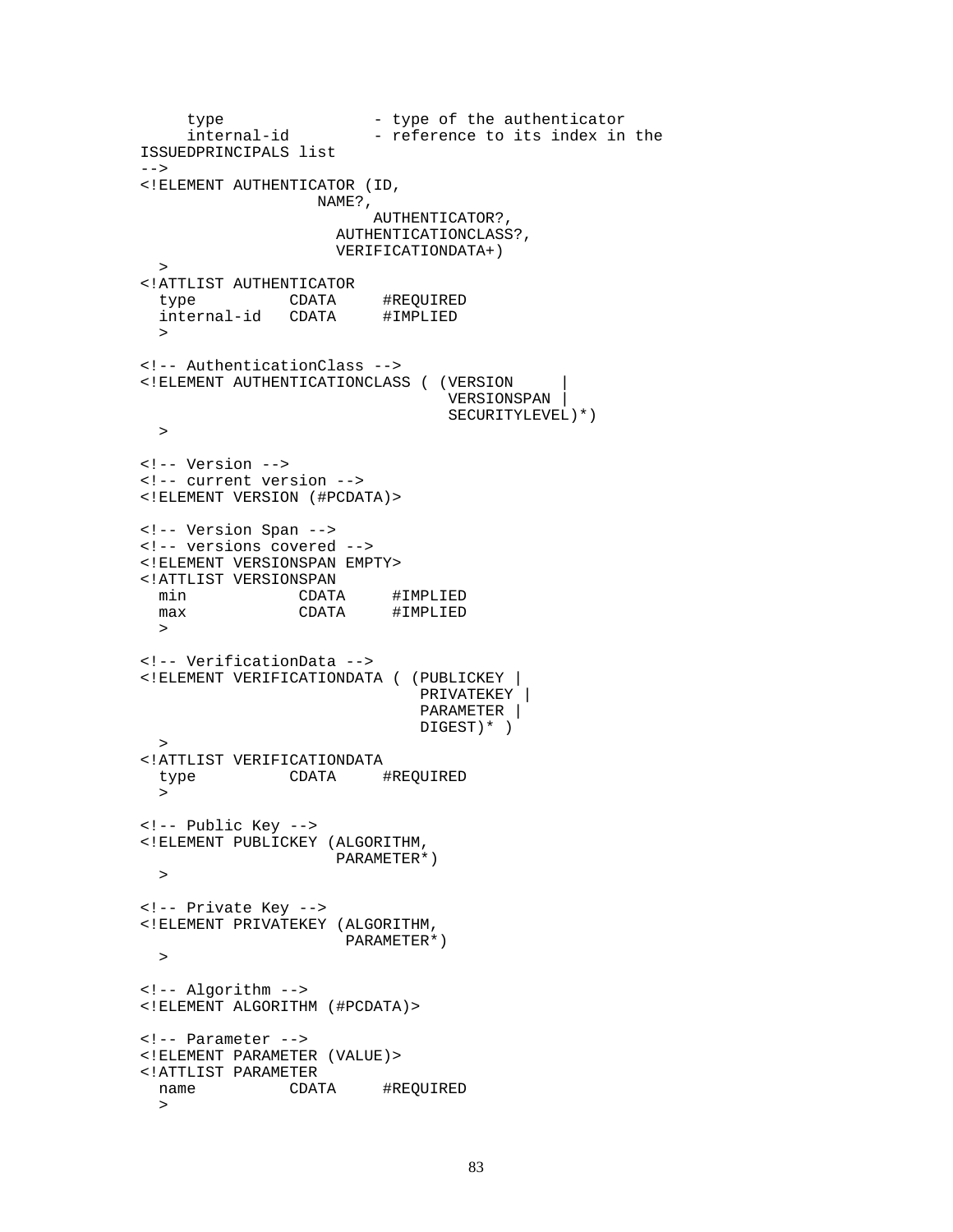```
     type                - type of the authenticator
     internal-id         - reference to its index in the
ISSUEDPRINCIPALS list
-->
<!ELEMENT AUTHENTICATOR (ID,
                  NAME?,
                        AUTHENTICATOR?,
                    AUTHENTICATIONCLASS?,
                    VERIFICATIONDATA+)
  >
<!ATTLIST AUTHENTICATOR
  type          CDATA     #REQUIRED
  internal-id   CDATA     #IMPLIED
  >

<!-- AuthenticationClass -->
<!ELEMENT AUTHENTICATIONCLASS ( (VERSION     |
                                 VERSIONSPAN |
                                 SECURITYLEVEL)*)
  >

<!-- Version -->
<!-- current version -->
<!ELEMENT VERSION (#PCDATA)>

<!-- Version Span -->
<!-- versions covered -->
<!ELEMENT VERSIONSPAN EMPTY>
<!ATTLIST VERSIONSPAN
  min            CDATA     #IMPLIED
  max            CDATA     #IMPLIED
  >

<!-- VerificationData -->
<!ELEMENT VERIFICATIONDATA ( (PUBLICKEY |
                              PRIVATEKEY |
                              PARAMETER |
                              DIGEST)* )
  >
<!ATTLIST VERIFICATIONDATA
  type          CDATA     #REQUIRED
  >

<!-- Public Key -->
<!ELEMENT PUBLICKEY (ALGORITHM,
                    PARAMETER*)
  >

<!-- Private Key -->
<!ELEMENT PRIVATEKEY (ALGORITHM,
                     PARAMETER*)
  >

<!-- Algorithm -->
<!ELEMENT ALGORITHM (#PCDATA)>

<!-- Parameter -->
<!ELEMENT PARAMETER (VALUE)>
<!ATTLIST PARAMETER
  name          CDATA     #REQUIRED
  >
```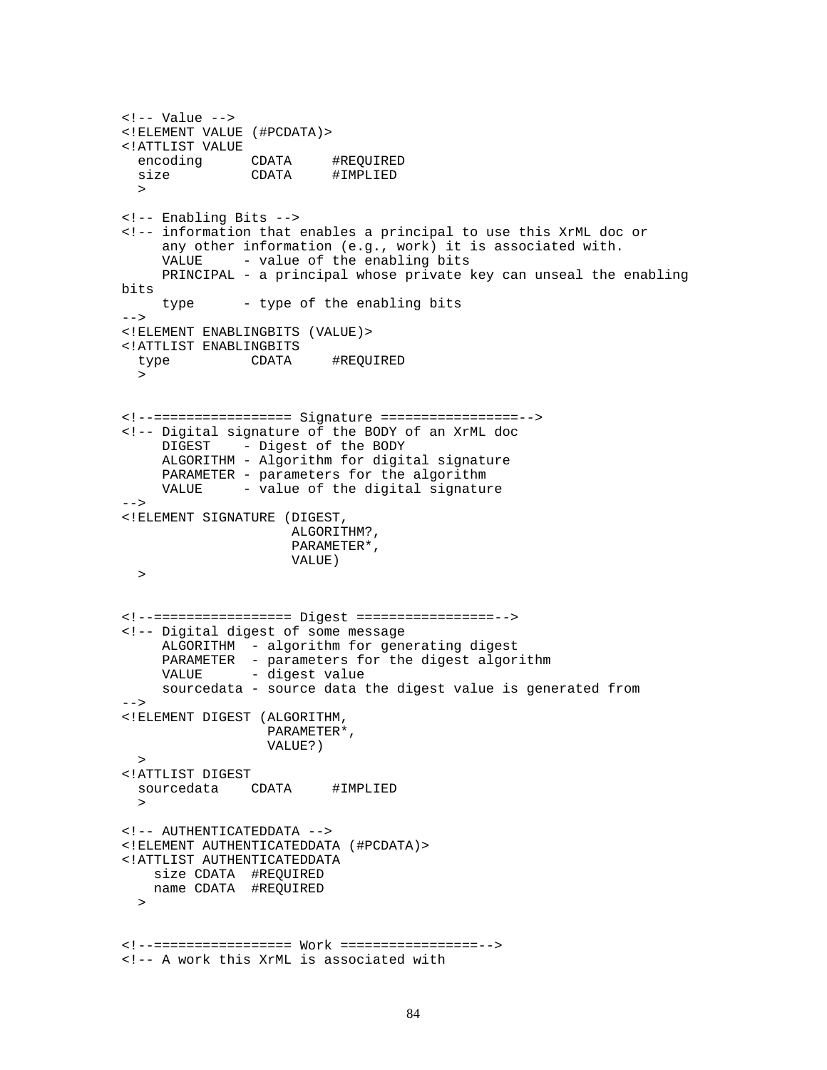```
<!-- Value -->
<!ELEMENT VALUE (#PCDATA)>
<!ATTLIST VALUE
  encoding      CDATA     #REQUIRED
  size          CDATA     #IMPLIED
  >

<!-- Enabling Bits -->
<!-- information that enables a principal to use this XrML doc or
     any other information (e.g., work) it is associated with.
     VALUE     - value of the enabling bits
     PRINCIPAL - a principal whose private key can unseal the enabling
bits
     type      - type of the enabling bits
-->
<!ELEMENT ENABLINGBITS (VALUE)>
<!ATTLIST ENABLINGBITS
  type          CDATA     #REQUIRED
  >


<!--================= Signature =================-->
<!-- Digital signature of the BODY of an XrML doc
     DIGEST    - Digest of the BODY
     ALGORITHM - Algorithm for digital signature
     PARAMETER - parameters for the algorithm
     VALUE     - value of the digital signature
-->
<!ELEMENT SIGNATURE (DIGEST,
                     ALGORITHM?,
                     PARAMETER*,
                     VALUE)
  >


<!--================= Digest =================-->
<!-- Digital digest of some message
     ALGORITHM  - algorithm for generating digest
     PARAMETER  - parameters for the digest algorithm
     VALUE      - digest value
     sourcedata - source data the digest value is generated from
-->
<!ELEMENT DIGEST (ALGORITHM,
                  PARAMETER*,
                  VALUE?)
  >
<!ATTLIST DIGEST
  sourcedata    CDATA     #IMPLIED
  >

<!-- AUTHENTICATEDDATA -->
<!ELEMENT AUTHENTICATEDDATA (#PCDATA)>
<!ATTLIST AUTHENTICATEDDATA
    size CDATA  #REQUIRED
    name CDATA  #REQUIRED
  >


<!--================= Work =================-->
<!-- A work this XrML is associated with
```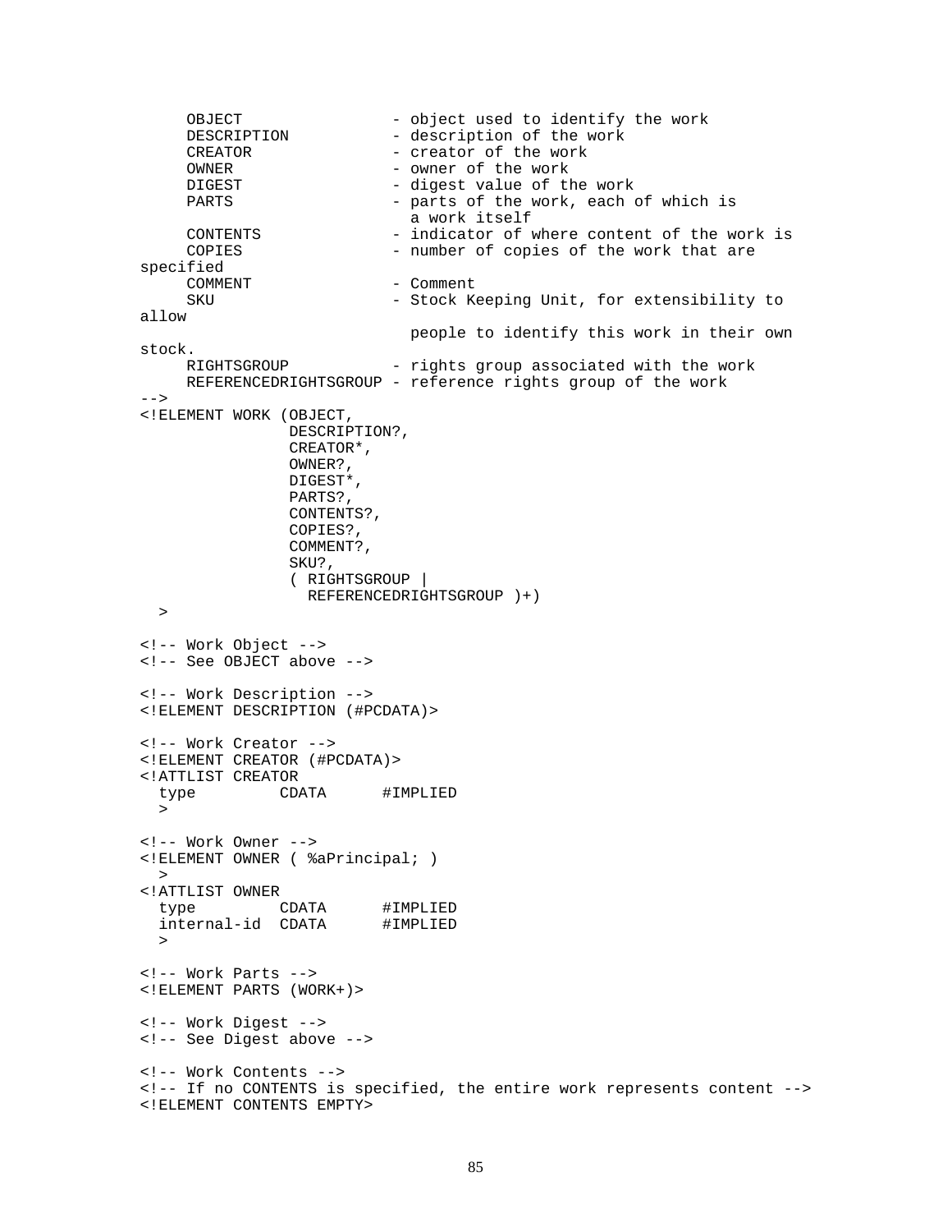```
     OBJECT                 - object used to identify the work
     DESCRIPTION            - description of the work
     CREATOR                - creator of the work
     OWNER                  - owner of the work
     DIGEST                 - digest value of the work
     PARTS                  - parts of the work, each of which is
                              a work itself
     CONTENTS               - indicator of where content of the work is
     COPIES                 - number of copies of the work that are
specified
     COMMENT                - Comment
     SKU                    - Stock Keeping Unit, for extensibility to
allow
                              people to identify this work in their own
stock.
     RIGHTSGROUP            - rights group associated with the work
     REFERENCEDRIGHTSGROUP - reference rights group of the work
-->
<!ELEMENT WORK (OBJECT,
                DESCRIPTION?,
                CREATOR*,
                OWNER?,
                DIGEST*,
                PARTS?,
                CONTENTS?,
                COPIES?,
                COMMENT?,
                SKU?,
                ( RIGHTSGROUP |
                  REFERENCEDRIGHTSGROUP )+)
  >

<!-- Work Object -->
<!-- See OBJECT above -->

<!-- Work Description -->
<!ELEMENT DESCRIPTION (#PCDATA)>

<!-- Work Creator -->
<!ELEMENT CREATOR (#PCDATA)>
<!ATTLIST CREATOR
  type         CDATA      #IMPLIED
  >

<!-- Work Owner -->
<!ELEMENT OWNER ( %aPrincipal; )
  >
<!ATTLIST OWNER
  type         CDATA      #IMPLIED
  internal-id  CDATA      #IMPLIED
  >

<!-- Work Parts -->
<!ELEMENT PARTS (WORK+)>

<!-- Work Digest -->
<!-- See Digest above -->

<!-- Work Contents -->
<!-- If no CONTENTS is specified, the entire work represents content -->
<!ELEMENT CONTENTS EMPTY>
```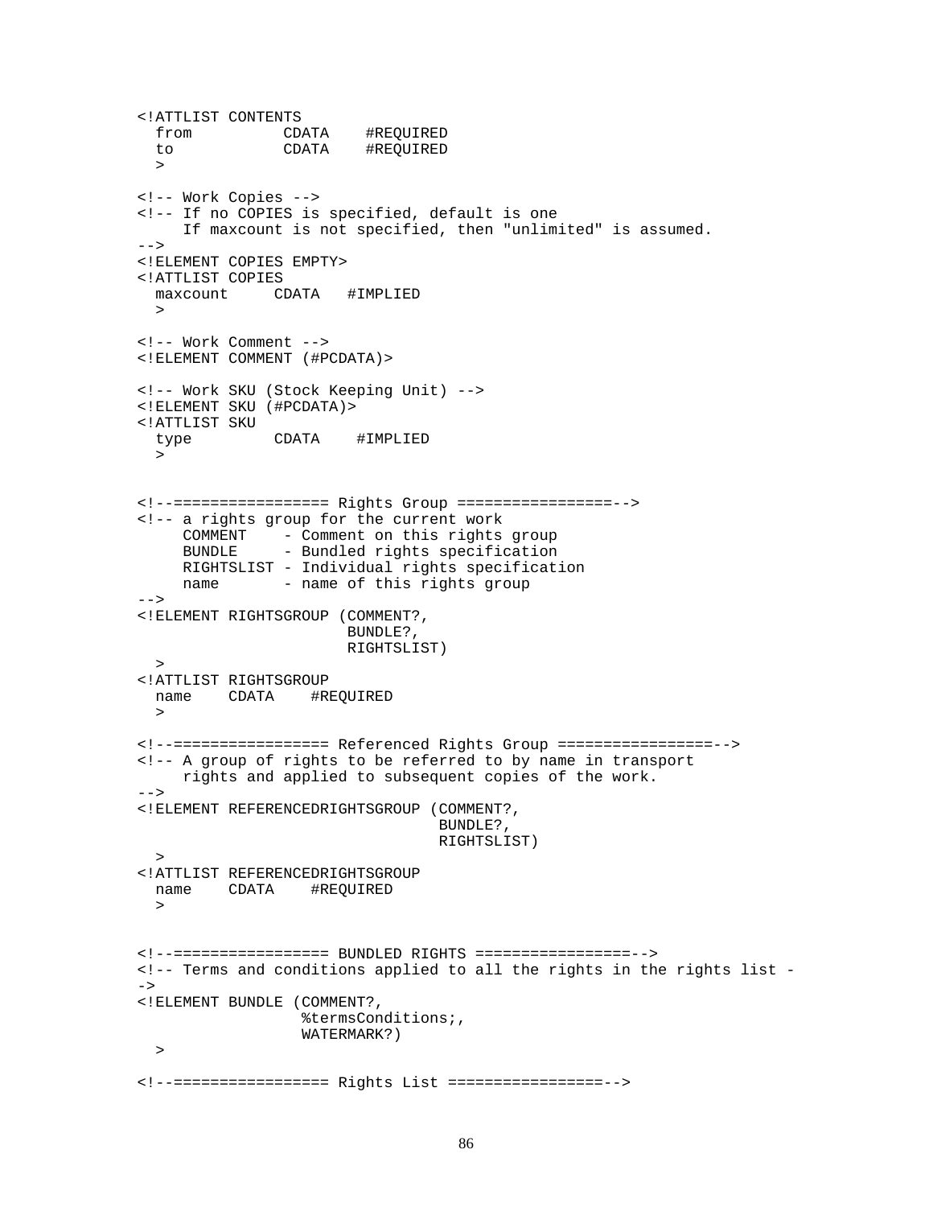```
<!ATTLIST CONTENTS
  from          CDATA    #REQUIRED
  to            CDATA    #REQUIRED
  >

<!-- Work Copies -->
<!-- If no COPIES is specified, default is one
     If maxcount is not specified, then "unlimited" is assumed.
-->
<!ELEMENT COPIES EMPTY>
<!ATTLIST COPIES
  maxcount     CDATA   #IMPLIED
  >

<!-- Work Comment -->
<!ELEMENT COMMENT (#PCDATA)>

<!-- Work SKU (Stock Keeping Unit) -->
<!ELEMENT SKU (#PCDATA)>
<!ATTLIST SKU
  type         CDATA    #IMPLIED
  >


<!--================= Rights Group =================-->
<!-- a rights group for the current work
     COMMENT    - Comment on this rights group
     BUNDLE     - Bundled rights specification
     RIGHTSLIST - Individual rights specification
     name       - name of this rights group
-->
<!ELEMENT RIGHTSGROUP (COMMENT?,
                       BUNDLE?,
                       RIGHTSLIST)
  >
<!ATTLIST RIGHTSGROUP
  name    CDATA    #REQUIRED
  >

<!--================= Referenced Rights Group =================-->
<!-- A group of rights to be referred to by name in transport
     rights and applied to subsequent copies of the work.
-->
<!ELEMENT REFERENCEDRIGHTSGROUP (COMMENT?,
                                 BUNDLE?,
                                 RIGHTSLIST)
  >
<!ATTLIST REFERENCEDRIGHTSGROUP
  name    CDATA    #REQUIRED
  >


<!--================= BUNDLED RIGHTS =================-->
<!-- Terms and conditions applied to all the rights in the rights list -
->
<!ELEMENT BUNDLE (COMMENT?,
                  %termsConditions;,
                  WATERMARK?)
  >

<!--================= Rights List =================-->
```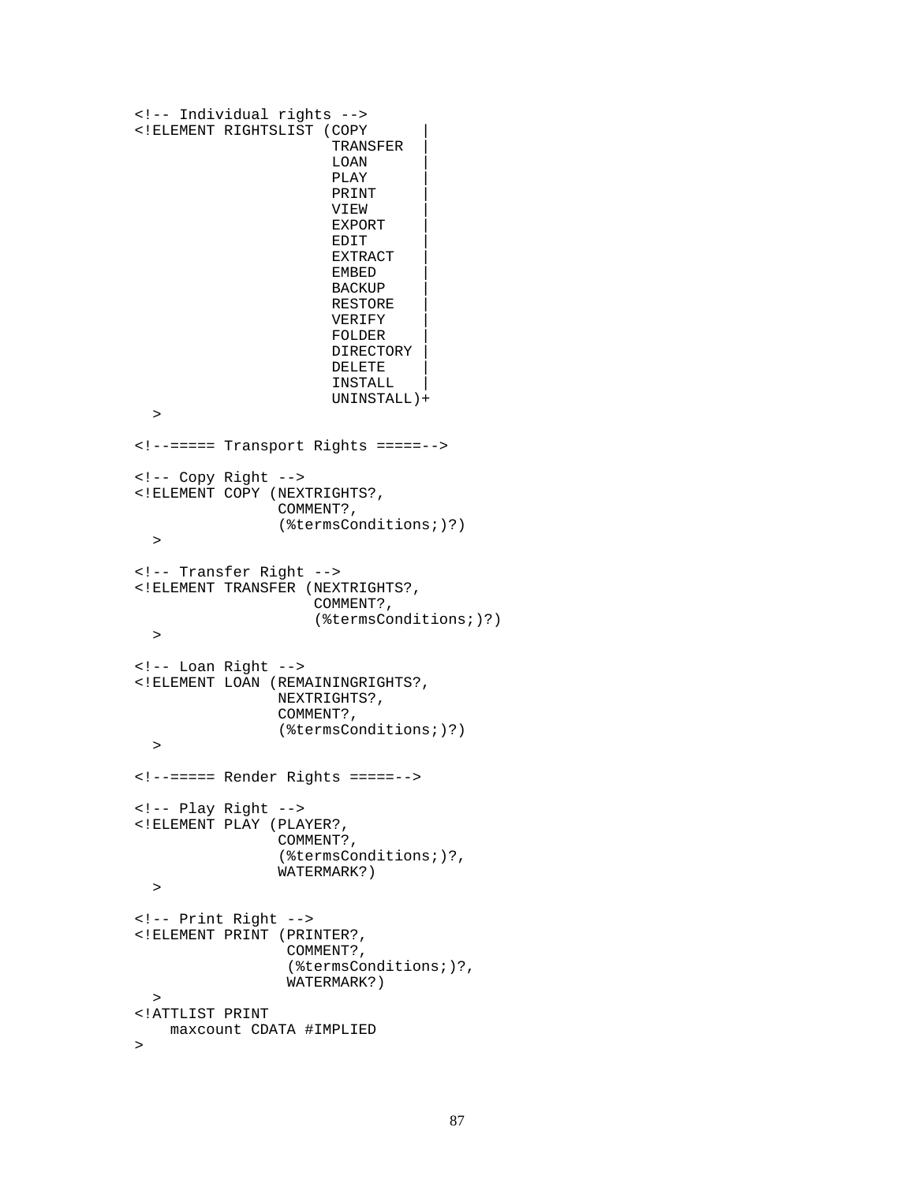```
<!-- Individual rights -->
<!ELEMENT RIGHTSLIST (COPY      |
                      TRANSFER  |
                      LOAN      |
                      PLAY      |
                      PRINT     |
                      VIEW      |
                      EXPORT    |
                      EDIT      |
                      EXTRACT   |
                      EMBED     |
                      BACKUP    |
                      RESTORE   |
                      VERIFY    |
                      FOLDER    |
                      DIRECTORY |
                      DELETE    |
                      INSTALL   |
                      UNINSTALL)+
  >

<!--===== Transport Rights =====-->

<!-- Copy Right -->
<!ELEMENT COPY (NEXTRIGHTS?,
                COMMENT?,
                (%termsConditions;)?)
  >

<!-- Transfer Right -->
<!ELEMENT TRANSFER (NEXTRIGHTS?,
                    COMMENT?,
                    (%termsConditions;)?)
  >

<!-- Loan Right -->
<!ELEMENT LOAN (REMAININGRIGHTS?,
                NEXTRIGHTS?,
                COMMENT?,
                (%termsConditions;)?)
  >

<!--===== Render Rights =====-->

<!-- Play Right -->
<!ELEMENT PLAY (PLAYER?,
                COMMENT?,
                (%termsConditions;)?,
                WATERMARK?)
  >

<!-- Print Right -->
<!ELEMENT PRINT (PRINTER?,
                 COMMENT?,
                 (%termsConditions;)?,
                 WATERMARK?)
  >
<!ATTLIST PRINT
    maxcount CDATA #IMPLIED
>
```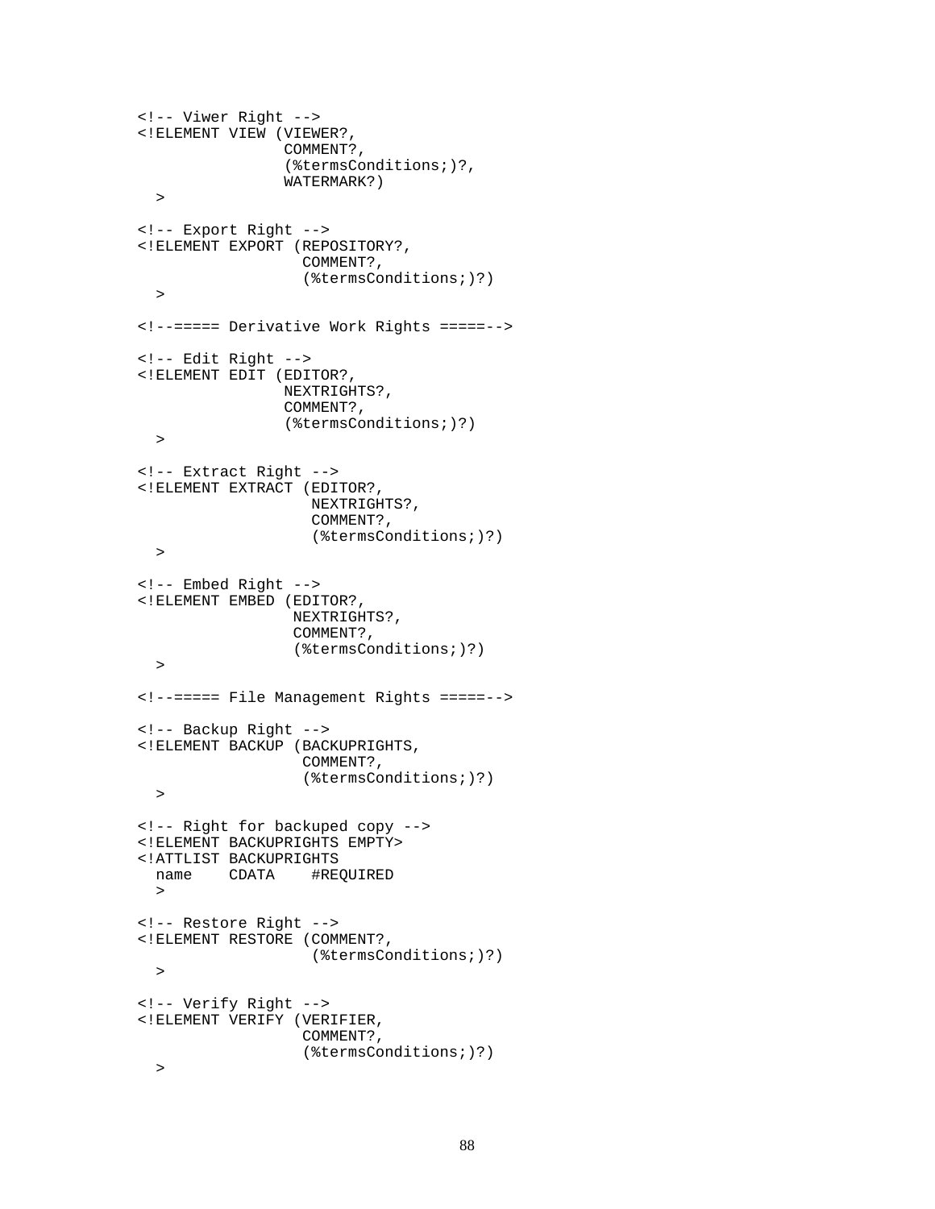```
<!-- Viwer Right -->
<!ELEMENT VIEW (VIEWER?,
                COMMENT?,
                (%termsConditions;)?,
                WATERMARK?)
  >

<!-- Export Right -->
<!ELEMENT EXPORT (REPOSITORY?,
                  COMMENT?,
                  (%termsConditions;)?)
  >

<!--===== Derivative Work Rights =====-->

<!-- Edit Right -->
<!ELEMENT EDIT (EDITOR?,
                NEXTRIGHTS?,
                COMMENT?,
                (%termsConditions;)?)
  >

<!-- Extract Right -->
<!ELEMENT EXTRACT (EDITOR?,
                   NEXTRIGHTS?,
                   COMMENT?,
                   (%termsConditions;)?)
  >

<!-- Embed Right -->
<!ELEMENT EMBED (EDITOR?,
                 NEXTRIGHTS?,
                 COMMENT?,
                 (%termsConditions;)?)
  >

<!--===== File Management Rights =====-->

<!-- Backup Right -->
<!ELEMENT BACKUP (BACKUPRIGHTS,
                  COMMENT?,
                  (%termsConditions;)?)
  >

<!-- Right for backuped copy -->
<!ELEMENT BACKUPRIGHTS EMPTY>
<!ATTLIST BACKUPRIGHTS
  name    CDATA    #REQUIRED
  >

<!-- Restore Right -->
<!ELEMENT RESTORE (COMMENT?,
                   (%termsConditions;)?)
  >

<!-- Verify Right -->
<!ELEMENT VERIFY (VERIFIER,
                  COMMENT?,
                  (%termsConditions;)?)
  >
```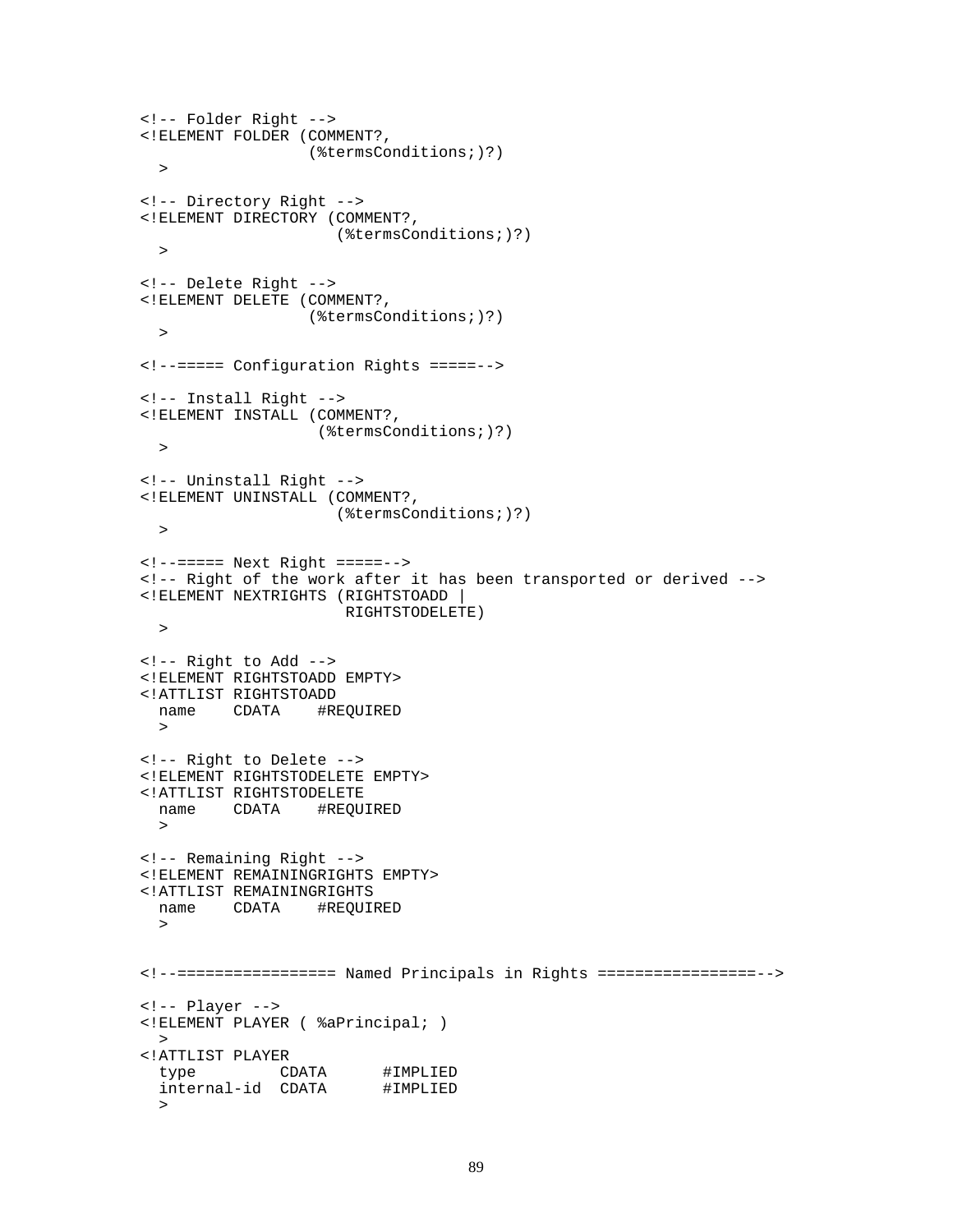```
<!-- Folder Right -->
<!ELEMENT FOLDER (COMMENT?,
                  (%termsConditions;)?)
  >

<!-- Directory Right -->
<!ELEMENT DIRECTORY (COMMENT?,
                     (%termsConditions;)?)
  >

<!-- Delete Right -->
<!ELEMENT DELETE (COMMENT?,
                  (%termsConditions;)?)
  >

<!--===== Configuration Rights =====-->

<!-- Install Right -->
<!ELEMENT INSTALL (COMMENT?,
                   (%termsConditions;)?)
  >

<!-- Uninstall Right -->
<!ELEMENT UNINSTALL (COMMENT?,
                     (%termsConditions;)?)
  >

<!--===== Next Right =====-->
<!-- Right of the work after it has been transported or derived -->
<!ELEMENT NEXTRIGHTS (RIGHTSTOADD |
                      RIGHTSTODELETE)
  >

<!-- Right to Add -->
<!ELEMENT RIGHTSTOADD EMPTY>
<!ATTLIST RIGHTSTOADD
  name    CDATA    #REQUIRED
  >

<!-- Right to Delete -->
<!ELEMENT RIGHTSTODELETE EMPTY>
<!ATTLIST RIGHTSTODELETE
  name    CDATA    #REQUIRED
  >

<!-- Remaining Right -->
<!ELEMENT REMAININGRIGHTS EMPTY>
<!ATTLIST REMAININGRIGHTS
  name    CDATA    #REQUIRED
  >


<!--================= Named Principals in Rights =================-->

<!-- Player -->
<!ELEMENT PLAYER ( %aPrincipal; )
  >
<!ATTLIST PLAYER
  type         CDATA      #IMPLIED
  internal-id  CDATA      #IMPLIED
  >
```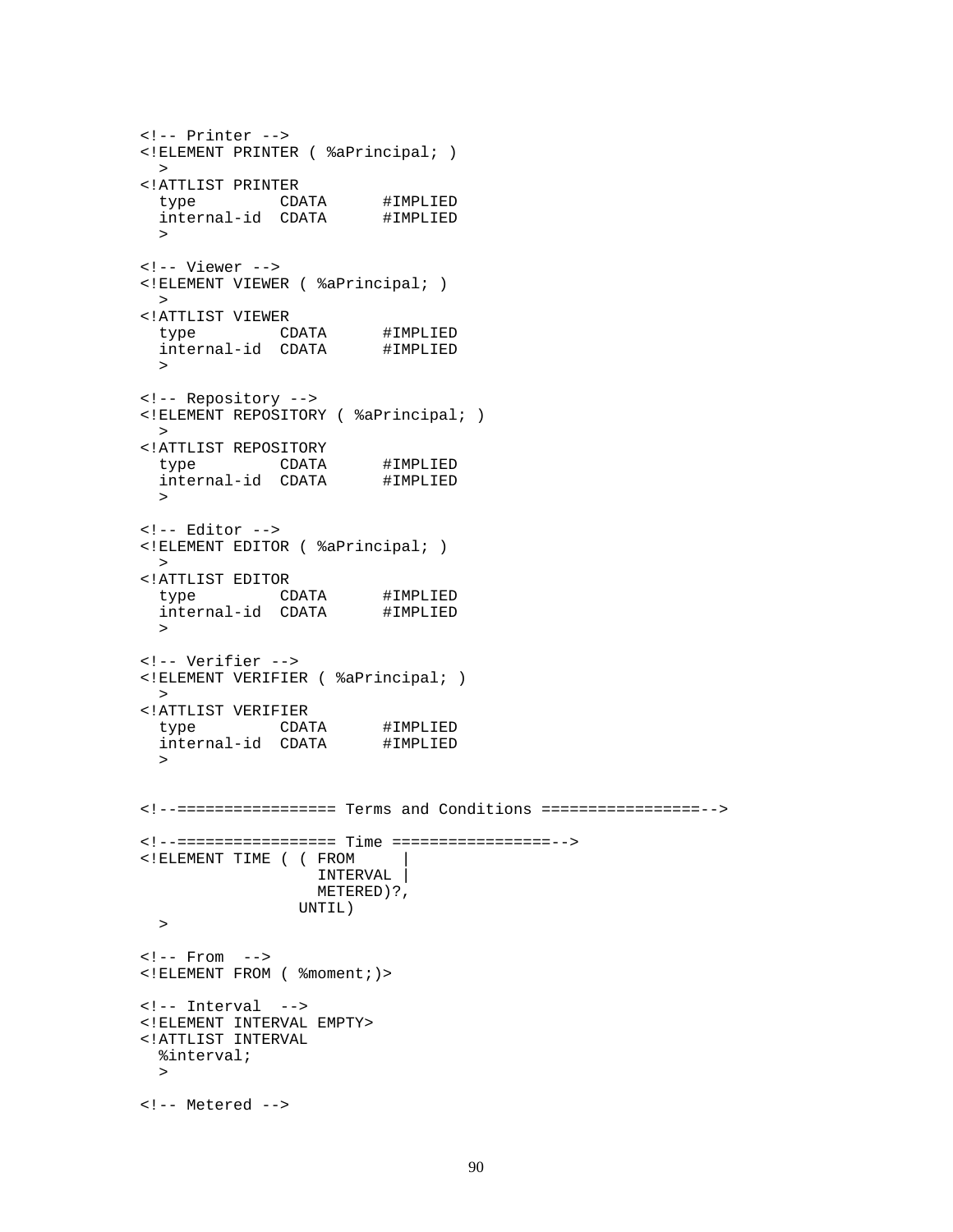```
<!-- Printer -->
<!ELEMENT PRINTER ( %aPrincipal; )
  >
<!ATTLIST PRINTER
  type         CDATA      #IMPLIED
  internal-id  CDATA      #IMPLIED
  >

<!-- Viewer -->
<!ELEMENT VIEWER ( %aPrincipal; )
  >
<!ATTLIST VIEWER
  type         CDATA      #IMPLIED
  internal-id  CDATA      #IMPLIED
  >

<!-- Repository -->
<!ELEMENT REPOSITORY ( %aPrincipal; )
  >
<!ATTLIST REPOSITORY
  type         CDATA      #IMPLIED
  internal-id  CDATA      #IMPLIED
  >

<!-- Editor -->
<!ELEMENT EDITOR ( %aPrincipal; )
  >
<!ATTLIST EDITOR
  type         CDATA      #IMPLIED
  internal-id  CDATA      #IMPLIED
  >

<!-- Verifier -->
<!ELEMENT VERIFIER ( %aPrincipal; )
  >
<!ATTLIST VERIFIER
  type         CDATA      #IMPLIED
  internal-id  CDATA      #IMPLIED
  >


<!--================= Terms and Conditions =================-->

<!--================= Time =================-->
<!ELEMENT TIME ( ( FROM     |
                   INTERVAL |
                   METERED)?,
                 UNTIL)
  >

<!-- From  -->
<!ELEMENT FROM ( %moment;)>

<!-- Interval  -->
<!ELEMENT INTERVAL EMPTY>
<!ATTLIST INTERVAL
  %interval;
  >

<!-- Metered -->
```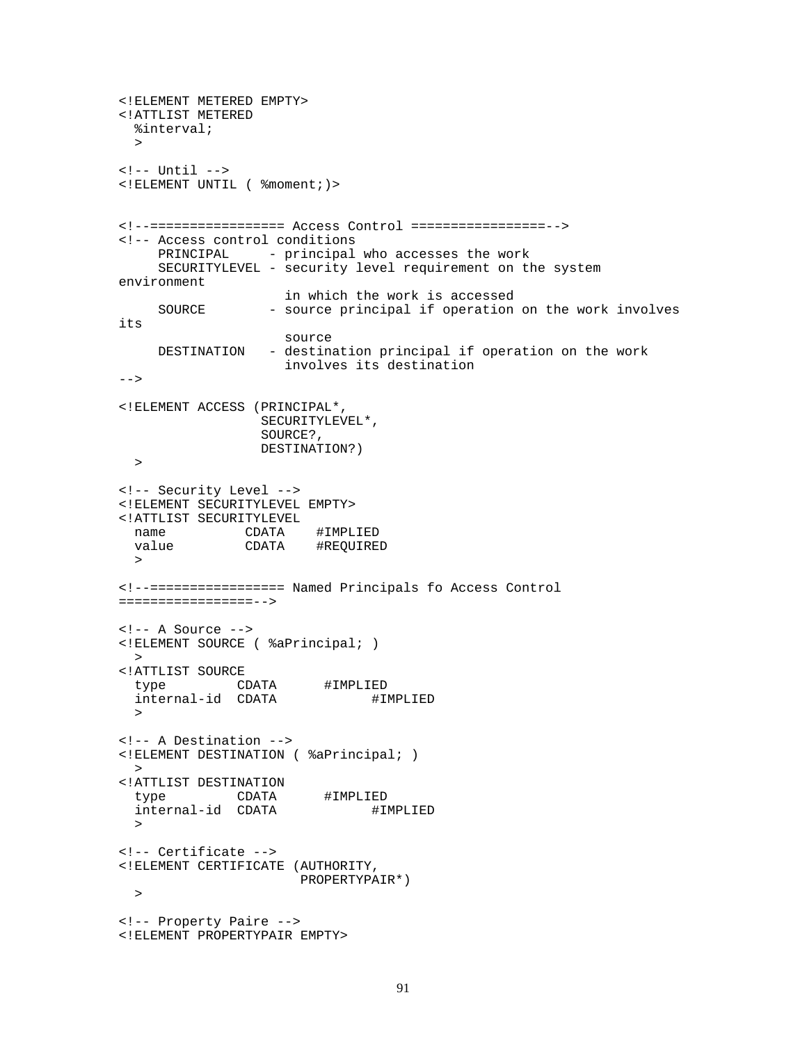```
<!ELEMENT METERED EMPTY>
<!ATTLIST METERED
  %interval;
  >

<!-- Until -->
<!ELEMENT UNTIL ( %moment;)>


<!--================= Access Control =================-->
<!-- Access control conditions
     PRINCIPAL     - principal who accesses the work
     SECURITYLEVEL - security level requirement on the system
environment
                     in which the work is accessed
     SOURCE        - source principal if operation on the work involves
its
                     source
     DESTINATION   - destination principal if operation on the work
                     involves its destination
-->

<!ELEMENT ACCESS (PRINCIPAL*,
                 SECURITYLEVEL*,
                 SOURCE?,
                 DESTINATION?)
  >

<!-- Security Level -->
<!ELEMENT SECURITYLEVEL EMPTY>
<!ATTLIST SECURITYLEVEL
  name          CDATA    #IMPLIED
  value         CDATA    #REQUIRED
  >

<!--================= Named Principals fo Access Control
=================-->

<!-- A Source -->
<!ELEMENT SOURCE ( %aPrincipal; )
  >
<!ATTLIST SOURCE
  type         CDATA      #IMPLIED
  internal-id  CDATA            #IMPLIED
  >

<!-- A Destination -->
<!ELEMENT DESTINATION ( %aPrincipal; )
  >
<!ATTLIST DESTINATION
  type         CDATA      #IMPLIED
  internal-id  CDATA            #IMPLIED
  >

<!-- Certificate -->
<!ELEMENT CERTIFICATE (AUTHORITY,
                      PROPERTYPAIR*)
  >

<!-- Property Paire -->
<!ELEMENT PROPERTYPAIR EMPTY>
```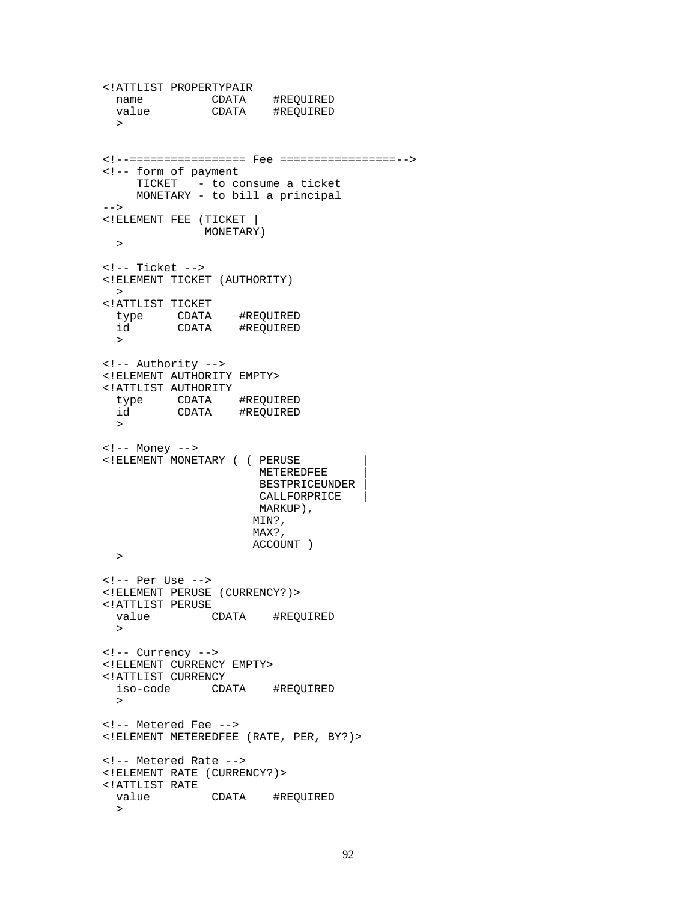```
<!ATTLIST PROPERTYPAIR
  name          CDATA    #REQUIRED
  value         CDATA    #REQUIRED
  >


<!--================= Fee =================-->
<!-- form of payment
     TICKET   - to consume a ticket
     MONETARY - to bill a principal
-->
<!ELEMENT FEE (TICKET |
              MONETARY)
  >

<!-- Ticket -->
<!ELEMENT TICKET (AUTHORITY)
  >
<!ATTLIST TICKET
  type     CDATA    #REQUIRED
  id       CDATA    #REQUIRED
  >

<!-- Authority -->
<!ELEMENT AUTHORITY EMPTY>
<!ATTLIST AUTHORITY
  type     CDATA    #REQUIRED
  id       CDATA    #REQUIRED
  >

<!-- Money -->
<!ELEMENT MONETARY ( ( PERUSE         |
                      METEREDFEE     |
                      BESTPRICEUNDER |
                      CALLFORPRICE   |
                      MARKUP),
                     MIN?,
                     MAX?,
                     ACCOUNT )
  >

<!-- Per Use -->
<!ELEMENT PERUSE (CURRENCY?)>
<!ATTLIST PERUSE
  value         CDATA    #REQUIRED
  >

<!-- Currency -->
<!ELEMENT CURRENCY EMPTY>
<!ATTLIST CURRENCY
  iso-code      CDATA    #REQUIRED
  >

<!-- Metered Fee -->
<!ELEMENT METEREDFEE (RATE, PER, BY?)>

<!-- Metered Rate -->
<!ELEMENT RATE (CURRENCY?)>
<!ATTLIST RATE
  value         CDATA    #REQUIRED
  >
```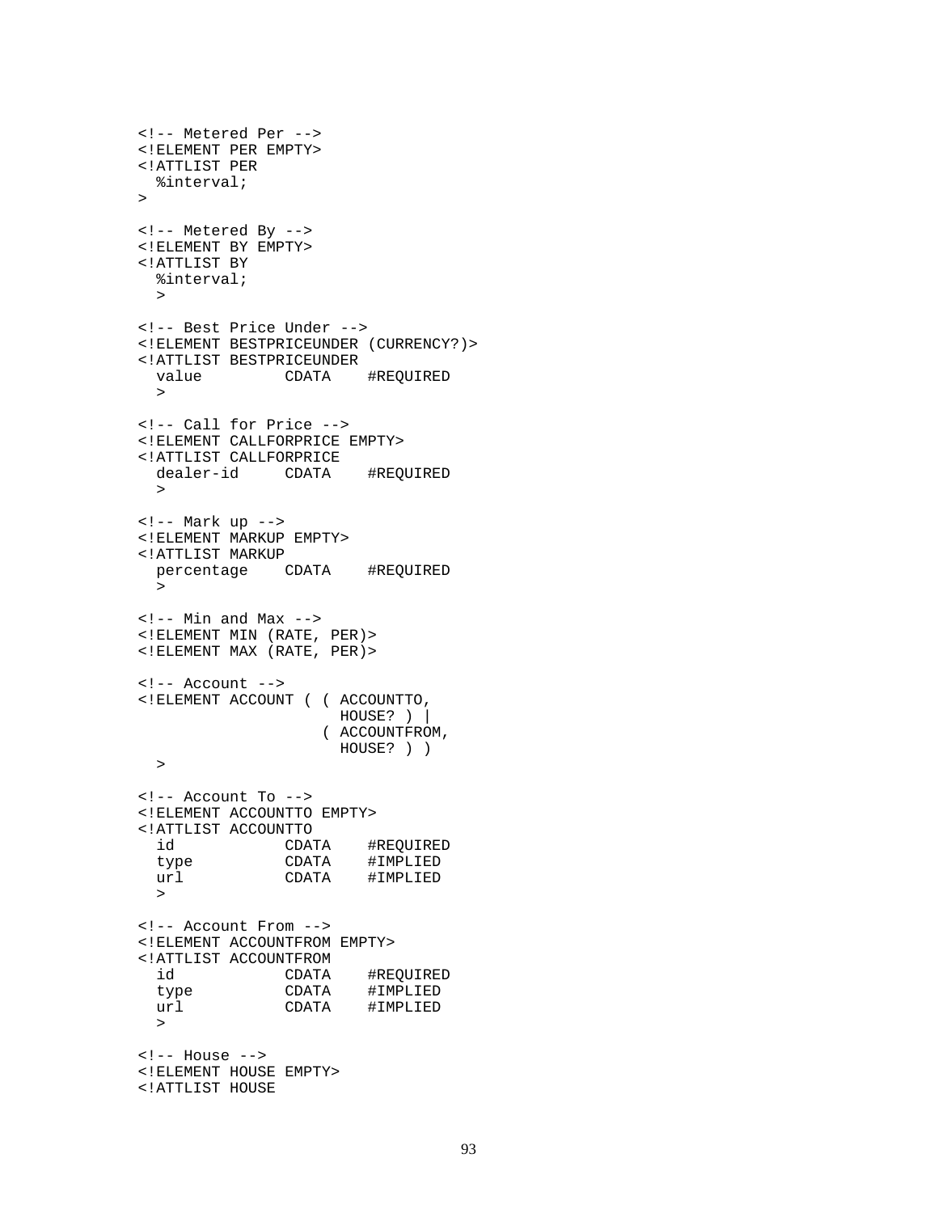```
<!-- Metered Per -->
<!ELEMENT PER EMPTY>
<!ATTLIST PER
  %interval;
>

<!-- Metered By -->
<!ELEMENT BY EMPTY>
<!ATTLIST BY
  %interval;
  >

<!-- Best Price Under -->
<!ELEMENT BESTPRICEUNDER (CURRENCY?)>
<!ATTLIST BESTPRICEUNDER
  value         CDATA    #REQUIRED
  >

<!-- Call for Price -->
<!ELEMENT CALLFORPRICE EMPTY>
<!ATTLIST CALLFORPRICE
  dealer-id     CDATA    #REQUIRED
  >

<!-- Mark up -->
<!ELEMENT MARKUP EMPTY>
<!ATTLIST MARKUP
  percentage    CDATA    #REQUIRED
  >

<!-- Min and Max -->
<!ELEMENT MIN (RATE, PER)>
<!ELEMENT MAX (RATE, PER)>

<!-- Account -->
<!ELEMENT ACCOUNT ( ( ACCOUNTTO,
                      HOUSE? ) |
                    ( ACCOUNTFROM,
                      HOUSE? ) )
  >

<!-- Account To -->
<!ELEMENT ACCOUNTTO EMPTY>
<!ATTLIST ACCOUNTTO
  id            CDATA    #REQUIRED
  type          CDATA    #IMPLIED
  url           CDATA    #IMPLIED
  >

<!-- Account From -->
<!ELEMENT ACCOUNTFROM EMPTY>
<!ATTLIST ACCOUNTFROM
  id            CDATA    #REQUIRED
  type          CDATA    #IMPLIED
  url           CDATA    #IMPLIED
  >

<!-- House -->
<!ELEMENT HOUSE EMPTY>
<!ATTLIST HOUSE
```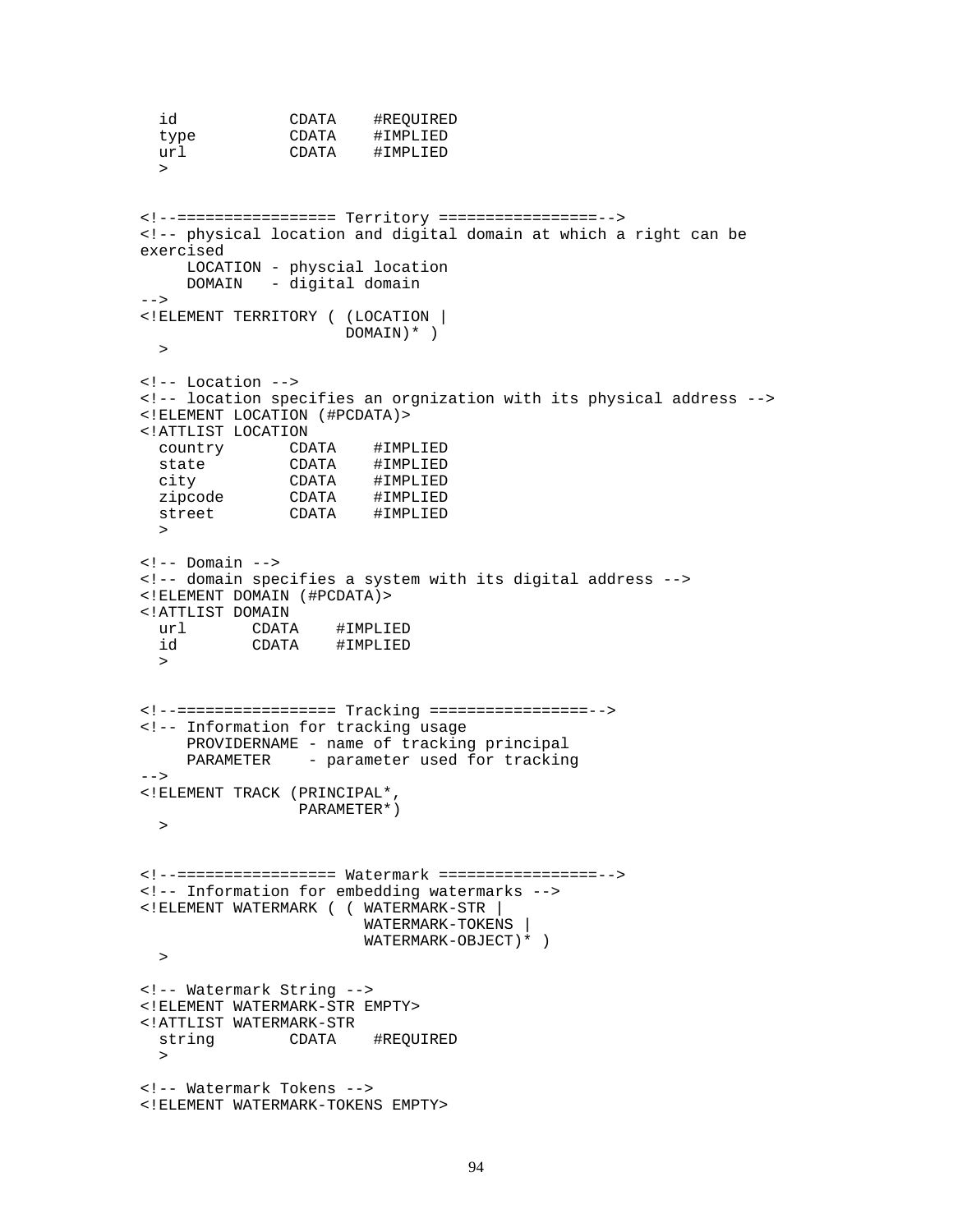```
  id            CDATA    #REQUIRED
  type          CDATA    #IMPLIED
  url           CDATA    #IMPLIED
  >


<!--================= Territory =================-->
<!-- physical location and digital domain at which a right can be
exercised
     LOCATION - physcial location
     DOMAIN   - digital domain
-->
<!ELEMENT TERRITORY ( (LOCATION |
                     DOMAIN)* )
  >

<!-- Location -->
<!-- location specifies an orgnization with its physical address -->
<!ELEMENT LOCATION (#PCDATA)>
<!ATTLIST LOCATION
  country       CDATA    #IMPLIED
  state         CDATA    #IMPLIED
  city          CDATA    #IMPLIED
  zipcode       CDATA    #IMPLIED
  street        CDATA    #IMPLIED
  >

<!-- Domain -->
<!-- domain specifies a system with its digital address -->
<!ELEMENT DOMAIN (#PCDATA)>
<!ATTLIST DOMAIN
  url       CDATA    #IMPLIED
  id        CDATA    #IMPLIED
  >


<!--================= Tracking =================-->
<!-- Information for tracking usage
     PROVIDERNAME - name of tracking principal
     PARAMETER    - parameter used for tracking
-->
<!ELEMENT TRACK (PRINCIPAL*,
                PARAMETER*)
  >


<!--================= Watermark =================-->
<!-- Information for embedding watermarks -->
<!ELEMENT WATERMARK ( ( WATERMARK-STR |
                       WATERMARK-TOKENS |
                       WATERMARK-OBJECT)* )
  >

<!-- Watermark String -->
<!ELEMENT WATERMARK-STR EMPTY>
<!ATTLIST WATERMARK-STR
  string        CDATA    #REQUIRED
  >

<!-- Watermark Tokens -->
<!ELEMENT WATERMARK-TOKENS EMPTY>
```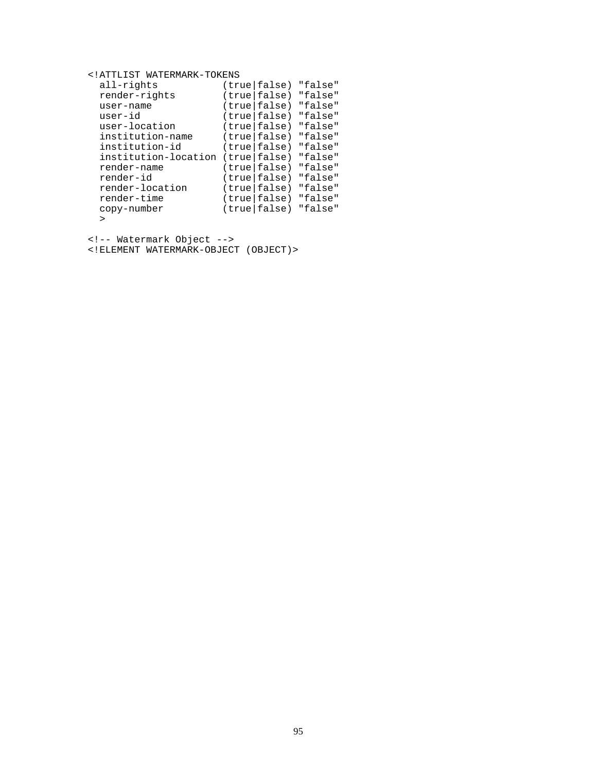```
<!ATTLIST WATERMARK-TOKENS
  all-rights           (true|false) "false"
  render-rights        (true|false) "false"
  user-name            (true|false) "false"
  user-id              (true|false) "false"
  user-location        (true|false) "false"
  institution-name     (true|false) "false"
  institution-id       (true|false) "false"
  institution-location (true|false) "false"
  render-name          (true|false) "false"
  render-id            (true|false) "false"
  render-location      (true|false) "false"
  render-time          (true|false) "false"
  copy-number          (true|false) "false"
  >

<!-- Watermark Object -->
<!ELEMENT WATERMARK-OBJECT (OBJECT)>
```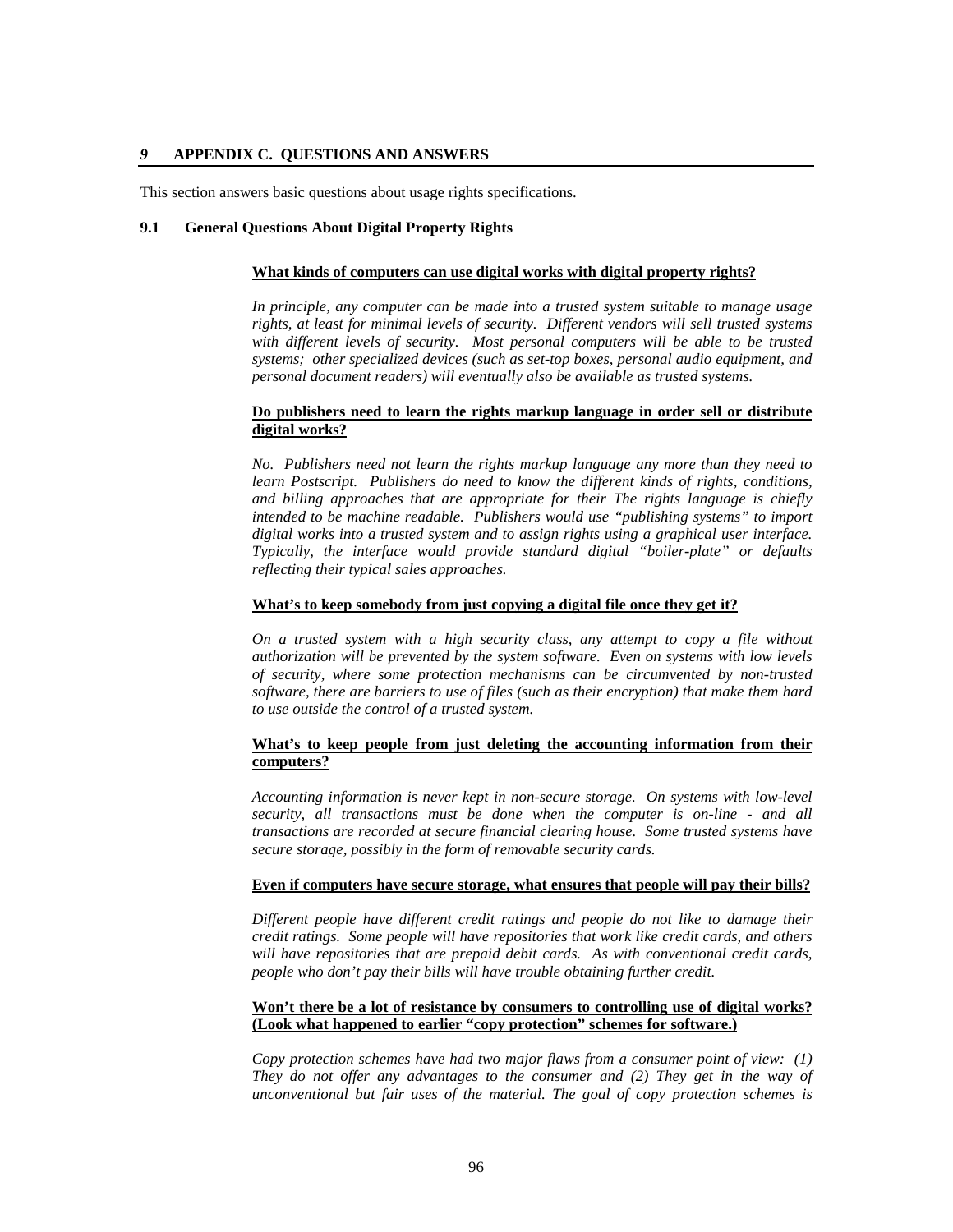## *9* APPENDIX C. QUESTIONS AND ANSWERS

This section answers basic questions about usage rights specifications.

### 9.1 General Questions About Digital Property Rights

**What kinds of computers can use digital works with digital property rights?**

*In principle, any computer can be made into a trusted system suitable to manage usage rights, at least for minimal levels of security. Different vendors will sell trusted systems with different levels of security. Most personal computers will be able to be trusted systems; other specialized devices (such as set-top boxes, personal audio equipment, and personal document readers) will eventually also be available as trusted systems.*

**Do publishers need to learn the rights markup language in order sell or distribute digital works?**

*No. Publishers need not learn the rights markup language any more than they need to learn Postscript. Publishers do need to know the different kinds of rights, conditions, and billing approaches that are appropriate for their The rights language is chiefly intended to be machine readable. Publishers would use "publishing systems" to import digital works into a trusted system and to assign rights using a graphical user interface. Typically, the interface would provide standard digital "boiler-plate" or defaults reflecting their typical sales approaches.*

**What's to keep somebody from just copying a digital file once they get it?**

*On a trusted system with a high security class, any attempt to copy a file without authorization will be prevented by the system software. Even on systems with low levels of security, where some protection mechanisms can be circumvented by non-trusted software, there are barriers to use of files (such as their encryption) that make them hard to use outside the control of a trusted system.*

**What's to keep people from just deleting the accounting information from their computers?**

*Accounting information is never kept in non-secure storage. On systems with low-level security, all transactions must be done when the computer is on-line - and all transactions are recorded at secure financial clearing house. Some trusted systems have secure storage, possibly in the form of removable security cards.*

**Even if computers have secure storage, what ensures that people will pay their bills?**

*Different people have different credit ratings and people do not like to damage their credit ratings. Some people will have repositories that work like credit cards, and others will have repositories that are prepaid debit cards. As with conventional credit cards, people who don't pay their bills will have trouble obtaining further credit.*

**Won't there be a lot of resistance by consumers to controlling use of digital works? (Look what happened to earlier "copy protection" schemes for software.)**

*Copy protection schemes have had two major flaws from a consumer point of view: (1) They do not offer any advantages to the consumer and (2) They get in the way of unconventional but fair uses of the material. The goal of copy protection schemes is*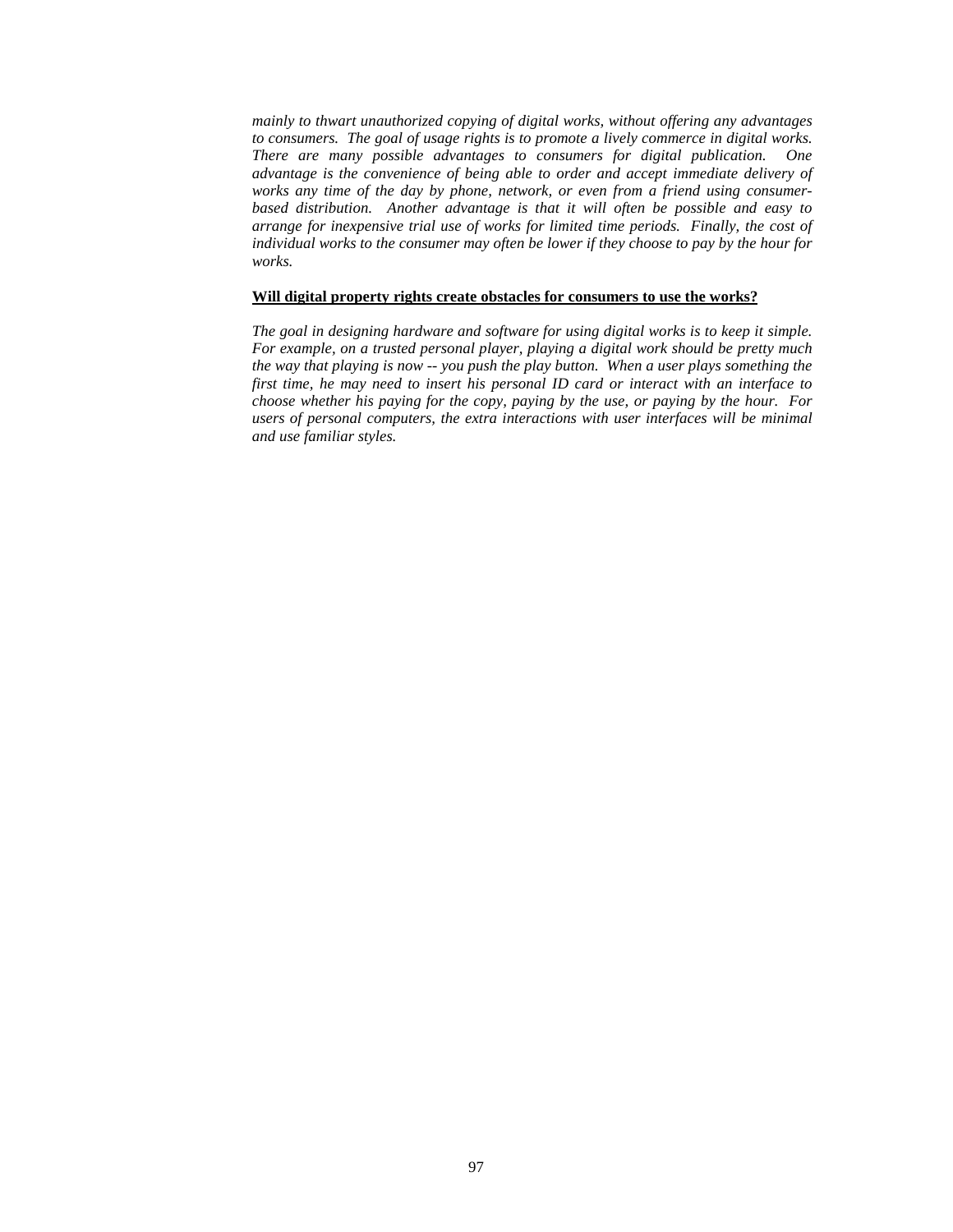*mainly to thwart unauthorized copying of digital works, without offering any advantages to consumers. The goal of usage rights is to promote a lively commerce in digital works. There are many possible advantages to consumers for digital publication. One advantage is the convenience of being able to order and accept immediate delivery of works any time of the day by phone, network, or even from a friend using consumer-based distribution. Another advantage is that it will often be possible and easy to arrange for inexpensive trial use of works for limited time periods. Finally, the cost of individual works to the consumer may often be lower if they choose to pay by the hour for works.*

**Will digital property rights create obstacles for consumers to use the works?**

*The goal in designing hardware and software for using digital works is to keep it simple. For example, on a trusted personal player, playing a digital work should be pretty much the way that playing is now -- you push the play button. When a user plays something the first time, he may need to insert his personal ID card or interact with an interface to choose whether his paying for the copy, paying by the use, or paying by the hour. For users of personal computers, the extra interactions with user interfaces will be minimal and use familiar styles.*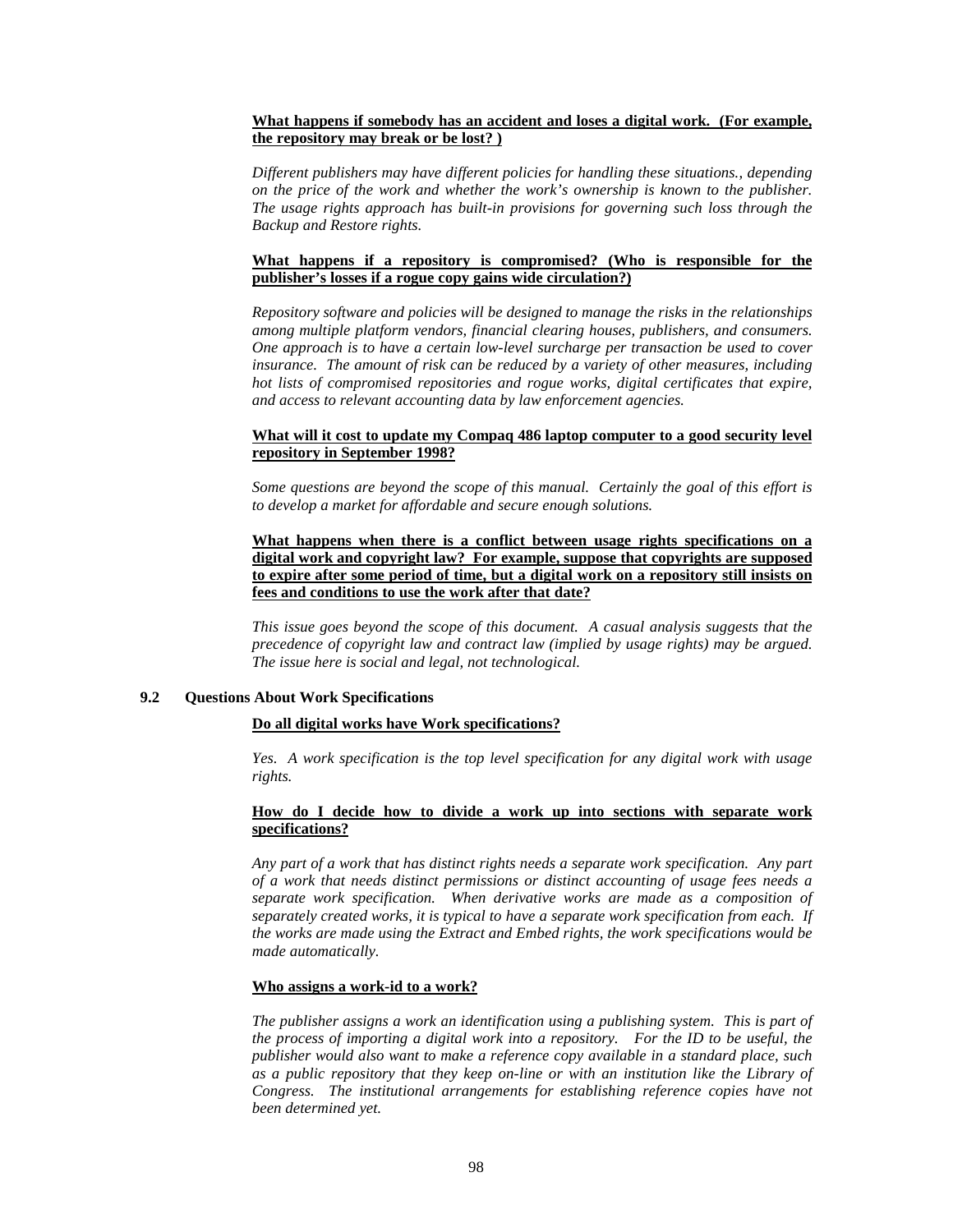**<u>What happens if somebody has an accident and loses a digital work. (For example, the repository may break or be lost? )</u>**

*Different publishers may have different policies for handling these situations., depending on the price of the work and whether the work's ownership is known to the publisher. The usage rights approach has built-in provisions for governing such loss through the Backup and Restore rights.*

**<u>What happens if a repository is compromised? (Who is responsible for the publisher's losses if a rogue copy gains wide circulation?)</u>**

*Repository software and policies will be designed to manage the risks in the relationships among multiple platform vendors, financial clearing houses, publishers, and consumers. One approach is to have a certain low-level surcharge per transaction be used to cover insurance. The amount of risk can be reduced by a variety of other measures, including hot lists of compromised repositories and rogue works, digital certificates that expire, and access to relevant accounting data by law enforcement agencies.*

**<u>What will it cost to update my Compaq 486 laptop computer to a good security level repository in September 1998?</u>**

*Some questions are beyond the scope of this manual. Certainly the goal of this effort is to develop a market for affordable and secure enough solutions.*

**<u>What happens when there is a conflict between usage rights specifications on a digital work and copyright law? For example, suppose that copyrights are supposed to expire after some period of time, but a digital work on a repository still insists on fees and conditions to use the work after that date?</u>**

*This issue goes beyond the scope of this document. A casual analysis suggests that the precedence of copyright law and contract law (implied by usage rights) may be argued. The issue here is social and legal, not technological.*

## 9.2 Questions About Work Specifications

**<u>Do all digital works have Work specifications?</u>**

*Yes. A work specification is the top level specification for any digital work with usage rights.*

**<u>How do I decide how to divide a work up into sections with separate work specifications?</u>**

*Any part of a work that has distinct rights needs a separate work specification. Any part of a work that needs distinct permissions or distinct accounting of usage fees needs a separate work specification. When derivative works are made as a composition of separately created works, it is typical to have a separate work specification from each. If the works are made using the Extract and Embed rights, the work specifications would be made automatically.*

**<u>Who assigns a work-id to a work?</u>**

*The publisher assigns a work an identification using a publishing system. This is part of the process of importing a digital work into a repository. For the ID to be useful, the publisher would also want to make a reference copy available in a standard place, such as a public repository that they keep on-line or with an institution like the Library of Congress. The institutional arrangements for establishing reference copies have not been determined yet.*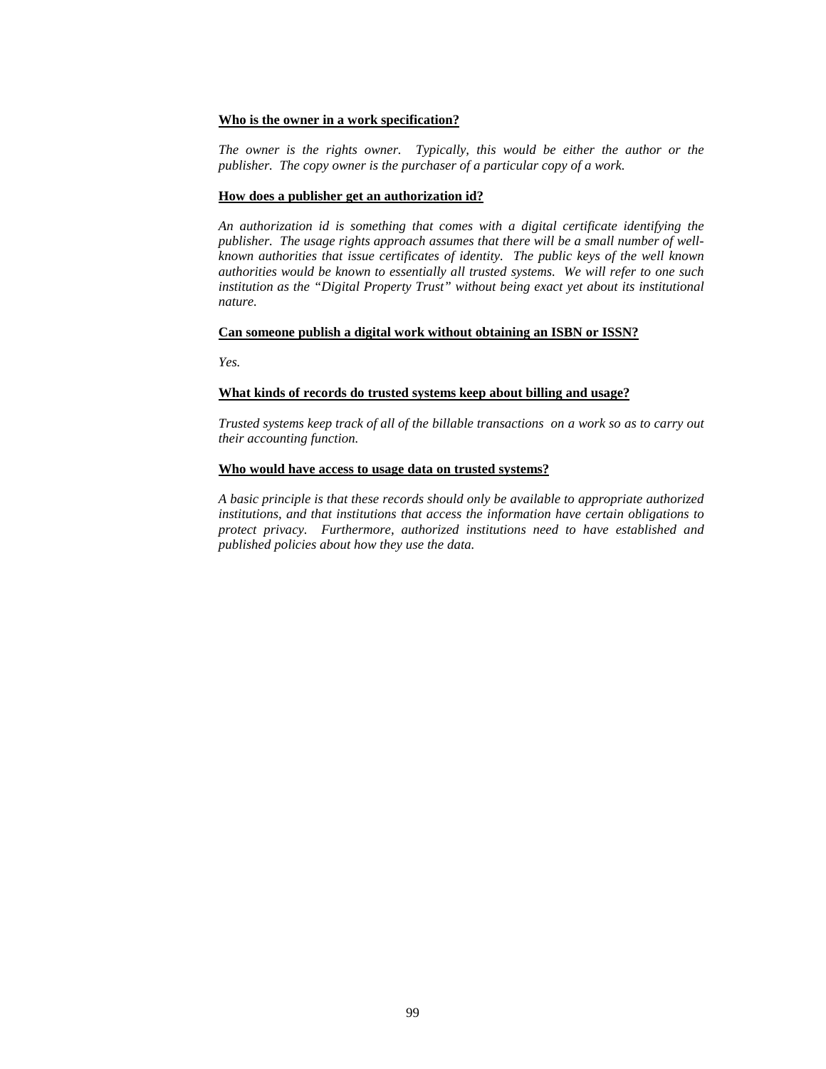**Who is the owner in a work specification?**

*The owner is the rights owner. Typically, this would be either the author or the publisher. The copy owner is the purchaser of a particular copy of a work.*

**How does a publisher get an authorization id?**

*An authorization id is something that comes with a digital certificate identifying the publisher. The usage rights approach assumes that there will be a small number of well-known authorities that issue certificates of identity. The public keys of the well known authorities would be known to essentially all trusted systems. We will refer to one such institution as the "Digital Property Trust" without being exact yet about its institutional nature.*

**Can someone publish a digital work without obtaining an ISBN or ISSN?**

*Yes.*

**What kinds of records do trusted systems keep about billing and usage?**

*Trusted systems keep track of all of the billable transactions on a work so as to carry out their accounting function.*

**Who would have access to usage data on trusted systems?**

*A basic principle is that these records should only be available to appropriate authorized institutions, and that institutions that access the information have certain obligations to protect privacy. Furthermore, authorized institutions need to have established and published policies about how they use the data.*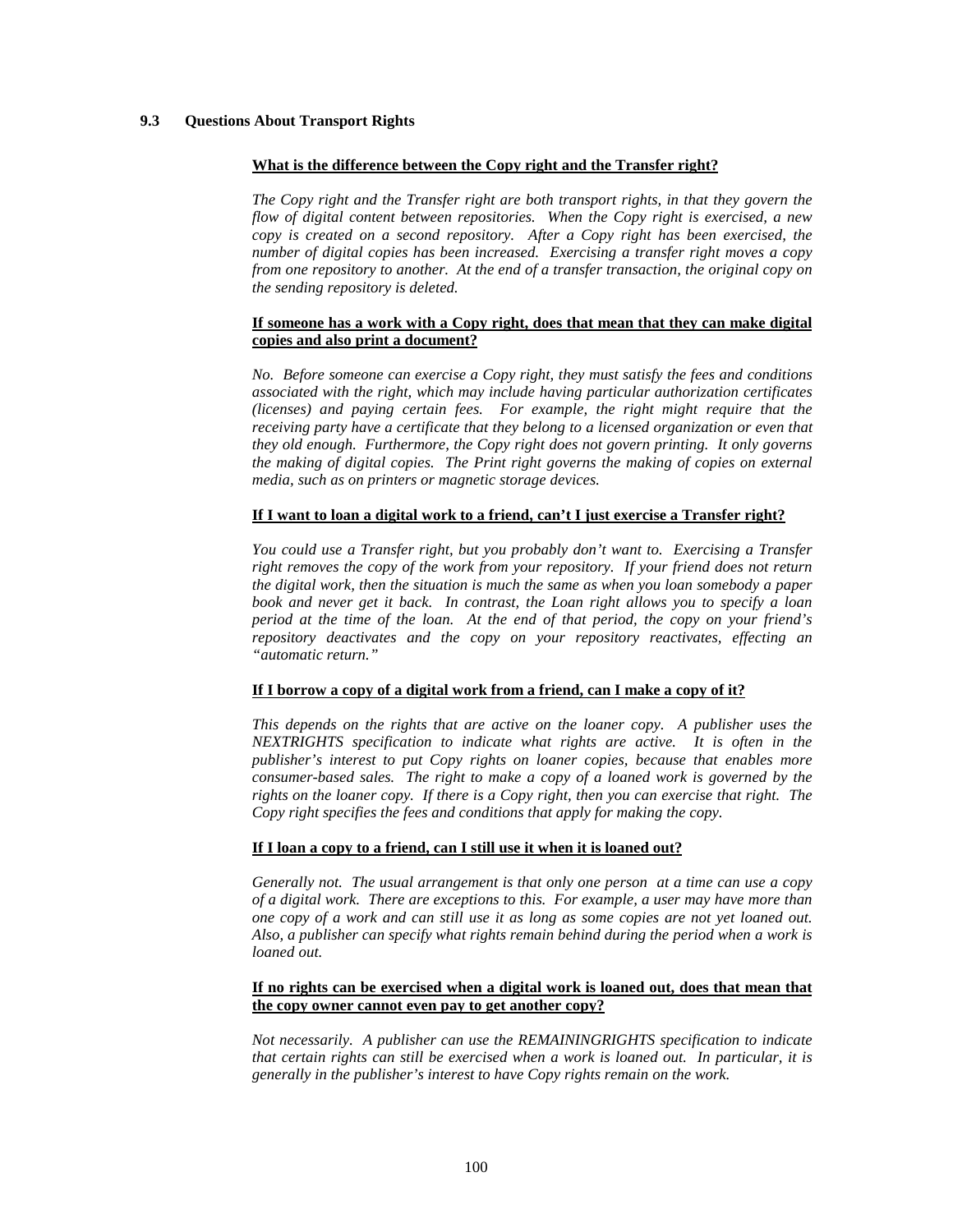### 9.3 Questions About Transport Rights

**What is the difference between the Copy right and the Transfer right?**

*The Copy right and the Transfer right are both transport rights, in that they govern the flow of digital content between repositories. When the Copy right is exercised, a new copy is created on a second repository. After a Copy right has been exercised, the number of digital copies has been increased. Exercising a transfer right moves a copy from one repository to another. At the end of a transfer transaction, the original copy on the sending repository is deleted.*

**If someone has a work with a Copy right, does that mean that they can make digital copies and also print a document?**

*No. Before someone can exercise a Copy right, they must satisfy the fees and conditions associated with the right, which may include having particular authorization certificates (licenses) and paying certain fees. For example, the right might require that the receiving party have a certificate that they belong to a licensed organization or even that they old enough. Furthermore, the Copy right does not govern printing. It only governs the making of digital copies. The Print right governs the making of copies on external media, such as on printers or magnetic storage devices.*

**If I want to loan a digital work to a friend, can't I just exercise a Transfer right?**

*You could use a Transfer right, but you probably don't want to. Exercising a Transfer right removes the copy of the work from your repository. If your friend does not return the digital work, then the situation is much the same as when you loan somebody a paper book and never get it back. In contrast, the Loan right allows you to specify a loan period at the time of the loan. At the end of that period, the copy on your friend's repository deactivates and the copy on your repository reactivates, effecting an "automatic return."*

**If I borrow a copy of a digital work from a friend, can I make a copy of it?**

*This depends on the rights that are active on the loaner copy. A publisher uses the NEXTRIGHTS specification to indicate what rights are active. It is often in the publisher's interest to put Copy rights on loaner copies, because that enables more consumer-based sales. The right to make a copy of a loaned work is governed by the rights on the loaner copy. If there is a Copy right, then you can exercise that right. The Copy right specifies the fees and conditions that apply for making the copy.*

**If I loan a copy to a friend, can I still use it when it is loaned out?**

*Generally not. The usual arrangement is that only one person at a time can use a copy of a digital work. There are exceptions to this. For example, a user may have more than one copy of a work and can still use it as long as some copies are not yet loaned out. Also, a publisher can specify what rights remain behind during the period when a work is loaned out.*

**If no rights can be exercised when a digital work is loaned out, does that mean that the copy owner cannot even pay to get another copy?**

*Not necessarily. A publisher can use the REMAININGRIGHTS specification to indicate that certain rights can still be exercised when a work is loaned out. In particular, it is generally in the publisher's interest to have Copy rights remain on the work.*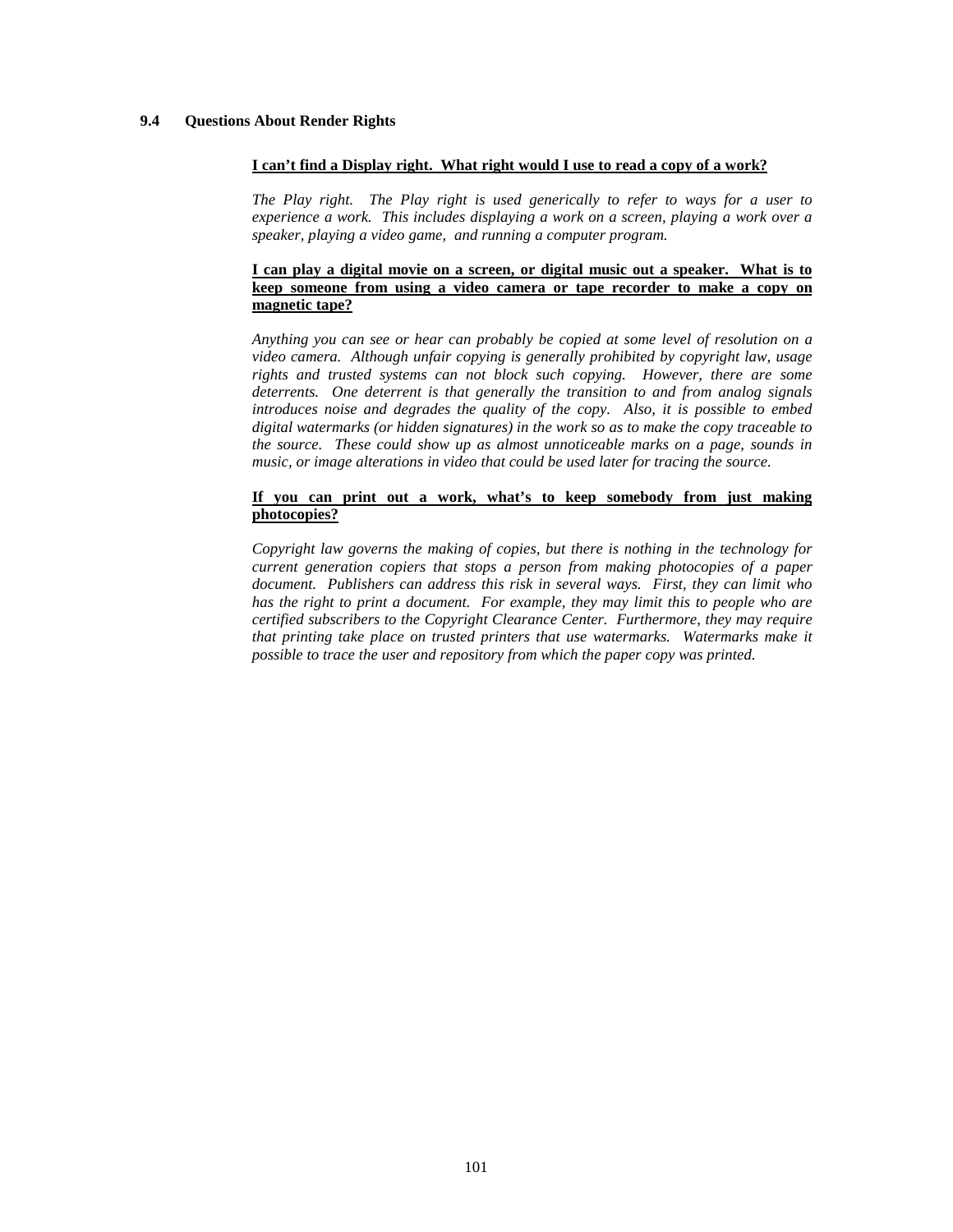## 9.4 Questions About Render Rights

**I can't find a Display right. What right would I use to read a copy of a work?**

*The Play right. The Play right is used generically to refer to ways for a user to experience a work. This includes displaying a work on a screen, playing a work over a speaker, playing a video game, and running a computer program.*

**I can play a digital movie on a screen, or digital music out a speaker. What is to keep someone from using a video camera or tape recorder to make a copy on magnetic tape?**

*Anything you can see or hear can probably be copied at some level of resolution on a video camera. Although unfair copying is generally prohibited by copyright law, usage rights and trusted systems can not block such copying. However, there are some deterrents. One deterrent is that generally the transition to and from analog signals introduces noise and degrades the quality of the copy. Also, it is possible to embed digital watermarks (or hidden signatures) in the work so as to make the copy traceable to the source. These could show up as almost unnoticeable marks on a page, sounds in music, or image alterations in video that could be used later for tracing the source.*

**If you can print out a work, what's to keep somebody from just making photocopies?**

*Copyright law governs the making of copies, but there is nothing in the technology for current generation copiers that stops a person from making photocopies of a paper document. Publishers can address this risk in several ways. First, they can limit who has the right to print a document. For example, they may limit this to people who are certified subscribers to the Copyright Clearance Center. Furthermore, they may require that printing take place on trusted printers that use watermarks. Watermarks make it possible to trace the user and repository from which the paper copy was printed.*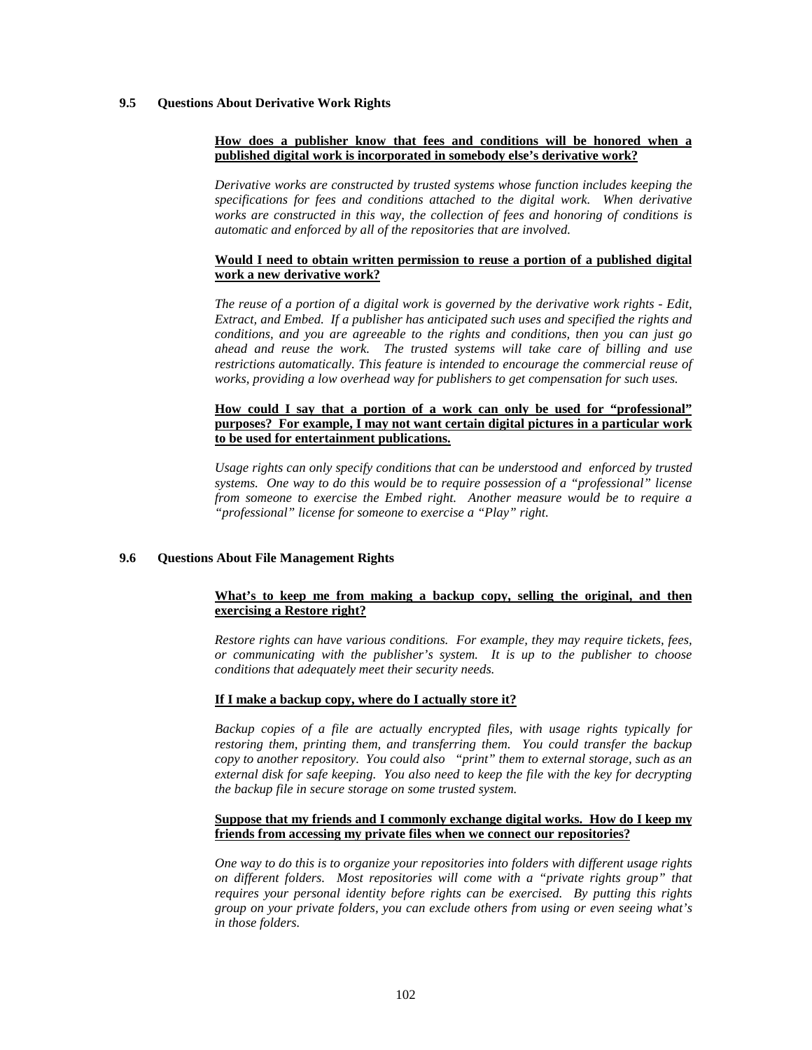## 9.5 Questions About Derivative Work Rights

**How does a publisher know that fees and conditions will be honored when a published digital work is incorporated in somebody else's derivative work?**

*Derivative works are constructed by trusted systems whose function includes keeping the specifications for fees and conditions attached to the digital work. When derivative works are constructed in this way, the collection of fees and honoring of conditions is automatic and enforced by all of the repositories that are involved.*

**Would I need to obtain written permission to reuse a portion of a published digital work a new derivative work?**

*The reuse of a portion of a digital work is governed by the derivative work rights - Edit, Extract, and Embed. If a publisher has anticipated such uses and specified the rights and conditions, and you are agreeable to the rights and conditions, then you can just go ahead and reuse the work. The trusted systems will take care of billing and use restrictions automatically. This feature is intended to encourage the commercial reuse of works, providing a low overhead way for publishers to get compensation for such uses.*

**How could I say that a portion of a work can only be used for "professional" purposes? For example, I may not want certain digital pictures in a particular work to be used for entertainment publications.**

*Usage rights can only specify conditions that can be understood and enforced by trusted systems. One way to do this would be to require possession of a "professional" license from someone to exercise the Embed right. Another measure would be to require a "professional" license for someone to exercise a "Play" right.*

## 9.6 Questions About File Management Rights

**What's to keep me from making a backup copy, selling the original, and then exercising a Restore right?**

*Restore rights can have various conditions. For example, they may require tickets, fees, or communicating with the publisher's system. It is up to the publisher to choose conditions that adequately meet their security needs.*

**If I make a backup copy, where do I actually store it?**

*Backup copies of a file are actually encrypted files, with usage rights typically for restoring them, printing them, and transferring them. You could transfer the backup copy to another repository. You could also "print" them to external storage, such as an external disk for safe keeping. You also need to keep the file with the key for decrypting the backup file in secure storage on some trusted system.*

**Suppose that my friends and I commonly exchange digital works. How do I keep my friends from accessing my private files when we connect our repositories?**

*One way to do this is to organize your repositories into folders with different usage rights on different folders. Most repositories will come with a "private rights group" that requires your personal identity before rights can be exercised. By putting this rights group on your private folders, you can exclude others from using or even seeing what's in those folders.*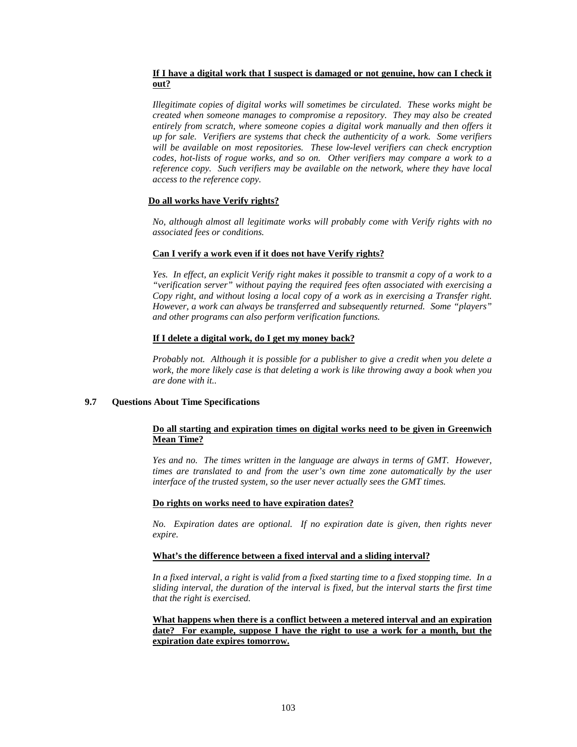**<u>If I have a digital work that I suspect is damaged or not genuine, how can I check it out?</u>**

*Illegitimate copies of digital works will sometimes be circulated. These works might be created when someone manages to compromise a repository. They may also be created entirely from scratch, where someone copies a digital work manually and then offers it up for sale. Verifiers are systems that check the authenticity of a work. Some verifiers will be available on most repositories. These low-level verifiers can check encryption codes, hot-lists of rogue works, and so on. Other verifiers may compare a work to a reference copy. Such verifiers may be available on the network, where they have local access to the reference copy.*

**<u>Do all works have Verify rights?</u>**

*No, although almost all legitimate works will probably come with Verify rights with no associated fees or conditions.*

**<u>Can I verify a work even if it does not have Verify rights?</u>**

*Yes. In effect, an explicit Verify right makes it possible to transmit a copy of a work to a "verification server" without paying the required fees often associated with exercising a Copy right, and without losing a local copy of a work as in exercising a Transfer right. However, a work can always be transferred and subsequently returned. Some "players" and other programs can also perform verification functions.*

**<u>If I delete a digital work, do I get my money back?</u>**

*Probably not. Although it is possible for a publisher to give a credit when you delete a work, the more likely case is that deleting a work is like throwing away a book when you are done with it..*

## 9.7 Questions About Time Specifications

**<u>Do all starting and expiration times on digital works need to be given in Greenwich Mean Time?</u>**

*Yes and no. The times written in the language are always in terms of GMT. However, times are translated to and from the user's own time zone automatically by the user interface of the trusted system, so the user never actually sees the GMT times.*

**<u>Do rights on works need to have expiration dates?</u>**

*No. Expiration dates are optional. If no expiration date is given, then rights never expire.*

**<u>What's the difference between a fixed interval and a sliding interval?</u>**

*In a fixed interval, a right is valid from a fixed starting time to a fixed stopping time. In a sliding interval, the duration of the interval is fixed, but the interval starts the first time that the right is exercised.*

**<u>What happens when there is a conflict between a metered interval and an expiration date? For example, suppose I have the right to use a work for a month, but the expiration date expires tomorrow.</u>**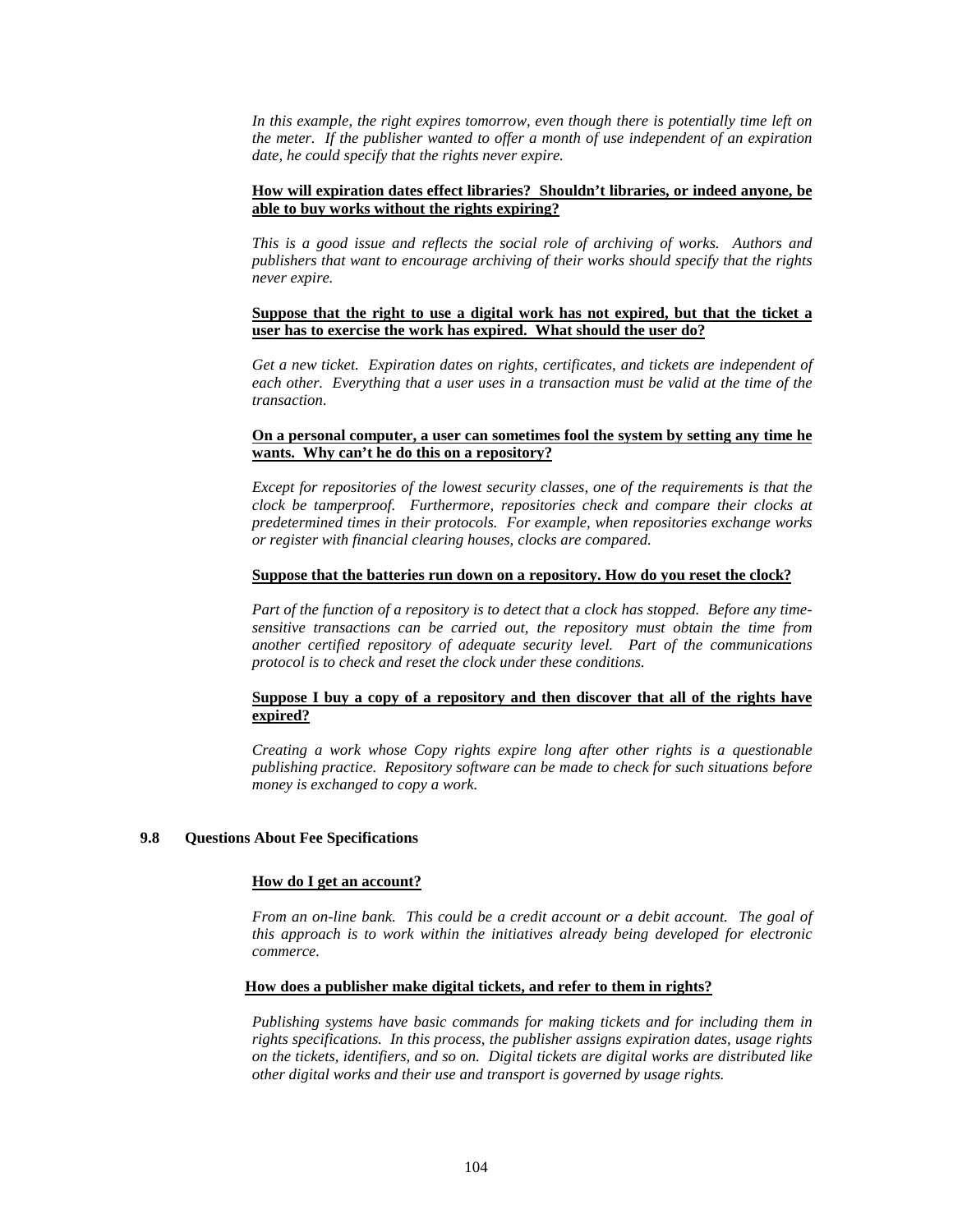*In this example, the right expires tomorrow, even though there is potentially time left on the meter. If the publisher wanted to offer a month of use independent of an expiration date, he could specify that the rights never expire.*

**<u>How will expiration dates effect libraries? Shouldn't libraries, or indeed anyone, be able to buy works without the rights expiring?</u>**

*This is a good issue and reflects the social role of archiving of works. Authors and publishers that want to encourage archiving of their works should specify that the rights never expire.*

**<u>Suppose that the right to use a digital work has not expired, but that the ticket a user has to exercise the work has expired. What should the user do?</u>**

*Get a new ticket. Expiration dates on rights, certificates, and tickets are independent of each other. Everything that a user uses in a transaction must be valid at the time of the transaction.*

**<u>On a personal computer, a user can sometimes fool the system by setting any time he wants. Why can't he do this on a repository?</u>**

*Except for repositories of the lowest security classes, one of the requirements is that the clock be tamperproof. Furthermore, repositories check and compare their clocks at predetermined times in their protocols. For example, when repositories exchange works or register with financial clearing houses, clocks are compared.*

**<u>Suppose that the batteries run down on a repository. How do you reset the clock?</u>**

*Part of the function of a repository is to detect that a clock has stopped. Before any time-sensitive transactions can be carried out, the repository must obtain the time from another certified repository of adequate security level. Part of the communications protocol is to check and reset the clock under these conditions.*

**<u>Suppose I buy a copy of a repository and then discover that all of the rights have expired?</u>**

*Creating a work whose Copy rights expire long after other rights is a questionable publishing practice. Repository software can be made to check for such situations before money is exchanged to copy a work.*

## 9.8 Questions About Fee Specifications

**<u>How do I get an account?</u>**

*From an on-line bank. This could be a credit account or a debit account. The goal of this approach is to work within the initiatives already being developed for electronic commerce.*

**<u>How does a publisher make digital tickets, and refer to them in rights?</u>**

*Publishing systems have basic commands for making tickets and for including them in rights specifications. In this process, the publisher assigns expiration dates, usage rights on the tickets, identifiers, and so on. Digital tickets are digital works are distributed like other digital works and their use and transport is governed by usage rights.*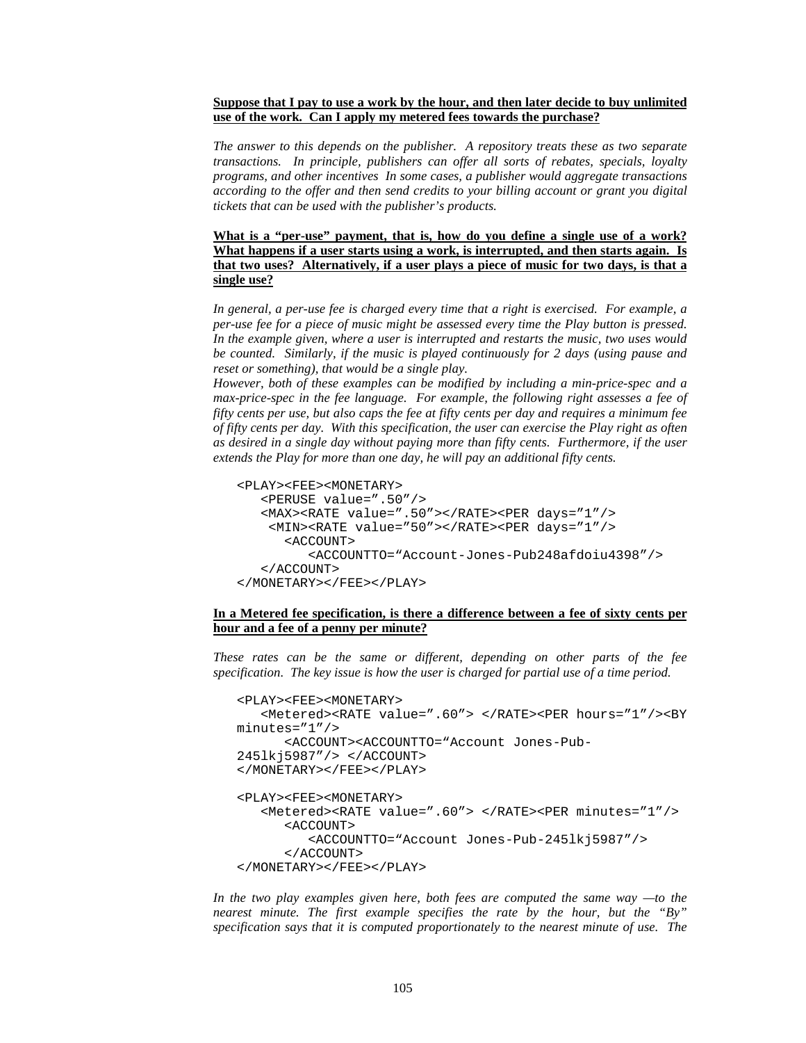**Suppose that I pay to use a work by the hour, and then later decide to buy unlimited use of the work. Can I apply my metered fees towards the purchase?**

*The answer to this depends on the publisher. A repository treats these as two separate transactions. In principle, publishers can offer all sorts of rebates, specials, loyalty programs, and other incentives In some cases, a publisher would aggregate transactions according to the offer and then send credits to your billing account or grant you digital tickets that can be used with the publisher's products.*

**What is a "per-use" payment, that is, how do you define a single use of a work? What happens if a user starts using a work, is interrupted, and then starts again. Is that two uses? Alternatively, if a user plays a piece of music for two days, is that a single use?**

*In general, a per-use fee is charged every time that a right is exercised. For example, a per-use fee for a piece of music might be assessed every time the Play button is pressed. In the example given, where a user is interrupted and restarts the music, two uses would be counted. Similarly, if the music is played continuously for 2 days (using pause and reset or something), that would be a single play.*

*However, both of these examples can be modified by including a min-price-spec and a max-price-spec in the fee language. For example, the following right assesses a fee of fifty cents per use, but also caps the fee at fifty cents per day and requires a minimum fee of fifty cents per day. With this specification, the user can exercise the Play right as often as desired in a single day without paying more than fifty cents. Furthermore, if the user extends the Play for more than one day, he will pay an additional fifty cents.*

```
<PLAY><FEE><MONETARY>
   <PERUSE value=".50"/>
   <MAX><RATE value=".50"></RATE><PER days="1"/>
    <MIN><RATE value="50"></RATE><PER days="1"/>
      <ACCOUNT>
         <ACCOUNTTO="Account-Jones-Pub248afdoiu4398"/>
   </ACCOUNT>
</MONETARY></FEE></PLAY>
```

**In a Metered fee specification, is there a difference between a fee of sixty cents per hour and a fee of a penny per minute?**

*These rates can be the same or different, depending on other parts of the fee specification. The key issue is how the user is charged for partial use of a time period.*

```
<PLAY><FEE><MONETARY>
   <Metered><RATE value=".60"> </RATE><PER hours="1"/><BY
minutes="1"/>
      <ACCOUNT><ACCOUNTTO="Account Jones-Pub-
245lkj5987"/> </ACCOUNT>
</MONETARY></FEE></PLAY>

<PLAY><FEE><MONETARY>
   <Metered><RATE value=".60"> </RATE><PER minutes="1"/>
      <ACCOUNT>
         <ACCOUNTTO="Account Jones-Pub-245lkj5987"/>
      </ACCOUNT>
</MONETARY></FEE></PLAY>
```

*In the two play examples given here, both fees are computed the same way —to the nearest minute. The first example specifies the rate by the hour, but the "By" specification says that it is computed proportionately to the nearest minute of use. The*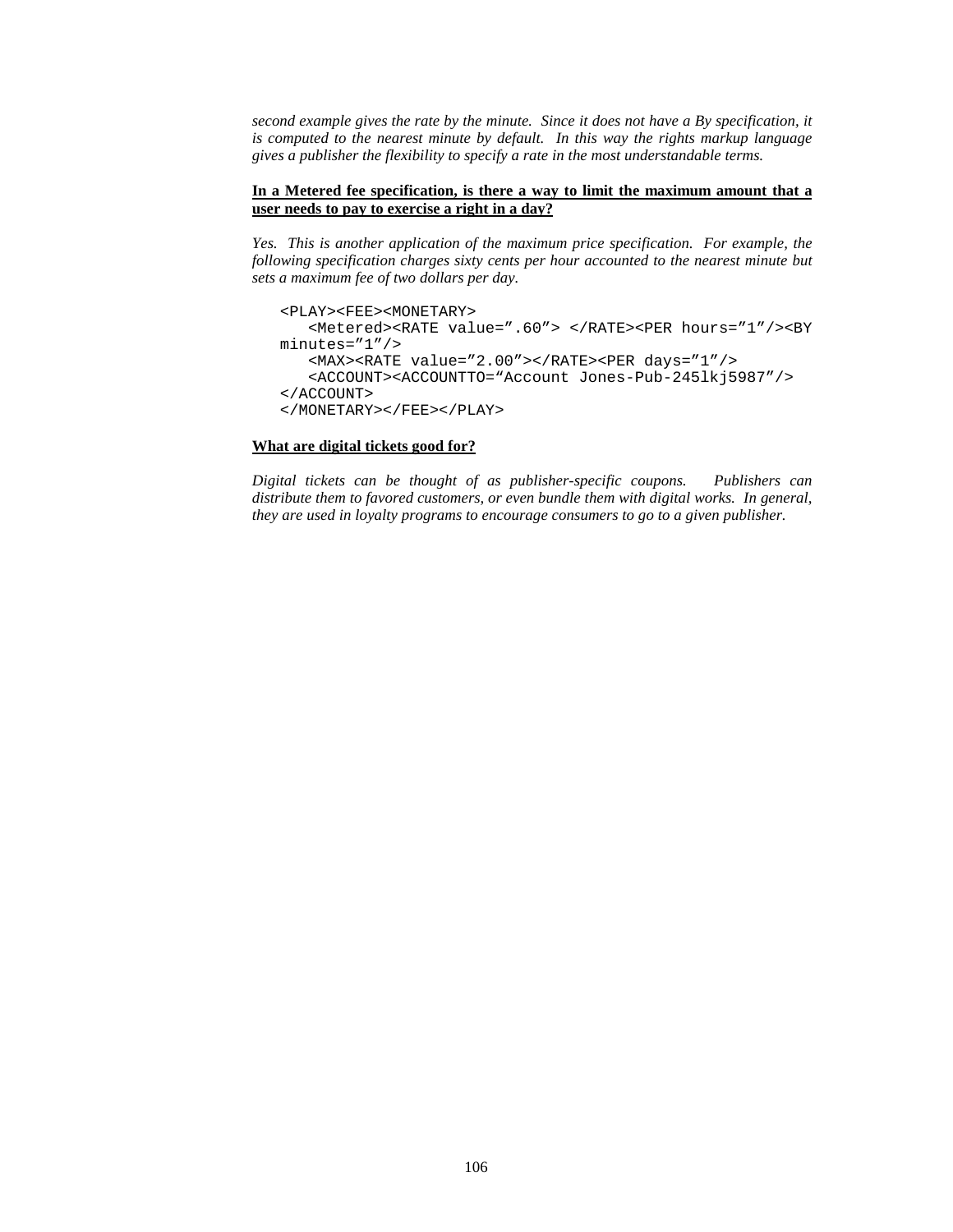*second example gives the rate by the minute. Since it does not have a By specification, it is computed to the nearest minute by default. In this way the rights markup language gives a publisher the flexibility to specify a rate in the most understandable terms.*

**In a Metered fee specification, is there a way to limit the maximum amount that a user needs to pay to exercise a right in a day?**

*Yes. This is another application of the maximum price specification. For example, the following specification charges sixty cents per hour accounted to the nearest minute but sets a maximum fee of two dollars per day.*

```
<PLAY><FEE><MONETARY>
   <Metered><RATE value=”.60”> </RATE><PER hours=”1”/><BY
minutes=”1”/>
   <MAX><RATE value=”2.00”></RATE><PER days=”1”/>
   <ACCOUNT><ACCOUNTTO=“Account Jones-Pub-245lkj5987”/>
</ACCOUNT>
</MONETARY></FEE></PLAY>
```

**What are digital tickets good for?**

*Digital tickets can be thought of as publisher-specific coupons. Publishers can distribute them to favored customers, or even bundle them with digital works. In general, they are used in loyalty programs to encourage consumers to go to a given publisher.*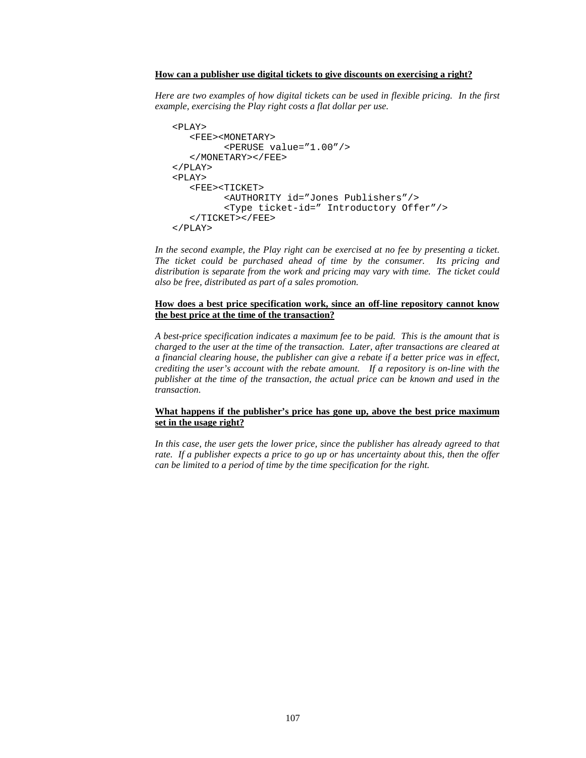**How can a publisher use digital tickets to give discounts on exercising a right?**

*Here are two examples of how digital tickets can be used in flexible pricing. In the first example, exercising the Play right costs a flat dollar per use.*

```
<PLAY>
   <FEE><MONETARY>
         <PERUSE value="1.00"/>
   </MONETARY></FEE>
</PLAY>
<PLAY>
   <FEE><TICKET>
         <AUTHORITY id="Jones Publishers"/>
         <Type ticket-id=" Introductory Offer"/>
   </TICKET></FEE>
</PLAY>
```

*In the second example, the Play right can be exercised at no fee by presenting a ticket. The ticket could be purchased ahead of time by the consumer. Its pricing and distribution is separate from the work and pricing may vary with time. The ticket could also be free, distributed as part of a sales promotion.*

**How does a best price specification work, since an off-line repository cannot know the best price at the time of the transaction?**

*A best-price specification indicates a maximum fee to be paid. This is the amount that is charged to the user at the time of the transaction. Later, after transactions are cleared at a financial clearing house, the publisher can give a rebate if a better price was in effect, crediting the user's account with the rebate amount. If a repository is on-line with the publisher at the time of the transaction, the actual price can be known and used in the transaction.*

**What happens if the publisher's price has gone up, above the best price maximum set in the usage right?**

*In this case, the user gets the lower price, since the publisher has already agreed to that rate. If a publisher expects a price to go up or has uncertainty about this, then the offer can be limited to a period of time by the time specification for the right.*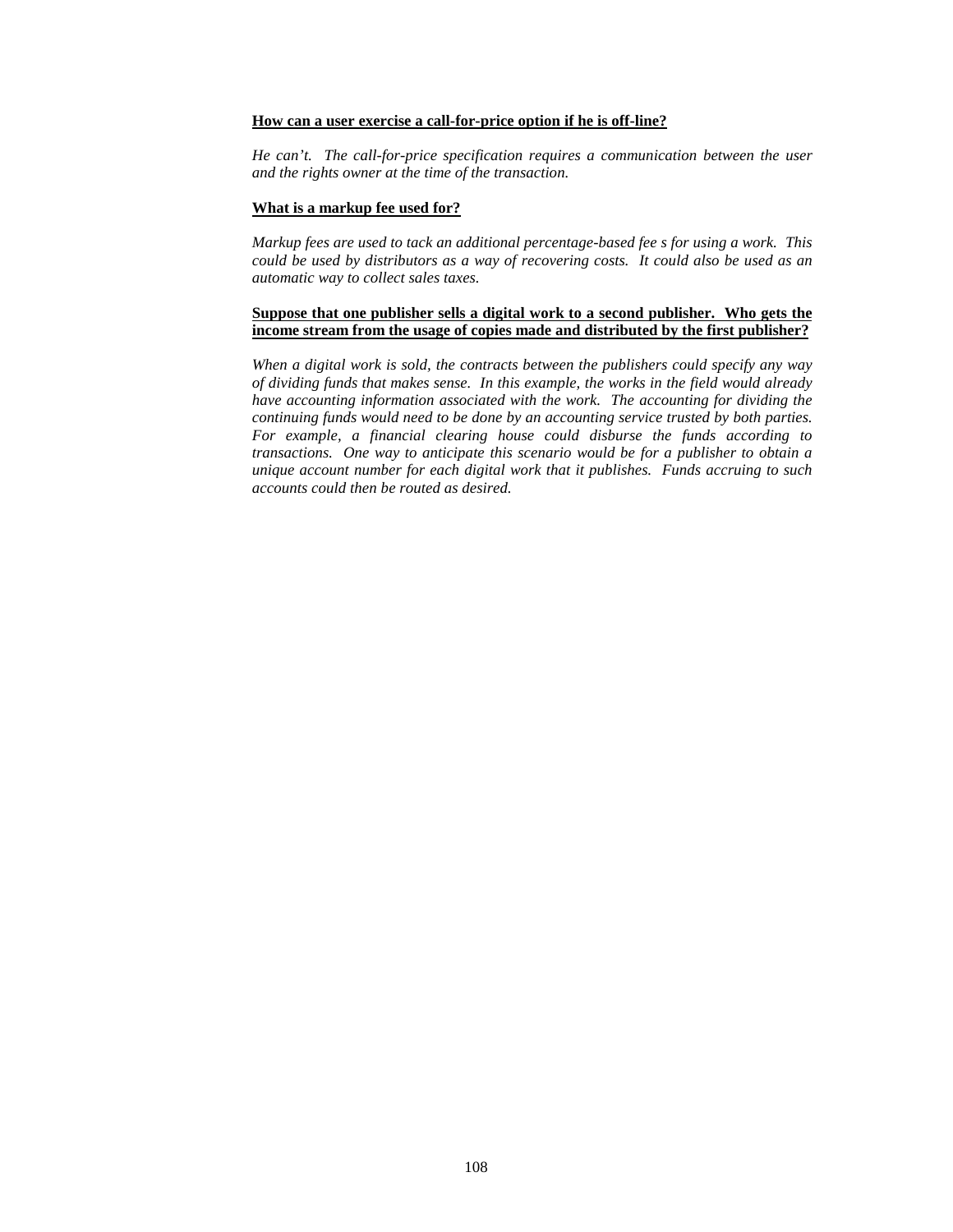**How can a user exercise a call-for-price option if he is off-line?**

*He can't. The call-for-price specification requires a communication between the user and the rights owner at the time of the transaction.*

**What is a markup fee used for?**

*Markup fees are used to tack an additional percentage-based fee s for using a work. This could be used by distributors as a way of recovering costs. It could also be used as an automatic way to collect sales taxes.*

**Suppose that one publisher sells a digital work to a second publisher. Who gets the income stream from the usage of copies made and distributed by the first publisher?**

*When a digital work is sold, the contracts between the publishers could specify any way of dividing funds that makes sense. In this example, the works in the field would already have accounting information associated with the work. The accounting for dividing the continuing funds would need to be done by an accounting service trusted by both parties. For example, a financial clearing house could disburse the funds according to transactions. One way to anticipate this scenario would be for a publisher to obtain a unique account number for each digital work that it publishes. Funds accruing to such accounts could then be routed as desired.*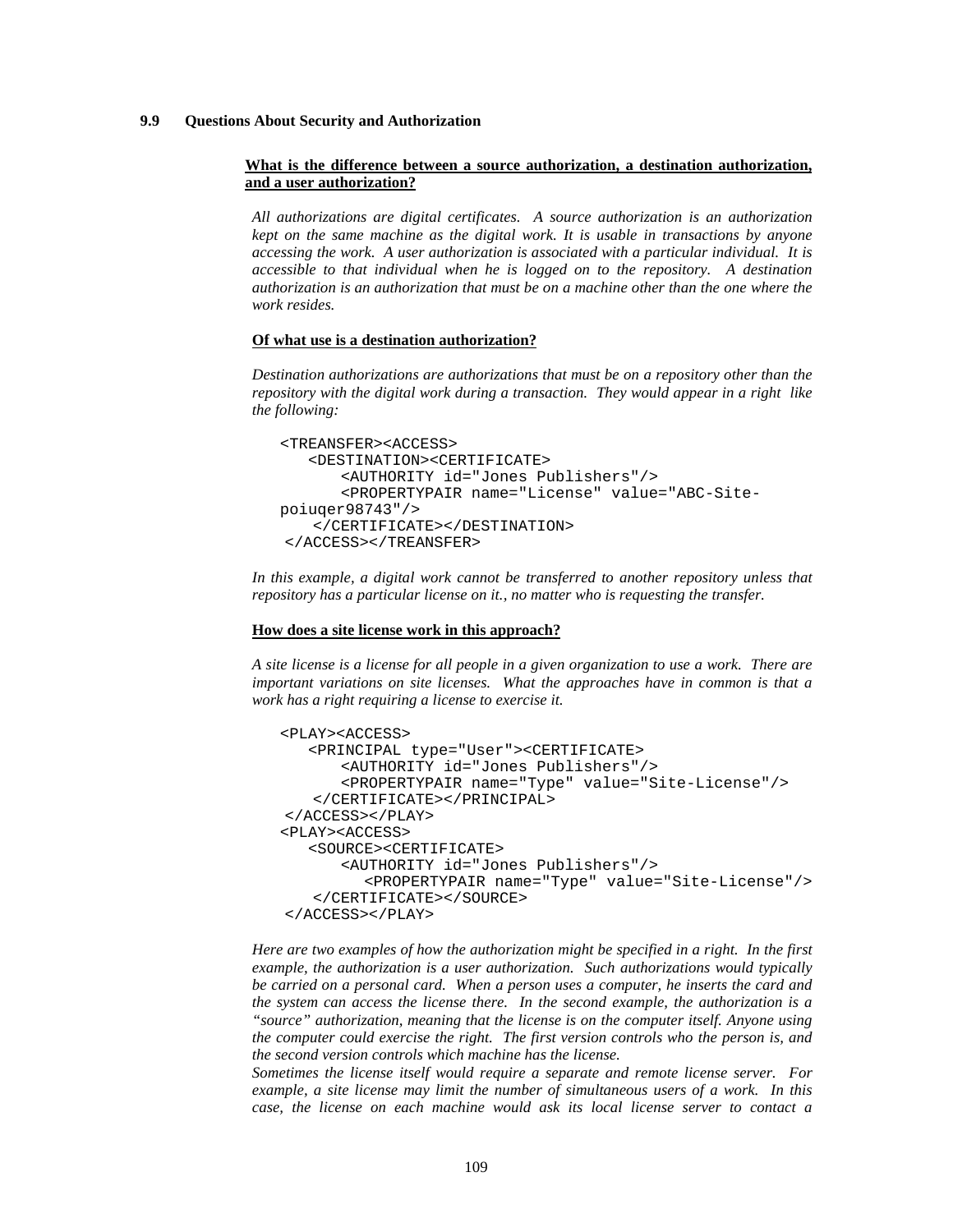### 9.9 Questions About Security and Authorization

**<u>What is the difference between a source authorization, a destination authorization, and a user authorization?</u>**

*All authorizations are digital certificates. A source authorization is an authorization kept on the same machine as the digital work. It is usable in transactions by anyone accessing the work. A user authorization is associated with a particular individual. It is accessible to that individual when he is logged on to the repository. A destination authorization is an authorization that must be on a machine other than the one where the work resides.*

**<u>Of what use is a destination authorization?</u>**

*Destination authorizations are authorizations that must be on a repository other than the repository with the digital work during a transaction. They would appear in a right like the following:*

```
<TREANSFER><ACCESS>
   <DESTINATION><CERTIFICATE>
       <AUTHORITY id="Jones Publishers"/>
       <PROPERTYPAIR name="License" value="ABC-Site-
poiuqer98743"/>
    </CERTIFICATE></DESTINATION>
 </ACCESS></TREANSFER>
```

*In this example, a digital work cannot be transferred to another repository unless that repository has a particular license on it., no matter who is requesting the transfer.*

**<u>How does a site license work in this approach?</u>**

*A site license is a license for all people in a given organization to use a work. There are important variations on site licenses. What the approaches have in common is that a work has a right requiring a license to exercise it.*

```
<PLAY><ACCESS>
   <PRINCIPAL type="User"><CERTIFICATE>
       <AUTHORITY id="Jones Publishers"/>
       <PROPERTYPAIR name="Type" value="Site-License"/>
    </CERTIFICATE></PRINCIPAL>
 </ACCESS></PLAY>
<PLAY><ACCESS>
   <SOURCE><CERTIFICATE>
       <AUTHORITY id="Jones Publishers"/>
          <PROPERTYPAIR name="Type" value="Site-License"/>
    </CERTIFICATE></SOURCE>
 </ACCESS></PLAY>
```

*Here are two examples of how the authorization might be specified in a right. In the first example, the authorization is a user authorization. Such authorizations would typically be carried on a personal card. When a person uses a computer, he inserts the card and the system can access the license there. In the second example, the authorization is a "source" authorization, meaning that the license is on the computer itself. Anyone using the computer could exercise the right. The first version controls who the person is, and the second version controls which machine has the license.*

*Sometimes the license itself would require a separate and remote license server. For example, a site license may limit the number of simultaneous users of a work. In this case, the license on each machine would ask its local license server to contact a*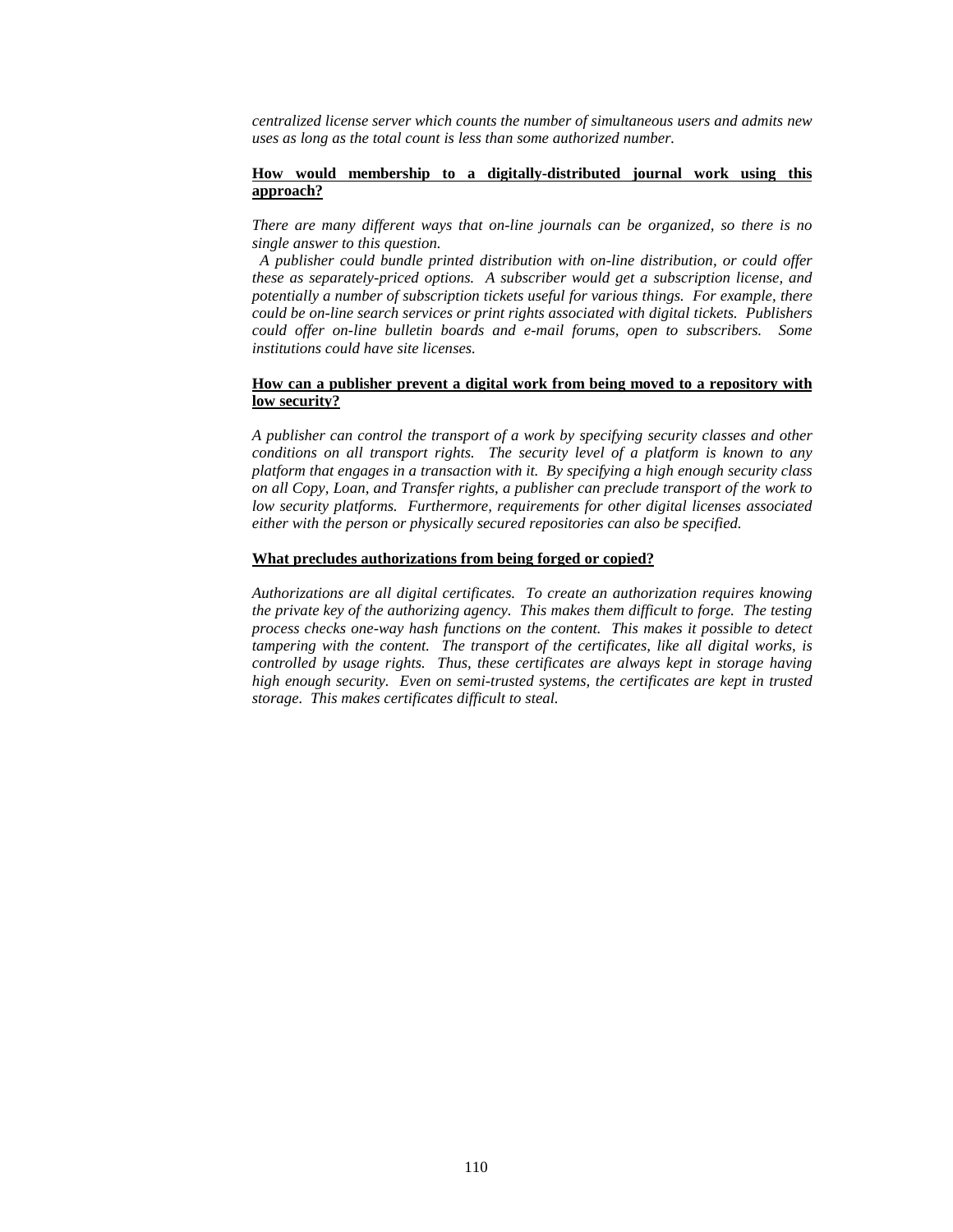*centralized license server which counts the number of simultaneous users and admits new uses as long as the total count is less than some authorized number.*

**How would membership to a digitally-distributed journal work using this approach?**

*There are many different ways that on-line journals can be organized, so there is no single answer to this question.*

*A publisher could bundle printed distribution with on-line distribution, or could offer these as separately-priced options. A subscriber would get a subscription license, and potentially a number of subscription tickets useful for various things. For example, there could be on-line search services or print rights associated with digital tickets. Publishers could offer on-line bulletin boards and e-mail forums, open to subscribers. Some institutions could have site licenses.*

**How can a publisher prevent a digital work from being moved to a repository with low security?**

*A publisher can control the transport of a work by specifying security classes and other conditions on all transport rights. The security level of a platform is known to any platform that engages in a transaction with it. By specifying a high enough security class on all Copy, Loan, and Transfer rights, a publisher can preclude transport of the work to low security platforms. Furthermore, requirements for other digital licenses associated either with the person or physically secured repositories can also be specified.*

**What precludes authorizations from being forged or copied?**

*Authorizations are all digital certificates. To create an authorization requires knowing the private key of the authorizing agency. This makes them difficult to forge. The testing process checks one-way hash functions on the content. This makes it possible to detect tampering with the content. The transport of the certificates, like all digital works, is controlled by usage rights. Thus, these certificates are always kept in storage having high enough security. Even on semi-trusted systems, the certificates are kept in trusted storage. This makes certificates difficult to steal.*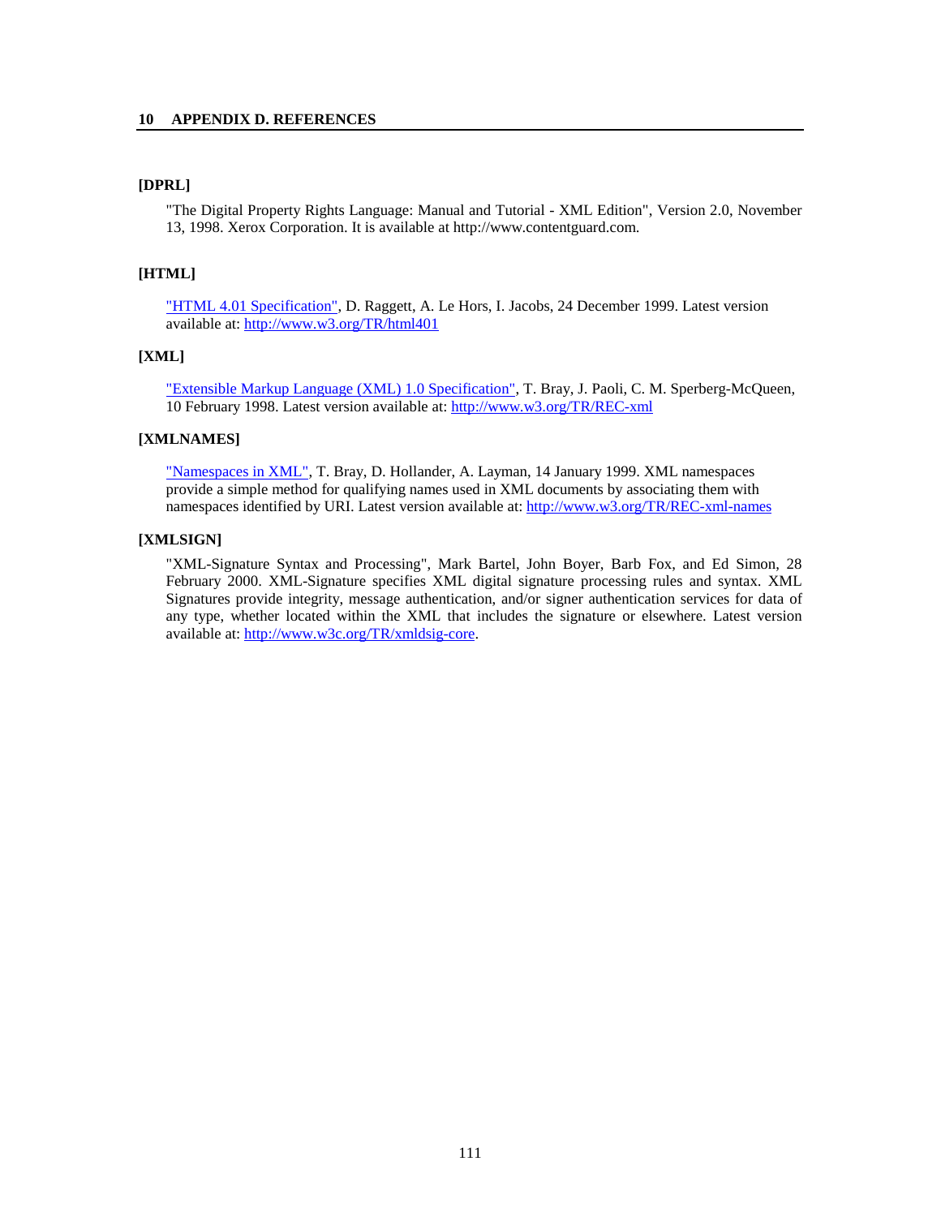**[DPRL]**

"The Digital Property Rights Language: Manual and Tutorial - XML Edition", Version 2.0, November 13, 1998. Xerox Corporation. It is available at http://www.contentguard.com.

**[HTML]**

"HTML 4.01 Specification", D. Raggett, A. Le Hors, I. Jacobs, 24 December 1999. Latest version available at: http://www.w3.org/TR/html401

**[XML]**

"Extensible Markup Language (XML) 1.0 Specification", T. Bray, J. Paoli, C. M. Sperberg-McQueen, 10 February 1998. Latest version available at: http://www.w3.org/TR/REC-xml

**[XMLNAMES]**

"Namespaces in XML", T. Bray, D. Hollander, A. Layman, 14 January 1999. XML namespaces provide a simple method for qualifying names used in XML documents by associating them with namespaces identified by URI. Latest version available at: http://www.w3.org/TR/REC-xml-names

**[XMLSIGN]**

"XML-Signature Syntax and Processing", Mark Bartel, John Boyer, Barb Fox, and Ed Simon, 28 February 2000. XML-Signature specifies XML digital signature processing rules and syntax. XML Signatures provide integrity, message authentication, and/or signer authentication services for data of any type, whether located within the XML that includes the signature or elsewhere. Latest version available at: http://www.w3c.org/TR/xmldsig-core.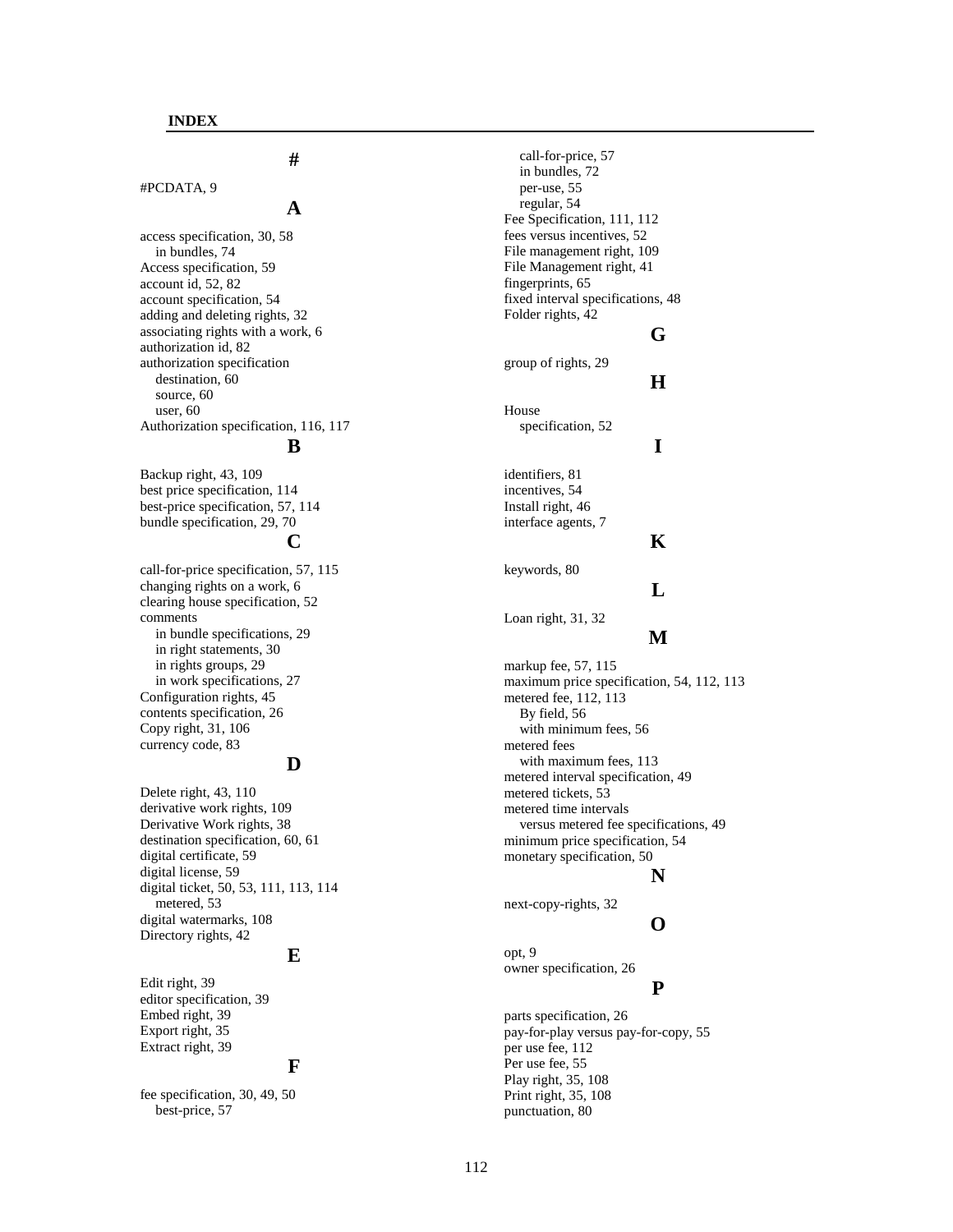## INDEX

### #

#PCDATA, 9

### A

access specification, 30, 58
  in bundles, 74
Access specification, 59
account id, 52, 82
account specification, 54
adding and deleting rights, 32
associating rights with a work, 6
authorization id, 82
authorization specification
  destination, 60
  source, 60
  user, 60
Authorization specification, 116, 117

### B

Backup right, 43, 109
best price specification, 114
best-price specification, 57, 114
bundle specification, 29, 70

### C

call-for-price specification, 57, 115
changing rights on a work, 6
clearing house specification, 52
comments
  in bundle specifications, 29
  in right statements, 30
  in rights groups, 29
  in work specifications, 27
Configuration rights, 45
contents specification, 26
Copy right, 31, 106
currency code, 83

### D

Delete right, 43, 110
derivative work rights, 109
Derivative Work rights, 38
destination specification, 60, 61
digital certificate, 59
digital license, 59
digital ticket, 50, 53, 111, 113, 114
  metered, 53
digital watermarks, 108
Directory rights, 42

### E

Edit right, 39
editor specification, 39
Embed right, 39
Export right, 35
Extract right, 39

### F

fee specification, 30, 49, 50
  best-price, 57
  call-for-price, 57
  in bundles, 72
  per-use, 55
  regular, 54
Fee Specification, 111, 112
fees versus incentives, 52
File management right, 109
File Management right, 41
fingerprints, 65
fixed interval specifications, 48
Folder rights, 42

### G

group of rights, 29

### H

House
  specification, 52

### I

identifiers, 81
incentives, 54
Install right, 46
interface agents, 7

### K

keywords, 80

### L

Loan right, 31, 32

### M

markup fee, 57, 115
maximum price specification, 54, 112, 113
metered fee, 112, 113
  By field, 56
  with minimum fees, 56
metered fees
  with maximum fees, 113
metered interval specification, 49
metered tickets, 53
metered time intervals
  versus metered fee specifications, 49
minimum price specification, 54
monetary specification, 50

### N

next-copy-rights, 32

### O

opt, 9
owner specification, 26

### P

parts specification, 26
pay-for-play versus pay-for-copy, 55
per use fee, 112
Per use fee, 55
Play right, 35, 108
Print right, 35, 108
punctuation, 80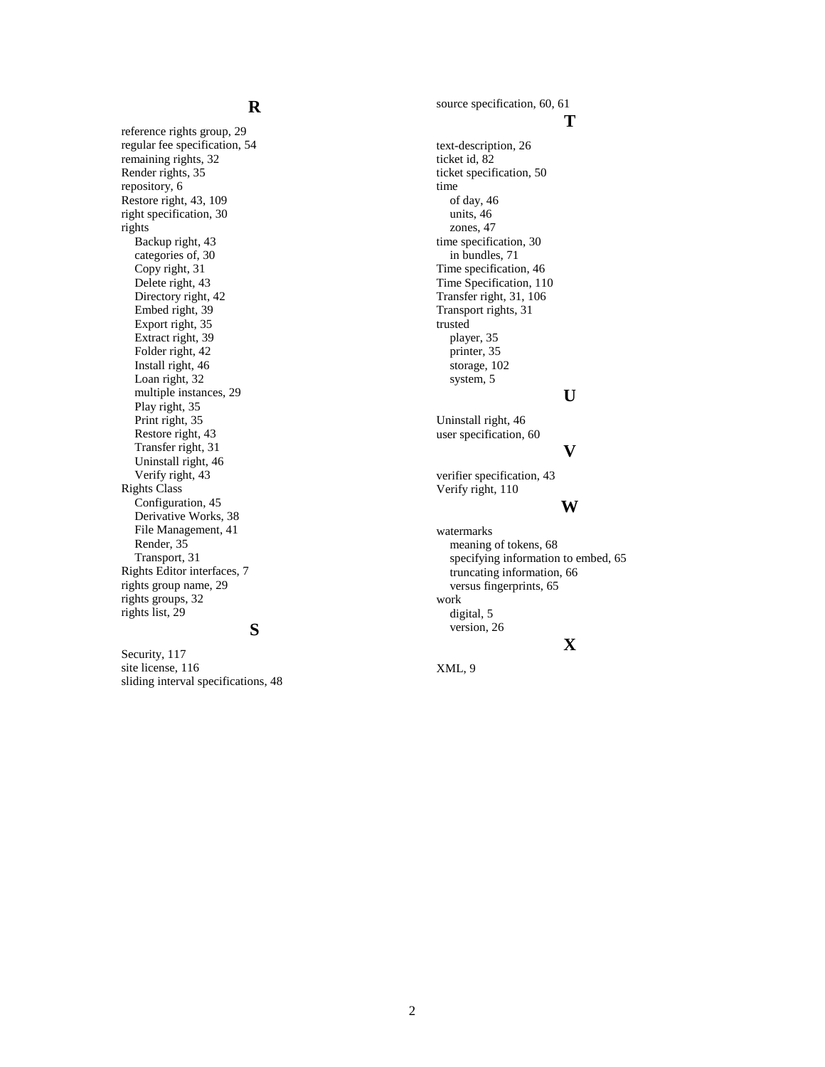## R

reference rights group, 29
regular fee specification, 54
remaining rights, 32
Render rights, 35
repository, 6
Restore right, 43, 109
right specification, 30
rights
  Backup right, 43
  categories of, 30
  Copy right, 31
  Delete right, 43
  Directory right, 42
  Embed right, 39
  Export right, 35
  Extract right, 39
  Folder right, 42
  Install right, 46
  Loan right, 32
  multiple instances, 29
  Play right, 35
  Print right, 35
  Restore right, 43
  Transfer right, 31
  Uninstall right, 46
  Verify right, 43
Rights Class
  Configuration, 45
  Derivative Works, 38
  File Management, 41
  Render, 35
  Transport, 31
Rights Editor interfaces, 7
rights group name, 29
rights groups, 32
rights list, 29

## S

Security, 117
site license, 116
sliding interval specifications, 48
source specification, 60, 61

## T

text-description, 26
ticket id, 82
ticket specification, 50
time
  of day, 46
  units, 46
  zones, 47
time specification, 30
  in bundles, 71
Time specification, 46
Time Specification, 110
Transfer right, 31, 106
Transport rights, 31
trusted
  player, 35
  printer, 35
  storage, 102
  system, 5

## U

Uninstall right, 46
user specification, 60

## V

verifier specification, 43
Verify right, 110

## W

watermarks
  meaning of tokens, 68
  specifying information to embed, 65
  truncating information, 66
  versus fingerprints, 65
work
  digital, 5
  version, 26

## X

XML, 9